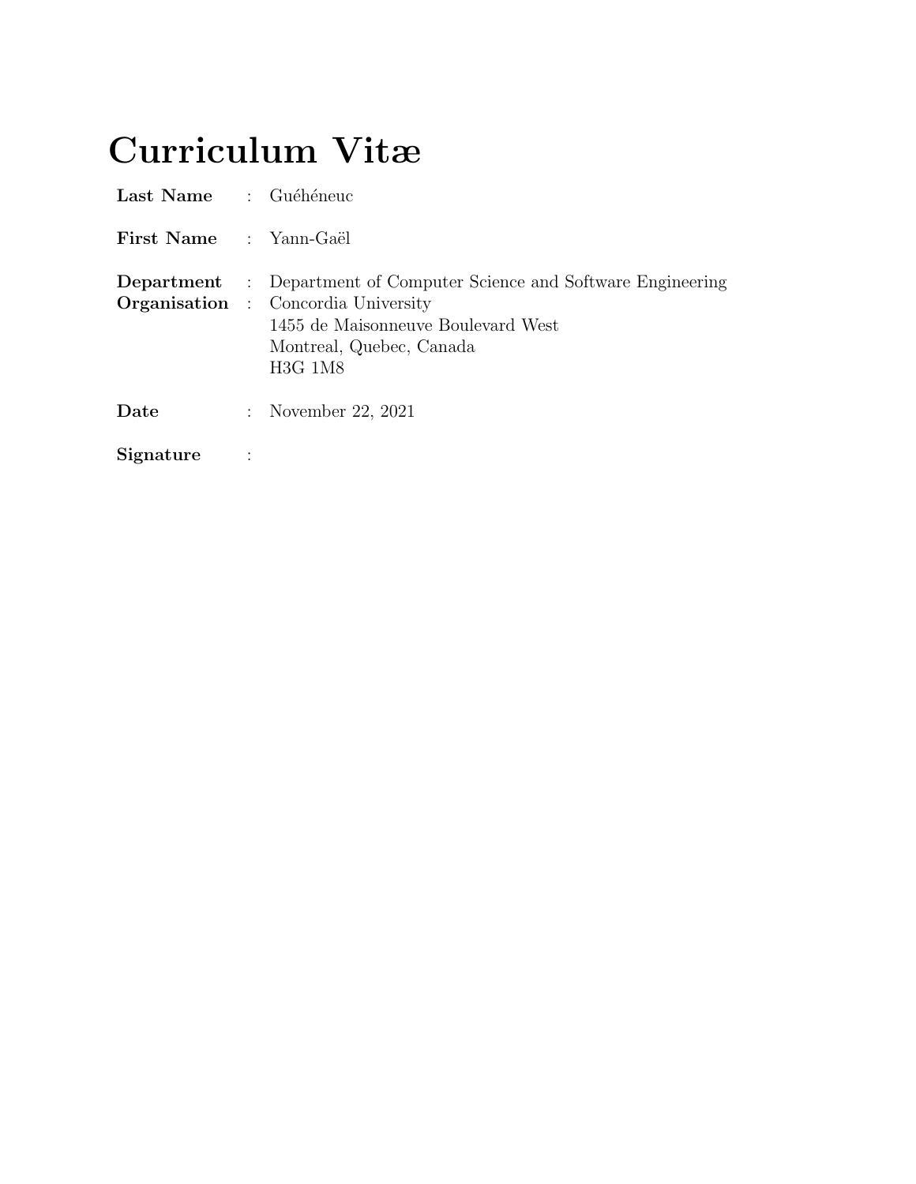# Curriculum Vitæ

| | | |
|---|---|---|
| **Last Name** | : | Guéhéneuc |
| **First Name** | : | Yann-Gaël |
| **Department** | : | Department of Computer Science and Software Engineering |
| **Organisation** | : | Concordia University<br>1455 de Maisonneuve Boulevard West<br>Montreal, Quebec, Canada<br>H3G 1M8 |
| **Date** | : | November 22, 2021 |
| **Signature** | : | |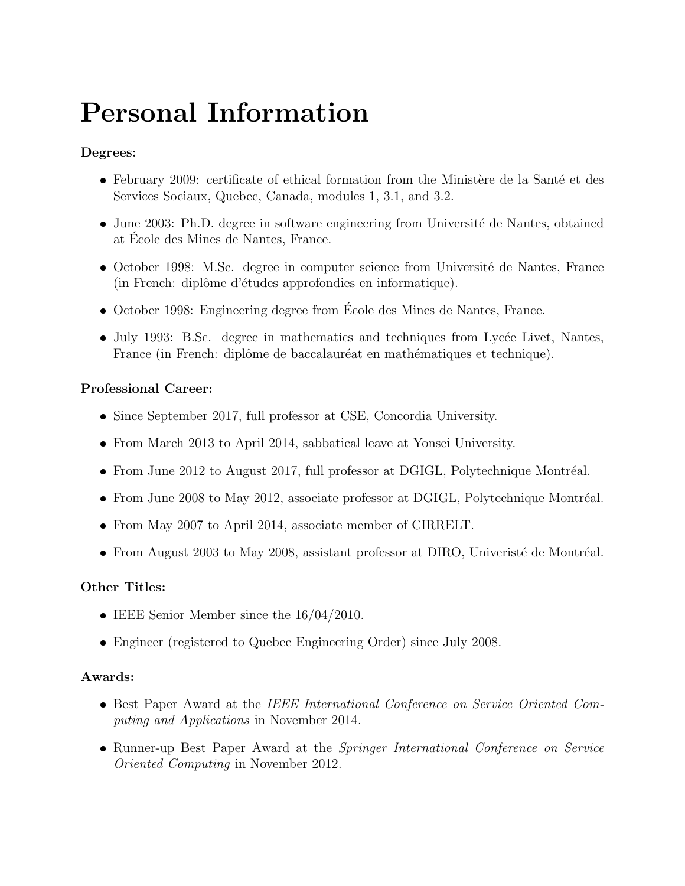# Personal Information

**Degrees:**

- February 2009: certificate of ethical formation from the Ministère de la Santé et des Services Sociaux, Quebec, Canada, modules 1, 3.1, and 3.2.
- June 2003: Ph.D. degree in software engineering from Université de Nantes, obtained at École des Mines de Nantes, France.
- October 1998: M.Sc. degree in computer science from Université de Nantes, France (in French: diplôme d'études approfondies en informatique).
- October 1998: Engineering degree from École des Mines de Nantes, France.
- July 1993: B.Sc. degree in mathematics and techniques from Lycée Livet, Nantes, France (in French: diplôme de baccalauréat en mathématiques et technique).

**Professional Career:**

- Since September 2017, full professor at CSE, Concordia University.
- From March 2013 to April 2014, sabbatical leave at Yonsei University.
- From June 2012 to August 2017, full professor at DGIGL, Polytechnique Montréal.
- From June 2008 to May 2012, associate professor at DGIGL, Polytechnique Montréal.
- From May 2007 to April 2014, associate member of CIRRELT.
- From August 2003 to May 2008, assistant professor at DIRO, Univeristé de Montréal.

**Other Titles:**

- IEEE Senior Member since the 16/04/2010.
- Engineer (registered to Quebec Engineering Order) since July 2008.

**Awards:**

- Best Paper Award at the *IEEE International Conference on Service Oriented Computing and Applications* in November 2014.
- Runner-up Best Paper Award at the *Springer International Conference on Service Oriented Computing* in November 2012.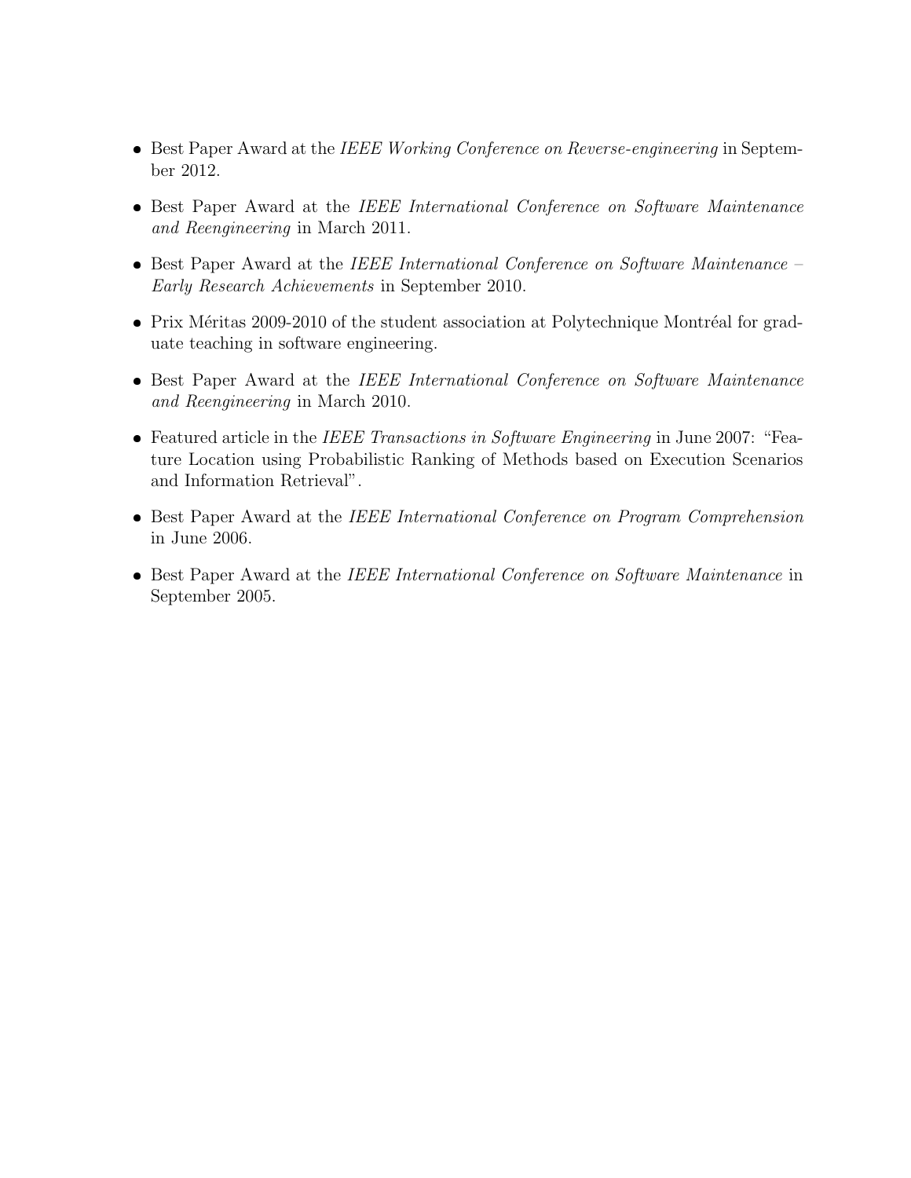- Best Paper Award at the *IEEE Working Conference on Reverse-engineering* in September 2012.
- Best Paper Award at the *IEEE International Conference on Software Maintenance and Reengineering* in March 2011.
- Best Paper Award at the *IEEE International Conference on Software Maintenance – Early Research Achievements* in September 2010.
- Prix Méritas 2009-2010 of the student association at Polytechnique Montréal for graduate teaching in software engineering.
- Best Paper Award at the *IEEE International Conference on Software Maintenance and Reengineering* in March 2010.
- Featured article in the *IEEE Transactions in Software Engineering* in June 2007: "Feature Location using Probabilistic Ranking of Methods based on Execution Scenarios and Information Retrieval".
- Best Paper Award at the *IEEE International Conference on Program Comprehension* in June 2006.
- Best Paper Award at the *IEEE International Conference on Software Maintenance* in September 2005.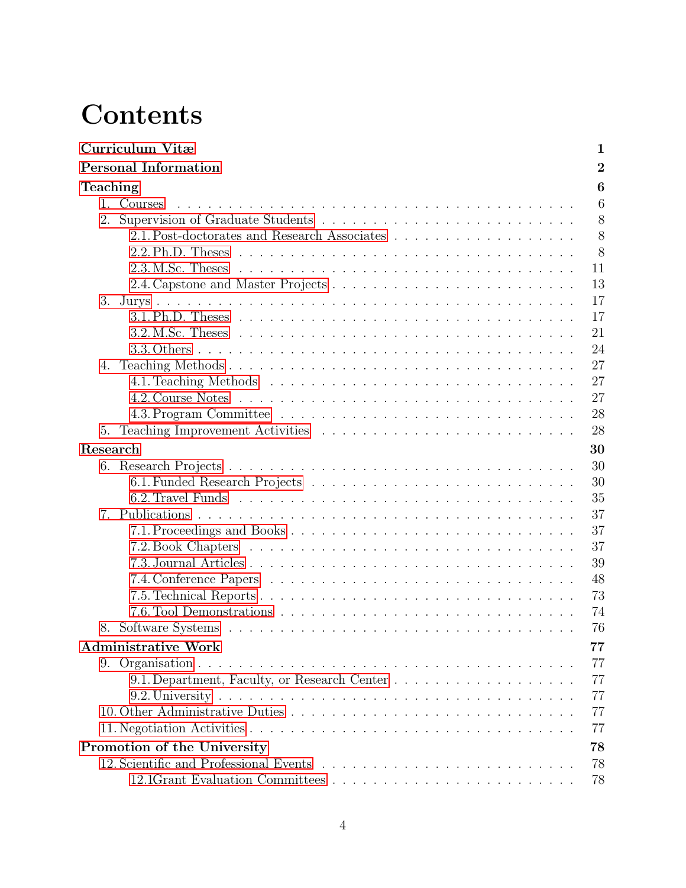# Contents

**Curriculum Vitæ** 1

**Personal Information** 2

**Teaching** 6

- 1. Courses 6
- 2. Supervision of Graduate Students 8
  - 2.1. Post-doctorates and Research Associates 8
  - 2.2. Ph.D. Theses 8
  - 2.3. M.Sc. Theses 11
  - 2.4. Capstone and Master Projects 13
- 3. Jurys 17
  - 3.1. Ph.D. Theses 17
  - 3.2. M.Sc. Theses 21
  - 3.3. Others 24
- 4. Teaching Methods 27
  - 4.1. Teaching Methods 27
  - 4.2. Course Notes 27
  - 4.3. Program Committee 28
- 5. Teaching Improvement Activities 28

**Research** 30

- 6. Research Projects 30
  - 6.1. Funded Research Projects 30
  - 6.2. Travel Funds 35
- 7. Publications 37
  - 7.1. Proceedings and Books 37
  - 7.2. Book Chapters 37
  - 7.3. Journal Articles 39
  - 7.4. Conference Papers 48
  - 7.5. Technical Reports 73
  - 7.6. Tool Demonstrations 74
- 8. Software Systems 76

**Administrative Work** 77

- 9. Organisation 77
  - 9.1. Department, Faculty, or Research Center 77
  - 9.2. University 77
- 10. Other Administrative Duties 77
- 11. Negotiation Activities 77

**Promotion of the University** 78

- 12. Scientific and Professional Events 78
  - 12.1Grant Evaluation Committees 78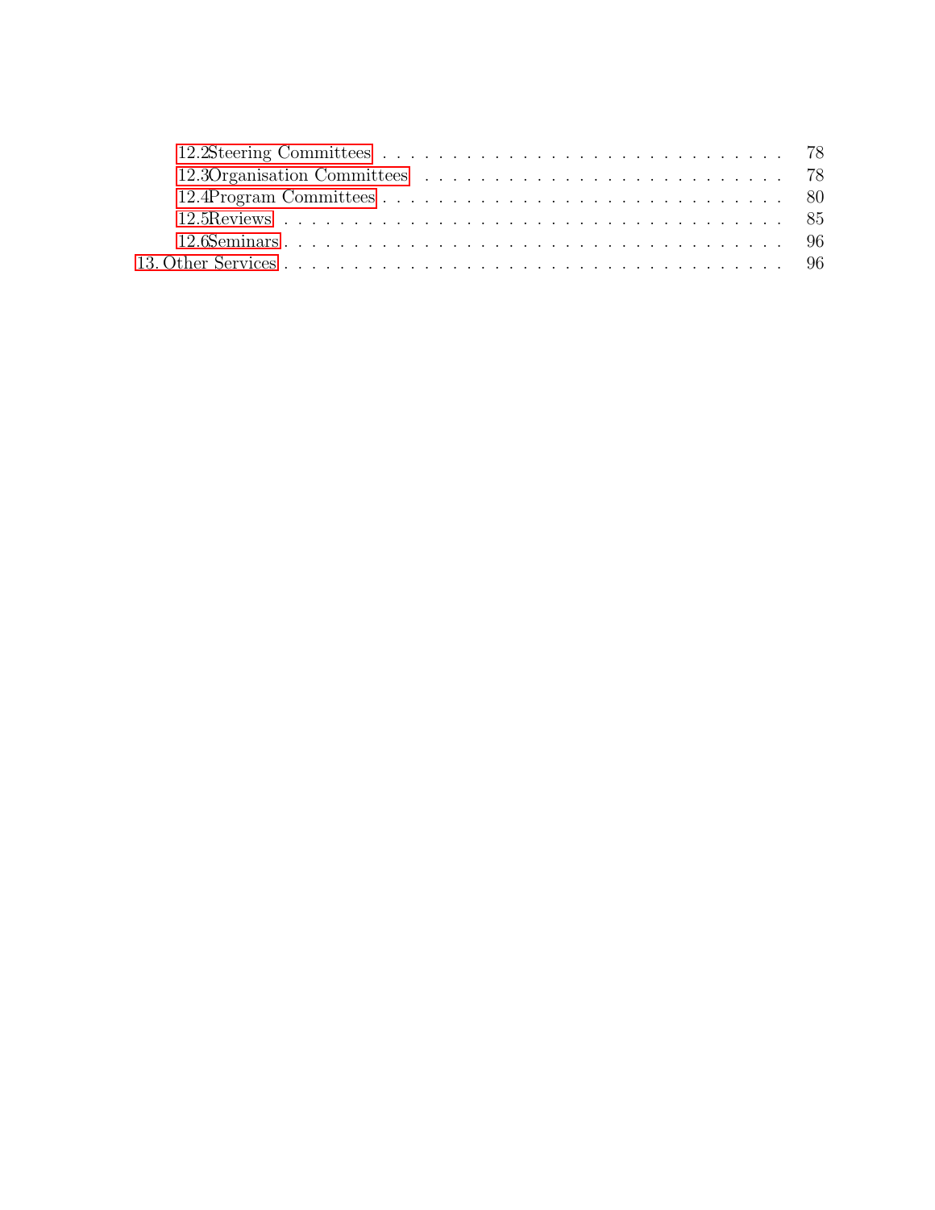- 12.2 Steering Committees . . . . . . . . . . 78
- 12.3 Organisation Committees . . . . . . . . . . 78
- 12.4 Program Committees . . . . . . . . . . 80
- 12.5 Reviews . . . . . . . . . . 85
- 12.6 Seminars . . . . . . . . . . 96

13. Other Services . . . . . . . . . . 96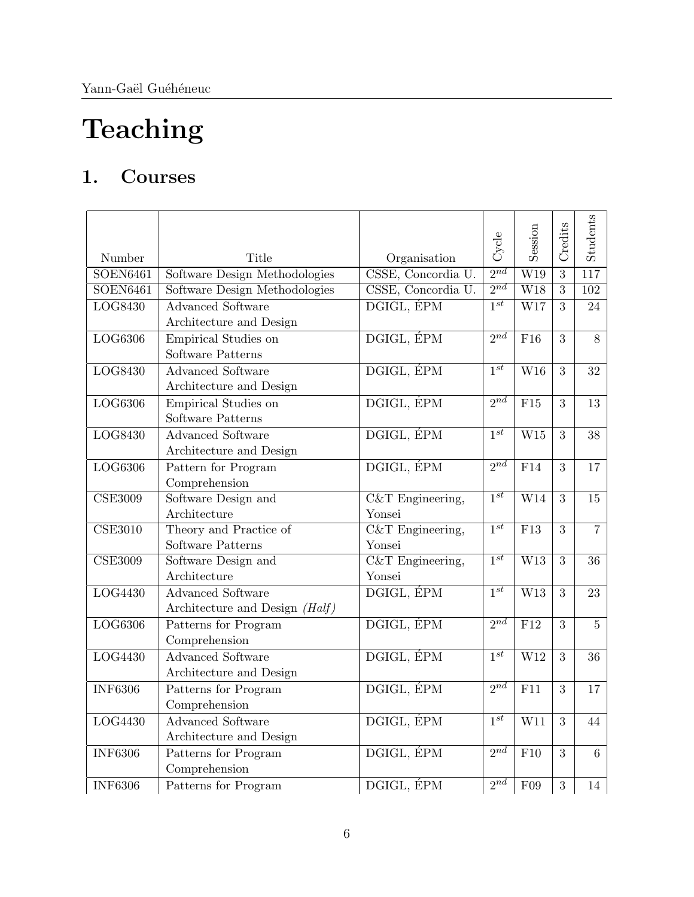# Teaching

## 1. Courses

| Number | Title | Organisation | Cycle | Session | Credits | Students |
|---|---|---|---|---|---|---|
| SOEN6461 | Software Design Methodologies | CSSE, Concordia U. | $2^{nd}$ | W19 | 3 | 117 |
| SOEN6461 | Software Design Methodologies | CSSE, Concordia U. | $2^{nd}$ | W18 | 3 | 102 |
| LOG8430 | Advanced Software Architecture and Design | DGIGL, ÉPM | $1^{st}$ | W17 | 3 | 24 |
| LOG6306 | Empirical Studies on Software Patterns | DGIGL, ÉPM | $2^{nd}$ | F16 | 3 | 8 |
| LOG8430 | Advanced Software Architecture and Design | DGIGL, ÉPM | $1^{st}$ | W16 | 3 | 32 |
| LOG6306 | Empirical Studies on Software Patterns | DGIGL, ÉPM | $2^{nd}$ | F15 | 3 | 13 |
| LOG8430 | Advanced Software Architecture and Design | DGIGL, ÉPM | $1^{st}$ | W15 | 3 | 38 |
| LOG6306 | Pattern for Program Comprehension | DGIGL, ÉPM | $2^{nd}$ | F14 | 3 | 17 |
| CSE3009 | Software Design and Architecture | C&T Engineering, Yonsei | $1^{st}$ | W14 | 3 | 15 |
| CSE3010 | Theory and Practice of Software Patterns | C&T Engineering, Yonsei | $1^{st}$ | F13 | 3 | 7 |
| CSE3009 | Software Design and Architecture | C&T Engineering, Yonsei | $1^{st}$ | W13 | 3 | 36 |
| LOG4430 | Advanced Software Architecture and Design *(Half)* | DGIGL, ÉPM | $1^{st}$ | W13 | 3 | 23 |
| LOG6306 | Patterns for Program Comprehension | DGIGL, ÉPM | $2^{nd}$ | F12 | 3 | 5 |
| LOG4430 | Advanced Software Architecture and Design | DGIGL, ÉPM | $1^{st}$ | W12 | 3 | 36 |
| INF6306 | Patterns for Program Comprehension | DGIGL, ÉPM | $2^{nd}$ | F11 | 3 | 17 |
| LOG4430 | Advanced Software Architecture and Design | DGIGL, ÉPM | $1^{st}$ | W11 | 3 | 44 |
| INF6306 | Patterns for Program Comprehension | DGIGL, ÉPM | $2^{nd}$ | F10 | 3 | 6 |
| INF6306 | Patterns for Program | DGIGL, ÉPM | $2^{nd}$ | F09 | 3 | 14 |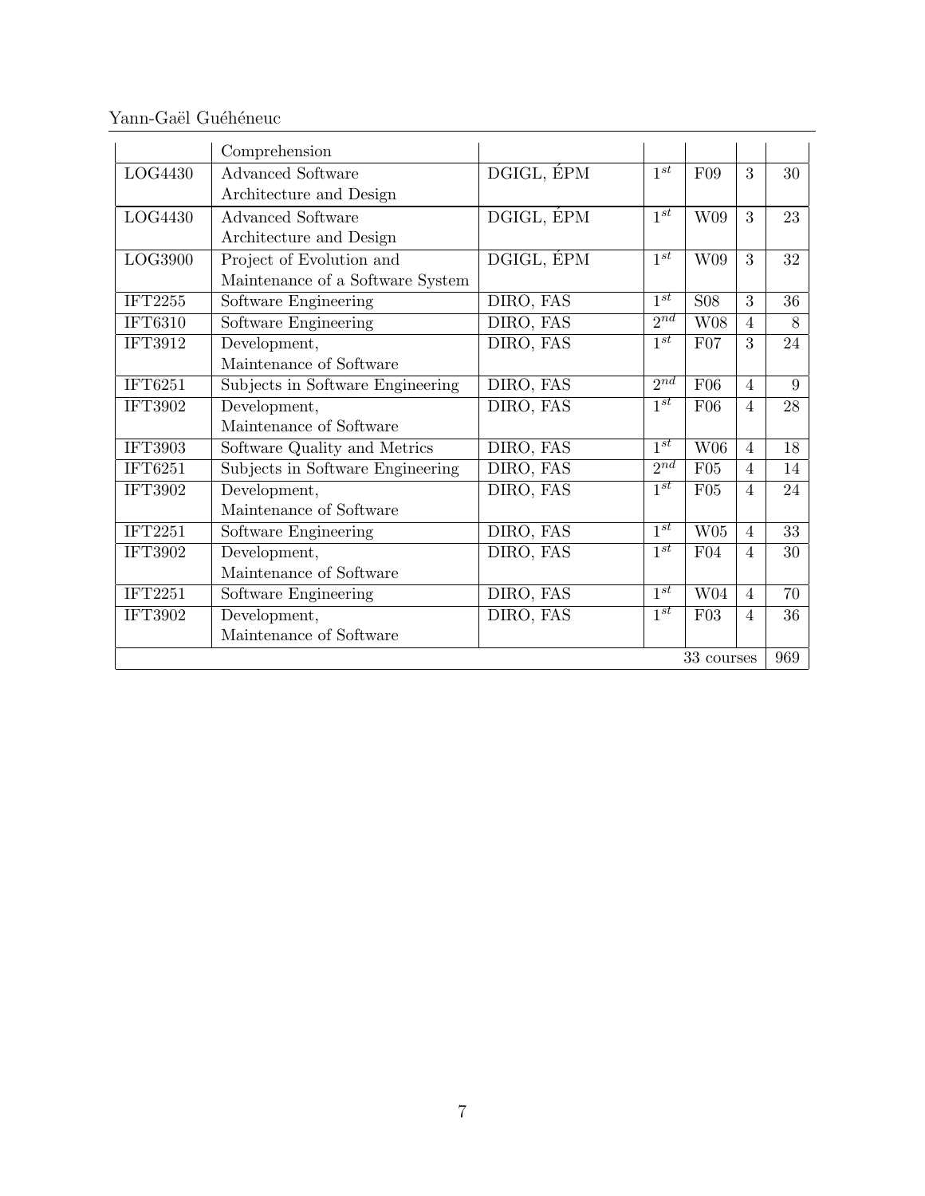| | | | | | | |
|---|---|---|---|---|---|---|
| | Comprehension | | | | | |
| LOG4430 | Advanced Software Architecture and Design | DGIGL, ÉPM | $1^{st}$ | F09 | 3 | 30 |
| LOG4430 | Advanced Software Architecture and Design | DGIGL, ÉPM | $1^{st}$ | W09 | 3 | 23 |
| LOG3900 | Project of Evolution and Maintenance of a Software System | DGIGL, ÉPM | $1^{st}$ | W09 | 3 | 32 |
| IFT2255 | Software Engineering | DIRO, FAS | $1^{st}$ | S08 | 3 | 36 |
| IFT6310 | Software Engineering | DIRO, FAS | $2^{nd}$ | W08 | 4 | 8 |
| IFT3912 | Development, Maintenance of Software | DIRO, FAS | $1^{st}$ | F07 | 3 | 24 |
| IFT6251 | Subjects in Software Engineering | DIRO, FAS | $2^{nd}$ | F06 | 4 | 9 |
| IFT3902 | Development, Maintenance of Software | DIRO, FAS | $1^{st}$ | F06 | 4 | 28 |
| IFT3903 | Software Quality and Metrics | DIRO, FAS | $1^{st}$ | W06 | 4 | 18 |
| IFT6251 | Subjects in Software Engineering | DIRO, FAS | $2^{nd}$ | F05 | 4 | 14 |
| IFT3902 | Development, Maintenance of Software | DIRO, FAS | $1^{st}$ | F05 | 4 | 24 |
| IFT2251 | Software Engineering | DIRO, FAS | $1^{st}$ | W05 | 4 | 33 |
| IFT3902 | Development, Maintenance of Software | DIRO, FAS | $1^{st}$ | F04 | 4 | 30 |
| IFT2251 | Software Engineering | DIRO, FAS | $1^{st}$ | W04 | 4 | 70 |
| IFT3902 | Development, Maintenance of Software | DIRO, FAS | $1^{st}$ | F03 | 4 | 36 |
| | | | | 33 courses | | 969 |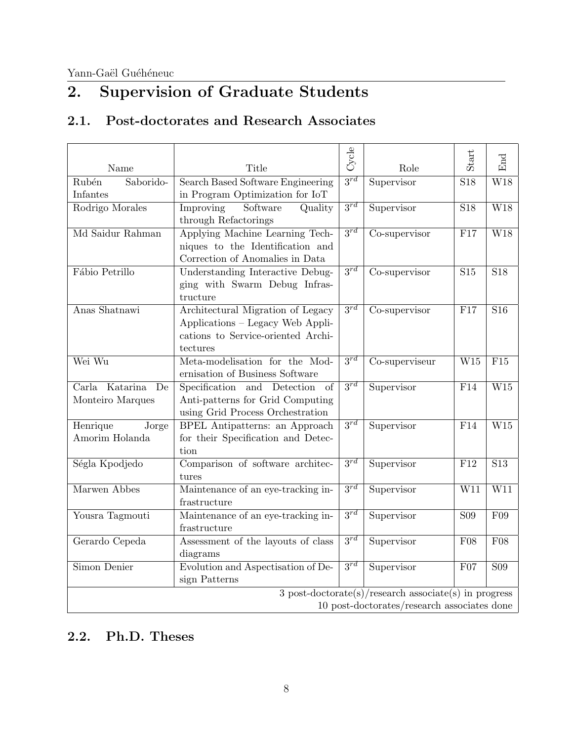# 2. Supervision of Graduate Students

## 2.1. Post-doctorates and Research Associates

| Name | Title | Cycle | Role | Start | End |
|---|---|---|---|---|---|
| Rubén Saborido-Infantes | Search Based Software Engineering in Program Optimization for IoT | $3^{rd}$ | Supervisor | S18 | W18 |
| Rodrigo Morales | Improving Software Quality through Refactorings | $3^{rd}$ | Supervisor | S18 | W18 |
| Md Saidur Rahman | Applying Machine Learning Techniques to the Identification and Correction of Anomalies in Data | $3^{rd}$ | Co-supervisor | F17 | W18 |
| Fábio Petrillo | Understanding Interactive Debugging with Swarm Debug Infrastructure | $3^{rd}$ | Co-supervisor | S15 | S18 |
| Anas Shatnawi | Architectural Migration of Legacy Applications – Legacy Web Applications to Service-oriented Architectures | $3^{rd}$ | Co-supervisor | F17 | S16 |
| Wei Wu | Meta-modelisation for the Modernisation of Business Software | $3^{rd}$ | Co-superviseur | W15 | F15 |
| Carla Katarina De Monteiro Marques | Specification and Detection of Anti-patterns for Grid Computing using Grid Process Orchestration | $3^{rd}$ | Supervisor | F14 | W15 |
| Henrique Jorge Amorim Holanda | BPEL Antipatterns: an Approach for their Specification and Detection | $3^{rd}$ | Supervisor | F14 | W15 |
| Ségla Kpodjedo | Comparison of software architectures | $3^{rd}$ | Supervisor | F12 | S13 |
| Marwen Abbes | Maintenance of an eye-tracking infrastructure | $3^{rd}$ | Supervisor | W11 | W11 |
| Yousra Tagmouti | Maintenance of an eye-tracking infrastructure | $3^{rd}$ | Supervisor | S09 | F09 |
| Gerardo Cepeda | Assessment of the layouts of class diagrams | $3^{rd}$ | Supervisor | F08 | F08 |
| Simon Denier | Evolution and Aspectisation of Design Patterns | $3^{rd}$ | Supervisor | F07 | S09 |
| 3 post-doctorate(s)/research associate(s) in progress<br>10 post-doctorates/research associates done | | | | | |

## 2.2. Ph.D. Theses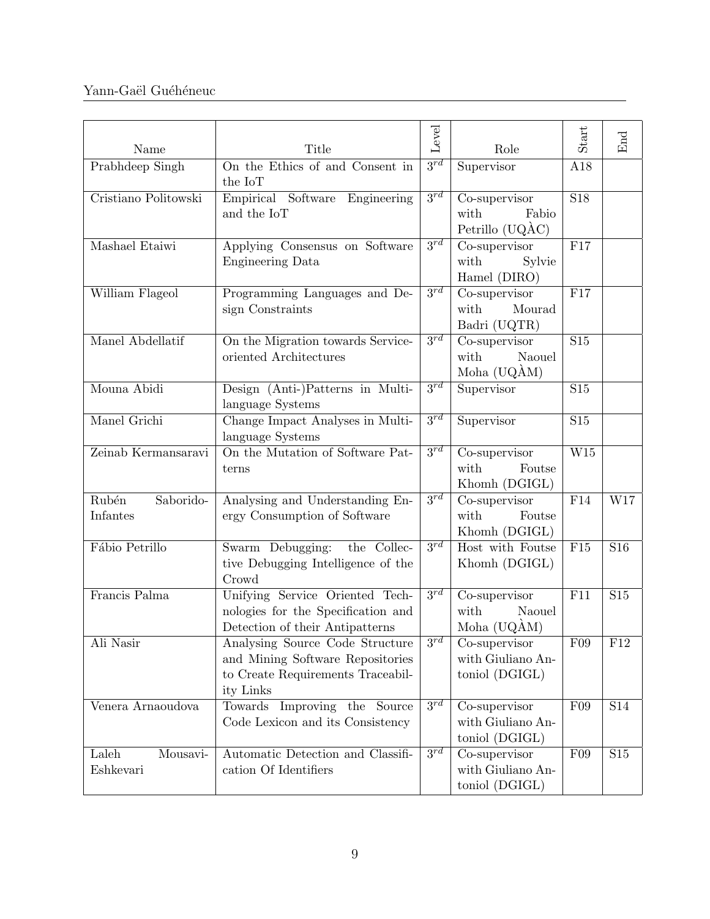| Name | Title | Level | Role | Start | End |
|---|---|---|---|---|---|
| Prabhdeep Singh | On the Ethics of and Consent in the IoT | $3^{rd}$ | Supervisor | A18 | |
| Cristiano Politowski | Empirical Software Engineering and the IoT | $3^{rd}$ | Co-supervisor with Fabio Petrillo (UQÀC) | S18 | |
| Mashael Etaiwi | Applying Consensus on Software Engineering Data | $3^{rd}$ | Co-supervisor with Sylvie Hamel (DIRO) | F17 | |
| William Flageol | Programming Languages and Design Constraints | $3^{rd}$ | Co-supervisor with Mourad Badri (UQTR) | F17 | |
| Manel Abdellatif | On the Migration towards Service-oriented Architectures | $3^{rd}$ | Co-supervisor with Naouel Moha (UQÀM) | S15 | |
| Mouna Abidi | Design (Anti-)Patterns in Multi-language Systems | $3^{rd}$ | Supervisor | S15 | |
| Manel Grichi | Change Impact Analyses in Multi-language Systems | $3^{rd}$ | Supervisor | S15 | |
| Zeinab Kermansaravi | On the Mutation of Software Patterns | $3^{rd}$ | Co-supervisor with Foutse Khomh (DGIGL) | W15 | |
| Rubén Saborido-Infantes | Analysing and Understanding Energy Consumption of Software | $3^{rd}$ | Co-supervisor with Foutse Khomh (DGIGL) | F14 | W17 |
| Fábio Petrillo | Swarm Debugging: the Collective Debugging Intelligence of the Crowd | $3^{rd}$ | Host with Foutse Khomh (DGIGL) | F15 | S16 |
| Francis Palma | Unifying Service Oriented Technologies for the Specification and Detection of their Antipatterns | $3^{rd}$ | Co-supervisor with Naouel Moha (UQÀM) | F11 | S15 |
| Ali Nasir | Analysing Source Code Structure and Mining Software Repositories to Create Requirements Traceability Links | $3^{rd}$ | Co-supervisor with Giuliano Antoniol (DGIGL) | F09 | F12 |
| Venera Arnaoudova | Towards Improving the Source Code Lexicon and its Consistency | $3^{rd}$ | Co-supervisor with Giuliano Antoniol (DGIGL) | F09 | S14 |
| Laleh Mousavi-Eshkevari | Automatic Detection and Classification Of Identifiers | $3^{rd}$ | Co-supervisor with Giuliano Antoniol (DGIGL) | F09 | S15 |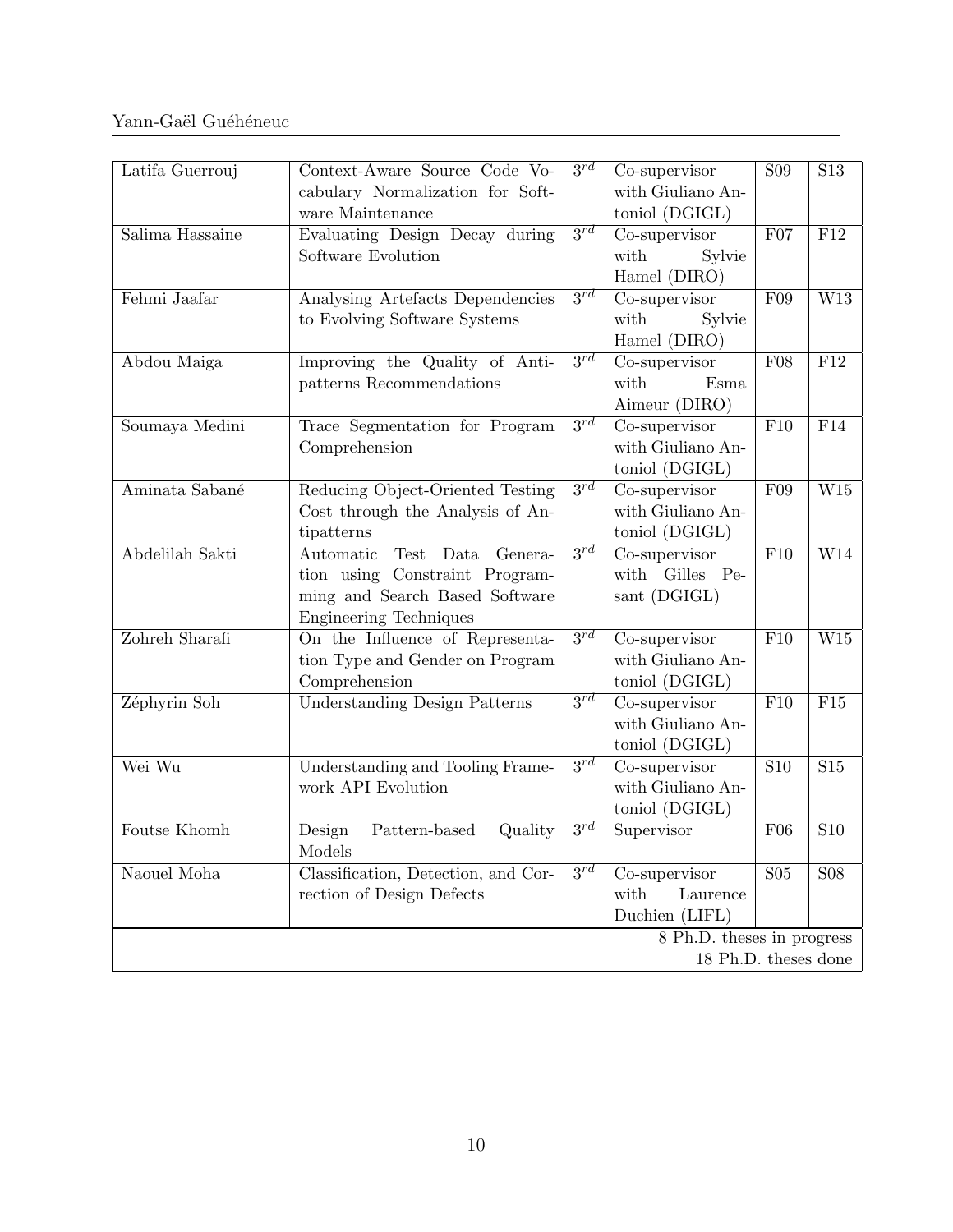| Latifa Guerrouj | Context-Aware Source Code Vocabulary Normalization for Software Maintenance | $3^{rd}$ | Co-supervisor with Giuliano Antoniol (DGIGL) | S09 | S13 |
|---|---|---|---|---|---|
| Salima Hassaine | Evaluating Design Decay during Software Evolution | $3^{rd}$ | Co-supervisor with Sylvie Hamel (DIRO) | F07 | F12 |
| Fehmi Jaafar | Analysing Artefacts Dependencies to Evolving Software Systems | $3^{rd}$ | Co-supervisor with Sylvie Hamel (DIRO) | F09 | W13 |
| Abdou Maiga | Improving the Quality of Antipatterns Recommendations | $3^{rd}$ | Co-supervisor with Esma Aimeur (DIRO) | F08 | F12 |
| Soumaya Medini | Trace Segmentation for Program Comprehension | $3^{rd}$ | Co-supervisor with Giuliano Antoniol (DGIGL) | F10 | F14 |
| Aminata Sabané | Reducing Object-Oriented Testing Cost through the Analysis of Antipatterns | $3^{rd}$ | Co-supervisor with Giuliano Antoniol (DGIGL) | F09 | W15 |
| Abdelilah Sakti | Automatic Test Data Generation using Constraint Programming and Search Based Software Engineering Techniques | $3^{rd}$ | Co-supervisor with Gilles Pesant (DGIGL) | F10 | W14 |
| Zohreh Sharafi | On the Influence of Representation Type and Gender on Program Comprehension | $3^{rd}$ | Co-supervisor with Giuliano Antoniol (DGIGL) | F10 | W15 |
| Zéphyrin Soh | Understanding Design Patterns | $3^{rd}$ | Co-supervisor with Giuliano Antoniol (DGIGL) | F10 | F15 |
| Wei Wu | Understanding and Tooling Framework API Evolution | $3^{rd}$ | Co-supervisor with Giuliano Antoniol (DGIGL) | S10 | S15 |
| Foutse Khomh | Design Pattern-based Quality Models | $3^{rd}$ | Supervisor | F06 | S10 |
| Naouel Moha | Classification, Detection, and Correction of Design Defects | $3^{rd}$ | Co-supervisor with Laurence Duchien (LIFL) | S05 | S08 |
| | | | | | 8 Ph.D. theses in progress<br>18 Ph.D. theses done |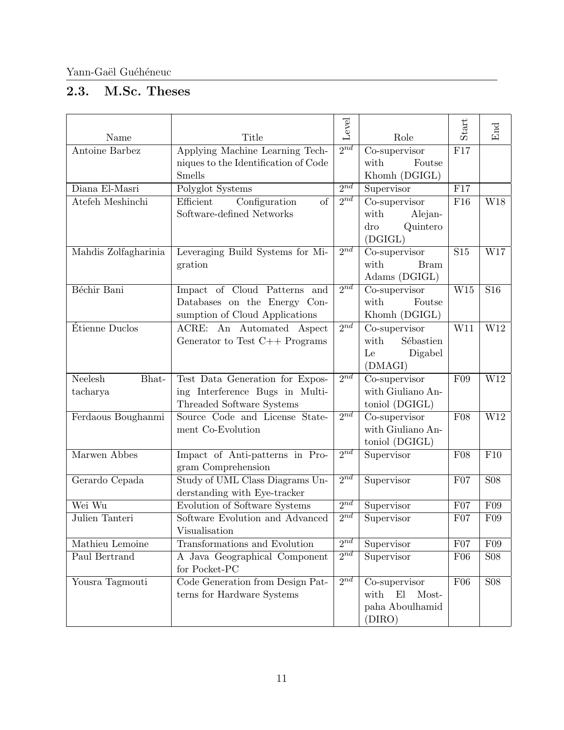## 2.3. M.Sc. Theses

| Name | Title | Level | Role | Start | End |
|---|---|---|---|---|---|
| Antoine Barbez | Applying Machine Learning Techniques to the Identification of Code Smells | $2^{nd}$ | Co-supervisor with Foutse Khomh (DGIGL) | F17 | |
| Diana El-Masri | Polyglot Systems | $2^{nd}$ | Supervisor | F17 | |
| Atefeh Meshinchi | Efficient Configuration of Software-defined Networks | $2^{nd}$ | Co-supervisor with Alejandro Quintero (DGIGL) | F16 | W18 |
| Mahdis Zolfagharinia | Leveraging Build Systems for Migration | $2^{nd}$ | Co-supervisor with Bram Adams (DGIGL) | S15 | W17 |
| Béchir Bani | Impact of Cloud Patterns and Databases on the Energy Consumption of Cloud Applications | $2^{nd}$ | Co-supervisor with Foutse Khomh (DGIGL) | W15 | S16 |
| Étienne Duclos | ACRE: An Automated Aspect Generator to Test C++ Programs | $2^{nd}$ | Co-supervisor with Sébastien Le Digabel (DMAGI) | W11 | W12 |
| Neelesh Bhattacharya | Test Data Generation for Exposing Interference Bugs in Multi-Threaded Software Systems | $2^{nd}$ | Co-supervisor with Giuliano Antoniol (DGIGL) | F09 | W12 |
| Ferdaous Boughanmi | Source Code and License Statement Co-Evolution | $2^{nd}$ | Co-supervisor with Giuliano Antoniol (DGIGL) | F08 | W12 |
| Marwen Abbes | Impact of Anti-patterns in Program Comprehension | $2^{nd}$ | Supervisor | F08 | F10 |
| Gerardo Cepada | Study of UML Class Diagrams Understanding with Eye-tracker | $2^{nd}$ | Supervisor | F07 | S08 |
| Wei Wu | Evolution of Software Systems | $2^{nd}$ | Supervisor | F07 | F09 |
| Julien Tanteri | Software Evolution and Advanced Visualisation | $2^{nd}$ | Supervisor | F07 | F09 |
| Mathieu Lemoine | Transformations and Evolution | $2^{nd}$ | Supervisor | F07 | F09 |
| Paul Bertrand | A Java Geographical Component for Pocket-PC | $2^{nd}$ | Supervisor | F06 | S08 |
| Yousra Tagmouti | Code Generation from Design Patterns for Hardware Systems | $2^{nd}$ | Co-supervisor with El Mostpaha Aboulhamid (DIRO) | F06 | S08 |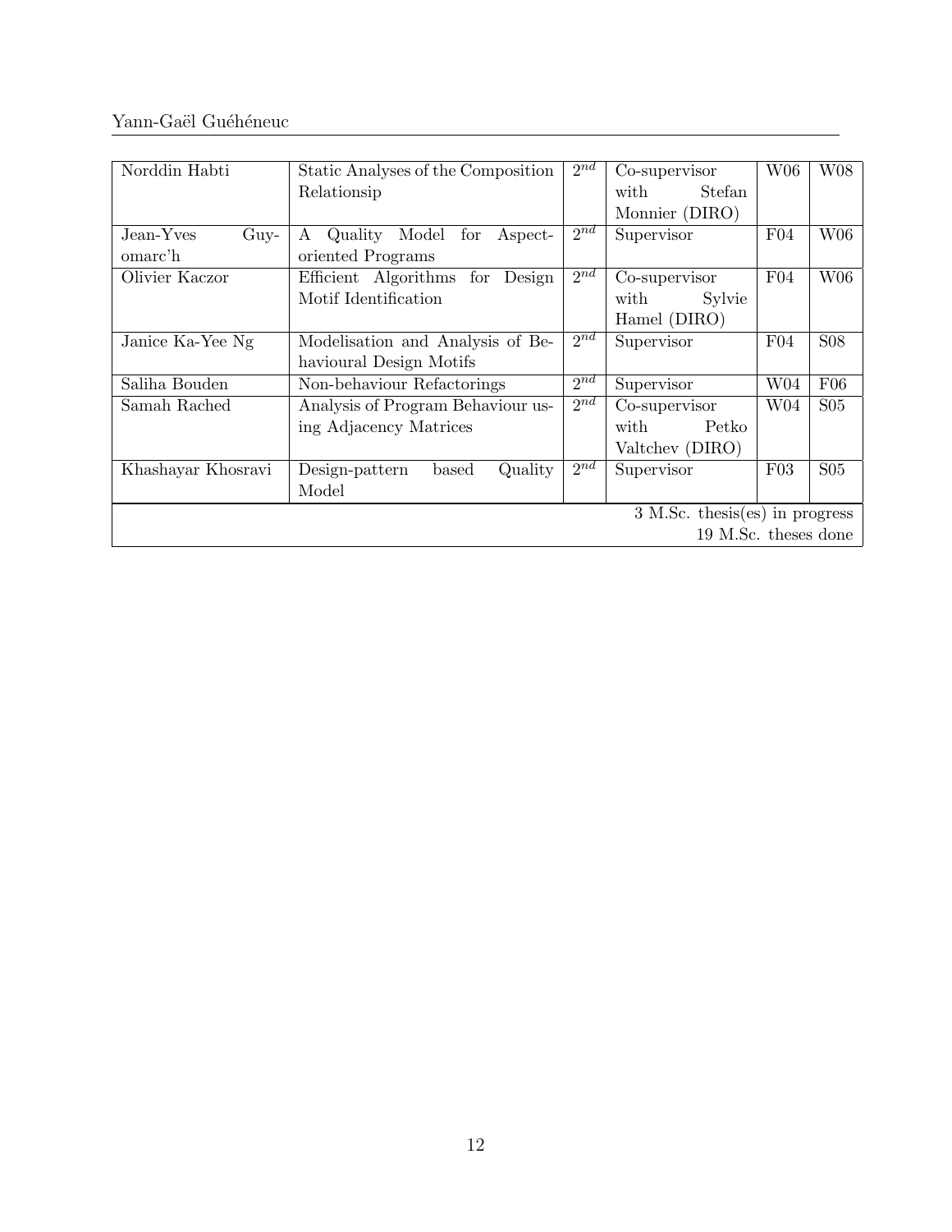| | | | | | |
|---|---|---|---|---|---|
| Norddin Habti | Static Analyses of the Composition Relationsip | $2^{nd}$ | Co-supervisor with Stefan Monnier (DIRO) | W06 | W08 |
| Jean-Yves Guyomarc'h | A Quality Model for Aspect-oriented Programs | $2^{nd}$ | Supervisor | F04 | W06 |
| Olivier Kaczor | Efficient Algorithms for Design Motif Identification | $2^{nd}$ | Co-supervisor with Sylvie Hamel (DIRO) | F04 | W06 |
| Janice Ka-Yee Ng | Modelisation and Analysis of Behavioural Design Motifs | $2^{nd}$ | Supervisor | F04 | S08 |
| Saliha Bouden | Non-behaviour Refactorings | $2^{nd}$ | Supervisor | W04 | F06 |
| Samah Rached | Analysis of Program Behaviour using Adjacency Matrices | $2^{nd}$ | Co-supervisor with Petko Valtchev (DIRO) | W04 | S05 |
| Khashayar Khosravi | Design-pattern based Quality Model | $2^{nd}$ | Supervisor | F03 | S05 |
| | | | | | 3 M.Sc. thesis(es) in progress<br>19 M.Sc. theses done |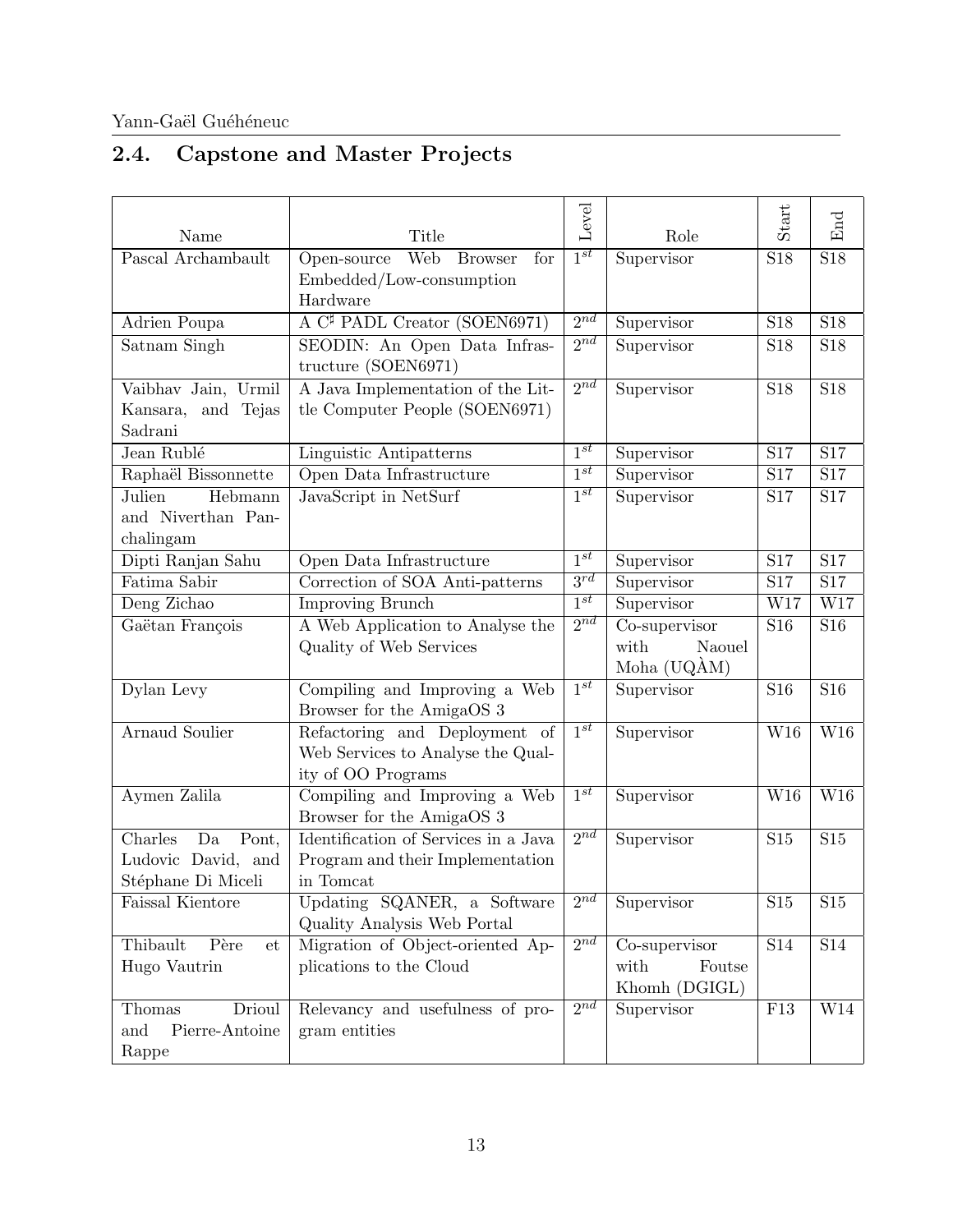## 2.4. Capstone and Master Projects

| Name | Title | Level | Role | Start | End |
|---|---|---|---|---|---|
| Pascal Archambault | Open-source Web Browser for Embedded/Low-consumption Hardware | $1^{st}$ | Supervisor | S18 | S18 |
| Adrien Poupa | A C♯ PADL Creator (SOEN6971) | $2^{nd}$ | Supervisor | S18 | S18 |
| Satnam Singh | SEODIN: An Open Data Infrastructure (SOEN6971) | $2^{nd}$ | Supervisor | S18 | S18 |
| Vaibhav Jain, Urmil Kansara, and Tejas Sadrani | A Java Implementation of the Little Computer People (SOEN6971) | $2^{nd}$ | Supervisor | S18 | S18 |
| Jean Rublé | Linguistic Antipatterns | $1^{st}$ | Supervisor | S17 | S17 |
| Raphaël Bissonnette | Open Data Infrastructure | $1^{st}$ | Supervisor | S17 | S17 |
| Julien Hebmann and Niverthan Panchalingam | JavaScript in NetSurf | $1^{st}$ | Supervisor | S17 | S17 |
| Dipti Ranjan Sahu | Open Data Infrastructure | $1^{st}$ | Supervisor | S17 | S17 |
| Fatima Sabir | Correction of SOA Anti-patterns | $3^{rd}$ | Supervisor | S17 | S17 |
| Deng Zichao | Improving Brunch | $1^{st}$ | Supervisor | W17 | W17 |
| Gaëtan François | A Web Application to Analyse the Quality of Web Services | $2^{nd}$ | Co-supervisor with Naouel Moha (UQÀM) | S16 | S16 |
| Dylan Levy | Compiling and Improving a Web Browser for the AmigaOS 3 | $1^{st}$ | Supervisor | S16 | S16 |
| Arnaud Soulier | Refactoring and Deployment of Web Services to Analyse the Quality of OO Programs | $1^{st}$ | Supervisor | W16 | W16 |
| Aymen Zalila | Compiling and Improving a Web Browser for the AmigaOS 3 | $1^{st}$ | Supervisor | W16 | W16 |
| Charles Da Pont, Ludovic David, and Stéphane Di Miceli | Identification of Services in a Java Program and their Implementation in Tomcat | $2^{nd}$ | Supervisor | S15 | S15 |
| Faissal Kientore | Updating SQANER, a Software Quality Analysis Web Portal | $2^{nd}$ | Supervisor | S15 | S15 |
| Thibault Père et Hugo Vautrin | Migration of Object-oriented Applications to the Cloud | $2^{nd}$ | Co-supervisor with Foutse Khomh (DGIGL) | S14 | S14 |
| Thomas Drioul and Pierre-Antoine Rappe | Relevancy and usefulness of program entities | $2^{nd}$ | Supervisor | F13 | W14 |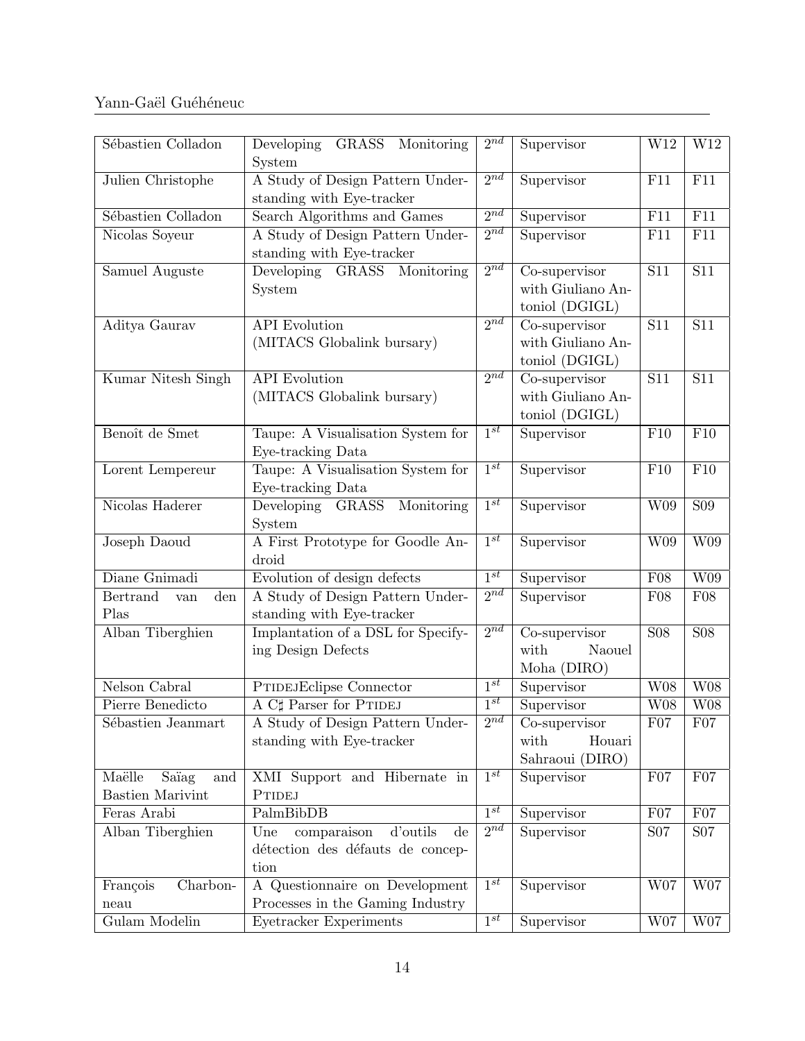| Sébastien Colladon | Developing GRASS Monitoring System | $2^{nd}$ | Supervisor | W12 | W12 |
|---|---|---|---|---|---|
| Julien Christophe | A Study of Design Pattern Understanding with Eye-tracker | $2^{nd}$ | Supervisor | F11 | F11 |
| Sébastien Colladon | Search Algorithms and Games | $2^{nd}$ | Supervisor | F11 | F11 |
| Nicolas Soyeur | A Study of Design Pattern Understanding with Eye-tracker | $2^{nd}$ | Supervisor | F11 | F11 |
| Samuel Auguste | Developing GRASS Monitoring System | $2^{nd}$ | Co-supervisor with Giuliano Antoniol (DGIGL) | S11 | S11 |
| Aditya Gaurav | API Evolution (MITACS Globalink bursary) | $2^{nd}$ | Co-supervisor with Giuliano Antoniol (DGIGL) | S11 | S11 |
| Kumar Nitesh Singh | API Evolution (MITACS Globalink bursary) | $2^{nd}$ | Co-supervisor with Giuliano Antoniol (DGIGL) | S11 | S11 |
| Benoît de Smet | Taupe: A Visualisation System for Eye-tracking Data | $1^{st}$ | Supervisor | F10 | F10 |
| Lorent Lempereur | Taupe: A Visualisation System for Eye-tracking Data | $1^{st}$ | Supervisor | F10 | F10 |
| Nicolas Haderer | Developing GRASS Monitoring System | $1^{st}$ | Supervisor | W09 | S09 |
| Joseph Daoud | A First Prototype for Goodle Android | $1^{st}$ | Supervisor | W09 | W09 |
| Diane Gnimadi | Evolution of design defects | $1^{st}$ | Supervisor | F08 | W09 |
| Bertrand van den Plas | A Study of Design Pattern Understanding with Eye-tracker | $2^{nd}$ | Supervisor | F08 | F08 |
| Alban Tiberghien | Implantation of a DSL for Specifying Design Defects | $2^{nd}$ | Co-supervisor with Naouel Moha (DIRO) | S08 | S08 |
| Nelson Cabral | PTIDEJEclipse Connector | $1^{st}$ | Supervisor | W08 | W08 |
| Pierre Benedicto | A C♯ Parser for PTIDEJ | $1^{st}$ | Supervisor | W08 | W08 |
| Sébastien Jeanmart | A Study of Design Pattern Understanding with Eye-tracker | $2^{nd}$ | Co-supervisor with Houari Sahraoui (DIRO) | F07 | F07 |
| Maëlle Saïag and Bastien Marivint | XMI Support and Hibernate in PTIDEJ | $1^{st}$ | Supervisor | F07 | F07 |
| Feras Arabi | PalmBibDB | $1^{st}$ | Supervisor | F07 | F07 |
| Alban Tiberghien | Une comparaison d'outils de détection des défauts de conception | $2^{nd}$ | Supervisor | S07 | S07 |
| François Charbonneau | A Questionnaire on Development Processes in the Gaming Industry | $1^{st}$ | Supervisor | W07 | W07 |
| Gulam Modelin | Eyetracker Experiments | $1^{st}$ | Supervisor | W07 | W07 |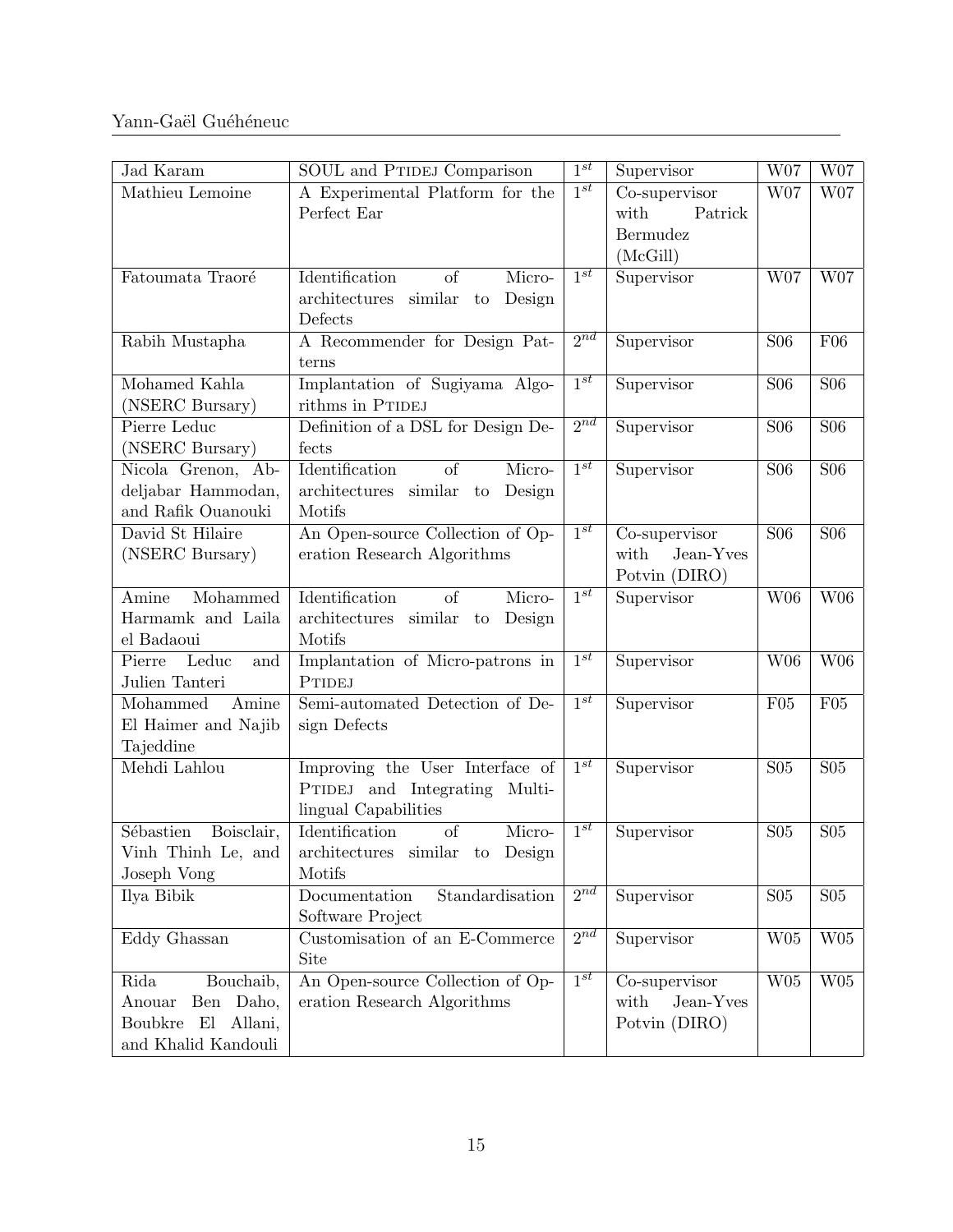| Jad Karam | SOUL and Ptidej Comparison | $1^{st}$ | Supervisor | W07 | W07 |
|---|---|---|---|---|---|
| Mathieu Lemoine | A Experimental Platform for the Perfect Ear | $1^{st}$ | Co-supervisor with Patrick Bermudez (McGill) | W07 | W07 |
| Fatoumata Traoré | Identification of Micro-architectures similar to Design Defects | $1^{st}$ | Supervisor | W07 | W07 |
| Rabih Mustapha | A Recommender for Design Patterns | $2^{nd}$ | Supervisor | S06 | F06 |
| Mohamed Kahla (NSERC Bursary) | Implantation of Sugiyama Algorithms in Ptidej | $1^{st}$ | Supervisor | S06 | S06 |
| Pierre Leduc (NSERC Bursary) | Definition of a DSL for Design Defects | $2^{nd}$ | Supervisor | S06 | S06 |
| Nicola Grenon, Abdeljabar Hammodan, and Rafik Ouanouki | Identification of Micro-architectures similar to Design Motifs | $1^{st}$ | Supervisor | S06 | S06 |
| David St Hilaire (NSERC Bursary) | An Open-source Collection of Operation Research Algorithms | $1^{st}$ | Co-supervisor with Jean-Yves Potvin (DIRO) | S06 | S06 |
| Amine Mohammed Harmamk and Laila el Badaoui | Identification of Micro-architectures similar to Design Motifs | $1^{st}$ | Supervisor | W06 | W06 |
| Pierre Leduc and Julien Tanteri | Implantation of Micro-patrons in Ptidej | $1^{st}$ | Supervisor | W06 | W06 |
| Mohammed Amine El Haimer and Najib Tajeddine | Semi-automated Detection of Design Defects | $1^{st}$ | Supervisor | F05 | F05 |
| Mehdi Lahlou | Improving the User Interface of Ptidej and Integrating Multilingual Capabilities | $1^{st}$ | Supervisor | S05 | S05 |
| Sébastien Boisclair, Vinh Thinh Le, and Joseph Vong | Identification of Micro-architectures similar to Design Motifs | $1^{st}$ | Supervisor | S05 | S05 |
| Ilya Bibik | Documentation Standardisation Software Project | $2^{nd}$ | Supervisor | S05 | S05 |
| Eddy Ghassan | Customisation of an E-Commerce Site | $2^{nd}$ | Supervisor | W05 | W05 |
| Rida Bouchaib, Anouar Ben Daho, Boubkre El Allani, and Khalid Kandouli | An Open-source Collection of Operation Research Algorithms | $1^{st}$ | Co-supervisor with Jean-Yves Potvin (DIRO) | W05 | W05 |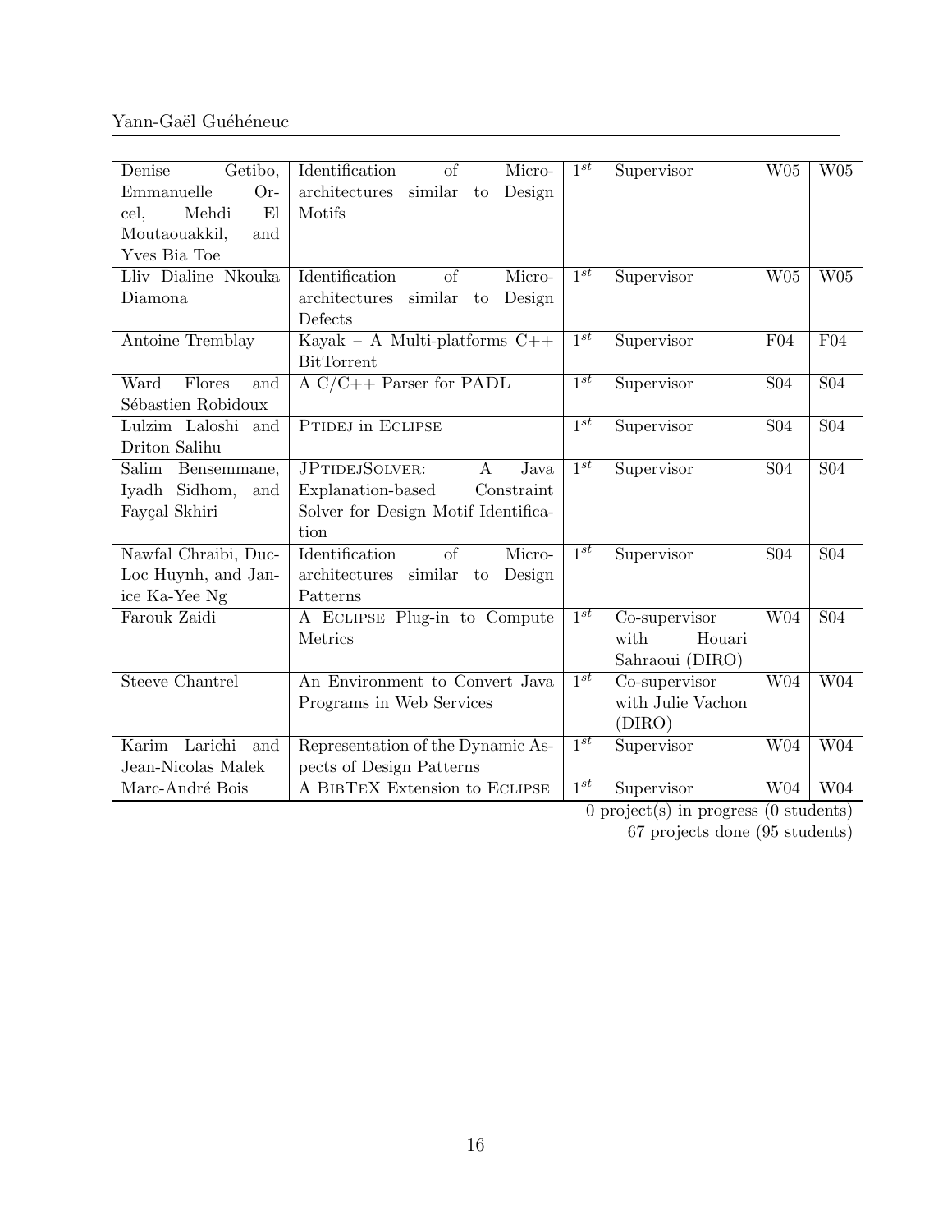| | | | | | |
|---|---|---|---|---|---|
| Denise Getibo, Emmanuelle Orcel, Mehdi El Moutaouakkil, and Yves Bia Toe | Identification of Micro-architectures similar to Design Motifs | $1^{st}$ | Supervisor | W05 | W05 |
| Lliv Dialine Nkouka Diamona | Identification of Micro-architectures similar to Design Defects | $1^{st}$ | Supervisor | W05 | W05 |
| Antoine Tremblay | Kayak – A Multi-platforms C++ BitTorrent | $1^{st}$ | Supervisor | F04 | F04 |
| Ward Flores and Sébastien Robidoux | A C/C++ Parser for PADL | $1^{st}$ | Supervisor | S04 | S04 |
| Lulzim Laloshi and Driton Salihu | PTIDEJ in ECLIPSE | $1^{st}$ | Supervisor | S04 | S04 |
| Salim Bensemmane, Iyadh Sidhom, and Fayçal Skhiri | JPTIDEJSOLVER: A Java Explanation-based Constraint Solver for Design Motif Identification | $1^{st}$ | Supervisor | S04 | S04 |
| Nawfal Chraibi, Duc-Loc Huynh, and Janice Ka-Yee Ng | Identification of Micro-architectures similar to Design Patterns | $1^{st}$ | Supervisor | S04 | S04 |
| Farouk Zaidi | A ECLIPSE Plug-in to Compute Metrics | $1^{st}$ | Co-supervisor with Houari Sahraoui (DIRO) | W04 | S04 |
| Steeve Chantrel | An Environment to Convert Java Programs in Web Services | $1^{st}$ | Co-supervisor with Julie Vachon (DIRO) | W04 | W04 |
| Karim Larichi and Jean-Nicolas Malek | Representation of the Dynamic Aspects of Design Patterns | $1^{st}$ | Supervisor | W04 | W04 |
| Marc-André Bois | A BIBTEX Extension to ECLIPSE | $1^{st}$ | Supervisor | W04 | W04 |
| 0 project(s) in progress (0 students) 67 projects done (95 students) | | | | | |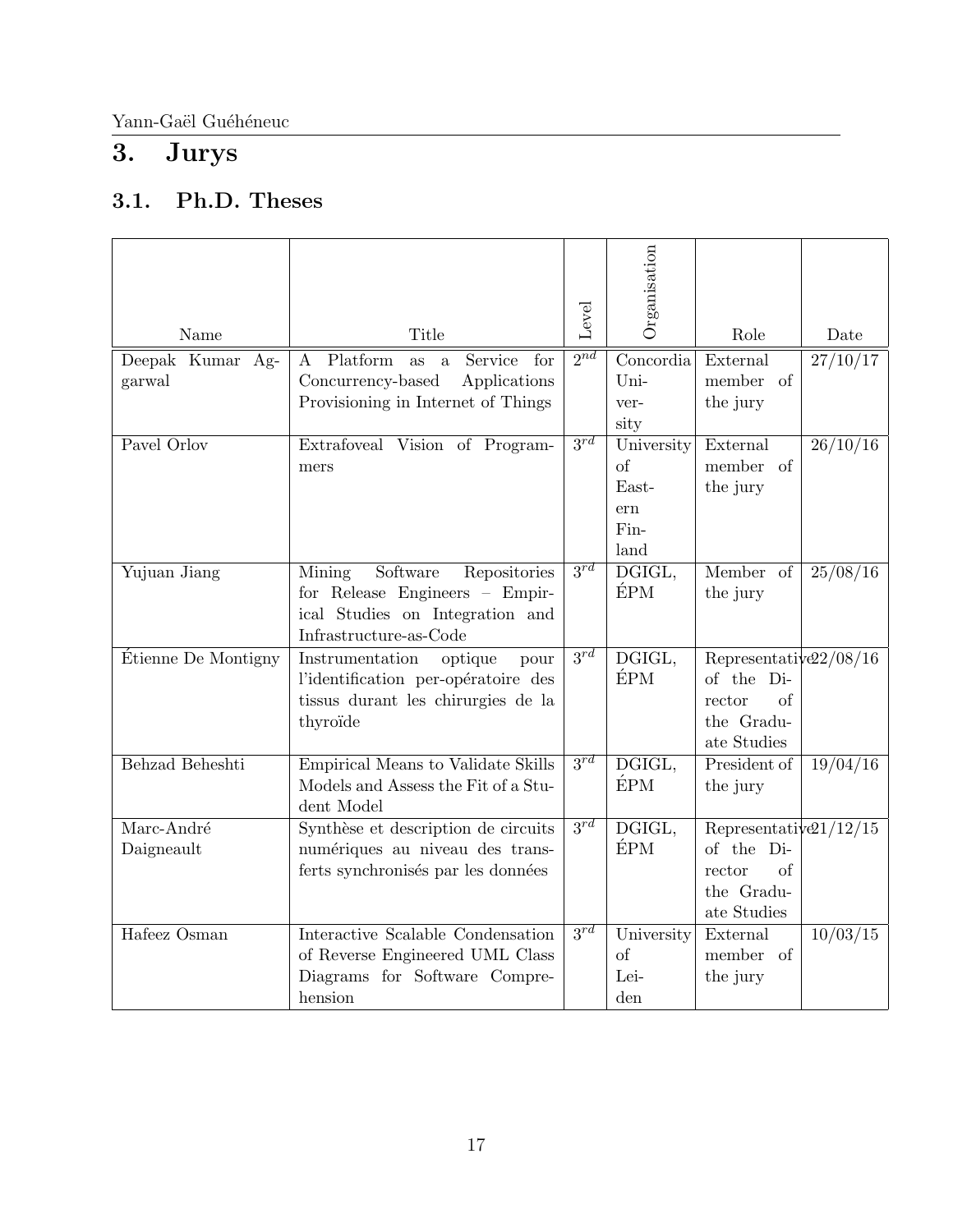# 3. Jurys

## 3.1. Ph.D. Theses

| Name | Title | Level | Organisation | Role | Date |
|---|---|---|---|---|---|
| Deepak Kumar Aggarwal | A Platform as a Service for Concurrency-based Applications Provisioning in Internet of Things | $2^{nd}$ | Concordia University | External member of the jury | 27/10/17 |
| Pavel Orlov | Extrafoveal Vision of Programmers | $3^{rd}$ | University of Eastern Finland | External member of the jury | 26/10/16 |
| Yujuan Jiang | Mining Software Repositories for Release Engineers – Empirical Studies on Integration and Infrastructure-as-Code | $3^{rd}$ | DGIGL, ÉPM | Member of the jury | 25/08/16 |
| Étienne De Montigny | Instrumentation optique pour l'identification per-opératoire des tissus durant les chirurgies de la thyroïde | $3^{rd}$ | DGIGL, ÉPM | Representative of the Director of the Graduate Studies | 22/08/16 |
| Behzad Beheshti | Empirical Means to Validate Skills Models and Assess the Fit of a Student Model | $3^{rd}$ | DGIGL, ÉPM | President of the jury | 19/04/16 |
| Marc-André Daigneault | Synthèse et description de circuits numériques au niveau des transferts synchronisés par les données | $3^{rd}$ | DGIGL, ÉPM | Representative of the Director of the Graduate Studies | 21/12/15 |
| Hafeez Osman | Interactive Scalable Condensation of Reverse Engineered UML Class Diagrams for Software Comprehension | $3^{rd}$ | University of Leiden | External member of the jury | 10/03/15 |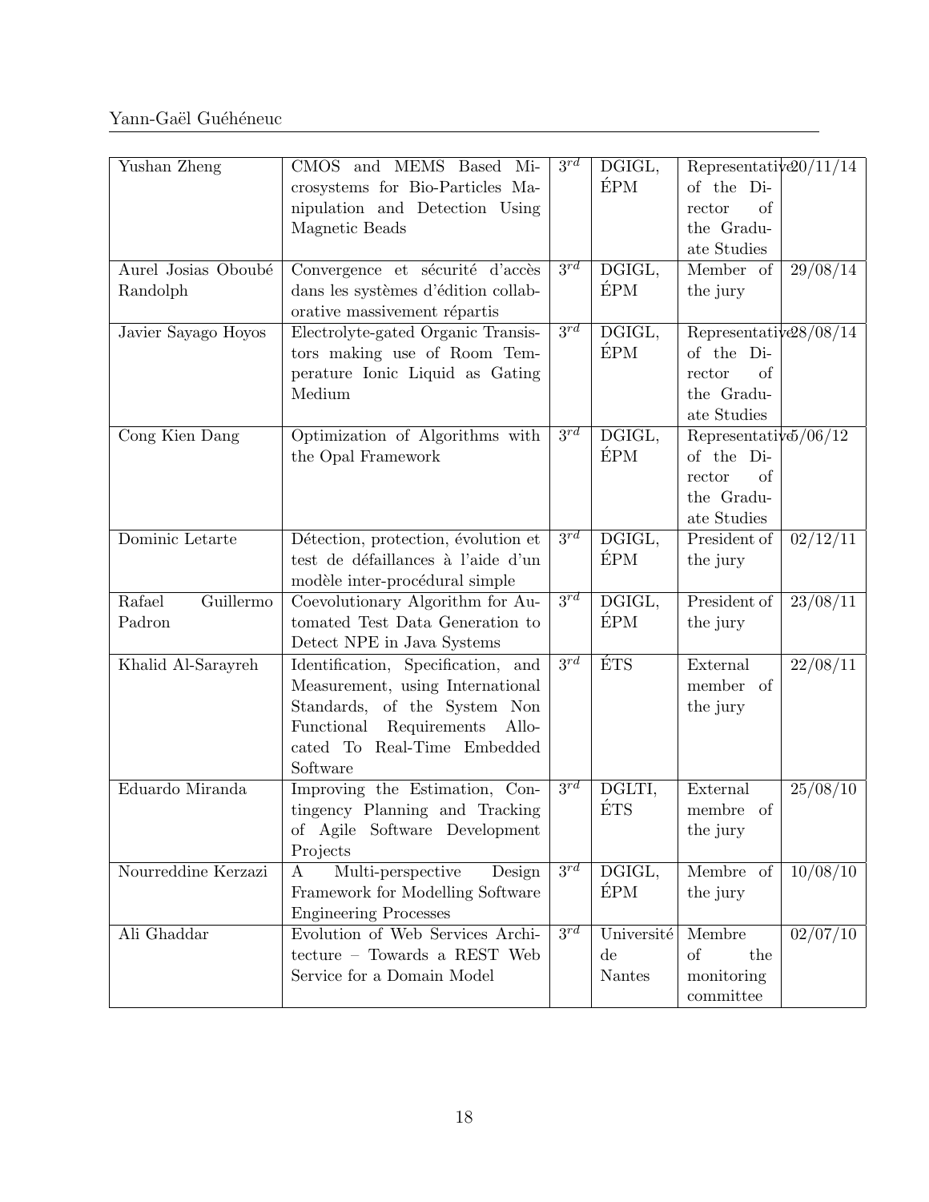| Yushan Zheng | CMOS and MEMS Based Microsystems for Bio-Particles Manipulation and Detection Using Magnetic Beads | $3^{rd}$ | DGIGL, ÉPM | Representative of the Director of the Graduate Studies | 20/11/14 |
|---|---|---|---|---|---|
| Aurel Josias Oboubé Randolph | Convergence et sécurité d'accès dans les systèmes d'édition collaborative massivement répartis | $3^{rd}$ | DGIGL, ÉPM | Member of the jury | 29/08/14 |
| Javier Sayago Hoyos | Electrolyte-gated Organic Transistors making use of Room Temperature Ionic Liquid as Gating Medium | $3^{rd}$ | DGIGL, ÉPM | Representative of the Director of the Graduate Studies | 28/08/14 |
| Cong Kien Dang | Optimization of Algorithms with the Opal Framework | $3^{rd}$ | DGIGL, ÉPM | Representative of the Director of the Graduate Studies | 5/06/12 |
| Dominic Letarte | Détection, protection, évolution et test de défaillances à l'aide d'un modèle inter-procédural simple | $3^{rd}$ | DGIGL, ÉPM | President of the jury | 02/12/11 |
| Rafael Guillermo Padron | Coevolutionary Algorithm for Automated Test Data Generation to Detect NPE in Java Systems | $3^{rd}$ | DGIGL, ÉPM | President of the jury | 23/08/11 |
| Khalid Al-Sarayreh | Identification, Specification, and Measurement, using International Standards, of the System Non Functional Requirements Allocated To Real-Time Embedded Software | $3^{rd}$ | ÉTS | External member of the jury | 22/08/11 |
| Eduardo Miranda | Improving the Estimation, Contingency Planning and Tracking of Agile Software Development Projects | $3^{rd}$ | DGLTI, ÉTS | External membre of the jury | 25/08/10 |
| Nourreddine Kerzazi | A Multi-perspective Design Framework for Modelling Software Engineering Processes | $3^{rd}$ | DGIGL, ÉPM | Membre of the jury | 10/08/10 |
| Ali Ghaddar | Evolution of Web Services Architecture – Towards a REST Web Service for a Domain Model | $3^{rd}$ | Université de Nantes | Membre of the monitoring committee | 02/07/10 |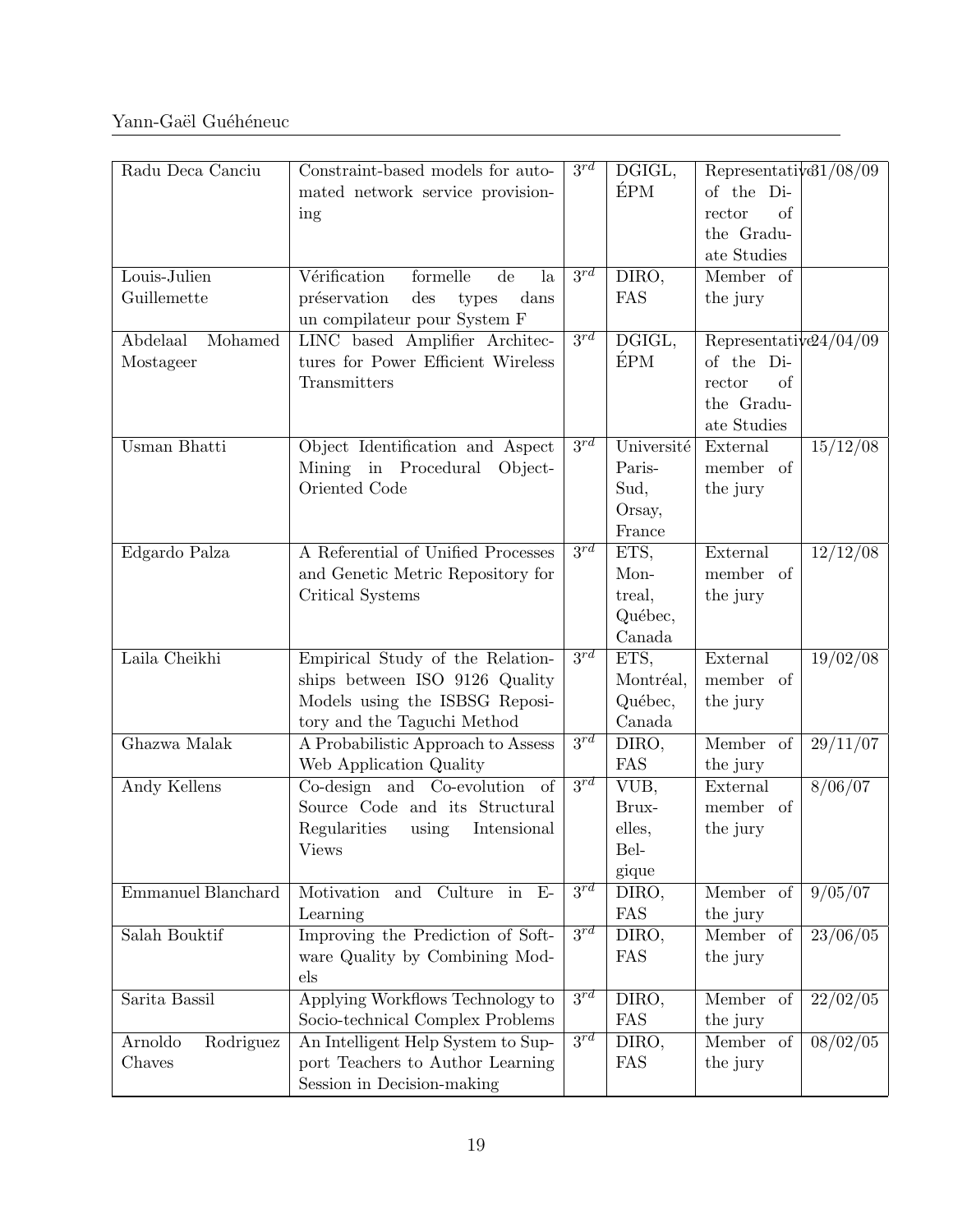| Radu Deca Canciu | Constraint-based models for automated network service provisioning | $3^{rd}$ | DGIGL, ÉPM | Representative of the Director of the Graduate Studies | 31/08/09 |
|---|---|---|---|---|---|
| Louis-Julien Guillemette | Vérification formelle de la préservation des types dans un compilateur pour System F | $3^{rd}$ | DIRO, FAS | Member of the jury | |
| Abdelaal Mohamed Mostageer | LINC based Amplifier Architectures for Power Efficient Wireless Transmitters | $3^{rd}$ | DGIGL, ÉPM | Representative of the Director of the Graduate Studies | 24/04/09 |
| Usman Bhatti | Object Identification and Aspect Mining in Procedural Object-Oriented Code | $3^{rd}$ | Université Paris-Sud, Orsay, France | External member of the jury | 15/12/08 |
| Edgardo Palza | A Referential of Unified Processes and Genetic Metric Repository for Critical Systems | $3^{rd}$ | ETS, Montreal, Québec, Canada | External member of the jury | 12/12/08 |
| Laila Cheikhi | Empirical Study of the Relationships between ISO 9126 Quality Models using the ISBSG Repository and the Taguchi Method | $3^{rd}$ | ETS, Montréal, Québec, Canada | External member of the jury | 19/02/08 |
| Ghazwa Malak | A Probabilistic Approach to Assess Web Application Quality | $3^{rd}$ | DIRO, FAS | Member of the jury | 29/11/07 |
| Andy Kellens | Co-design and Co-evolution of Source Code and its Structural Regularities using Intensional Views | $3^{rd}$ | VUB, Bruxelles, Belgique | External member of the jury | 8/06/07 |
| Emmanuel Blanchard | Motivation and Culture in E-Learning | $3^{rd}$ | DIRO, FAS | Member of the jury | 9/05/07 |
| Salah Bouktif | Improving the Prediction of Software Quality by Combining Models | $3^{rd}$ | DIRO, FAS | Member of the jury | 23/06/05 |
| Sarita Bassil | Applying Workflows Technology to Socio-technical Complex Problems | $3^{rd}$ | DIRO, FAS | Member of the jury | 22/02/05 |
| Arnoldo Rodriguez Chaves | An Intelligent Help System to Support Teachers to Author Learning Session in Decision-making | $3^{rd}$ | DIRO, FAS | Member of the jury | 08/02/05 |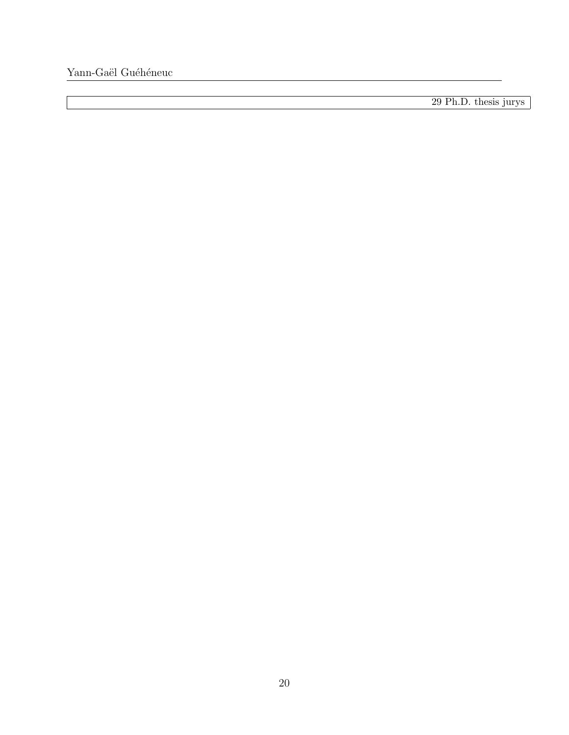|  | 29 Ph.D. thesis jurys |
| --- | --- |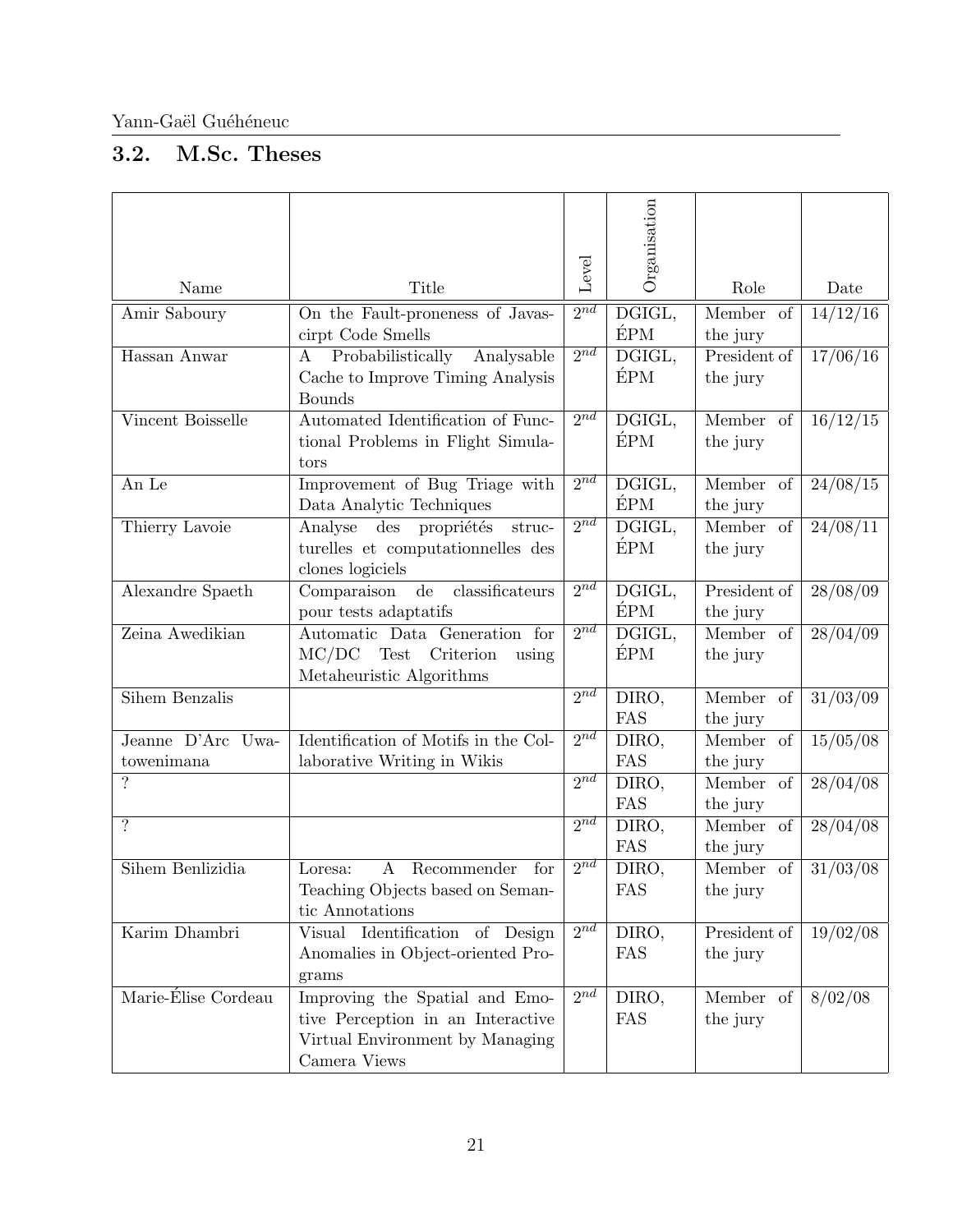## 3.2. M.Sc. Theses

| Name | Title | Level | Organisation | Role | Date |
|---|---|---|---|---|---|
| Amir Saboury | On the Fault-proneness of Javascirpt Code Smells | $2^{nd}$ | DGIGL, ÉPM | Member of the jury | 14/12/16 |
| Hassan Anwar | A Probabilistically Analysable Cache to Improve Timing Analysis Bounds | $2^{nd}$ | DGIGL, ÉPM | President of the jury | 17/06/16 |
| Vincent Boisselle | Automated Identification of Functional Problems in Flight Simulators | $2^{nd}$ | DGIGL, ÉPM | Member of the jury | 16/12/15 |
| An Le | Improvement of Bug Triage with Data Analytic Techniques | $2^{nd}$ | DGIGL, ÉPM | Member of the jury | 24/08/15 |
| Thierry Lavoie | Analyse des propriétés structurelles et computationnelles des clones logiciels | $2^{nd}$ | DGIGL, ÉPM | Member of the jury | 24/08/11 |
| Alexandre Spaeth | Comparaison de classificateurs pour tests adaptatifs | $2^{nd}$ | DGIGL, ÉPM | President of the jury | 28/08/09 |
| Zeina Awedikian | Automatic Data Generation for MC/DC Test Criterion using Metaheuristic Algorithms | $2^{nd}$ | DGIGL, ÉPM | Member of the jury | 28/04/09 |
| Sihem Benzalis | | $2^{nd}$ | DIRO, FAS | Member of the jury | 31/03/09 |
| Jeanne D'Arc Uwatowenimana | Identification of Motifs in the Collaborative Writing in Wikis | $2^{nd}$ | DIRO, FAS | Member of the jury | 15/05/08 |
| ? | | $2^{nd}$ | DIRO, FAS | Member of the jury | 28/04/08 |
| ? | | $2^{nd}$ | DIRO, FAS | Member of the jury | 28/04/08 |
| Sihem Benlizidia | Loresa: A Recommender for Teaching Objects based on Semantic Annotations | $2^{nd}$ | DIRO, FAS | Member of the jury | 31/03/08 |
| Karim Dhambri | Visual Identification of Design Anomalies in Object-oriented Programs | $2^{nd}$ | DIRO, FAS | President of the jury | 19/02/08 |
| Marie-Élise Cordeau | Improving the Spatial and Emotive Perception in an Interactive Virtual Environment by Managing Camera Views | $2^{nd}$ | DIRO, FAS | Member of the jury | 8/02/08 |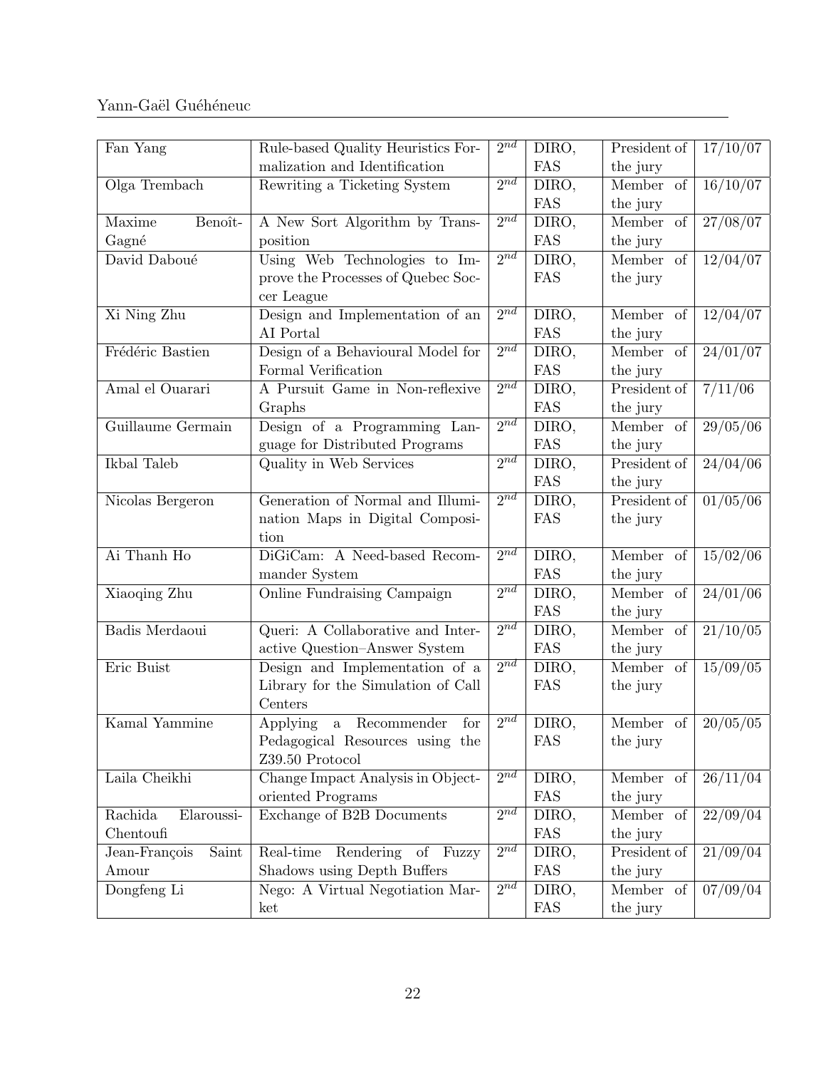| Fan Yang | Rule-based Quality Heuristics Formalization and Identification | $2^{nd}$ | DIRO, FAS | President of the jury | 17/10/07 |
|---|---|---|---|---|---|
| Olga Trembach | Rewriting a Ticketing System | $2^{nd}$ | DIRO, FAS | Member of the jury | 16/10/07 |
| Maxime Benoît-Gagné | A New Sort Algorithm by Transposition | $2^{nd}$ | DIRO, FAS | Member of the jury | 27/08/07 |
| David Daboué | Using Web Technologies to Improve the Processes of Quebec Soccer League | $2^{nd}$ | DIRO, FAS | Member of the jury | 12/04/07 |
| Xi Ning Zhu | Design and Implementation of an AI Portal | $2^{nd}$ | DIRO, FAS | Member of the jury | 12/04/07 |
| Frédéric Bastien | Design of a Behavioural Model for Formal Verification | $2^{nd}$ | DIRO, FAS | Member of the jury | 24/01/07 |
| Amal el Ouarari | A Pursuit Game in Non-reflexive Graphs | $2^{nd}$ | DIRO, FAS | President of the jury | 7/11/06 |
| Guillaume Germain | Design of a Programming Language for Distributed Programs | $2^{nd}$ | DIRO, FAS | Member of the jury | 29/05/06 |
| Ikbal Taleb | Quality in Web Services | $2^{nd}$ | DIRO, FAS | President of the jury | 24/04/06 |
| Nicolas Bergeron | Generation of Normal and Illumination Maps in Digital Composition | $2^{nd}$ | DIRO, FAS | President of the jury | 01/05/06 |
| Ai Thanh Ho | DiGiCam: A Need-based Recommander System | $2^{nd}$ | DIRO, FAS | Member of the jury | 15/02/06 |
| Xiaoqing Zhu | Online Fundraising Campaign | $2^{nd}$ | DIRO, FAS | Member of the jury | 24/01/06 |
| Badis Merdaoui | Queri: A Collaborative and Interactive Question–Answer System | $2^{nd}$ | DIRO, FAS | Member of the jury | 21/10/05 |
| Eric Buist | Design and Implementation of a Library for the Simulation of Call Centers | $2^{nd}$ | DIRO, FAS | Member of the jury | 15/09/05 |
| Kamal Yammine | Applying a Recommender for Pedagogical Resources using the Z39.50 Protocol | $2^{nd}$ | DIRO, FAS | Member of the jury | 20/05/05 |
| Laila Cheikhi | Change Impact Analysis in Object-oriented Programs | $2^{nd}$ | DIRO, FAS | Member of the jury | 26/11/04 |
| Rachida Elaroussi-Chentoufi | Exchange of B2B Documents | $2^{nd}$ | DIRO, FAS | Member of the jury | 22/09/04 |
| Jean-François Saint Amour | Real-time Rendering of Fuzzy Shadows using Depth Buffers | $2^{nd}$ | DIRO, FAS | President of the jury | 21/09/04 |
| Dongfeng Li | Nego: A Virtual Negotiation Market | $2^{nd}$ | DIRO, FAS | Member of the jury | 07/09/04 |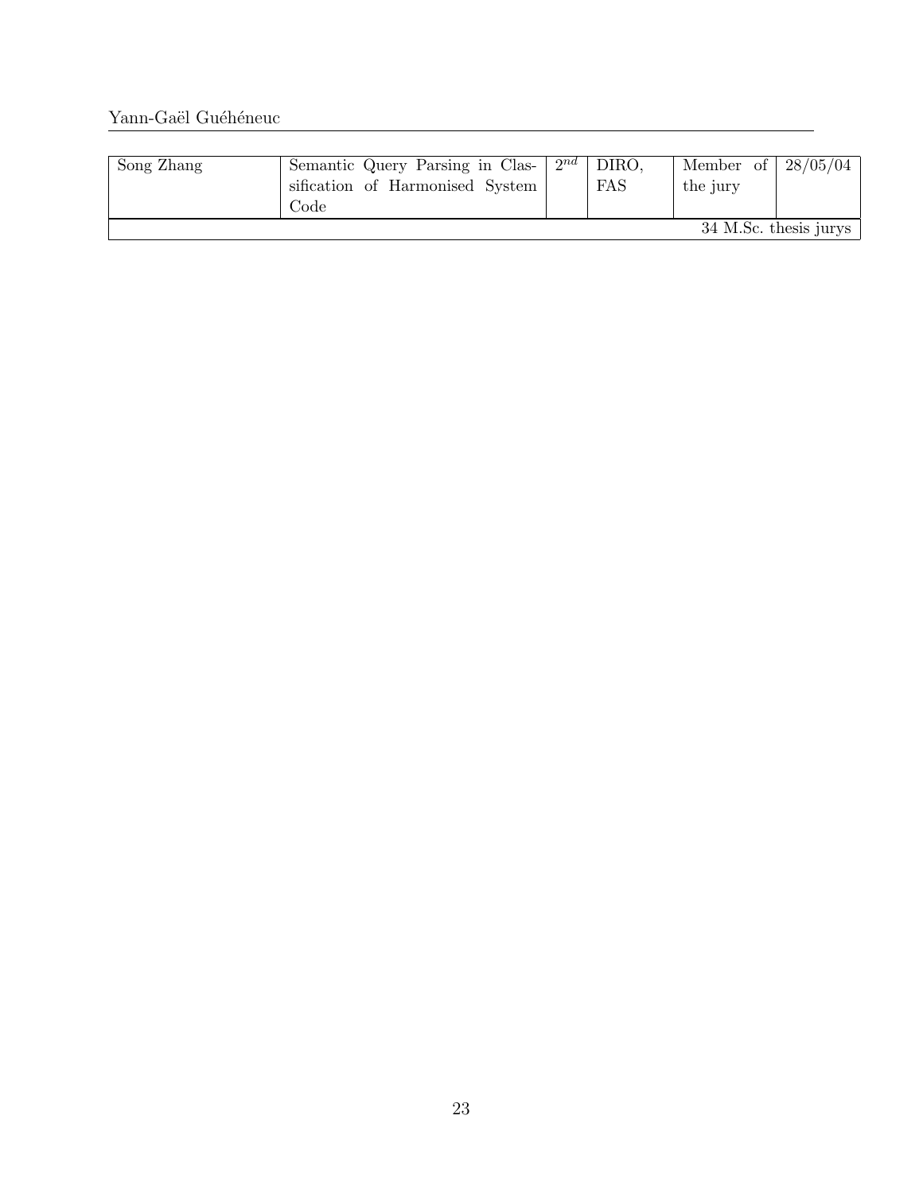| Song Zhang | Semantic Query Parsing in Classification of Harmonised System Code | $2^{nd}$ | DIRO, FAS | Member of the jury | 28/05/04 |
|---|---|---|---|---|---|
| | | | | | 34 M.Sc. thesis jurys |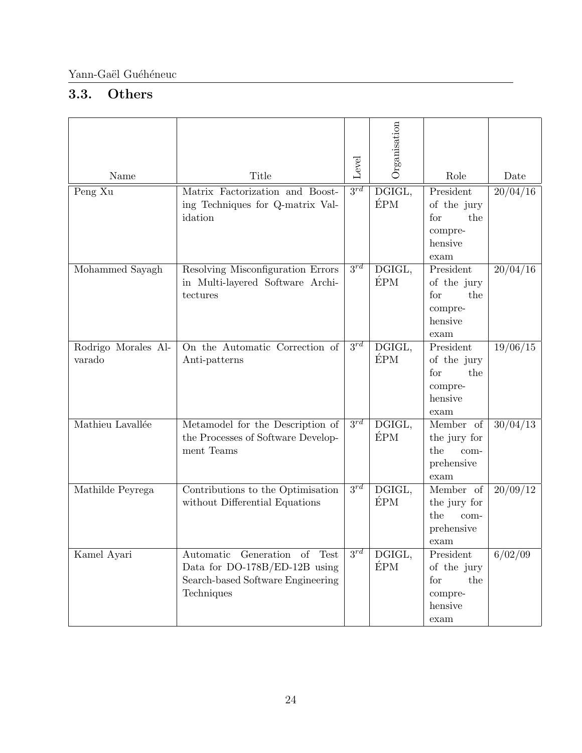### 3.3. Others

| Name | Title | Level | Organisation | Role | Date |
|---|---|---|---|---|---|
| Peng Xu | Matrix Factorization and Boosting Techniques for Q-matrix Validation | $3^{rd}$ | DGIGL, ÉPM | President of the jury for the comprehensive exam | 20/04/16 |
| Mohammed Sayagh | Resolving Misconfiguration Errors in Multi-layered Software Architectures | $3^{rd}$ | DGIGL, ÉPM | President of the jury for the comprehensive exam | 20/04/16 |
| Rodrigo Morales Alvarado | On the Automatic Correction of Anti-patterns | $3^{rd}$ | DGIGL, ÉPM | President of the jury for the comprehensive exam | 19/06/15 |
| Mathieu Lavallée | Metamodel for the Description of the Processes of Software Development Teams | $3^{rd}$ | DGIGL, ÉPM | Member of the jury for the comprehensive exam | 30/04/13 |
| Mathilde Peyrega | Contributions to the Optimisation without Differential Equations | $3^{rd}$ | DGIGL, ÉPM | Member of the jury for the comprehensive exam | 20/09/12 |
| Kamel Ayari | Automatic Generation of Test Data for DO-178B/ED-12B using Search-based Software Engineering Techniques | $3^{rd}$ | DGIGL, ÉPM | President of the jury for the comprehensive exam | 6/02/09 |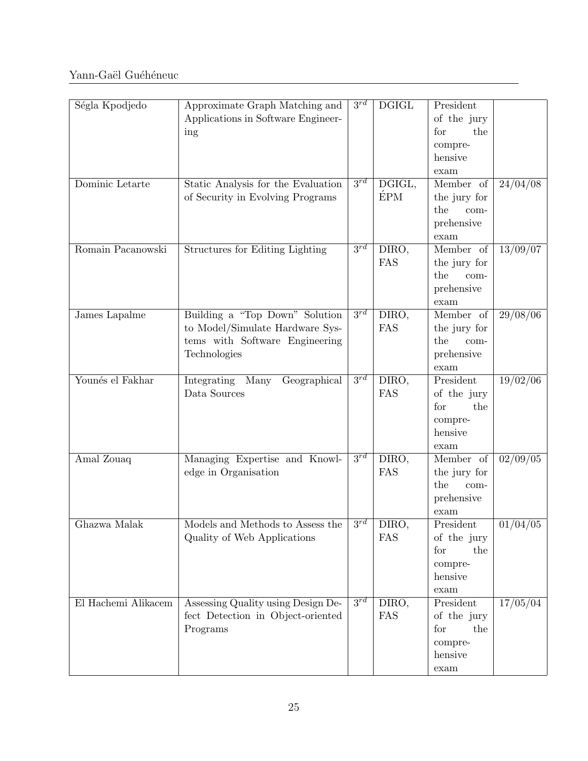| | | | | | |
|---|---|---|---|---|---|
| Ségla Kpodjedo | Approximate Graph Matching and Applications in Software Engineering | $3^{rd}$ | DGIGL | President of the jury for the comprehensive exam | |
| Dominic Letarte | Static Analysis for the Evaluation of Security in Evolving Programs | $3^{rd}$ | DGIGL, ÉPM | Member of the jury for the comprehensive exam | 24/04/08 |
| Romain Pacanowski | Structures for Editing Lighting | $3^{rd}$ | DIRO, FAS | Member of the jury for the comprehensive exam | 13/09/07 |
| James Lapalme | Building a "Top Down" Solution to Model/Simulate Hardware Systems with Software Engineering Technologies | $3^{rd}$ | DIRO, FAS | Member of the jury for the comprehensive exam | 29/08/06 |
| Younés el Fakhar | Integrating Many Geographical Data Sources | $3^{rd}$ | DIRO, FAS | President of the jury for the comprehensive exam | 19/02/06 |
| Amal Zouaq | Managing Expertise and Knowledge in Organisation | $3^{rd}$ | DIRO, FAS | Member of the jury for the comprehensive exam | 02/09/05 |
| Ghazwa Malak | Models and Methods to Assess the Quality of Web Applications | $3^{rd}$ | DIRO, FAS | President of the jury for the comprehensive exam | 01/04/05 |
| El Hachemi Alikacem | Assessing Quality using Design Defect Detection in Object-oriented Programs | $3^{rd}$ | DIRO, FAS | President of the jury for the comprehensive exam | 17/05/04 |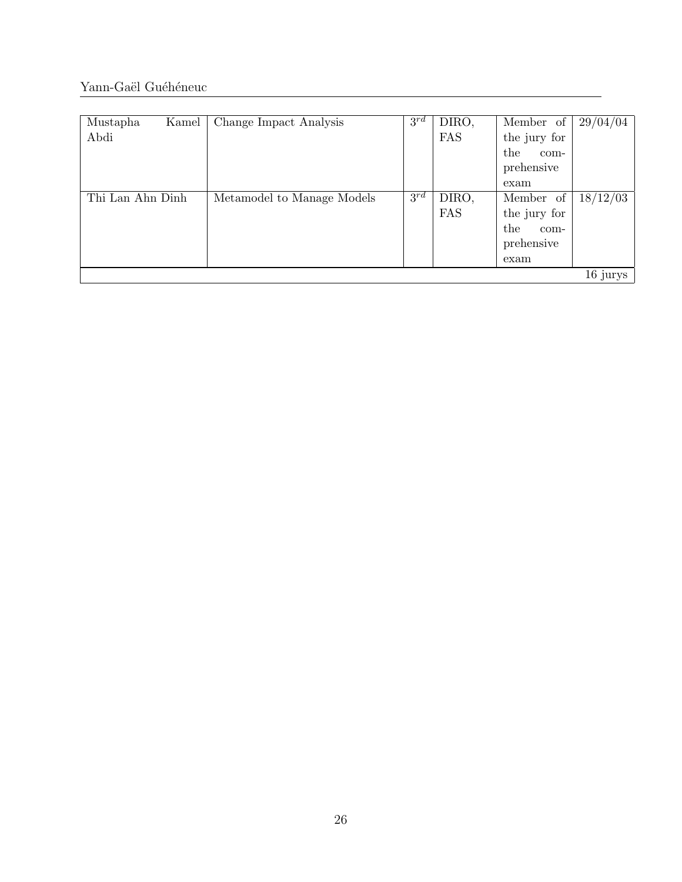| Mustapha Kamel Abdi | Change Impact Analysis | $3^{rd}$ | DIRO, FAS | Member of the jury for the comprehensive exam | 29/04/04 |
|---|---|---|---|---|---|
| Thi Lan Ahn Dinh | Metamodel to Manage Models | $3^{rd}$ | DIRO, FAS | Member of the jury for the comprehensive exam | 18/12/03 |
| | | | | | 16 jurys |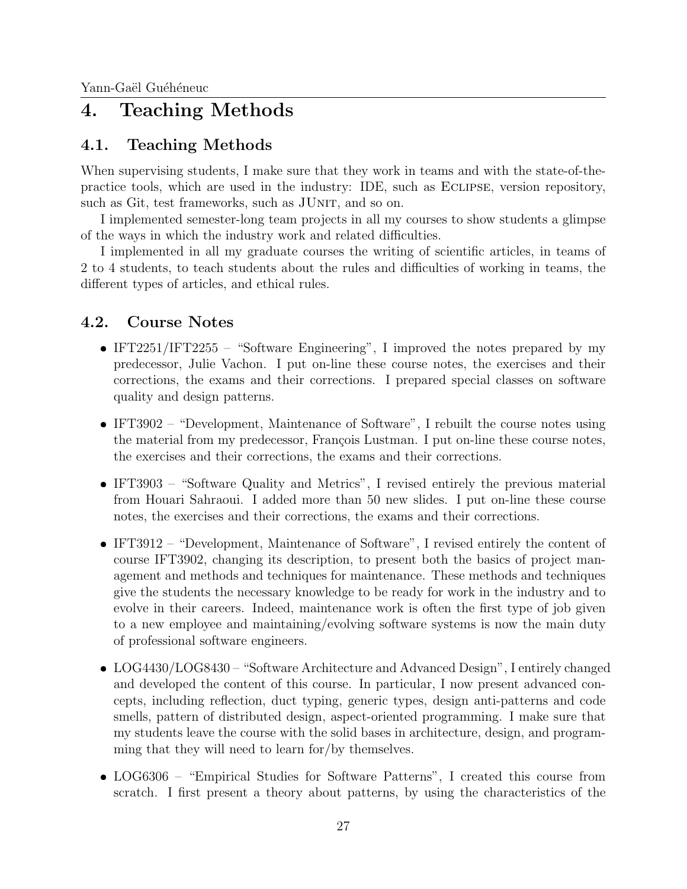# 4. Teaching Methods

## 4.1. Teaching Methods

When supervising students, I make sure that they work in teams and with the state-of-the-practice tools, which are used in the industry: IDE, such as Eclipse, version repository, such as Git, test frameworks, such as JUnit, and so on.

I implemented semester-long team projects in all my courses to show students a glimpse of the ways in which the industry work and related difficulties.

I implemented in all my graduate courses the writing of scientific articles, in teams of 2 to 4 students, to teach students about the rules and difficulties of working in teams, the different types of articles, and ethical rules.

## 4.2. Course Notes

- IFT2251/IFT2255 – "Software Engineering", I improved the notes prepared by my predecessor, Julie Vachon. I put on-line these course notes, the exercises and their corrections, the exams and their corrections. I prepared special classes on software quality and design patterns.

- IFT3902 – "Development, Maintenance of Software", I rebuilt the course notes using the material from my predecessor, François Lustman. I put on-line these course notes, the exercises and their corrections, the exams and their corrections.

- IFT3903 – "Software Quality and Metrics", I revised entirely the previous material from Houari Sahraoui. I added more than 50 new slides. I put on-line these course notes, the exercises and their corrections, the exams and their corrections.

- IFT3912 – "Development, Maintenance of Software", I revised entirely the content of course IFT3902, changing its description, to present both the basics of project management and methods and techniques for maintenance. These methods and techniques give the students the necessary knowledge to be ready for work in the industry and to evolve in their careers. Indeed, maintenance work is often the first type of job given to a new employee and maintaining/evolving software systems is now the main duty of professional software engineers.

- LOG4430/LOG8430 – "Software Architecture and Advanced Design", I entirely changed and developed the content of this course. In particular, I now present advanced concepts, including reflection, duct typing, generic types, design anti-patterns and code smells, pattern of distributed design, aspect-oriented programming. I make sure that my students leave the course with the solid bases in architecture, design, and programming that they will need to learn for/by themselves.

- LOG6306 – "Empirical Studies for Software Patterns", I created this course from scratch. I first present a theory about patterns, by using the characteristics of the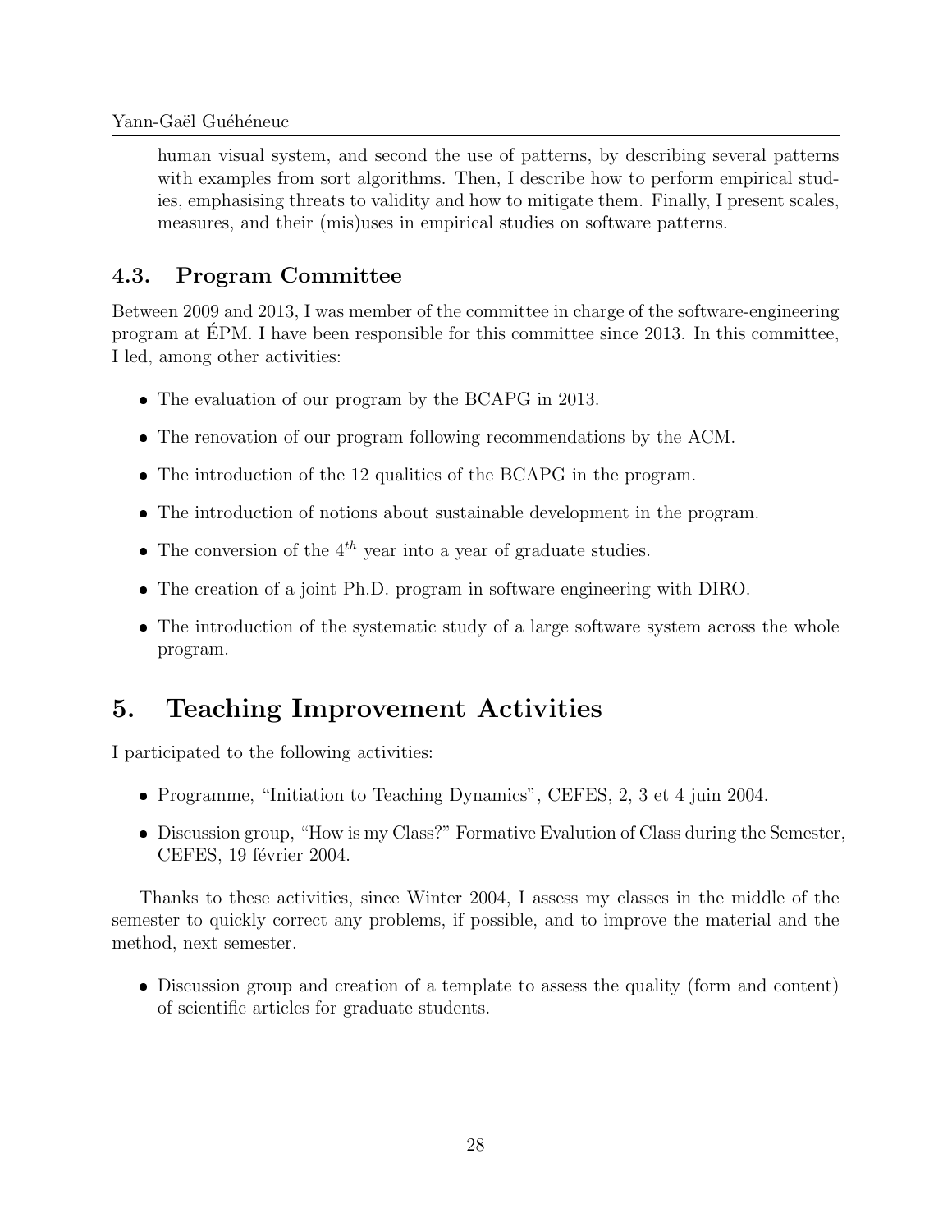human visual system, and second the use of patterns, by describing several patterns with examples from sort algorithms. Then, I describe how to perform empirical studies, emphasising threats to validity and how to mitigate them. Finally, I present scales, measures, and their (mis)uses in empirical studies on software patterns.

### 4.3. Program Committee

Between 2009 and 2013, I was member of the committee in charge of the software-engineering program at ÉPM. I have been responsible for this committee since 2013. In this committee, I led, among other activities:

- The evaluation of our program by the BCAPG in 2013.
- The renovation of our program following recommendations by the ACM.
- The introduction of the 12 qualities of the BCAPG in the program.
- The introduction of notions about sustainable development in the program.
- The conversion of the $4^{th}$ year into a year of graduate studies.
- The creation of a joint Ph.D. program in software engineering with DIRO.
- The introduction of the systematic study of a large software system across the whole program.

## 5. Teaching Improvement Activities

I participated to the following activities:

- Programme, "Initiation to Teaching Dynamics", CEFES, 2, 3 et 4 juin 2004.
- Discussion group, "How is my Class?" Formative Evalution of Class during the Semester, CEFES, 19 février 2004.

Thanks to these activities, since Winter 2004, I assess my classes in the middle of the semester to quickly correct any problems, if possible, and to improve the material and the method, next semester.

- Discussion group and creation of a template to assess the quality (form and content) of scientific articles for graduate students.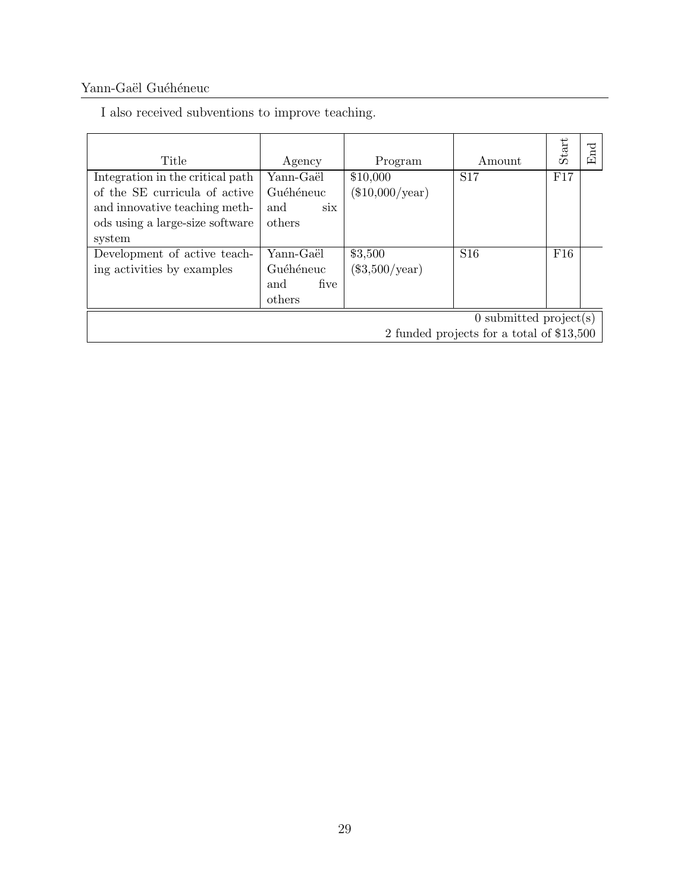I also received subventions to improve teaching.

| Title | Agency | Program | Amount | Start | End |
|---|---|---|---|---|---|
| Integration in the critical path of the SE curricula of active and innovative teaching methods using a large-size software system | Yann-Gaël Guéhéneuc and six others | $10,000 ($10,000/year) | S17 | F17 | |
| Development of active teaching activities by examples | Yann-Gaël Guéhéneuc and five others | $3,500 ($3,500/year) | S16 | F16 | |
| 0 submitted project(s)<br>2 funded projects for a total of $13,500 | | | | | |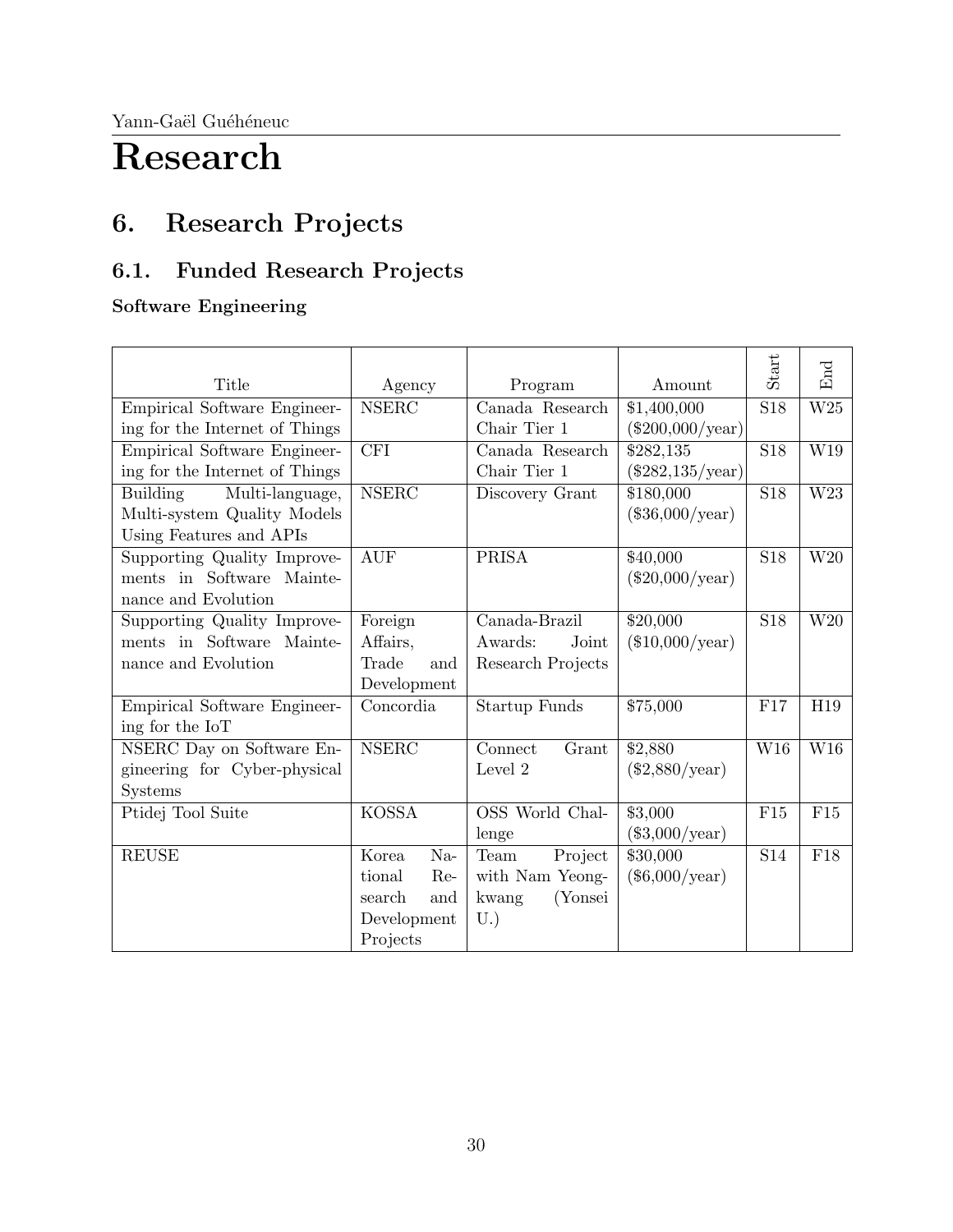# Research

## 6. Research Projects

### 6.1. Funded Research Projects

**Software Engineering**

| Title | Agency | Program | Amount | Start | End |
|---|---|---|---|---|---|
| Empirical Software Engineering for the Internet of Things | NSERC | Canada Research Chair Tier 1 | $1,400,000 ($200,000/year) | S18 | W25 |
| Empirical Software Engineering for the Internet of Things | CFI | Canada Research Chair Tier 1 | $282,135 ($282,135/year) | S18 | W19 |
| Building Multi-language, Multi-system Quality Models Using Features and APIs | NSERC | Discovery Grant | $180,000 ($36,000/year) | S18 | W23 |
| Supporting Quality Improvements in Software Maintenance and Evolution | AUF | PRISA | $40,000 ($20,000/year) | S18 | W20 |
| Supporting Quality Improvements in Software Maintenance and Evolution | Foreign Affairs, Trade and Development | Canada-Brazil Awards: Joint Research Projects | $20,000 ($10,000/year) | S18 | W20 |
| Empirical Software Engineering for the IoT | Concordia | Startup Funds | $75,000 | F17 | H19 |
| NSERC Day on Software Engineering for Cyber-physical Systems | NSERC | Connect Grant Level 2 | $2,880 ($2,880/year) | W16 | W16 |
| Ptidej Tool Suite | KOSSA | OSS World Challenge | $3,000 ($3,000/year) | F15 | F15 |
| REUSE | Korea National Research and Development Projects | Team Project with Nam Yeongkwang (Yonsei U.) | $30,000 ($6,000/year) | S14 | F18 |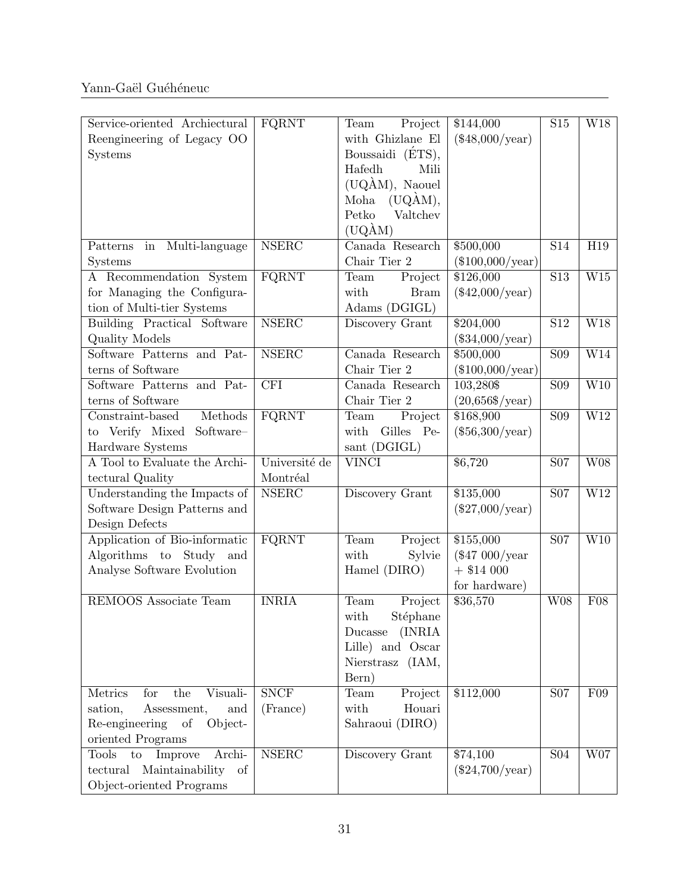| | | | | | |
|---|---|---|---|---|---|
| Service-oriented Archiectural Reengineering of Legacy OO Systems | FQRNT | Team Project with Ghizlane El Boussaidi (ÉTS), Hafedh Mili (UQÀM), Naouel Moha (UQÀM), Petko Valtchev (UQÀM) | \$144,000 (\$48,000/year) | S15 | W18 |
| Patterns in Multi-language Systems | NSERC | Canada Research Chair Tier 2 | \$500,000 (\$100,000/year) | S14 | H19 |
| A Recommendation System for Managing the Configuration of Multi-tier Systems | FQRNT | Team Project with Bram Adams (DGIGL) | \$126,000 (\$42,000/year) | S13 | W15 |
| Building Practical Software Quality Models | NSERC | Discovery Grant | \$204,000 (\$34,000/year) | S12 | W18 |
| Software Patterns and Patterns of Software | NSERC | Canada Research Chair Tier 2 | \$500,000 (\$100,000/year) | S09 | W14 |
| Software Patterns and Patterns of Software | CFI | Canada Research Chair Tier 2 | 103,280\$ (20,656\$/year) | S09 | W10 |
| Constraint-based Methods to Verify Mixed Software–Hardware Systems | FQRNT | Team Project with Gilles Pesant (DGIGL) | \$168,900 (\$56,300/year) | S09 | W12 |
| A Tool to Evaluate the Architectural Quality | Université de Montréal | VINCI | \$6,720 | S07 | W08 |
| Understanding the Impacts of Software Design Patterns and Design Defects | NSERC | Discovery Grant | \$135,000 (\$27,000/year) | S07 | W12 |
| Application of Bio-informatic Algorithms to Study and Analyse Software Evolution | FQRNT | Team Project with Sylvie Hamel (DIRO) | \$155,000 (\$47 000/year + \$14 000 for hardware) | S07 | W10 |
| REMOOS Associate Team | INRIA | Team Project with Stéphane Ducasse (INRIA Lille) and Oscar Nierstrasz (IAM, Bern) | \$36,570 | W08 | F08 |
| Metrics for the Visualisation, Assessment, and Re-engineering of Object-oriented Programs | SNCF (France) | Team Project with Houari Sahraoui (DIRO) | \$112,000 | S07 | F09 |
| Tools to Improve Architectural Maintainability of Object-oriented Programs | NSERC | Discovery Grant | \$74,100 (\$24,700/year) | S04 | W07 |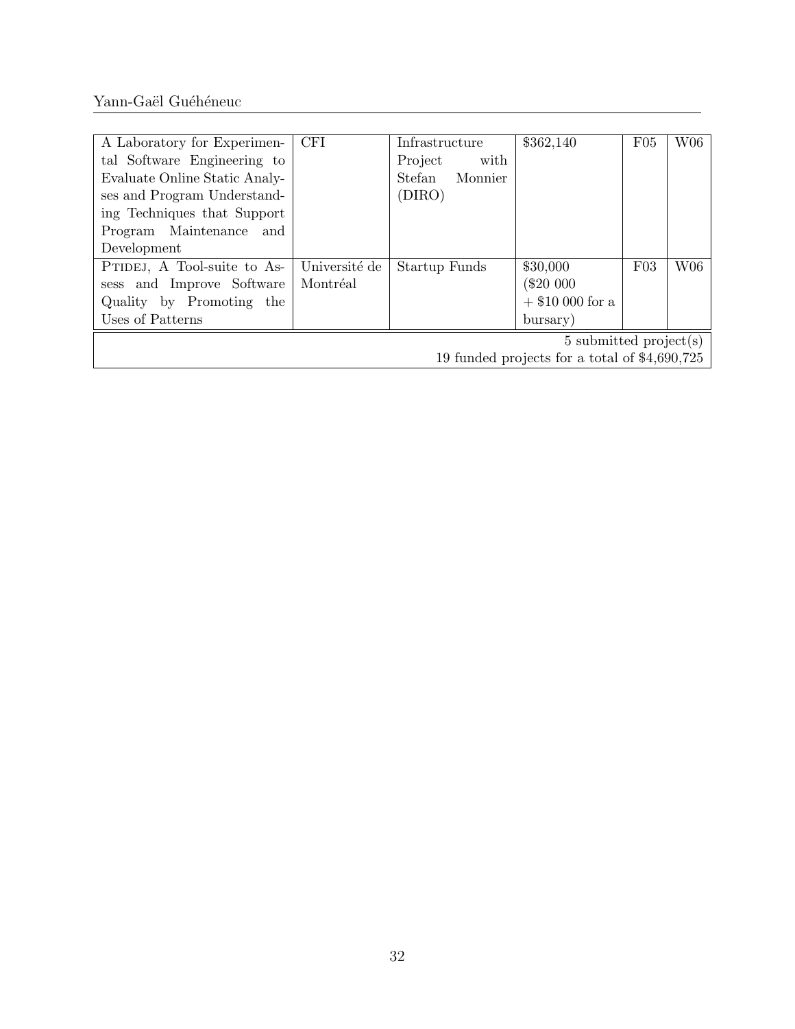| | | | | | |
|---|---|---|---|---|---|
| A Laboratory for Experimental Software Engineering to Evaluate Online Static Analyses and Program Understanding Techniques that Support Program Maintenance and Development | CFI | Infrastructure Project with Stefan Monnier (DIRO) | \$362,140 | F05 | W06 |
| PTIDEJ, A Tool-suite to Assess and Improve Software Quality by Promoting the Uses of Patterns | Université de Montréal | Startup Funds | \$30,000 (\$20 000 + \$10 000 for a bursary) | F03 | W06 |
| 5 submitted project(s)<br>19 funded projects for a total of \$4,690,725 | | | | | |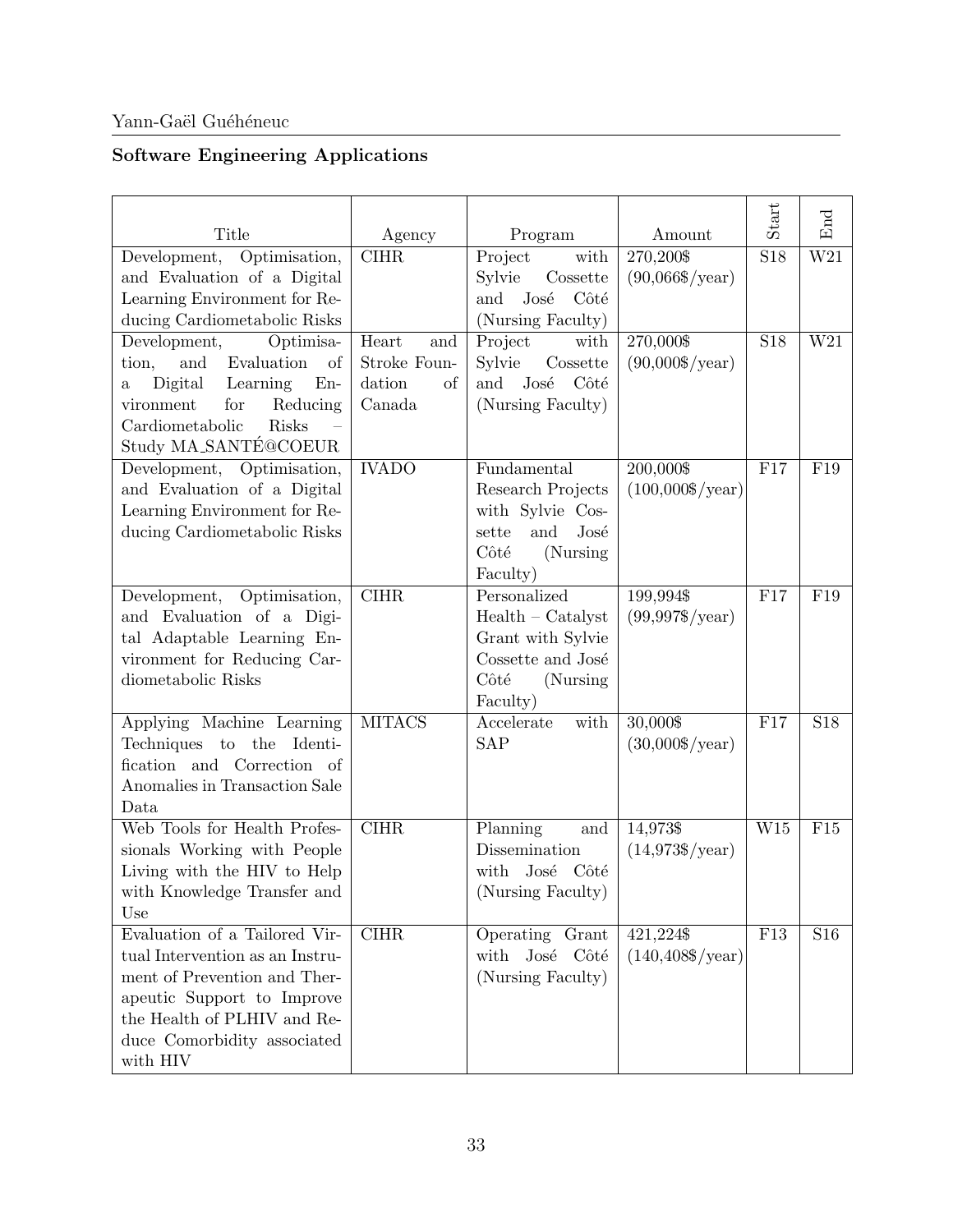## Software Engineering Applications

| Title | Agency | Program | Amount | Start | End |
|---|---|---|---|---|---|
| Development, Optimisation, and Evaluation of a Digital Learning Environment for Reducing Cardiometabolic Risks | CIHR | Project with Sylvie Cossette and José Côté (Nursing Faculty) | 270,200$ (90,066$/year) | S18 | W21 |
| Development, Optimisation, and Evaluation of a Digital Learning Environment for Reducing Cardiometabolic Risks – Study MA_SANTÉ@COEUR | Heart and Stroke Foundation of Canada | Project with Sylvie Cossette and José Côté (Nursing Faculty) | 270,000$ (90,000$/year) | S18 | W21 |
| Development, Optimisation, and Evaluation of a Digital Learning Environment for Reducing Cardiometabolic Risks | IVADO | Fundamental Research Projects with Sylvie Cossette and José Côté (Nursing Faculty) | 200,000$ (100,000$/year) | F17 | F19 |
| Development, Optimisation, and Evaluation of a Digital Adaptable Learning Environment for Reducing Cardiometabolic Risks | CIHR | Personalized Health – Catalyst Grant with Sylvie Cossette and José Côté (Nursing Faculty) | 199,994$ (99,997$/year) | F17 | F19 |
| Applying Machine Learning Techniques to the Identification and Correction of Anomalies in Transaction Sale Data | MITACS | Accelerate with SAP | 30,000$ (30,000$/year) | F17 | S18 |
| Web Tools for Health Professionals Working with People Living with the HIV to Help with Knowledge Transfer and Use | CIHR | Planning and Dissemination with José Côté (Nursing Faculty) | 14,973$ (14,973$/year) | W15 | F15 |
| Evaluation of a Tailored Virtual Intervention as an Instrument of Prevention and Therapeutic Support to Improve the Health of PLHIV and Reduce Comorbidity associated with HIV | CIHR | Operating Grant with José Côté (Nursing Faculty) | 421,224$ (140,408$/year) | F13 | S16 |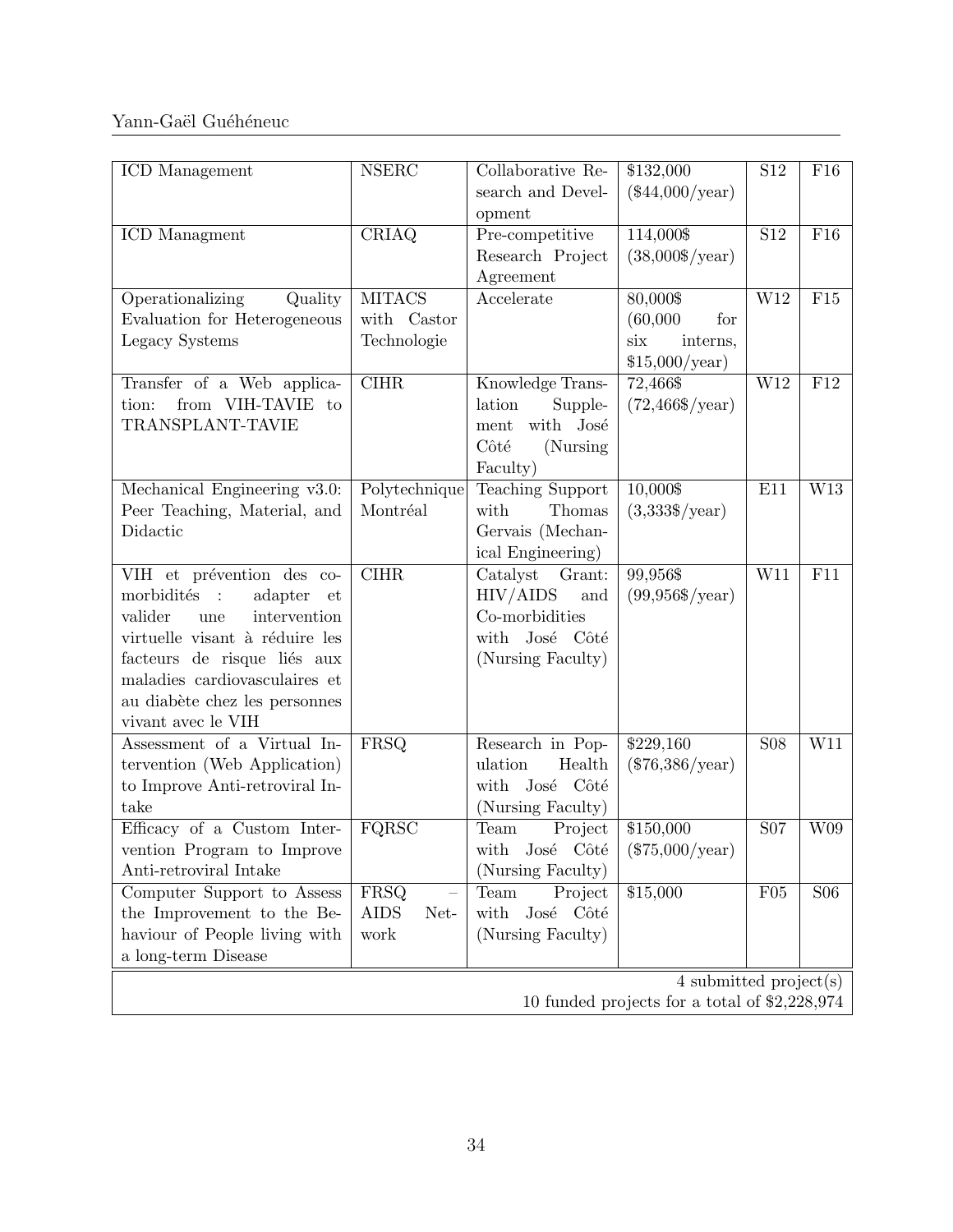| ICD Management | NSERC | Collaborative Research and Development | $132,000 ($44,000/year) | S12 | F16 |
|---|---|---|---|---|---|
| ICD Managment | CRIAQ | Pre-competitive Research Project Agreement | 114,000$ (38,000$/year) | S12 | F16 |
| Operationalizing Quality Evaluation for Heterogeneous Legacy Systems | MITACS with Castor Technologie | Accelerate | 80,000$ (60,000 for six interns, $15,000/year) | W12 | F15 |
| Transfer of a Web application: from VIH-TAVIE to TRANSPLANT-TAVIE | CIHR | Knowledge Translation Supplement with José Côté (Nursing Faculty) | 72,466$ (72,466$/year) | W12 | F12 |
| Mechanical Engineering v3.0: Peer Teaching, Material, and Didactic | Polytechnique Montréal | Teaching Support with Thomas Gervais (Mechanical Engineering) | 10,000$ (3,333$/year) | E11 | W13 |
| VIH et prévention des co-morbidités : adapter et valider une intervention virtuelle visant à réduire les facteurs de risque liés aux maladies cardiovasculaires et au diabète chez les personnes vivant avec le VIH | CIHR | Catalyst Grant: HIV/AIDS and Co-morbidities with José Côté (Nursing Faculty) | 99,956$ (99,956$/year) | W11 | F11 |
| Assessment of a Virtual Intervention (Web Application) to Improve Anti-retroviral Intake | FRSQ | Research in Population Health with José Côté (Nursing Faculty) | $229,160 ($76,386/year) | S08 | W11 |
| Efficacy of a Custom Intervention Program to Improve Anti-retroviral Intake | FQRSC | Team Project with José Côté (Nursing Faculty) | $150,000 ($75,000/year) | S07 | W09 |
| Computer Support to Assess the Improvement to the Behaviour of People living with a long-term Disease | FRSQ – AIDS Network | Team Project with José Côté (Nursing Faculty) | $15,000 | F05 | S06 |
| | | | | | 4 submitted project(s) 10 funded projects for a total of $2,228,974 |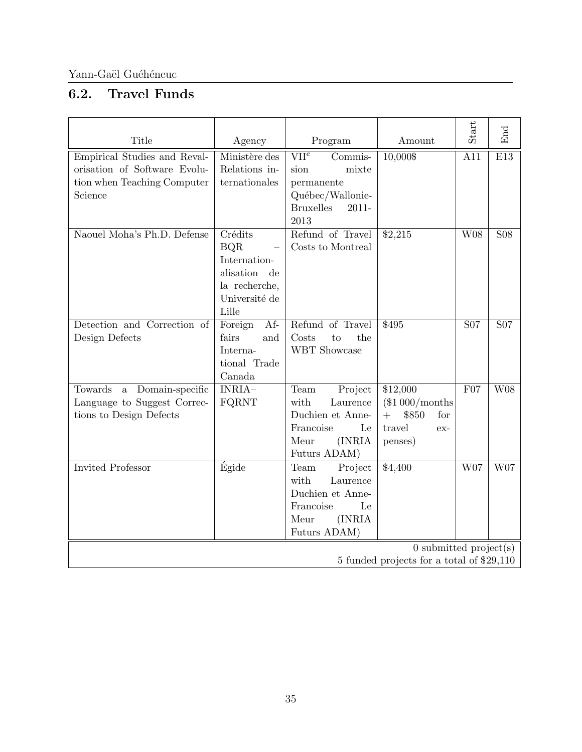## 6.2. Travel Funds

| Title | Agency | Program | Amount | Start | End |
|---|---|---|---|---|---|
| Empirical Studies and Revalorisation of Software Evolution when Teaching Computer Science | Ministère des Relations internationales | VII$^e$ Commission mixte permanente Québec/Wallonie-Bruxelles 2011-2013 | 10,000$ | A11 | E13 |
| Naouel Moha's Ph.D. Defense | Crédits BQR – Internationalisation de la recherche, Université de Lille | Refund of Travel Costs to Montreal | $2,215 | W08 | S08 |
| Detection and Correction of Design Defects | Foreign Affairs and International Trade Canada | Refund of Travel Costs to the WBT Showcase | $495 | S07 | S07 |
| Towards a Domain-specific Language to Suggest Corrections to Design Defects | INRIA–FQRNT | Team Project with Laurence Duchien et Anne-Francoise Le Meur (INRIA Futurs ADAM) | $12,000 ($1 000/months + $850 for travel expenses) | F07 | W08 |
| Invited Professor | Égide | Team Project with Laurence Duchien et Anne-Francoise Le Meur (INRIA Futurs ADAM) | $4,400 | W07 | W07 |
| | | | | | 0 submitted project(s) |
| | | | | | 5 funded projects for a total of $29,110 |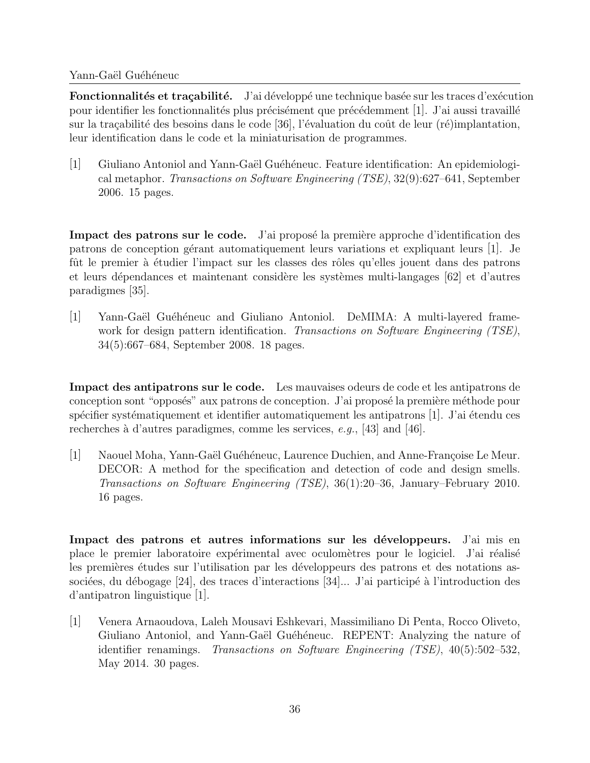**Fonctionnalités et traçabilité.** J'ai développé une technique basée sur les traces d'exécution pour identifier les fonctionnalités plus précisément que précédemment [1]. J'ai aussi travaillé sur la traçabilité des besoins dans le code [36], l'évaluation du coût de leur (ré)implantation, leur identification dans le code et la miniaturisation de programmes.

[1] Giuliano Antoniol and Yann-Gaël Guéhéneuc. Feature identification: An epidemiological metaphor. *Transactions on Software Engineering (TSE)*, 32(9):627–641, September 2006. 15 pages.

**Impact des patrons sur le code.** J'ai proposé la première approche d'identification des patrons de conception gérant automatiquement leurs variations et expliquant leurs [1]. Je fût le premier à étudier l'impact sur les classes des rôles qu'elles jouent dans des patrons et leurs dépendances et maintenant considère les systèmes multi-langages [62] et d'autres paradigmes [35].

[1] Yann-Gaël Guéhéneuc and Giuliano Antoniol. DeMIMA: A multi-layered framework for design pattern identification. *Transactions on Software Engineering (TSE)*, 34(5):667–684, September 2008. 18 pages.

**Impact des antipatrons sur le code.** Les mauvaises odeurs de code et les antipatrons de conception sont "opposés" aux patrons de conception. J'ai proposé la première méthode pour spécifier systématiquement et identifier automatiquement les antipatrons [1]. J'ai étendu ces recherches à d'autres paradigmes, comme les services, *e.g.*, [43] and [46].

[1] Naouel Moha, Yann-Gaël Guéhéneuc, Laurence Duchien, and Anne-Françoise Le Meur. DECOR: A method for the specification and detection of code and design smells. *Transactions on Software Engineering (TSE)*, 36(1):20–36, January–February 2010. 16 pages.

**Impact des patrons et autres informations sur les développeurs.** J'ai mis en place le premier laboratoire expérimental avec oculomètres pour le logiciel. J'ai réalisé les premières études sur l'utilisation par les développeurs des patrons et des notations associées, du débogage [24], des traces d'interactions [34]... J'ai participé à l'introduction des d'antipatron linguistique [1].

[1] Venera Arnaoudova, Laleh Mousavi Eshkevari, Massimiliano Di Penta, Rocco Oliveto, Giuliano Antoniol, and Yann-Gaël Guéhéneuc. REPENT: Analyzing the nature of identifier renamings. *Transactions on Software Engineering (TSE)*, 40(5):502–532, May 2014. 30 pages.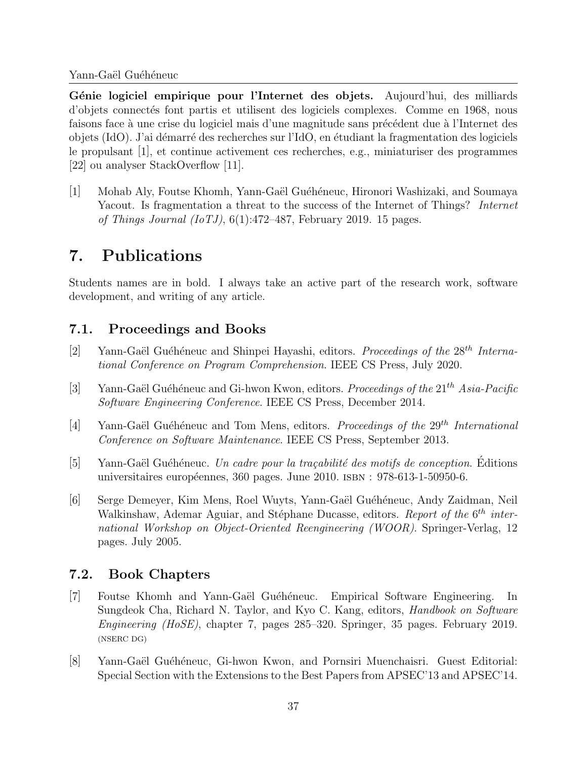**Génie logiciel empirique pour l'Internet des objets.** Aujourd'hui, des milliards d'objets connectés font partis et utilisent des logiciels complexes. Comme en 1968, nous faisons face à une crise du logiciel mais d'une magnitude sans précédent due à l'Internet des objets (IdO). J'ai démarré des recherches sur l'IdO, en étudiant la fragmentation des logiciels le propulsant [1], et continue activement ces recherches, e.g., miniaturiser des programmes [22] ou analyser StackOverflow [11].

[1] Mohab Aly, Foutse Khomh, Yann-Gaël Guéhéneuc, Hironori Washizaki, and Soumaya Yacout. Is fragmentation a threat to the success of the Internet of Things? *Internet of Things Journal (IoTJ)*, 6(1):472–487, February 2019. 15 pages.

# 7. Publications

Students names are in bold. I always take an active part of the research work, software development, and writing of any article.

## 7.1. Proceedings and Books

[2] Yann-Gaël Guéhéneuc and Shinpei Hayashi, editors. *Proceedings of the $28^{th}$ International Conference on Program Comprehension*. IEEE CS Press, July 2020.

[3] Yann-Gaël Guéhéneuc and Gi-hwon Kwon, editors. *Proceedings of the $21^{th}$ Asia-Pacific Software Engineering Conference*. IEEE CS Press, December 2014.

[4] Yann-Gaël Guéhéneuc and Tom Mens, editors. *Proceedings of the $29^{th}$ International Conference on Software Maintenance*. IEEE CS Press, September 2013.

[5] Yann-Gaël Guéhéneuc. *Un cadre pour la traçabilité des motifs de conception*. Éditions universitaires européennes, 360 pages. June 2010. ISBN : 978-613-1-50950-6.

[6] Serge Demeyer, Kim Mens, Roel Wuyts, Yann-Gaël Guéhéneuc, Andy Zaidman, Neil Walkinshaw, Ademar Aguiar, and Stéphane Ducasse, editors. *Report of the $6^{th}$ international Workshop on Object-Oriented Reengineering (WOOR)*. Springer-Verlag, 12 pages. July 2005.

## 7.2. Book Chapters

[7] Foutse Khomh and Yann-Gaël Guéhéneuc. Empirical Software Engineering. In Sungdeok Cha, Richard N. Taylor, and Kyo C. Kang, editors, *Handbook on Software Engineering (HoSE)*, chapter 7, pages 285–320. Springer, 35 pages. February 2019. (NSERC DG)

[8] Yann-Gaël Guéhéneuc, Gi-hwon Kwon, and Pornsiri Muenchaisri. Guest Editorial: Special Section with the Extensions to the Best Papers from APSEC'13 and APSEC'14.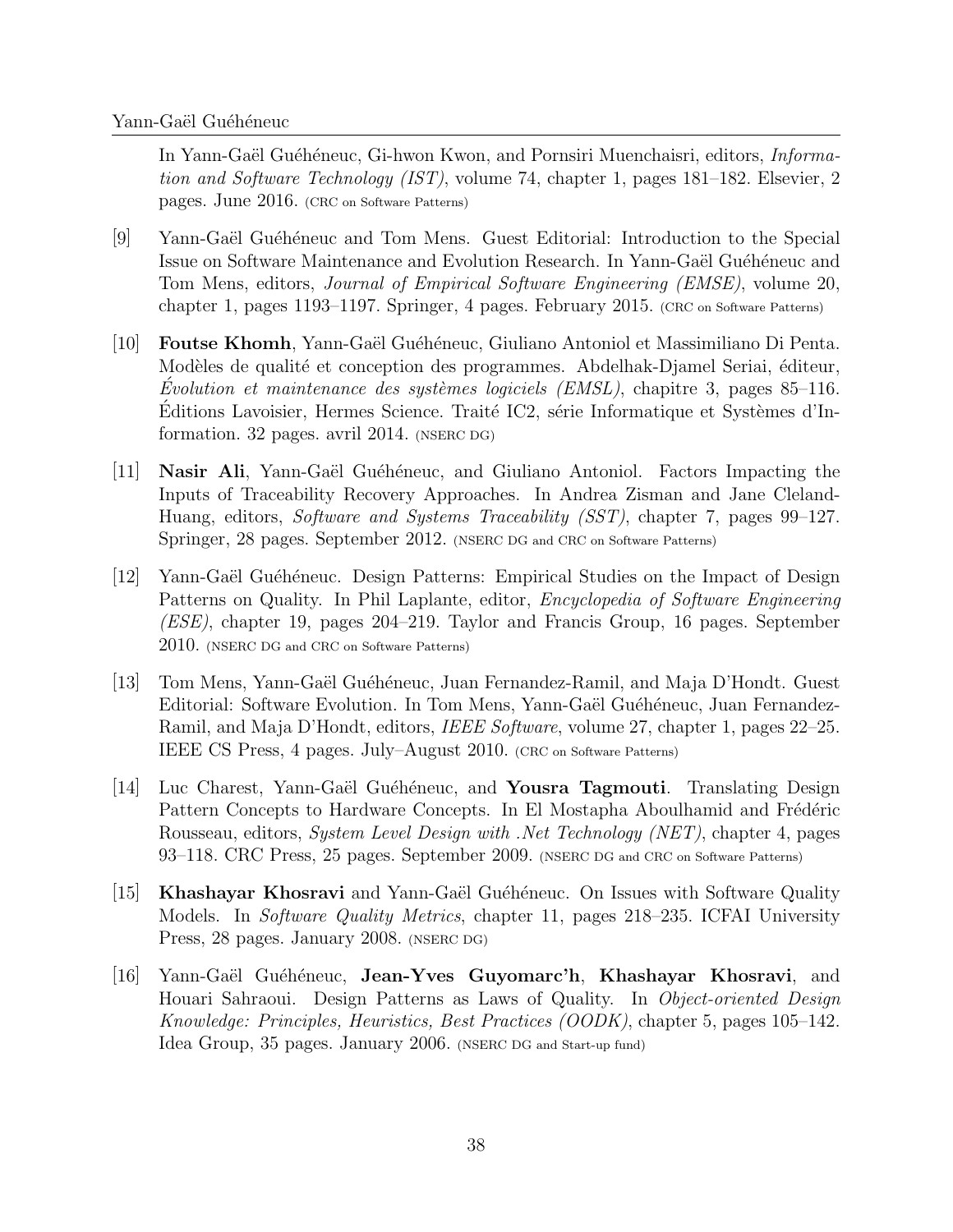In Yann-Gaël Guéhéneuc, Gi-hwon Kwon, and Pornsiri Muenchaisri, editors, *Information and Software Technology (IST)*, volume 74, chapter 1, pages 181–182. Elsevier, 2 pages. June 2016. (CRC on Software Patterns)

[9] Yann-Gaël Guéhéneuc and Tom Mens. Guest Editorial: Introduction to the Special Issue on Software Maintenance and Evolution Research. In Yann-Gaël Guéhéneuc and Tom Mens, editors, *Journal of Empirical Software Engineering (EMSE)*, volume 20, chapter 1, pages 1193–1197. Springer, 4 pages. February 2015. (CRC on Software Patterns)

[10] **Foutse Khomh**, Yann-Gaël Guéhéneuc, Giuliano Antoniol et Massimiliano Di Penta. Modèles de qualité et conception des programmes. Abdelhak-Djamel Seriai, éditeur, *Évolution et maintenance des systèmes logiciels (EMSL)*, chapitre 3, pages 85–116. Éditions Lavoisier, Hermes Science. Traité IC2, série Informatique et Systèmes d'Information. 32 pages. avril 2014. (NSERC DG)

[11] **Nasir Ali**, Yann-Gaël Guéhéneuc, and Giuliano Antoniol. Factors Impacting the Inputs of Traceability Recovery Approaches. In Andrea Zisman and Jane Cleland-Huang, editors, *Software and Systems Traceability (SST)*, chapter 7, pages 99–127. Springer, 28 pages. September 2012. (NSERC DG and CRC on Software Patterns)

[12] Yann-Gaël Guéhéneuc. Design Patterns: Empirical Studies on the Impact of Design Patterns on Quality. In Phil Laplante, editor, *Encyclopedia of Software Engineering (ESE)*, chapter 19, pages 204–219. Taylor and Francis Group, 16 pages. September 2010. (NSERC DG and CRC on Software Patterns)

[13] Tom Mens, Yann-Gaël Guéhéneuc, Juan Fernandez-Ramil, and Maja D'Hondt. Guest Editorial: Software Evolution. In Tom Mens, Yann-Gaël Guéhéneuc, Juan Fernandez-Ramil, and Maja D'Hondt, editors, *IEEE Software*, volume 27, chapter 1, pages 22–25. IEEE CS Press, 4 pages. July–August 2010. (CRC on Software Patterns)

[14] Luc Charest, Yann-Gaël Guéhéneuc, and **Yousra Tagmouti**. Translating Design Pattern Concepts to Hardware Concepts. In El Mostapha Aboulhamid and Frédéric Rousseau, editors, *System Level Design with .Net Technology (NET)*, chapter 4, pages 93–118. CRC Press, 25 pages. September 2009. (NSERC DG and CRC on Software Patterns)

[15] **Khashayar Khosravi** and Yann-Gaël Guéhéneuc. On Issues with Software Quality Models. In *Software Quality Metrics*, chapter 11, pages 218–235. ICFAI University Press, 28 pages. January 2008. (NSERC DG)

[16] Yann-Gaël Guéhéneuc, **Jean-Yves Guyomarc'h**, **Khashayar Khosravi**, and Houari Sahraoui. Design Patterns as Laws of Quality. In *Object-oriented Design Knowledge: Principles, Heuristics, Best Practices (OODK)*, chapter 5, pages 105–142. Idea Group, 35 pages. January 2006. (NSERC DG and Start-up fund)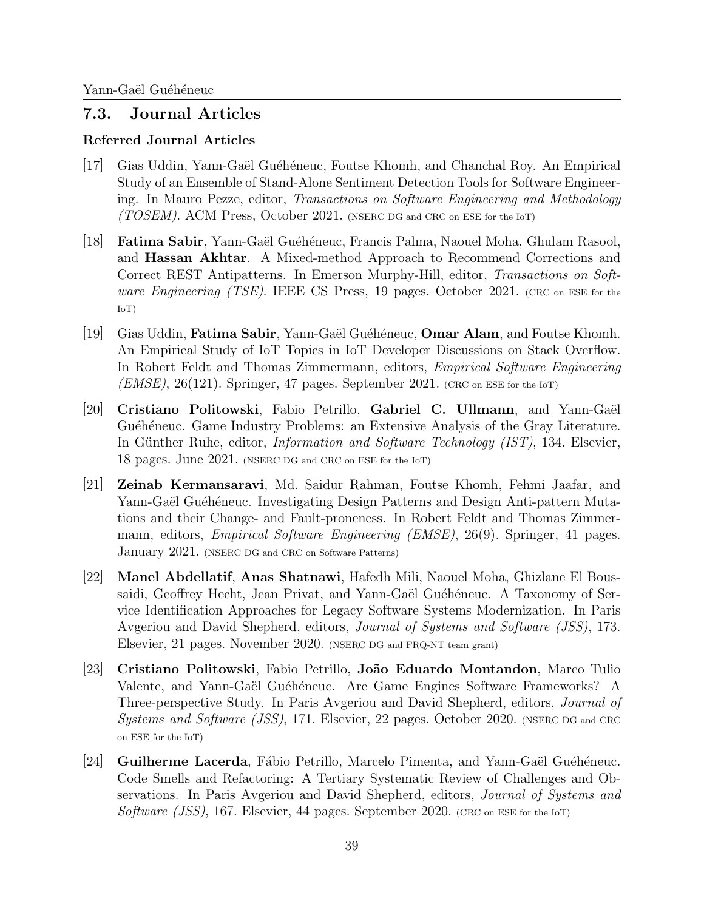## 7.3. Journal Articles

### Referred Journal Articles

[17] Gias Uddin, Yann-Gaël Guéhéneuc, Foutse Khomh, and Chanchal Roy. An Empirical Study of an Ensemble of Stand-Alone Sentiment Detection Tools for Software Engineering. In Mauro Pezze, editor, *Transactions on Software Engineering and Methodology (TOSEM)*. ACM Press, October 2021. (NSERC DG and CRC on ESE for the IoT)

[18] **Fatima Sabir**, Yann-Gaël Guéhéneuc, Francis Palma, Naouel Moha, Ghulam Rasool, and **Hassan Akhtar**. A Mixed-method Approach to Recommend Corrections and Correct REST Antipatterns. In Emerson Murphy-Hill, editor, *Transactions on Software Engineering (TSE)*. IEEE CS Press, 19 pages. October 2021. (CRC on ESE for the IoT)

[19] Gias Uddin, **Fatima Sabir**, Yann-Gaël Guéhéneuc, **Omar Alam**, and Foutse Khomh. An Empirical Study of IoT Topics in IoT Developer Discussions on Stack Overflow. In Robert Feldt and Thomas Zimmermann, editors, *Empirical Software Engineering (EMSE)*, 26(121). Springer, 47 pages. September 2021. (CRC on ESE for the IoT)

[20] **Cristiano Politowski**, Fabio Petrillo, **Gabriel C. Ullmann**, and Yann-Gaël Guéhéneuc. Game Industry Problems: an Extensive Analysis of the Gray Literature. In Günther Ruhe, editor, *Information and Software Technology (IST)*, 134. Elsevier, 18 pages. June 2021. (NSERC DG and CRC on ESE for the IoT)

[21] **Zeinab Kermansaravi**, Md. Saidur Rahman, Foutse Khomh, Fehmi Jaafar, and Yann-Gaël Guéhéneuc. Investigating Design Patterns and Design Anti-pattern Mutations and their Change- and Fault-proneness. In Robert Feldt and Thomas Zimmermann, editors, *Empirical Software Engineering (EMSE)*, 26(9). Springer, 41 pages. January 2021. (NSERC DG and CRC on Software Patterns)

[22] **Manel Abdellatif**, **Anas Shatnawi**, Hafedh Mili, Naouel Moha, Ghizlane El Boussaidi, Geoffrey Hecht, Jean Privat, and Yann-Gaël Guéhéneuc. A Taxonomy of Service Identification Approaches for Legacy Software Systems Modernization. In Paris Avgeriou and David Shepherd, editors, *Journal of Systems and Software (JSS)*, 173. Elsevier, 21 pages. November 2020. (NSERC DG and FRQ-NT team grant)

[23] **Cristiano Politowski**, Fabio Petrillo, **João Eduardo Montandon**, Marco Tulio Valente, and Yann-Gaël Guéhéneuc. Are Game Engines Software Frameworks? A Three-perspective Study. In Paris Avgeriou and David Shepherd, editors, *Journal of Systems and Software (JSS)*, 171. Elsevier, 22 pages. October 2020. (NSERC DG and CRC on ESE for the IoT)

[24] **Guilherme Lacerda**, Fábio Petrillo, Marcelo Pimenta, and Yann-Gaël Guéhéneuc. Code Smells and Refactoring: A Tertiary Systematic Review of Challenges and Observations. In Paris Avgeriou and David Shepherd, editors, *Journal of Systems and Software (JSS)*, 167. Elsevier, 44 pages. September 2020. (CRC on ESE for the IoT)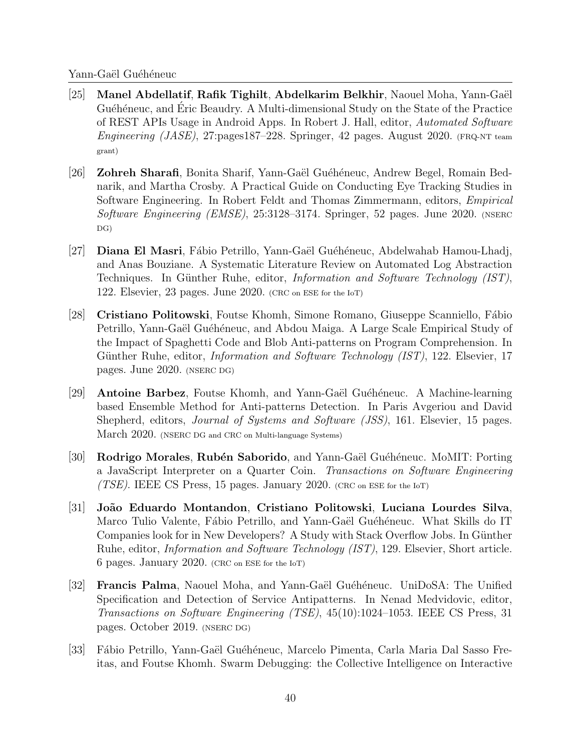[25] **Manel Abdellatif**, **Rafik Tighilt**, **Abdelkarim Belkhir**, Naouel Moha, Yann-Gaël Guéhéneuc, and Éric Beaudry. A Multi-dimensional Study on the State of the Practice of REST APIs Usage in Android Apps. In Robert J. Hall, editor, *Automated Software Engineering (JASE)*, 27:pages187–228. Springer, 42 pages. August 2020. (FRQ-NT team grant)

[26] **Zohreh Sharafi**, Bonita Sharif, Yann-Gaël Guéhéneuc, Andrew Begel, Romain Bednarik, and Martha Crosby. A Practical Guide on Conducting Eye Tracking Studies in Software Engineering. In Robert Feldt and Thomas Zimmermann, editors, *Empirical Software Engineering (EMSE)*, 25:3128–3174. Springer, 52 pages. June 2020. (NSERC DG)

[27] **Diana El Masri**, Fábio Petrillo, Yann-Gaël Guéhéneuc, Abdelwahab Hamou-Lhadj, and Anas Bouziane. A Systematic Literature Review on Automated Log Abstraction Techniques. In Günther Ruhe, editor, *Information and Software Technology (IST)*, 122. Elsevier, 23 pages. June 2020. (CRC on ESE for the IoT)

[28] **Cristiano Politowski**, Foutse Khomh, Simone Romano, Giuseppe Scanniello, Fábio Petrillo, Yann-Gaël Guéhéneuc, and Abdou Maiga. A Large Scale Empirical Study of the Impact of Spaghetti Code and Blob Anti-patterns on Program Comprehension. In Günther Ruhe, editor, *Information and Software Technology (IST)*, 122. Elsevier, 17 pages. June 2020. (NSERC DG)

[29] **Antoine Barbez**, Foutse Khomh, and Yann-Gaël Guéhéneuc. A Machine-learning based Ensemble Method for Anti-patterns Detection. In Paris Avgeriou and David Shepherd, editors, *Journal of Systems and Software (JSS)*, 161. Elsevier, 15 pages. March 2020. (NSERC DG and CRC on Multi-language Systems)

[30] **Rodrigo Morales**, **Rubén Saborido**, and Yann-Gaël Guéhéneuc. MoMIT: Porting a JavaScript Interpreter on a Quarter Coin. *Transactions on Software Engineering (TSE)*. IEEE CS Press, 15 pages. January 2020. (CRC on ESE for the IoT)

[31] **João Eduardo Montandon**, **Cristiano Politowski**, **Luciana Lourdes Silva**, Marco Tulio Valente, Fábio Petrillo, and Yann-Gaël Guéhéneuc. What Skills do IT Companies look for in New Developers? A Study with Stack Overflow Jobs. In Günther Ruhe, editor, *Information and Software Technology (IST)*, 129. Elsevier, Short article. 6 pages. January 2020. (CRC on ESE for the IoT)

[32] **Francis Palma**, Naouel Moha, and Yann-Gaël Guéhéneuc. UniDoSA: The Unified Specification and Detection of Service Antipatterns. In Nenad Medvidovic, editor, *Transactions on Software Engineering (TSE)*, 45(10):1024–1053. IEEE CS Press, 31 pages. October 2019. (NSERC DG)

[33] Fábio Petrillo, Yann-Gaël Guéhéneuc, Marcelo Pimenta, Carla Maria Dal Sasso Freitas, and Foutse Khomh. Swarm Debugging: the Collective Intelligence on Interactive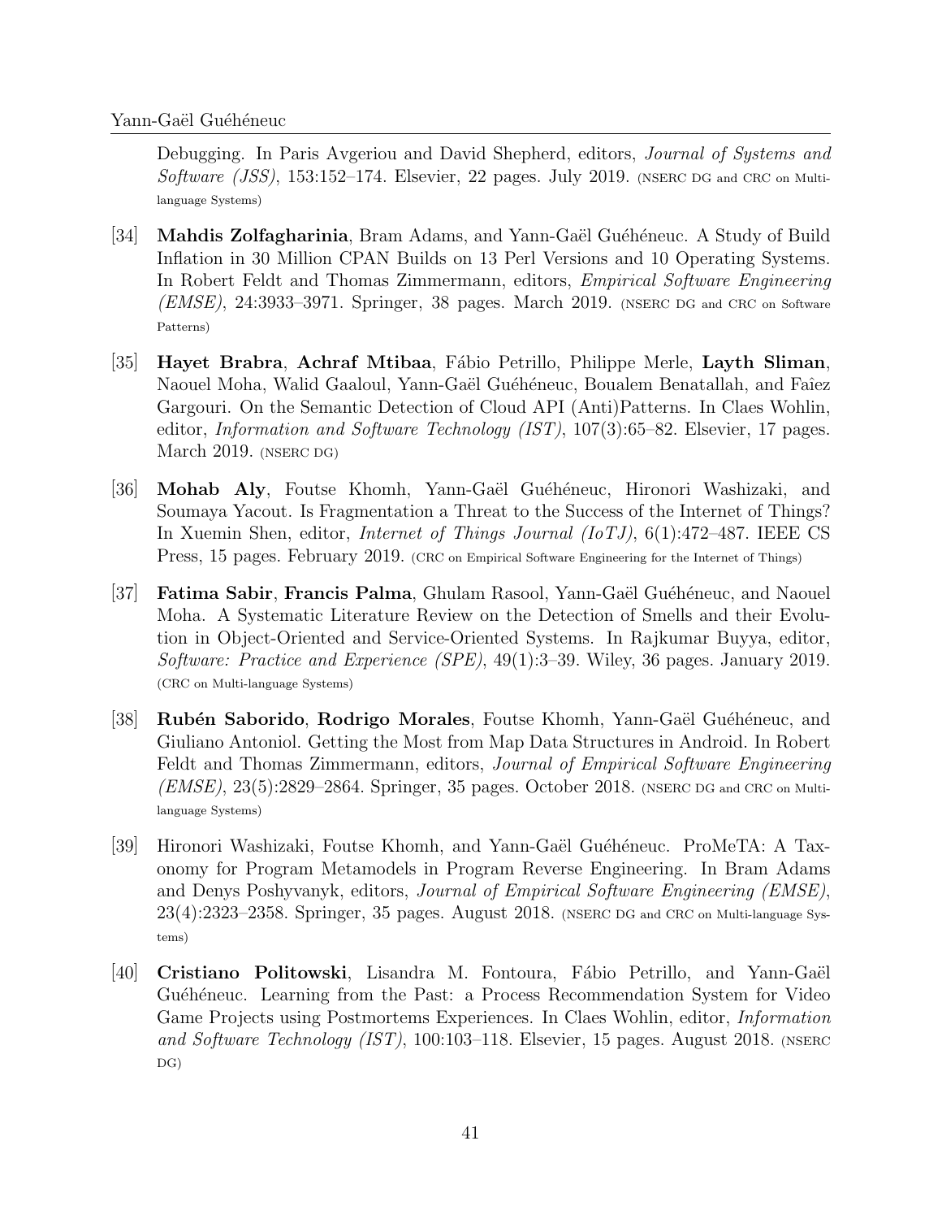Debugging. In Paris Avgeriou and David Shepherd, editors, *Journal of Systems and Software (JSS)*, 153:152–174. Elsevier, 22 pages. July 2019. (NSERC DG and CRC on Multi-language Systems)

[34] **Mahdis Zolfagharinia**, Bram Adams, and Yann-Gaël Guéhéneuc. A Study of Build Inflation in 30 Million CPAN Builds on 13 Perl Versions and 10 Operating Systems. In Robert Feldt and Thomas Zimmermann, editors, *Empirical Software Engineering (EMSE)*, 24:3933–3971. Springer, 38 pages. March 2019. (NSERC DG and CRC on Software Patterns)

[35] **Hayet Brabra**, **Achraf Mtibaa**, Fábio Petrillo, Philippe Merle, **Layth Sliman**, Naouel Moha, Walid Gaaloul, Yann-Gaël Guéhéneuc, Boualem Benatallah, and Faîez Gargouri. On the Semantic Detection of Cloud API (Anti)Patterns. In Claes Wohlin, editor, *Information and Software Technology (IST)*, 107(3):65–82. Elsevier, 17 pages. March 2019. (NSERC DG)

[36] **Mohab Aly**, Foutse Khomh, Yann-Gaël Guéhéneuc, Hironori Washizaki, and Soumaya Yacout. Is Fragmentation a Threat to the Success of the Internet of Things? In Xuemin Shen, editor, *Internet of Things Journal (IoTJ)*, 6(1):472–487. IEEE CS Press, 15 pages. February 2019. (CRC on Empirical Software Engineering for the Internet of Things)

[37] **Fatima Sabir**, **Francis Palma**, Ghulam Rasool, Yann-Gaël Guéhéneuc, and Naouel Moha. A Systematic Literature Review on the Detection of Smells and their Evolution in Object-Oriented and Service-Oriented Systems. In Rajkumar Buyya, editor, *Software: Practice and Experience (SPE)*, 49(1):3–39. Wiley, 36 pages. January 2019. (CRC on Multi-language Systems)

[38] **Rubén Saborido**, **Rodrigo Morales**, Foutse Khomh, Yann-Gaël Guéhéneuc, and Giuliano Antoniol. Getting the Most from Map Data Structures in Android. In Robert Feldt and Thomas Zimmermann, editors, *Journal of Empirical Software Engineering (EMSE)*, 23(5):2829–2864. Springer, 35 pages. October 2018. (NSERC DG and CRC on Multi-language Systems)

[39] Hironori Washizaki, Foutse Khomh, and Yann-Gaël Guéhéneuc. ProMeTA: A Taxonomy for Program Metamodels in Program Reverse Engineering. In Bram Adams and Denys Poshyvanyk, editors, *Journal of Empirical Software Engineering (EMSE)*, 23(4):2323–2358. Springer, 35 pages. August 2018. (NSERC DG and CRC on Multi-language Systems)

[40] **Cristiano Politowski**, Lisandra M. Fontoura, Fábio Petrillo, and Yann-Gaël Guéhéneuc. Learning from the Past: a Process Recommendation System for Video Game Projects using Postmortems Experiences. In Claes Wohlin, editor, *Information and Software Technology (IST)*, 100:103–118. Elsevier, 15 pages. August 2018. (NSERC DG)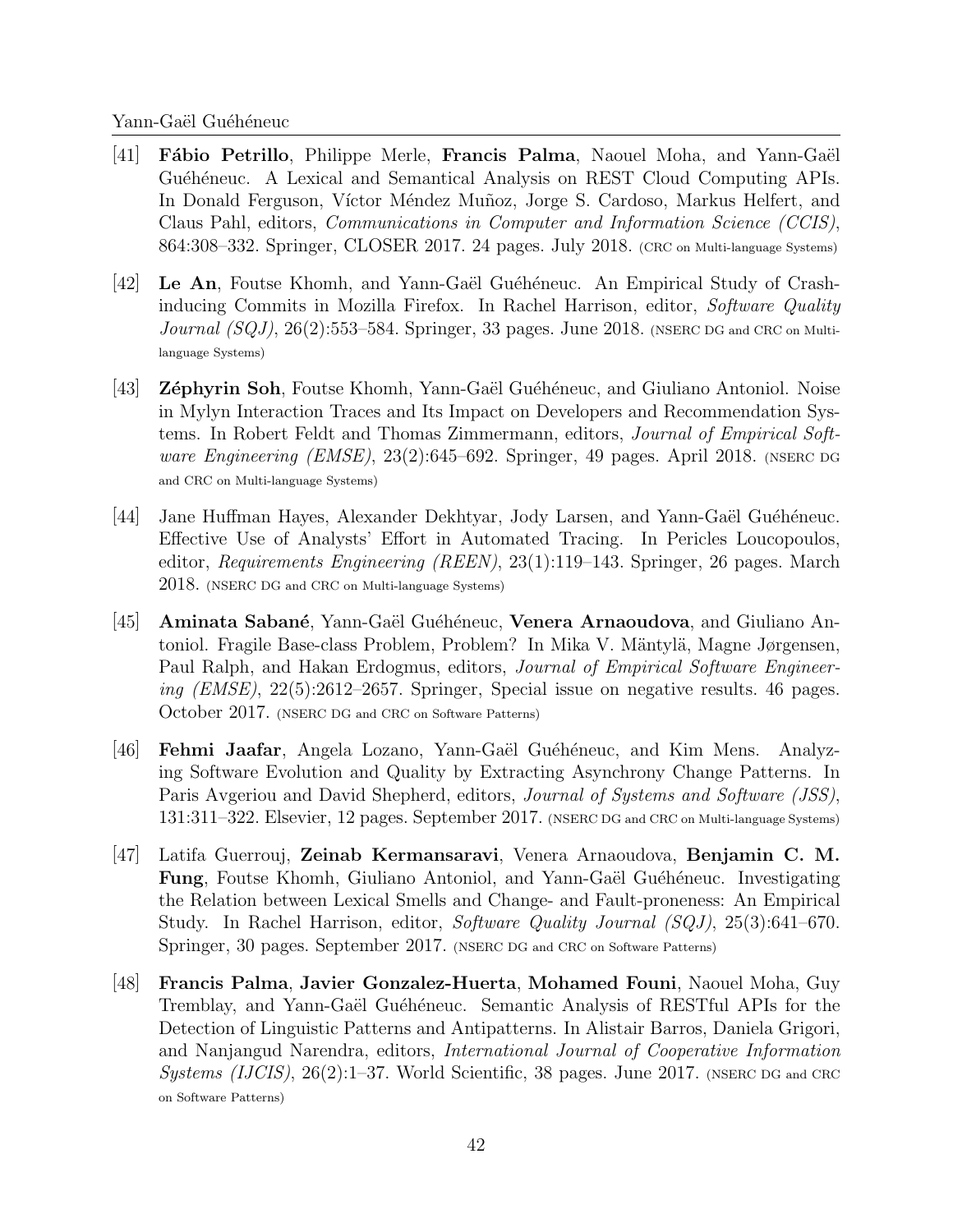[41] **Fábio Petrillo**, Philippe Merle, **Francis Palma**, Naouel Moha, and Yann-Gaël Guéhéneuc. A Lexical and Semantical Analysis on REST Cloud Computing APIs. In Donald Ferguson, Víctor Méndez Muñoz, Jorge S. Cardoso, Markus Helfert, and Claus Pahl, editors, *Communications in Computer and Information Science (CCIS)*, 864:308–332. Springer, CLOSER 2017. 24 pages. July 2018. (CRC on Multi-language Systems)

[42] **Le An**, Foutse Khomh, and Yann-Gaël Guéhéneuc. An Empirical Study of Crash-inducing Commits in Mozilla Firefox. In Rachel Harrison, editor, *Software Quality Journal (SQJ)*, 26(2):553–584. Springer, 33 pages. June 2018. (NSERC DG and CRC on Multi-language Systems)

[43] **Zéphyrin Soh**, Foutse Khomh, Yann-Gaël Guéhéneuc, and Giuliano Antoniol. Noise in Mylyn Interaction Traces and Its Impact on Developers and Recommendation Systems. In Robert Feldt and Thomas Zimmermann, editors, *Journal of Empirical Software Engineering (EMSE)*, 23(2):645–692. Springer, 49 pages. April 2018. (NSERC DG and CRC on Multi-language Systems)

[44] Jane Huffman Hayes, Alexander Dekhtyar, Jody Larsen, and Yann-Gaël Guéhéneuc. Effective Use of Analysts' Effort in Automated Tracing. In Pericles Loucopoulos, editor, *Requirements Engineering (REEN)*, 23(1):119–143. Springer, 26 pages. March 2018. (NSERC DG and CRC on Multi-language Systems)

[45] **Aminata Sabané**, Yann-Gaël Guéhéneuc, **Venera Arnaoudova**, and Giuliano Antoniol. Fragile Base-class Problem, Problem? In Mika V. Mäntylä, Magne Jørgensen, Paul Ralph, and Hakan Erdogmus, editors, *Journal of Empirical Software Engineering (EMSE)*, 22(5):2612–2657. Springer, Special issue on negative results. 46 pages. October 2017. (NSERC DG and CRC on Software Patterns)

[46] **Fehmi Jaafar**, Angela Lozano, Yann-Gaël Guéhéneuc, and Kim Mens. Analyzing Software Evolution and Quality by Extracting Asynchrony Change Patterns. In Paris Avgeriou and David Shepherd, editors, *Journal of Systems and Software (JSS)*, 131:311–322. Elsevier, 12 pages. September 2017. (NSERC DG and CRC on Multi-language Systems)

[47] Latifa Guerrouj, **Zeinab Kermansaravi**, Venera Arnaoudova, **Benjamin C. M. Fung**, Foutse Khomh, Giuliano Antoniol, and Yann-Gaël Guéhéneuc. Investigating the Relation between Lexical Smells and Change- and Fault-proneness: An Empirical Study. In Rachel Harrison, editor, *Software Quality Journal (SQJ)*, 25(3):641–670. Springer, 30 pages. September 2017. (NSERC DG and CRC on Software Patterns)

[48] **Francis Palma**, **Javier Gonzalez-Huerta**, **Mohamed Founi**, Naouel Moha, Guy Tremblay, and Yann-Gaël Guéhéneuc. Semantic Analysis of RESTful APIs for the Detection of Linguistic Patterns and Antipatterns. In Alistair Barros, Daniela Grigori, and Nanjangud Narendra, editors, *International Journal of Cooperative Information Systems (IJCIS)*, 26(2):1–37. World Scientific, 38 pages. June 2017. (NSERC DG and CRC on Software Patterns)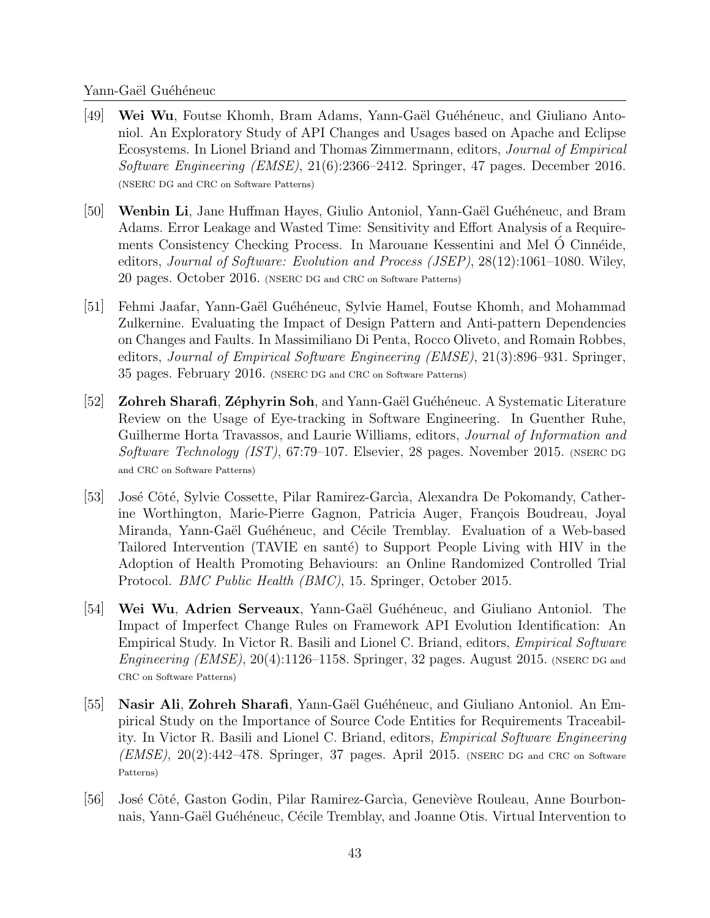[49] **Wei Wu**, Foutse Khomh, Bram Adams, Yann-Gaël Guéhéneuc, and Giuliano Antoniol. An Exploratory Study of API Changes and Usages based on Apache and Eclipse Ecosystems. In Lionel Briand and Thomas Zimmermann, editors, *Journal of Empirical Software Engineering (EMSE)*, 21(6):2366–2412. Springer, 47 pages. December 2016. (NSERC DG and CRC on Software Patterns)

[50] **Wenbin Li**, Jane Huffman Hayes, Giulio Antoniol, Yann-Gaël Guéhéneuc, and Bram Adams. Error Leakage and Wasted Time: Sensitivity and Effort Analysis of a Requirements Consistency Checking Process. In Marouane Kessentini and Mel Ó Cinnéide, editors, *Journal of Software: Evolution and Process (JSEP)*, 28(12):1061–1080. Wiley, 20 pages. October 2016. (NSERC DG and CRC on Software Patterns)

[51] Fehmi Jaafar, Yann-Gaël Guéhéneuc, Sylvie Hamel, Foutse Khomh, and Mohammad Zulkernine. Evaluating the Impact of Design Pattern and Anti-pattern Dependencies on Changes and Faults. In Massimiliano Di Penta, Rocco Oliveto, and Romain Robbes, editors, *Journal of Empirical Software Engineering (EMSE)*, 21(3):896–931. Springer, 35 pages. February 2016. (NSERC DG and CRC on Software Patterns)

[52] **Zohreh Sharafi**, **Zéphyrin Soh**, and Yann-Gaël Guéhéneuc. A Systematic Literature Review on the Usage of Eye-tracking in Software Engineering. In Guenther Ruhe, Guilherme Horta Travassos, and Laurie Williams, editors, *Journal of Information and Software Technology (IST)*, 67:79–107. Elsevier, 28 pages. November 2015. (NSERC DG and CRC on Software Patterns)

[53] José Côté, Sylvie Cossette, Pilar Ramirez-Garcìa, Alexandra De Pokomandy, Catherine Worthington, Marie-Pierre Gagnon, Patricia Auger, François Boudreau, Joyal Miranda, Yann-Gaël Guéhéneuc, and Cécile Tremblay. Evaluation of a Web-based Tailored Intervention (TAVIE en santé) to Support People Living with HIV in the Adoption of Health Promoting Behaviours: an Online Randomized Controlled Trial Protocol. *BMC Public Health (BMC)*, 15. Springer, October 2015.

[54] **Wei Wu**, **Adrien Serveaux**, Yann-Gaël Guéhéneuc, and Giuliano Antoniol. The Impact of Imperfect Change Rules on Framework API Evolution Identification: An Empirical Study. In Victor R. Basili and Lionel C. Briand, editors, *Empirical Software Engineering (EMSE)*, 20(4):1126–1158. Springer, 32 pages. August 2015. (NSERC DG and CRC on Software Patterns)

[55] **Nasir Ali**, **Zohreh Sharafi**, Yann-Gaël Guéhéneuc, and Giuliano Antoniol. An Empirical Study on the Importance of Source Code Entities for Requirements Traceability. In Victor R. Basili and Lionel C. Briand, editors, *Empirical Software Engineering (EMSE)*, 20(2):442–478. Springer, 37 pages. April 2015. (NSERC DG and CRC on Software Patterns)

[56] José Côté, Gaston Godin, Pilar Ramirez-Garcìa, Geneviève Rouleau, Anne Bourbonnais, Yann-Gaël Guéhéneuc, Cécile Tremblay, and Joanne Otis. Virtual Intervention to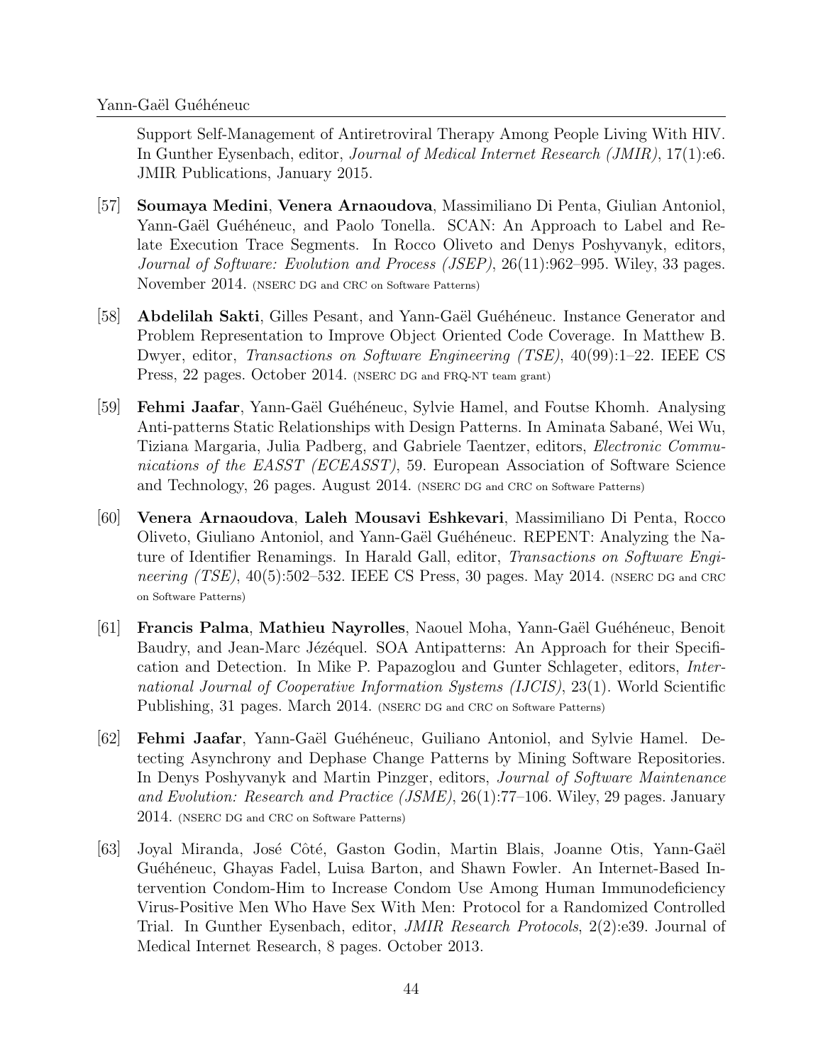Support Self-Management of Antiretroviral Therapy Among People Living With HIV. In Gunther Eysenbach, editor, *Journal of Medical Internet Research (JMIR)*, 17(1):e6. JMIR Publications, January 2015.

[57] **Soumaya Medini**, **Venera Arnaoudova**, Massimiliano Di Penta, Giulian Antoniol, Yann-Gaël Guéhéneuc, and Paolo Tonella. SCAN: An Approach to Label and Relate Execution Trace Segments. In Rocco Oliveto and Denys Poshyvanyk, editors, *Journal of Software: Evolution and Process (JSEP)*, 26(11):962–995. Wiley, 33 pages. November 2014. (NSERC DG and CRC on Software Patterns)

[58] **Abdelilah Sakti**, Gilles Pesant, and Yann-Gaël Guéhéneuc. Instance Generator and Problem Representation to Improve Object Oriented Code Coverage. In Matthew B. Dwyer, editor, *Transactions on Software Engineering (TSE)*, 40(99):1–22. IEEE CS Press, 22 pages. October 2014. (NSERC DG and FRQ-NT team grant)

[59] **Fehmi Jaafar**, Yann-Gaël Guéhéneuc, Sylvie Hamel, and Foutse Khomh. Analysing Anti-patterns Static Relationships with Design Patterns. In Aminata Sabané, Wei Wu, Tiziana Margaria, Julia Padberg, and Gabriele Taentzer, editors, *Electronic Communications of the EASST (ECEASST)*, 59. European Association of Software Science and Technology, 26 pages. August 2014. (NSERC DG and CRC on Software Patterns)

[60] **Venera Arnaoudova**, **Laleh Mousavi Eshkevari**, Massimiliano Di Penta, Rocco Oliveto, Giuliano Antoniol, and Yann-Gaël Guéhéneuc. REPENT: Analyzing the Nature of Identifier Renamings. In Harald Gall, editor, *Transactions on Software Engineering (TSE)*, 40(5):502–532. IEEE CS Press, 30 pages. May 2014. (NSERC DG and CRC on Software Patterns)

[61] **Francis Palma**, **Mathieu Nayrolles**, Naouel Moha, Yann-Gaël Guéhéneuc, Benoit Baudry, and Jean-Marc Jézéquel. SOA Antipatterns: An Approach for their Specification and Detection. In Mike P. Papazoglou and Gunter Schlageter, editors, *International Journal of Cooperative Information Systems (IJCIS)*, 23(1). World Scientific Publishing, 31 pages. March 2014. (NSERC DG and CRC on Software Patterns)

[62] **Fehmi Jaafar**, Yann-Gaël Guéhéneuc, Guiliano Antoniol, and Sylvie Hamel. Detecting Asynchrony and Dephase Change Patterns by Mining Software Repositories. In Denys Poshyvanyk and Martin Pinzger, editors, *Journal of Software Maintenance and Evolution: Research and Practice (JSME)*, 26(1):77–106. Wiley, 29 pages. January 2014. (NSERC DG and CRC on Software Patterns)

[63] Joyal Miranda, José Côté, Gaston Godin, Martin Blais, Joanne Otis, Yann-Gaël Guéhéneuc, Ghayas Fadel, Luisa Barton, and Shawn Fowler. An Internet-Based Intervention Condom-Him to Increase Condom Use Among Human Immunodeficiency Virus-Positive Men Who Have Sex With Men: Protocol for a Randomized Controlled Trial. In Gunther Eysenbach, editor, *JMIR Research Protocols*, 2(2):e39. Journal of Medical Internet Research, 8 pages. October 2013.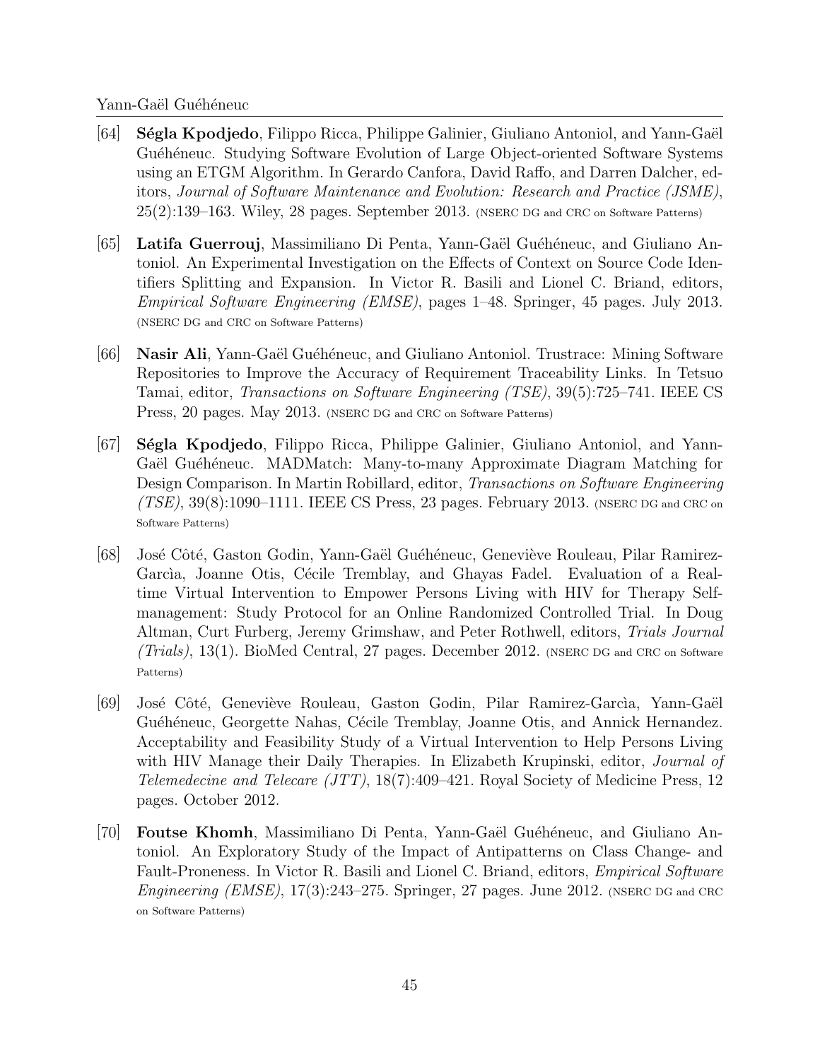[64] **Ségla Kpodjedo**, Filippo Ricca, Philippe Galinier, Giuliano Antoniol, and Yann-Gaël Guéhéneuc. Studying Software Evolution of Large Object-oriented Software Systems using an ETGM Algorithm. In Gerardo Canfora, David Raffo, and Darren Dalcher, editors, *Journal of Software Maintenance and Evolution: Research and Practice (JSME)*, 25(2):139–163. Wiley, 28 pages. September 2013. (NSERC DG and CRC on Software Patterns)

[65] **Latifa Guerrouj**, Massimiliano Di Penta, Yann-Gaël Guéhéneuc, and Giuliano Antoniol. An Experimental Investigation on the Effects of Context on Source Code Identifiers Splitting and Expansion. In Victor R. Basili and Lionel C. Briand, editors, *Empirical Software Engineering (EMSE)*, pages 1–48. Springer, 45 pages. July 2013. (NSERC DG and CRC on Software Patterns)

[66] **Nasir Ali**, Yann-Gaël Guéhéneuc, and Giuliano Antoniol. Trustrace: Mining Software Repositories to Improve the Accuracy of Requirement Traceability Links. In Tetsuo Tamai, editor, *Transactions on Software Engineering (TSE)*, 39(5):725–741. IEEE CS Press, 20 pages. May 2013. (NSERC DG and CRC on Software Patterns)

[67] **Ségla Kpodjedo**, Filippo Ricca, Philippe Galinier, Giuliano Antoniol, and Yann-Gaël Guéhéneuc. MADMatch: Many-to-many Approximate Diagram Matching for Design Comparison. In Martin Robillard, editor, *Transactions on Software Engineering (TSE)*, 39(8):1090–1111. IEEE CS Press, 23 pages. February 2013. (NSERC DG and CRC on Software Patterns)

[68] José Côté, Gaston Godin, Yann-Gaël Guéhéneuc, Geneviève Rouleau, Pilar Ramirez-Garcìa, Joanne Otis, Cécile Tremblay, and Ghayas Fadel. Evaluation of a Real-time Virtual Intervention to Empower Persons Living with HIV for Therapy Self-management: Study Protocol for an Online Randomized Controlled Trial. In Doug Altman, Curt Furberg, Jeremy Grimshaw, and Peter Rothwell, editors, *Trials Journal (Trials)*, 13(1). BioMed Central, 27 pages. December 2012. (NSERC DG and CRC on Software Patterns)

[69] José Côté, Geneviève Rouleau, Gaston Godin, Pilar Ramirez-Garcìa, Yann-Gaël Guéhéneuc, Georgette Nahas, Cécile Tremblay, Joanne Otis, and Annick Hernandez. Acceptability and Feasibility Study of a Virtual Intervention to Help Persons Living with HIV Manage their Daily Therapies. In Elizabeth Krupinski, editor, *Journal of Telemedecine and Telecare (JTT)*, 18(7):409–421. Royal Society of Medicine Press, 12 pages. October 2012.

[70] **Foutse Khomh**, Massimiliano Di Penta, Yann-Gaël Guéhéneuc, and Giuliano Antoniol. An Exploratory Study of the Impact of Antipatterns on Class Change- and Fault-Proneness. In Victor R. Basili and Lionel C. Briand, editors, *Empirical Software Engineering (EMSE)*, 17(3):243–275. Springer, 27 pages. June 2012. (NSERC DG and CRC on Software Patterns)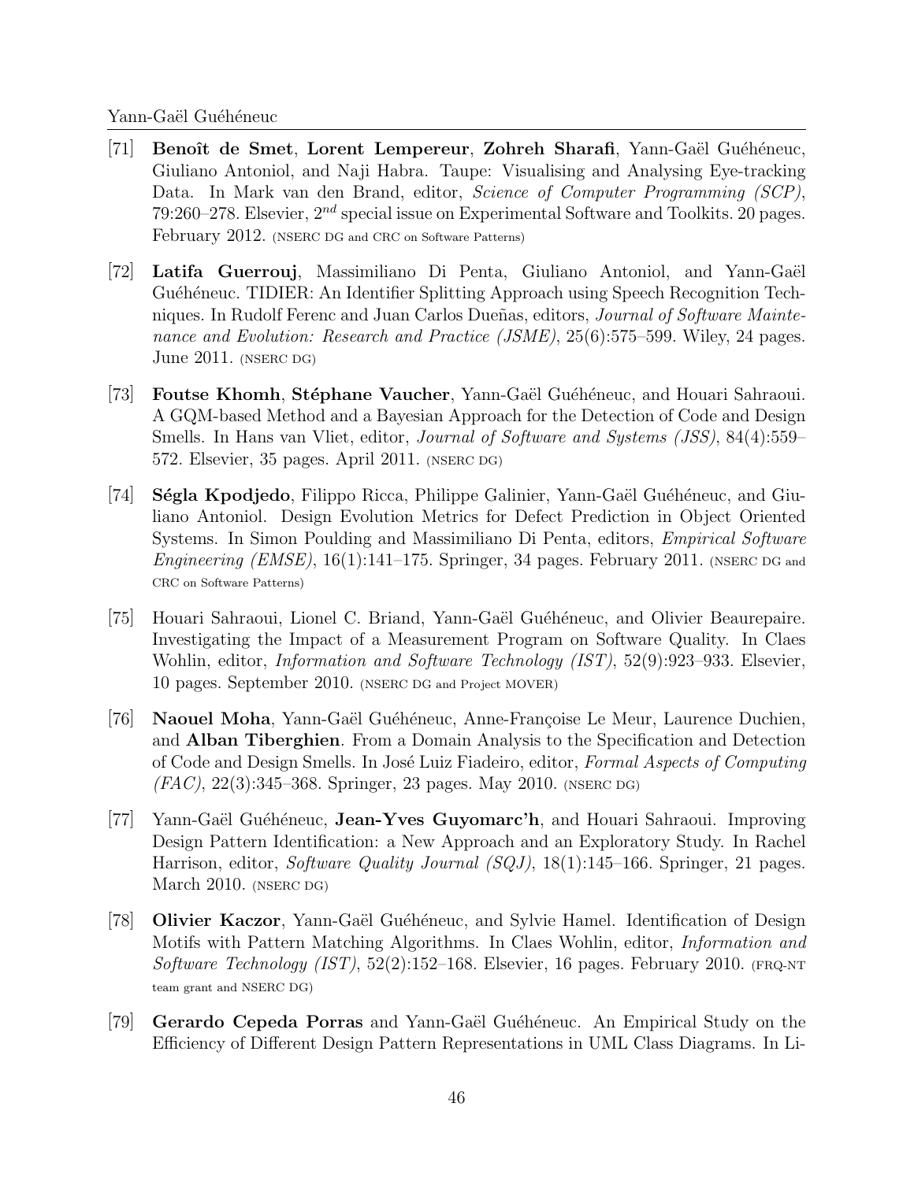[71] **Benoît de Smet**, **Lorent Lempereur**, **Zohreh Sharafi**, Yann-Gaël Guéhéneuc, Giuliano Antoniol, and Naji Habra. Taupe: Visualising and Analysing Eye-tracking Data. In Mark van den Brand, editor, *Science of Computer Programming (SCP)*, 79:260–278. Elsevier, $2^{nd}$ special issue on Experimental Software and Toolkits. 20 pages. February 2012. (NSERC DG and CRC on Software Patterns)

[72] **Latifa Guerrouj**, Massimiliano Di Penta, Giuliano Antoniol, and Yann-Gaël Guéhéneuc. TIDIER: An Identifier Splitting Approach using Speech Recognition Techniques. In Rudolf Ferenc and Juan Carlos Dueñas, editors, *Journal of Software Maintenance and Evolution: Research and Practice (JSME)*, 25(6):575–599. Wiley, 24 pages. June 2011. (NSERC DG)

[73] **Foutse Khomh**, **Stéphane Vaucher**, Yann-Gaël Guéhéneuc, and Houari Sahraoui. A GQM-based Method and a Bayesian Approach for the Detection of Code and Design Smells. In Hans van Vliet, editor, *Journal of Software and Systems (JSS)*, 84(4):559–572. Elsevier, 35 pages. April 2011. (NSERC DG)

[74] **Ségla Kpodjedo**, Filippo Ricca, Philippe Galinier, Yann-Gaël Guéhéneuc, and Giuliano Antoniol. Design Evolution Metrics for Defect Prediction in Object Oriented Systems. In Simon Poulding and Massimiliano Di Penta, editors, *Empirical Software Engineering (EMSE)*, 16(1):141–175. Springer, 34 pages. February 2011. (NSERC DG and CRC on Software Patterns)

[75] Houari Sahraoui, Lionel C. Briand, Yann-Gaël Guéhéneuc, and Olivier Beaurepaire. Investigating the Impact of a Measurement Program on Software Quality. In Claes Wohlin, editor, *Information and Software Technology (IST)*, 52(9):923–933. Elsevier, 10 pages. September 2010. (NSERC DG and Project MOVER)

[76] **Naouel Moha**, Yann-Gaël Guéhéneuc, Anne-Françoise Le Meur, Laurence Duchien, and **Alban Tiberghien**. From a Domain Analysis to the Specification and Detection of Code and Design Smells. In José Luiz Fiadeiro, editor, *Formal Aspects of Computing (FAC)*, 22(3):345–368. Springer, 23 pages. May 2010. (NSERC DG)

[77] Yann-Gaël Guéhéneuc, **Jean-Yves Guyomarc'h**, and Houari Sahraoui. Improving Design Pattern Identification: a New Approach and an Exploratory Study. In Rachel Harrison, editor, *Software Quality Journal (SQJ)*, 18(1):145–166. Springer, 21 pages. March 2010. (NSERC DG)

[78] **Olivier Kaczor**, Yann-Gaël Guéhéneuc, and Sylvie Hamel. Identification of Design Motifs with Pattern Matching Algorithms. In Claes Wohlin, editor, *Information and Software Technology (IST)*, 52(2):152–168. Elsevier, 16 pages. February 2010. (FRQ-NT team grant and NSERC DG)

[79] **Gerardo Cepeda Porras** and Yann-Gaël Guéhéneuc. An Empirical Study on the Efficiency of Different Design Pattern Representations in UML Class Diagrams. In Li-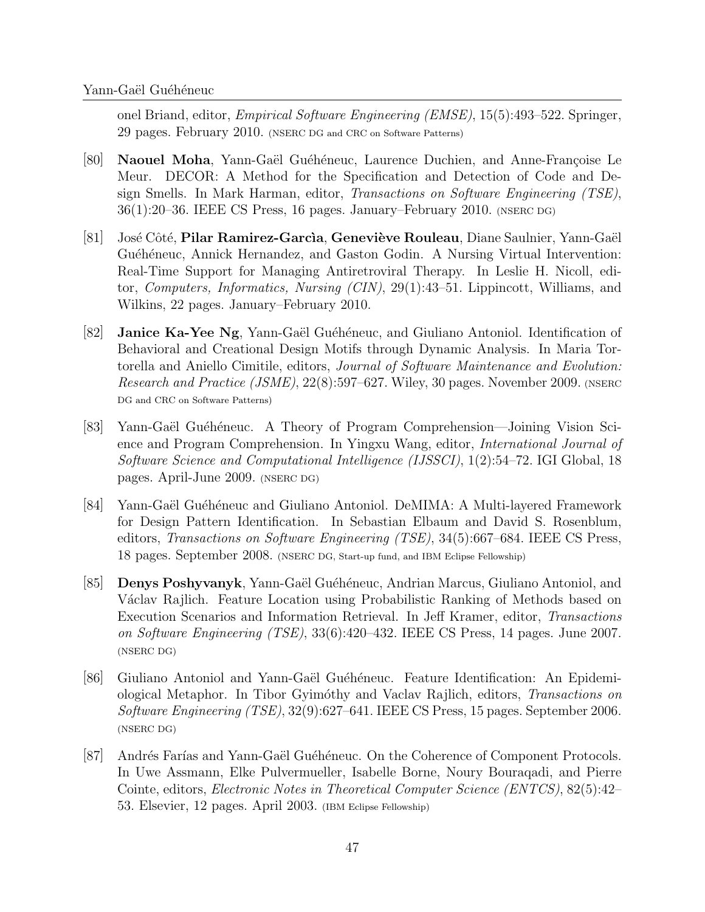onel Briand, editor, *Empirical Software Engineering (EMSE)*, 15(5):493–522. Springer, 29 pages. February 2010. (NSERC DG and CRC on Software Patterns)

[80] **Naouel Moha**, Yann-Gaël Guéhéneuc, Laurence Duchien, and Anne-Françoise Le Meur. DECOR: A Method for the Specification and Detection of Code and Design Smells. In Mark Harman, editor, *Transactions on Software Engineering (TSE)*, 36(1):20–36. IEEE CS Press, 16 pages. January–February 2010. (NSERC DG)

[81] José Côté, **Pilar Ramirez-Garcìa**, **Geneviève Rouleau**, Diane Saulnier, Yann-Gaël Guéhéneuc, Annick Hernandez, and Gaston Godin. A Nursing Virtual Intervention: Real-Time Support for Managing Antiretroviral Therapy. In Leslie H. Nicoll, editor, *Computers, Informatics, Nursing (CIN)*, 29(1):43–51. Lippincott, Williams, and Wilkins, 22 pages. January–February 2010.

[82] **Janice Ka-Yee Ng**, Yann-Gaël Guéhéneuc, and Giuliano Antoniol. Identification of Behavioral and Creational Design Motifs through Dynamic Analysis. In Maria Tortorella and Aniello Cimitile, editors, *Journal of Software Maintenance and Evolution: Research and Practice (JSME)*, 22(8):597–627. Wiley, 30 pages. November 2009. (NSERC DG and CRC on Software Patterns)

[83] Yann-Gaël Guéhéneuc. A Theory of Program Comprehension—Joining Vision Science and Program Comprehension. In Yingxu Wang, editor, *International Journal of Software Science and Computational Intelligence (IJSSCI)*, 1(2):54–72. IGI Global, 18 pages. April-June 2009. (NSERC DG)

[84] Yann-Gaël Guéhéneuc and Giuliano Antoniol. DeMIMA: A Multi-layered Framework for Design Pattern Identification. In Sebastian Elbaum and David S. Rosenblum, editors, *Transactions on Software Engineering (TSE)*, 34(5):667–684. IEEE CS Press, 18 pages. September 2008. (NSERC DG, Start-up fund, and IBM Eclipse Fellowship)

[85] **Denys Poshyvanyk**, Yann-Gaël Guéhéneuc, Andrian Marcus, Giuliano Antoniol, and Václav Rajlich. Feature Location using Probabilistic Ranking of Methods based on Execution Scenarios and Information Retrieval. In Jeff Kramer, editor, *Transactions on Software Engineering (TSE)*, 33(6):420–432. IEEE CS Press, 14 pages. June 2007. (NSERC DG)

[86] Giuliano Antoniol and Yann-Gaël Guéhéneuc. Feature Identification: An Epidemiological Metaphor. In Tibor Gyimóthy and Vaclav Rajlich, editors, *Transactions on Software Engineering (TSE)*, 32(9):627–641. IEEE CS Press, 15 pages. September 2006. (NSERC DG)

[87] Andrés Farías and Yann-Gaël Guéhéneuc. On the Coherence of Component Protocols. In Uwe Assmann, Elke Pulvermueller, Isabelle Borne, Noury Bouraqadi, and Pierre Cointe, editors, *Electronic Notes in Theoretical Computer Science (ENTCS)*, 82(5):42–53. Elsevier, 12 pages. April 2003. (IBM Eclipse Fellowship)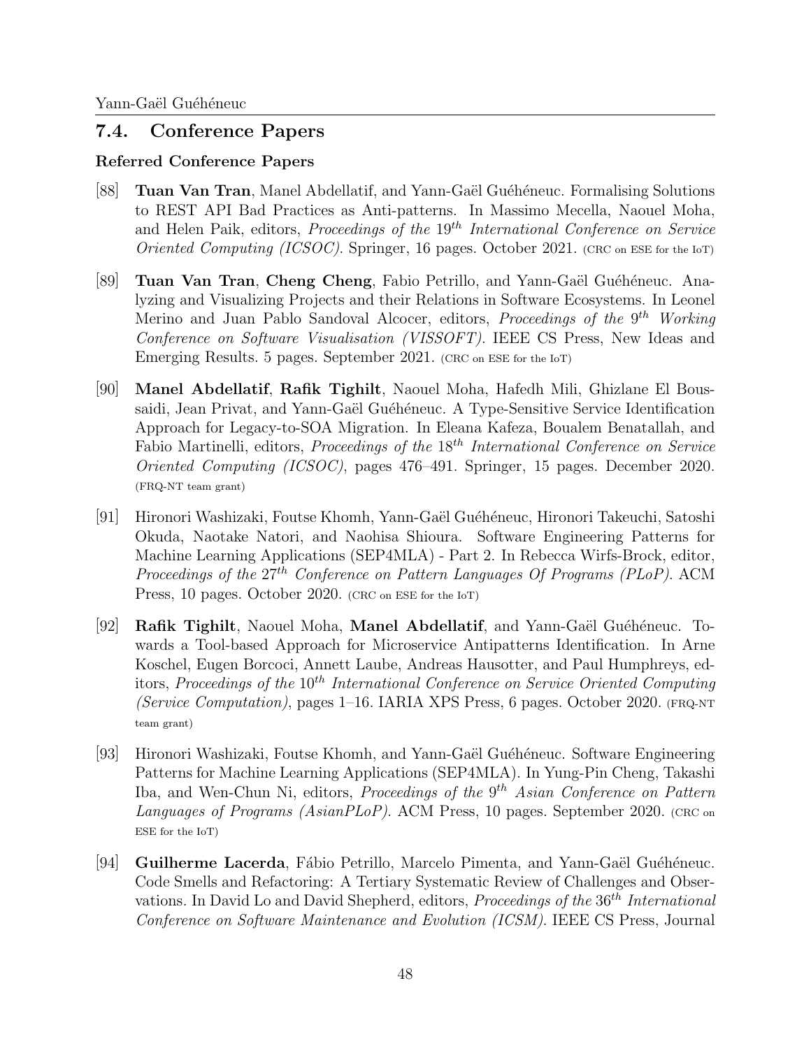## 7.4. Conference Papers

### Referred Conference Papers

[88] **Tuan Van Tran**, Manel Abdellatif, and Yann-Gaël Guéhéneuc. Formalising Solutions to REST API Bad Practices as Anti-patterns. In Massimo Mecella, Naouel Moha, and Helen Paik, editors, *Proceedings of the* $19^{th}$ *International Conference on Service Oriented Computing (ICSOC)*. Springer, 16 pages. October 2021. (CRC on ESE for the IoT)

[89] **Tuan Van Tran**, **Cheng Cheng**, Fabio Petrillo, and Yann-Gaël Guéhéneuc. Analyzing and Visualizing Projects and their Relations in Software Ecosystems. In Leonel Merino and Juan Pablo Sandoval Alcocer, editors, *Proceedings of the* $9^{th}$ *Working Conference on Software Visualisation (VISSOFT)*. IEEE CS Press, New Ideas and Emerging Results. 5 pages. September 2021. (CRC on ESE for the IoT)

[90] **Manel Abdellatif**, **Rafik Tighilt**, Naouel Moha, Hafedh Mili, Ghizlane El Boussaidi, Jean Privat, and Yann-Gaël Guéhéneuc. A Type-Sensitive Service Identification Approach for Legacy-to-SOA Migration. In Eleana Kafeza, Boualem Benatallah, and Fabio Martinelli, editors, *Proceedings of the* $18^{th}$ *International Conference on Service Oriented Computing (ICSOC)*, pages 476–491. Springer, 15 pages. December 2020. (FRQ-NT team grant)

[91] Hironori Washizaki, Foutse Khomh, Yann-Gaël Guéhéneuc, Hironori Takeuchi, Satoshi Okuda, Naotake Natori, and Naohisa Shioura. Software Engineering Patterns for Machine Learning Applications (SEP4MLA) - Part 2. In Rebecca Wirfs-Brock, editor, *Proceedings of the* $27^{th}$ *Conference on Pattern Languages Of Programs (PLoP)*. ACM Press, 10 pages. October 2020. (CRC on ESE for the IoT)

[92] **Rafik Tighilt**, Naouel Moha, **Manel Abdellatif**, and Yann-Gaël Guéhéneuc. Towards a Tool-based Approach for Microservice Antipatterns Identification. In Arne Koschel, Eugen Borcoci, Annett Laube, Andreas Hausotter, and Paul Humphreys, editors, *Proceedings of the* $10^{th}$ *International Conference on Service Oriented Computing (Service Computation)*, pages 1–16. IARIA XPS Press, 6 pages. October 2020. (FRQ-NT team grant)

[93] Hironori Washizaki, Foutse Khomh, and Yann-Gaël Guéhéneuc. Software Engineering Patterns for Machine Learning Applications (SEP4MLA). In Yung-Pin Cheng, Takashi Iba, and Wen-Chun Ni, editors, *Proceedings of the* $9^{th}$ *Asian Conference on Pattern Languages of Programs (AsianPLoP)*. ACM Press, 10 pages. September 2020. (CRC on ESE for the IoT)

[94] **Guilherme Lacerda**, Fábio Petrillo, Marcelo Pimenta, and Yann-Gaël Guéhéneuc. Code Smells and Refactoring: A Tertiary Systematic Review of Challenges and Observations. In David Lo and David Shepherd, editors, *Proceedings of the* $36^{th}$ *International Conference on Software Maintenance and Evolution (ICSM)*. IEEE CS Press, Journal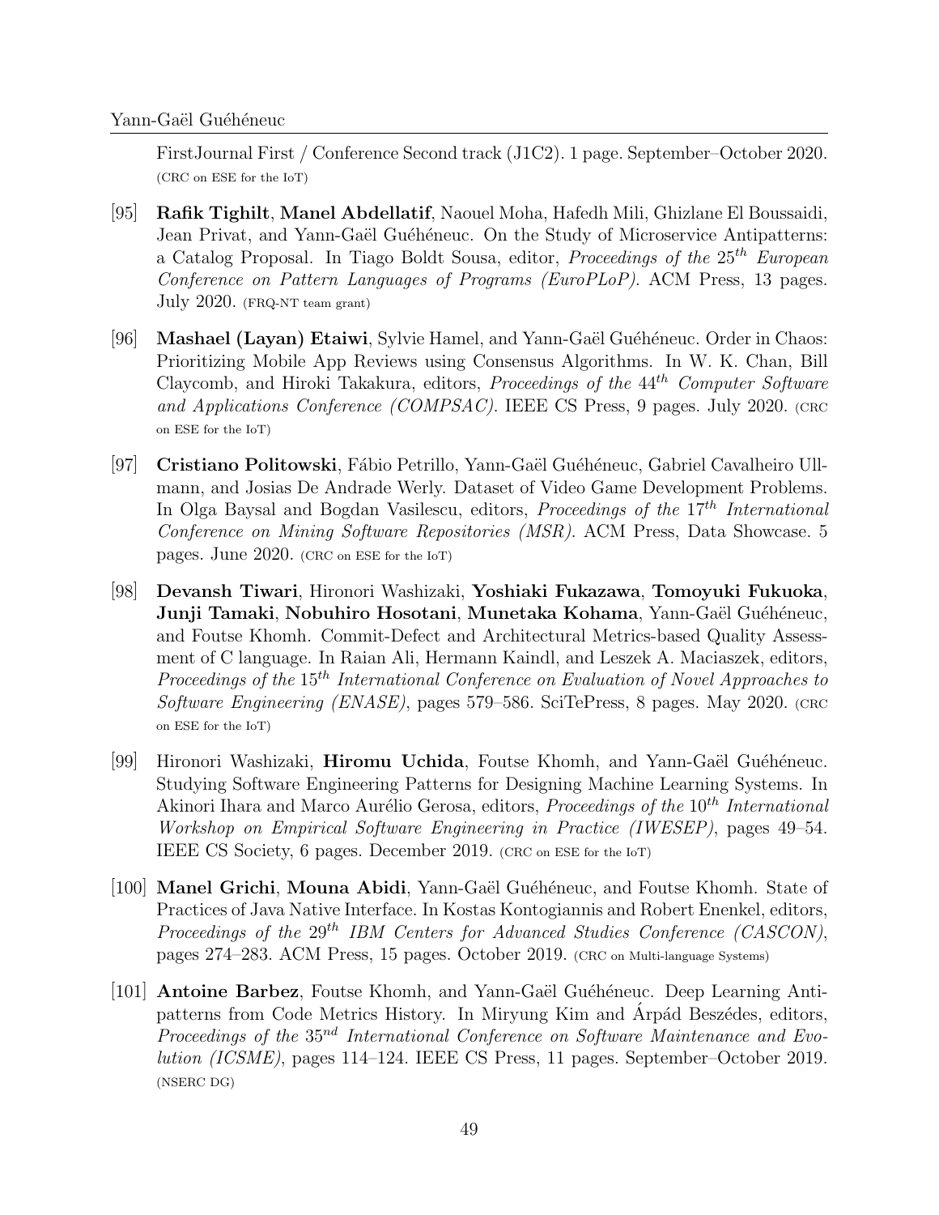FirstJournal First / Conference Second track (J1C2). 1 page. September–October 2020. (CRC on ESE for the IoT)

[95] **Rafik Tighilt**, **Manel Abdellatif**, Naouel Moha, Hafedh Mili, Ghizlane El Boussaidi, Jean Privat, and Yann-Gaël Guéhéneuc. On the Study of Microservice Antipatterns: a Catalog Proposal. In Tiago Boldt Sousa, editor, *Proceedings of the 25<sup>th</sup> European Conference on Pattern Languages of Programs (EuroPLoP)*. ACM Press, 13 pages. July 2020. (FRQ-NT team grant)

[96] **Mashael (Layan) Etaiwi**, Sylvie Hamel, and Yann-Gaël Guéhéneuc. Order in Chaos: Prioritizing Mobile App Reviews using Consensus Algorithms. In W. K. Chan, Bill Claycomb, and Hiroki Takakura, editors, *Proceedings of the 44<sup>th</sup> Computer Software and Applications Conference (COMPSAC)*. IEEE CS Press, 9 pages. July 2020. (CRC on ESE for the IoT)

[97] **Cristiano Politowski**, Fábio Petrillo, Yann-Gaël Guéhéneuc, Gabriel Cavalheiro Ullmann, and Josias De Andrade Werly. Dataset of Video Game Development Problems. In Olga Baysal and Bogdan Vasilescu, editors, *Proceedings of the 17<sup>th</sup> International Conference on Mining Software Repositories (MSR)*. ACM Press, Data Showcase. 5 pages. June 2020. (CRC on ESE for the IoT)

[98] **Devansh Tiwari**, Hironori Washizaki, **Yoshiaki Fukazawa**, **Tomoyuki Fukuoka**, **Junji Tamaki**, **Nobuhiro Hosotani**, **Munetaka Kohama**, Yann-Gaël Guéhéneuc, and Foutse Khomh. Commit-Defect and Architectural Metrics-based Quality Assessment of C language. In Raian Ali, Hermann Kaindl, and Leszek A. Maciaszek, editors, *Proceedings of the 15<sup>th</sup> International Conference on Evaluation of Novel Approaches to Software Engineering (ENASE)*, pages 579–586. SciTePress, 8 pages. May 2020. (CRC on ESE for the IoT)

[99] Hironori Washizaki, **Hiromu Uchida**, Foutse Khomh, and Yann-Gaël Guéhéneuc. Studying Software Engineering Patterns for Designing Machine Learning Systems. In Akinori Ihara and Marco Aurélio Gerosa, editors, *Proceedings of the 10<sup>th</sup> International Workshop on Empirical Software Engineering in Practice (IWESEP)*, pages 49–54. IEEE CS Society, 6 pages. December 2019. (CRC on ESE for the IoT)

[100] **Manel Grichi**, **Mouna Abidi**, Yann-Gaël Guéhéneuc, and Foutse Khomh. State of Practices of Java Native Interface. In Kostas Kontogiannis and Robert Enenkel, editors, *Proceedings of the 29<sup>th</sup> IBM Centers for Advanced Studies Conference (CASCON)*, pages 274–283. ACM Press, 15 pages. October 2019. (CRC on Multi-language Systems)

[101] **Antoine Barbez**, Foutse Khomh, and Yann-Gaël Guéhéneuc. Deep Learning Anti-patterns from Code Metrics History. In Miryung Kim and Árpád Beszédes, editors, *Proceedings of the 35<sup>nd</sup> International Conference on Software Maintenance and Evolution (ICSME)*, pages 114–124. IEEE CS Press, 11 pages. September–October 2019. (NSERC DG)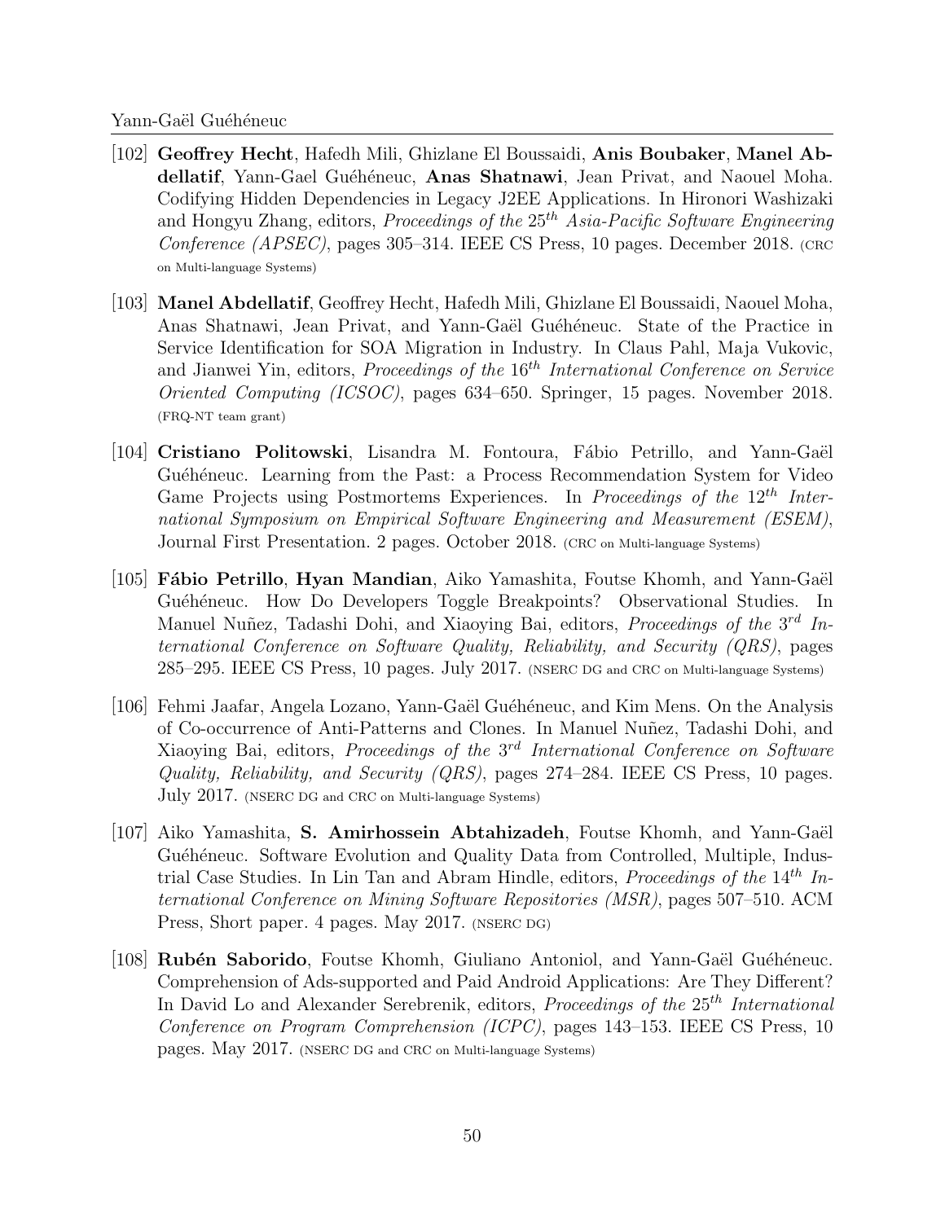[102] **Geoffrey Hecht**, Hafedh Mili, Ghizlane El Boussaidi, **Anis Boubaker**, **Manel Abdellatif**, Yann-Gael Guéhéneuc, **Anas Shatnawi**, Jean Privat, and Naouel Moha. Codifying Hidden Dependencies in Legacy J2EE Applications. In Hironori Washizaki and Hongyu Zhang, editors, *Proceedings of the* $25^{th}$ *Asia-Pacific Software Engineering Conference (APSEC)*, pages 305–314. IEEE CS Press, 10 pages. December 2018. (CRC on Multi-language Systems)

[103] **Manel Abdellatif**, Geoffrey Hecht, Hafedh Mili, Ghizlane El Boussaidi, Naouel Moha, Anas Shatnawi, Jean Privat, and Yann-Gaël Guéhéneuc. State of the Practice in Service Identification for SOA Migration in Industry. In Claus Pahl, Maja Vukovic, and Jianwei Yin, editors, *Proceedings of the* $16^{th}$ *International Conference on Service Oriented Computing (ICSOC)*, pages 634–650. Springer, 15 pages. November 2018. (FRQ-NT team grant)

[104] **Cristiano Politowski**, Lisandra M. Fontoura, Fábio Petrillo, and Yann-Gaël Guéhéneuc. Learning from the Past: a Process Recommendation System for Video Game Projects using Postmortems Experiences. In *Proceedings of the* $12^{th}$ *International Symposium on Empirical Software Engineering and Measurement (ESEM)*, Journal First Presentation. 2 pages. October 2018. (CRC on Multi-language Systems)

[105] **Fábio Petrillo**, **Hyan Mandian**, Aiko Yamashita, Foutse Khomh, and Yann-Gaël Guéhéneuc. How Do Developers Toggle Breakpoints? Observational Studies. In Manuel Nuñez, Tadashi Dohi, and Xiaoying Bai, editors, *Proceedings of the* $3^{rd}$ *International Conference on Software Quality, Reliability, and Security (QRS)*, pages 285–295. IEEE CS Press, 10 pages. July 2017. (NSERC DG and CRC on Multi-language Systems)

[106] Fehmi Jaafar, Angela Lozano, Yann-Gaël Guéhéneuc, and Kim Mens. On the Analysis of Co-occurrence of Anti-Patterns and Clones. In Manuel Nuñez, Tadashi Dohi, and Xiaoying Bai, editors, *Proceedings of the* $3^{rd}$ *International Conference on Software Quality, Reliability, and Security (QRS)*, pages 274–284. IEEE CS Press, 10 pages. July 2017. (NSERC DG and CRC on Multi-language Systems)

[107] Aiko Yamashita, **S. Amirhossein Abtahizadeh**, Foutse Khomh, and Yann-Gaël Guéhéneuc. Software Evolution and Quality Data from Controlled, Multiple, Industrial Case Studies. In Lin Tan and Abram Hindle, editors, *Proceedings of the* $14^{th}$ *International Conference on Mining Software Repositories (MSR)*, pages 507–510. ACM Press, Short paper. 4 pages. May 2017. (NSERC DG)

[108] **Rubén Saborido**, Foutse Khomh, Giuliano Antoniol, and Yann-Gaël Guéhéneuc. Comprehension of Ads-supported and Paid Android Applications: Are They Different? In David Lo and Alexander Serebrenik, editors, *Proceedings of the* $25^{th}$ *International Conference on Program Comprehension (ICPC)*, pages 143–153. IEEE CS Press, 10 pages. May 2017. (NSERC DG and CRC on Multi-language Systems)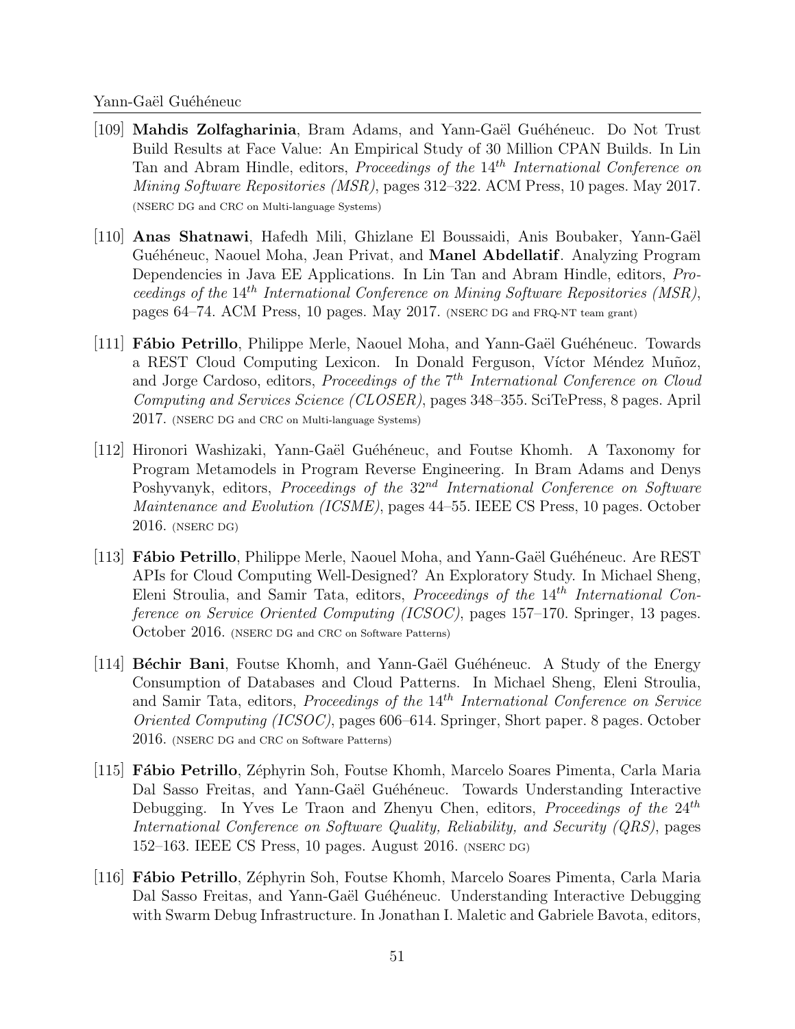[109] **Mahdis Zolfagharinia**, Bram Adams, and Yann-Gaël Guéhéneuc. Do Not Trust Build Results at Face Value: An Empirical Study of 30 Million CPAN Builds. In Lin Tan and Abram Hindle, editors, *Proceedings of the 14th International Conference on Mining Software Repositories (MSR)*, pages 312–322. ACM Press, 10 pages. May 2017. (NSERC DG and CRC on Multi-language Systems)

[110] **Anas Shatnawi**, Hafedh Mili, Ghizlane El Boussaidi, Anis Boubaker, Yann-Gaël Guéhéneuc, Naouel Moha, Jean Privat, and **Manel Abdellatif**. Analyzing Program Dependencies in Java EE Applications. In Lin Tan and Abram Hindle, editors, *Proceedings of the 14th International Conference on Mining Software Repositories (MSR)*, pages 64–74. ACM Press, 10 pages. May 2017. (NSERC DG and FRQ-NT team grant)

[111] **Fábio Petrillo**, Philippe Merle, Naouel Moha, and Yann-Gaël Guéhéneuc. Towards a REST Cloud Computing Lexicon. In Donald Ferguson, Víctor Méndez Muñoz, and Jorge Cardoso, editors, *Proceedings of the 7th International Conference on Cloud Computing and Services Science (CLOSER)*, pages 348–355. SciTePress, 8 pages. April 2017. (NSERC DG and CRC on Multi-language Systems)

[112] Hironori Washizaki, Yann-Gaël Guéhéneuc, and Foutse Khomh. A Taxonomy for Program Metamodels in Program Reverse Engineering. In Bram Adams and Denys Poshyvanyk, editors, *Proceedings of the 32nd International Conference on Software Maintenance and Evolution (ICSME)*, pages 44–55. IEEE CS Press, 10 pages. October 2016. (NSERC DG)

[113] **Fábio Petrillo**, Philippe Merle, Naouel Moha, and Yann-Gaël Guéhéneuc. Are REST APIs for Cloud Computing Well-Designed? An Exploratory Study. In Michael Sheng, Eleni Stroulia, and Samir Tata, editors, *Proceedings of the 14th International Conference on Service Oriented Computing (ICSOC)*, pages 157–170. Springer, 13 pages. October 2016. (NSERC DG and CRC on Software Patterns)

[114] **Béchir Bani**, Foutse Khomh, and Yann-Gaël Guéhéneuc. A Study of the Energy Consumption of Databases and Cloud Patterns. In Michael Sheng, Eleni Stroulia, and Samir Tata, editors, *Proceedings of the 14th International Conference on Service Oriented Computing (ICSOC)*, pages 606–614. Springer, Short paper. 8 pages. October 2016. (NSERC DG and CRC on Software Patterns)

[115] **Fábio Petrillo**, Zéphyrin Soh, Foutse Khomh, Marcelo Soares Pimenta, Carla Maria Dal Sasso Freitas, and Yann-Gaël Guéhéneuc. Towards Understanding Interactive Debugging. In Yves Le Traon and Zhenyu Chen, editors, *Proceedings of the 24th International Conference on Software Quality, Reliability, and Security (QRS)*, pages 152–163. IEEE CS Press, 10 pages. August 2016. (NSERC DG)

[116] **Fábio Petrillo**, Zéphyrin Soh, Foutse Khomh, Marcelo Soares Pimenta, Carla Maria Dal Sasso Freitas, and Yann-Gaël Guéhéneuc. Understanding Interactive Debugging with Swarm Debug Infrastructure. In Jonathan I. Maletic and Gabriele Bavota, editors,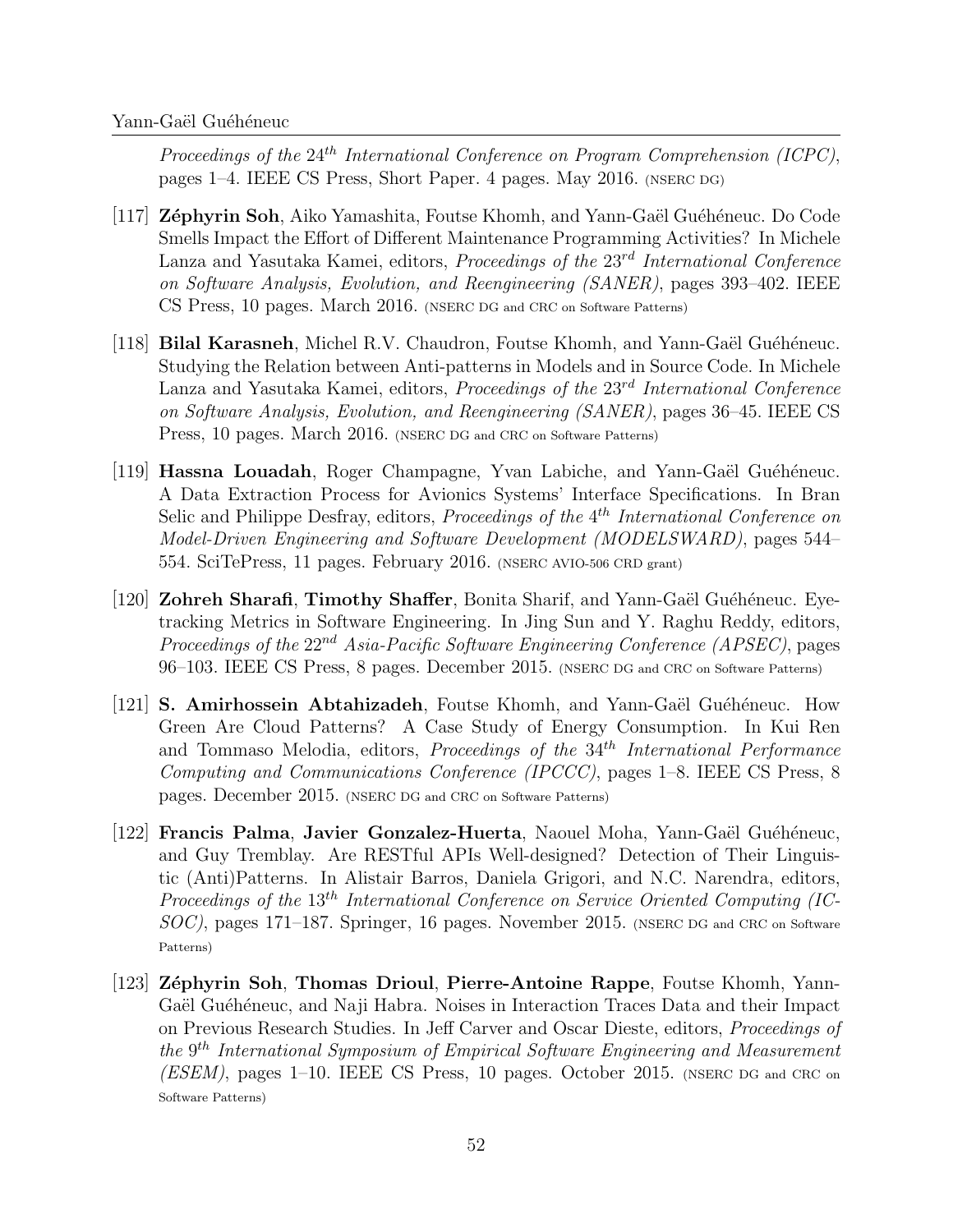*Proceedings of the* $24^{th}$ *International Conference on Program Comprehension (ICPC)*, pages 1–4. IEEE CS Press, Short Paper. 4 pages. May 2016. (NSERC DG)

[117] **Zéphyrin Soh**, Aiko Yamashita, Foutse Khomh, and Yann-Gaël Guéhéneuc. Do Code Smells Impact the Effort of Different Maintenance Programming Activities? In Michele Lanza and Yasutaka Kamei, editors, *Proceedings of the* $23^{rd}$ *International Conference on Software Analysis, Evolution, and Reengineering (SANER)*, pages 393–402. IEEE CS Press, 10 pages. March 2016. (NSERC DG and CRC on Software Patterns)

[118] **Bilal Karasneh**, Michel R.V. Chaudron, Foutse Khomh, and Yann-Gaël Guéhéneuc. Studying the Relation between Anti-patterns in Models and in Source Code. In Michele Lanza and Yasutaka Kamei, editors, *Proceedings of the* $23^{rd}$ *International Conference on Software Analysis, Evolution, and Reengineering (SANER)*, pages 36–45. IEEE CS Press, 10 pages. March 2016. (NSERC DG and CRC on Software Patterns)

[119] **Hassna Louadah**, Roger Champagne, Yvan Labiche, and Yann-Gaël Guéhéneuc. A Data Extraction Process for Avionics Systems' Interface Specifications. In Bran Selic and Philippe Desfray, editors, *Proceedings of the* $4^{th}$ *International Conference on Model-Driven Engineering and Software Development (MODELSWARD)*, pages 544–554. SciTePress, 11 pages. February 2016. (NSERC AVIO-506 CRD grant)

[120] **Zohreh Sharafi**, **Timothy Shaffer**, Bonita Sharif, and Yann-Gaël Guéhéneuc. Eye-tracking Metrics in Software Engineering. In Jing Sun and Y. Raghu Reddy, editors, *Proceedings of the* $22^{nd}$ *Asia-Pacific Software Engineering Conference (APSEC)*, pages 96–103. IEEE CS Press, 8 pages. December 2015. (NSERC DG and CRC on Software Patterns)

[121] **S. Amirhossein Abtahizadeh**, Foutse Khomh, and Yann-Gaël Guéhéneuc. How Green Are Cloud Patterns? A Case Study of Energy Consumption. In Kui Ren and Tommaso Melodia, editors, *Proceedings of the* $34^{th}$ *International Performance Computing and Communications Conference (IPCCC)*, pages 1–8. IEEE CS Press, 8 pages. December 2015. (NSERC DG and CRC on Software Patterns)

[122] **Francis Palma**, **Javier Gonzalez-Huerta**, Naouel Moha, Yann-Gaël Guéhéneuc, and Guy Tremblay. Are RESTful APIs Well-designed? Detection of Their Linguistic (Anti)Patterns. In Alistair Barros, Daniela Grigori, and N.C. Narendra, editors, *Proceedings of the* $13^{th}$ *International Conference on Service Oriented Computing (ICSOC)*, pages 171–187. Springer, 16 pages. November 2015. (NSERC DG and CRC on Software Patterns)

[123] **Zéphyrin Soh**, **Thomas Drioul**, **Pierre-Antoine Rappe**, Foutse Khomh, Yann-Gaël Guéhéneuc, and Naji Habra. Noises in Interaction Traces Data and their Impact on Previous Research Studies. In Jeff Carver and Oscar Dieste, editors, *Proceedings of the* $9^{th}$ *International Symposium of Empirical Software Engineering and Measurement (ESEM)*, pages 1–10. IEEE CS Press, 10 pages. October 2015. (NSERC DG and CRC on Software Patterns)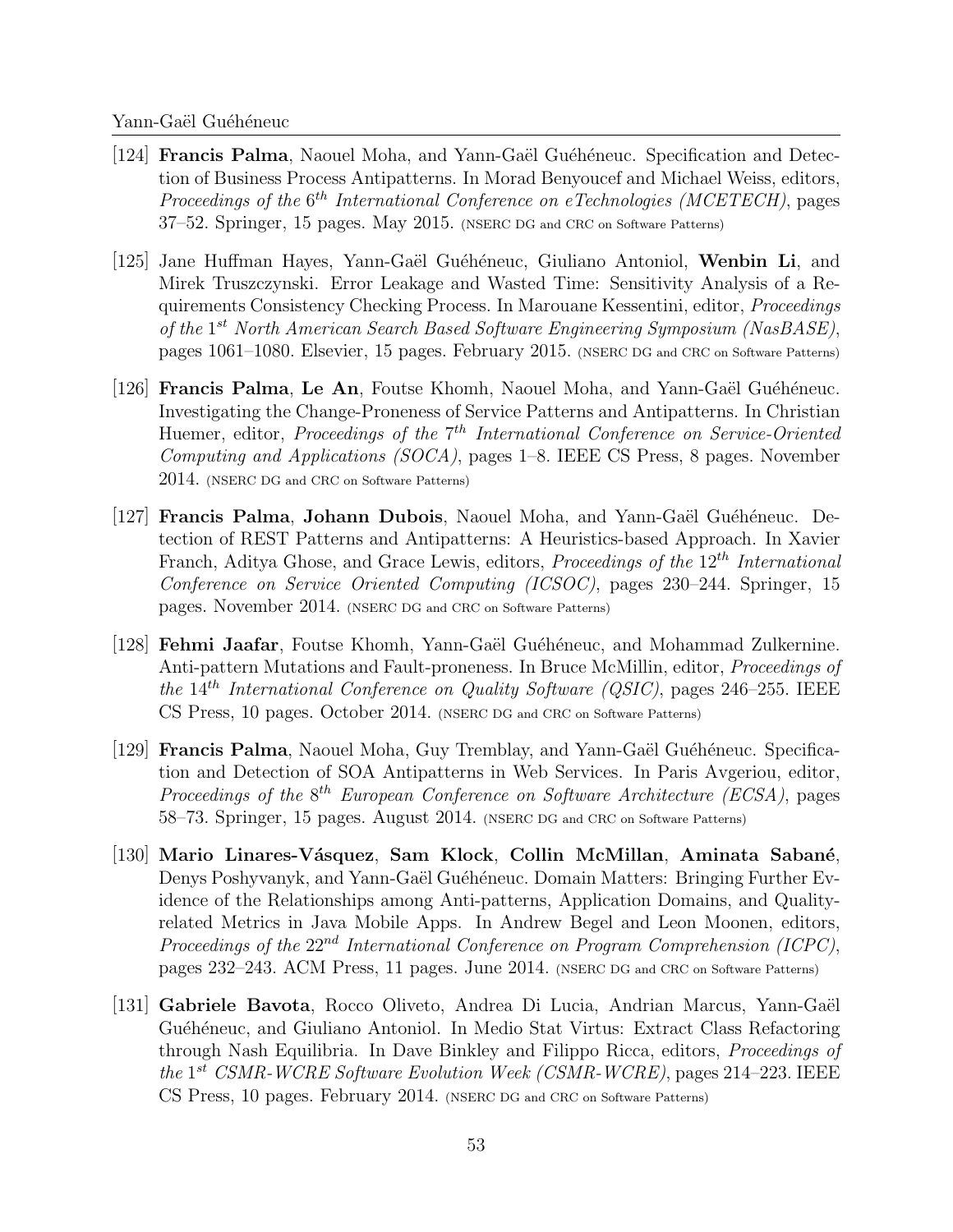[124] **Francis Palma**, Naouel Moha, and Yann-Gaël Guéhéneuc. Specification and Detection of Business Process Antipatterns. In Morad Benyoucef and Michael Weiss, editors, *Proceedings of the* $6^{th}$ *International Conference on eTechnologies (MCETECH)*, pages 37–52. Springer, 15 pages. May 2015. (NSERC DG and CRC on Software Patterns)

[125] Jane Huffman Hayes, Yann-Gaël Guéhéneuc, Giuliano Antoniol, **Wenbin Li**, and Mirek Truszczynski. Error Leakage and Wasted Time: Sensitivity Analysis of a Requirements Consistency Checking Process. In Marouane Kessentini, editor, *Proceedings of the* $1^{st}$ *North American Search Based Software Engineering Symposium (NasBASE)*, pages 1061–1080. Elsevier, 15 pages. February 2015. (NSERC DG and CRC on Software Patterns)

[126] **Francis Palma**, **Le An**, Foutse Khomh, Naouel Moha, and Yann-Gaël Guéhéneuc. Investigating the Change-Proneness of Service Patterns and Antipatterns. In Christian Huemer, editor, *Proceedings of the* $7^{th}$ *International Conference on Service-Oriented Computing and Applications (SOCA)*, pages 1–8. IEEE CS Press, 8 pages. November 2014. (NSERC DG and CRC on Software Patterns)

[127] **Francis Palma**, **Johann Dubois**, Naouel Moha, and Yann-Gaël Guéhéneuc. Detection of REST Patterns and Antipatterns: A Heuristics-based Approach. In Xavier Franch, Aditya Ghose, and Grace Lewis, editors, *Proceedings of the* $12^{th}$ *International Conference on Service Oriented Computing (ICSOC)*, pages 230–244. Springer, 15 pages. November 2014. (NSERC DG and CRC on Software Patterns)

[128] **Fehmi Jaafar**, Foutse Khomh, Yann-Gaël Guéhéneuc, and Mohammad Zulkernine. Anti-pattern Mutations and Fault-proneness. In Bruce McMillin, editor, *Proceedings of the* $14^{th}$ *International Conference on Quality Software (QSIC)*, pages 246–255. IEEE CS Press, 10 pages. October 2014. (NSERC DG and CRC on Software Patterns)

[129] **Francis Palma**, Naouel Moha, Guy Tremblay, and Yann-Gaël Guéhéneuc. Specification and Detection of SOA Antipatterns in Web Services. In Paris Avgeriou, editor, *Proceedings of the* $8^{th}$ *European Conference on Software Architecture (ECSA)*, pages 58–73. Springer, 15 pages. August 2014. (NSERC DG and CRC on Software Patterns)

[130] **Mario Linares-Vásquez**, **Sam Klock**, **Collin McMillan**, **Aminata Sabané**, Denys Poshyvanyk, and Yann-Gaël Guéhéneuc. Domain Matters: Bringing Further Evidence of the Relationships among Anti-patterns, Application Domains, and Quality-related Metrics in Java Mobile Apps. In Andrew Begel and Leon Moonen, editors, *Proceedings of the* $22^{nd}$ *International Conference on Program Comprehension (ICPC)*, pages 232–243. ACM Press, 11 pages. June 2014. (NSERC DG and CRC on Software Patterns)

[131] **Gabriele Bavota**, Rocco Oliveto, Andrea Di Lucia, Andrian Marcus, Yann-Gaël Guéhéneuc, and Giuliano Antoniol. In Medio Stat Virtus: Extract Class Refactoring through Nash Equilibria. In Dave Binkley and Filippo Ricca, editors, *Proceedings of the* $1^{st}$ *CSMR-WCRE Software Evolution Week (CSMR-WCRE)*, pages 214–223. IEEE CS Press, 10 pages. February 2014. (NSERC DG and CRC on Software Patterns)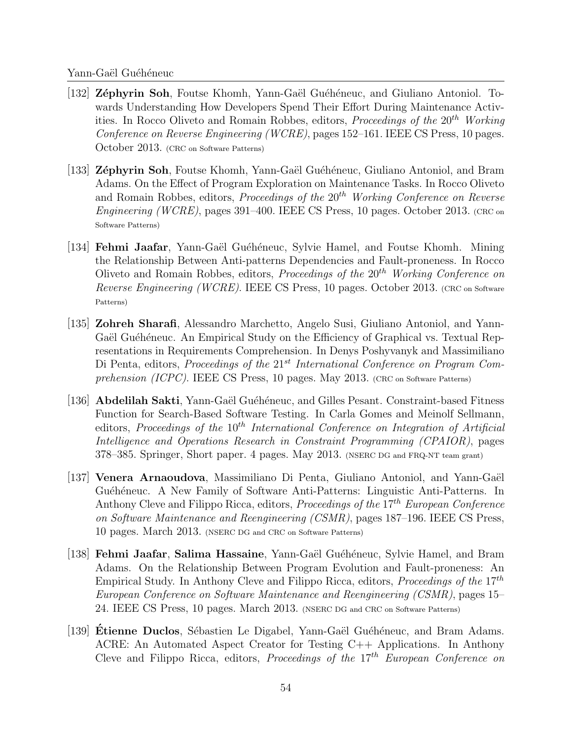[132] **Zéphyrin Soh**, Foutse Khomh, Yann-Gaël Guéhéneuc, and Giuliano Antoniol. Towards Understanding How Developers Spend Their Effort During Maintenance Activities. In Rocco Oliveto and Romain Robbes, editors, *Proceedings of the 20th Working Conference on Reverse Engineering (WCRE)*, pages 152–161. IEEE CS Press, 10 pages. October 2013. (CRC on Software Patterns)

[133] **Zéphyrin Soh**, Foutse Khomh, Yann-Gaël Guéhéneuc, Giuliano Antoniol, and Bram Adams. On the Effect of Program Exploration on Maintenance Tasks. In Rocco Oliveto and Romain Robbes, editors, *Proceedings of the 20th Working Conference on Reverse Engineering (WCRE)*, pages 391–400. IEEE CS Press, 10 pages. October 2013. (CRC on Software Patterns)

[134] **Fehmi Jaafar**, Yann-Gaël Guéhéneuc, Sylvie Hamel, and Foutse Khomh. Mining the Relationship Between Anti-patterns Dependencies and Fault-proneness. In Rocco Oliveto and Romain Robbes, editors, *Proceedings of the 20th Working Conference on Reverse Engineering (WCRE)*. IEEE CS Press, 10 pages. October 2013. (CRC on Software Patterns)

[135] **Zohreh Sharafi**, Alessandro Marchetto, Angelo Susi, Giuliano Antoniol, and Yann-Gaël Guéhéneuc. An Empirical Study on the Efficiency of Graphical vs. Textual Representations in Requirements Comprehension. In Denys Poshyvanyk and Massimiliano Di Penta, editors, *Proceedings of the 21st International Conference on Program Comprehension (ICPC)*. IEEE CS Press, 10 pages. May 2013. (CRC on Software Patterns)

[136] **Abdelilah Sakti**, Yann-Gaël Guéhéneuc, and Gilles Pesant. Constraint-based Fitness Function for Search-Based Software Testing. In Carla Gomes and Meinolf Sellmann, editors, *Proceedings of the 10th International Conference on Integration of Artificial Intelligence and Operations Research in Constraint Programming (CPAIOR)*, pages 378–385. Springer, Short paper. 4 pages. May 2013. (NSERC DG and FRQ-NT team grant)

[137] **Venera Arnaoudova**, Massimiliano Di Penta, Giuliano Antoniol, and Yann-Gaël Guéhéneuc. A New Family of Software Anti-Patterns: Linguistic Anti-Patterns. In Anthony Cleve and Filippo Ricca, editors, *Proceedings of the 17th European Conference on Software Maintenance and Reengineering (CSMR)*, pages 187–196. IEEE CS Press, 10 pages. March 2013. (NSERC DG and CRC on Software Patterns)

[138] **Fehmi Jaafar**, **Salima Hassaine**, Yann-Gaël Guéhéneuc, Sylvie Hamel, and Bram Adams. On the Relationship Between Program Evolution and Fault-proneness: An Empirical Study. In Anthony Cleve and Filippo Ricca, editors, *Proceedings of the 17th European Conference on Software Maintenance and Reengineering (CSMR)*, pages 15–24. IEEE CS Press, 10 pages. March 2013. (NSERC DG and CRC on Software Patterns)

[139] **Étienne Duclos**, Sébastien Le Digabel, Yann-Gaël Guéhéneuc, and Bram Adams. ACRE: An Automated Aspect Creator for Testing C++ Applications. In Anthony Cleve and Filippo Ricca, editors, *Proceedings of the 17th European Conference on*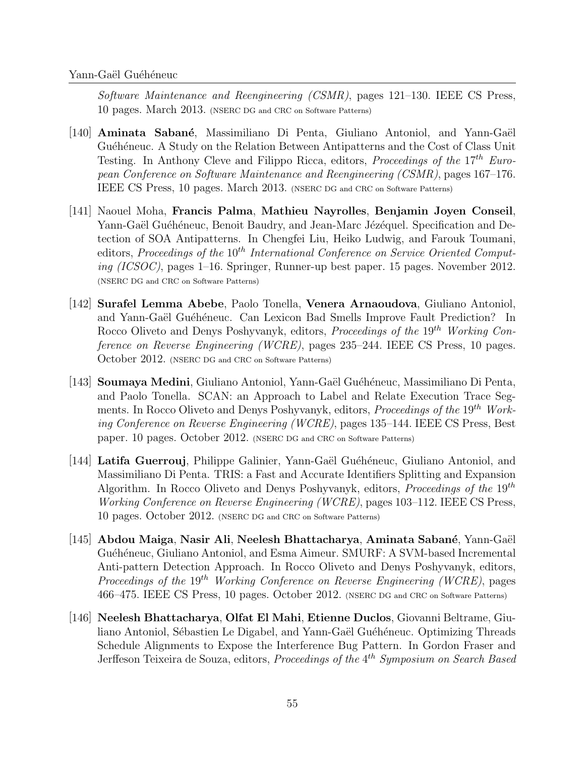*Software Maintenance and Reengineering (CSMR)*, pages 121–130. IEEE CS Press, 10 pages. March 2013. (NSERC DG and CRC on Software Patterns)

[140] **Aminata Sabané**, Massimiliano Di Penta, Giuliano Antoniol, and Yann-Gaël Guéhéneuc. A Study on the Relation Between Antipatterns and the Cost of Class Unit Testing. In Anthony Cleve and Filippo Ricca, editors, *Proceedings of the* 17*th* *European Conference on Software Maintenance and Reengineering (CSMR)*, pages 167–176. IEEE CS Press, 10 pages. March 2013. (NSERC DG and CRC on Software Patterns)

[141] Naouel Moha, **Francis Palma**, **Mathieu Nayrolles**, **Benjamin Joyen Conseil**, Yann-Gaël Guéhéneuc, Benoit Baudry, and Jean-Marc Jézéquel. Specification and Detection of SOA Antipatterns. In Chengfei Liu, Heiko Ludwig, and Farouk Toumani, editors, *Proceedings of the* 10*th* *International Conference on Service Oriented Computing (ICSOC)*, pages 1–16. Springer, Runner-up best paper. 15 pages. November 2012. (NSERC DG and CRC on Software Patterns)

[142] **Surafel Lemma Abebe**, Paolo Tonella, **Venera Arnaoudova**, Giuliano Antoniol, and Yann-Gaël Guéhéneuc. Can Lexicon Bad Smells Improve Fault Prediction? In Rocco Oliveto and Denys Poshyvanyk, editors, *Proceedings of the* 19*th* *Working Conference on Reverse Engineering (WCRE)*, pages 235–244. IEEE CS Press, 10 pages. October 2012. (NSERC DG and CRC on Software Patterns)

[143] **Soumaya Medini**, Giuliano Antoniol, Yann-Gaël Guéhéneuc, Massimiliano Di Penta, and Paolo Tonella. SCAN: an Approach to Label and Relate Execution Trace Segments. In Rocco Oliveto and Denys Poshyvanyk, editors, *Proceedings of the* 19*th* *Working Conference on Reverse Engineering (WCRE)*, pages 135–144. IEEE CS Press, Best paper. 10 pages. October 2012. (NSERC DG and CRC on Software Patterns)

[144] **Latifa Guerrouj**, Philippe Galinier, Yann-Gaël Guéhéneuc, Giuliano Antoniol, and Massimiliano Di Penta. TRIS: a Fast and Accurate Identifiers Splitting and Expansion Algorithm. In Rocco Oliveto and Denys Poshyvanyk, editors, *Proceedings of the* 19*th* *Working Conference on Reverse Engineering (WCRE)*, pages 103–112. IEEE CS Press, 10 pages. October 2012. (NSERC DG and CRC on Software Patterns)

[145] **Abdou Maiga**, **Nasir Ali**, **Neelesh Bhattacharya**, **Aminata Sabané**, Yann-Gaël Guéhéneuc, Giuliano Antoniol, and Esma Aimeur. SMURF: A SVM-based Incremental Anti-pattern Detection Approach. In Rocco Oliveto and Denys Poshyvanyk, editors, *Proceedings of the* 19*th* *Working Conference on Reverse Engineering (WCRE)*, pages 466–475. IEEE CS Press, 10 pages. October 2012. (NSERC DG and CRC on Software Patterns)

[146] **Neelesh Bhattacharya**, **Olfat El Mahi**, **Etienne Duclos**, Giovanni Beltrame, Giuliano Antoniol, Sébastien Le Digabel, and Yann-Gaël Guéhéneuc. Optimizing Threads Schedule Alignments to Expose the Interference Bug Pattern. In Gordon Fraser and Jerffeson Teixeira de Souza, editors, *Proceedings of the* 4*th* *Symposium on Search Based*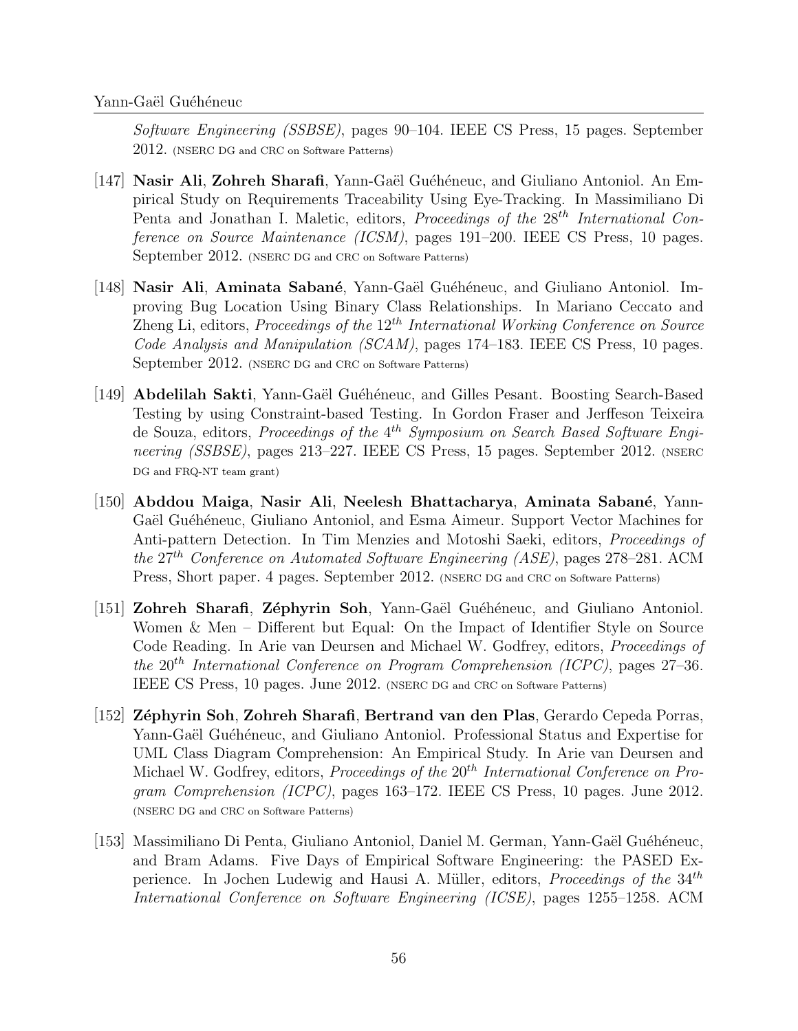*Software Engineering (SSBSE)*, pages 90–104. IEEE CS Press, 15 pages. September 2012. (NSERC DG and CRC on Software Patterns)

[147] **Nasir Ali**, **Zohreh Sharafi**, Yann-Gaël Guéhéneuc, and Giuliano Antoniol. An Empirical Study on Requirements Traceability Using Eye-Tracking. In Massimiliano Di Penta and Jonathan I. Maletic, editors, *Proceedings of the* $28^{th}$ *International Conference on Source Maintenance (ICSM)*, pages 191–200. IEEE CS Press, 10 pages. September 2012. (NSERC DG and CRC on Software Patterns)

[148] **Nasir Ali**, **Aminata Sabané**, Yann-Gaël Guéhéneuc, and Giuliano Antoniol. Improving Bug Location Using Binary Class Relationships. In Mariano Ceccato and Zheng Li, editors, *Proceedings of the* $12^{th}$ *International Working Conference on Source Code Analysis and Manipulation (SCAM)*, pages 174–183. IEEE CS Press, 10 pages. September 2012. (NSERC DG and CRC on Software Patterns)

[149] **Abdelilah Sakti**, Yann-Gaël Guéhéneuc, and Gilles Pesant. Boosting Search-Based Testing by using Constraint-based Testing. In Gordon Fraser and Jerffeson Teixeira de Souza, editors, *Proceedings of the* $4^{th}$ *Symposium on Search Based Software Engineering (SSBSE)*, pages 213–227. IEEE CS Press, 15 pages. September 2012. (NSERC DG and FRQ-NT team grant)

[150] **Abddou Maiga**, **Nasir Ali**, **Neelesh Bhattacharya**, **Aminata Sabané**, Yann-Gaël Guéhéneuc, Giuliano Antoniol, and Esma Aimeur. Support Vector Machines for Anti-pattern Detection. In Tim Menzies and Motoshi Saeki, editors, *Proceedings of the* $27^{th}$ *Conference on Automated Software Engineering (ASE)*, pages 278–281. ACM Press, Short paper. 4 pages. September 2012. (NSERC DG and CRC on Software Patterns)

[151] **Zohreh Sharafi**, **Zéphyrin Soh**, Yann-Gaël Guéhéneuc, and Giuliano Antoniol. Women & Men – Different but Equal: On the Impact of Identifier Style on Source Code Reading. In Arie van Deursen and Michael W. Godfrey, editors, *Proceedings of the* $20^{th}$ *International Conference on Program Comprehension (ICPC)*, pages 27–36. IEEE CS Press, 10 pages. June 2012. (NSERC DG and CRC on Software Patterns)

[152] **Zéphyrin Soh**, **Zohreh Sharafi**, **Bertrand van den Plas**, Gerardo Cepeda Porras, Yann-Gaël Guéhéneuc, and Giuliano Antoniol. Professional Status and Expertise for UML Class Diagram Comprehension: An Empirical Study. In Arie van Deursen and Michael W. Godfrey, editors, *Proceedings of the* $20^{th}$ *International Conference on Program Comprehension (ICPC)*, pages 163–172. IEEE CS Press, 10 pages. June 2012. (NSERC DG and CRC on Software Patterns)

[153] Massimiliano Di Penta, Giuliano Antoniol, Daniel M. German, Yann-Gaël Guéhéneuc, and Bram Adams. Five Days of Empirical Software Engineering: the PASED Experience. In Jochen Ludewig and Hausi A. Müller, editors, *Proceedings of the* $34^{th}$ *International Conference on Software Engineering (ICSE)*, pages 1255–1258. ACM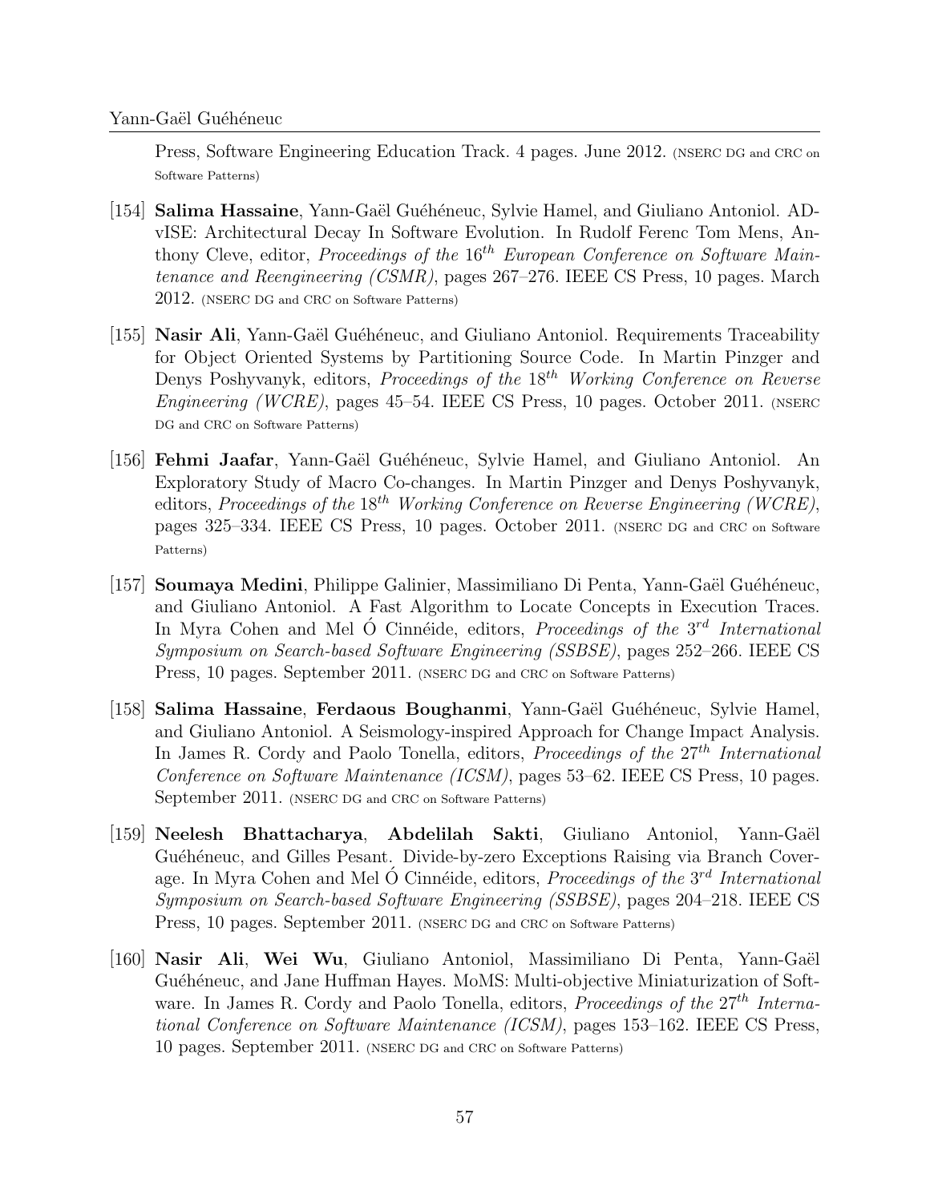Press, Software Engineering Education Track. 4 pages. June 2012. (NSERC DG and CRC on Software Patterns)

[154] **Salima Hassaine**, Yann-Gaël Guéhéneuc, Sylvie Hamel, and Giuliano Antoniol. ADvISE: Architectural Decay In Software Evolution. In Rudolf Ferenc Tom Mens, Anthony Cleve, editor, *Proceedings of the* $16^{th}$ *European Conference on Software Maintenance and Reengineering (CSMR)*, pages 267–276. IEEE CS Press, 10 pages. March 2012. (NSERC DG and CRC on Software Patterns)

[155] **Nasir Ali**, Yann-Gaël Guéhéneuc, and Giuliano Antoniol. Requirements Traceability for Object Oriented Systems by Partitioning Source Code. In Martin Pinzger and Denys Poshyvanyk, editors, *Proceedings of the* $18^{th}$ *Working Conference on Reverse Engineering (WCRE)*, pages 45–54. IEEE CS Press, 10 pages. October 2011. (NSERC DG and CRC on Software Patterns)

[156] **Fehmi Jaafar**, Yann-Gaël Guéhéneuc, Sylvie Hamel, and Giuliano Antoniol. An Exploratory Study of Macro Co-changes. In Martin Pinzger and Denys Poshyvanyk, editors, *Proceedings of the* $18^{th}$ *Working Conference on Reverse Engineering (WCRE)*, pages 325–334. IEEE CS Press, 10 pages. October 2011. (NSERC DG and CRC on Software Patterns)

[157] **Soumaya Medini**, Philippe Galinier, Massimiliano Di Penta, Yann-Gaël Guéhéneuc, and Giuliano Antoniol. A Fast Algorithm to Locate Concepts in Execution Traces. In Myra Cohen and Mel Ó Cinnéide, editors, *Proceedings of the* $3^{rd}$ *International Symposium on Search-based Software Engineering (SSBSE)*, pages 252–266. IEEE CS Press, 10 pages. September 2011. (NSERC DG and CRC on Software Patterns)

[158] **Salima Hassaine**, **Ferdaous Boughanmi**, Yann-Gaël Guéhéneuc, Sylvie Hamel, and Giuliano Antoniol. A Seismology-inspired Approach for Change Impact Analysis. In James R. Cordy and Paolo Tonella, editors, *Proceedings of the* $27^{th}$ *International Conference on Software Maintenance (ICSM)*, pages 53–62. IEEE CS Press, 10 pages. September 2011. (NSERC DG and CRC on Software Patterns)

[159] **Neelesh Bhattacharya**, **Abdelilah Sakti**, Giuliano Antoniol, Yann-Gaël Guéhéneuc, and Gilles Pesant. Divide-by-zero Exceptions Raising via Branch Coverage. In Myra Cohen and Mel Ó Cinnéide, editors, *Proceedings of the* $3^{rd}$ *International Symposium on Search-based Software Engineering (SSBSE)*, pages 204–218. IEEE CS Press, 10 pages. September 2011. (NSERC DG and CRC on Software Patterns)

[160] **Nasir Ali**, **Wei Wu**, Giuliano Antoniol, Massimiliano Di Penta, Yann-Gaël Guéhéneuc, and Jane Huffman Hayes. MoMS: Multi-objective Miniaturization of Software. In James R. Cordy and Paolo Tonella, editors, *Proceedings of the* $27^{th}$ *International Conference on Software Maintenance (ICSM)*, pages 153–162. IEEE CS Press, 10 pages. September 2011. (NSERC DG and CRC on Software Patterns)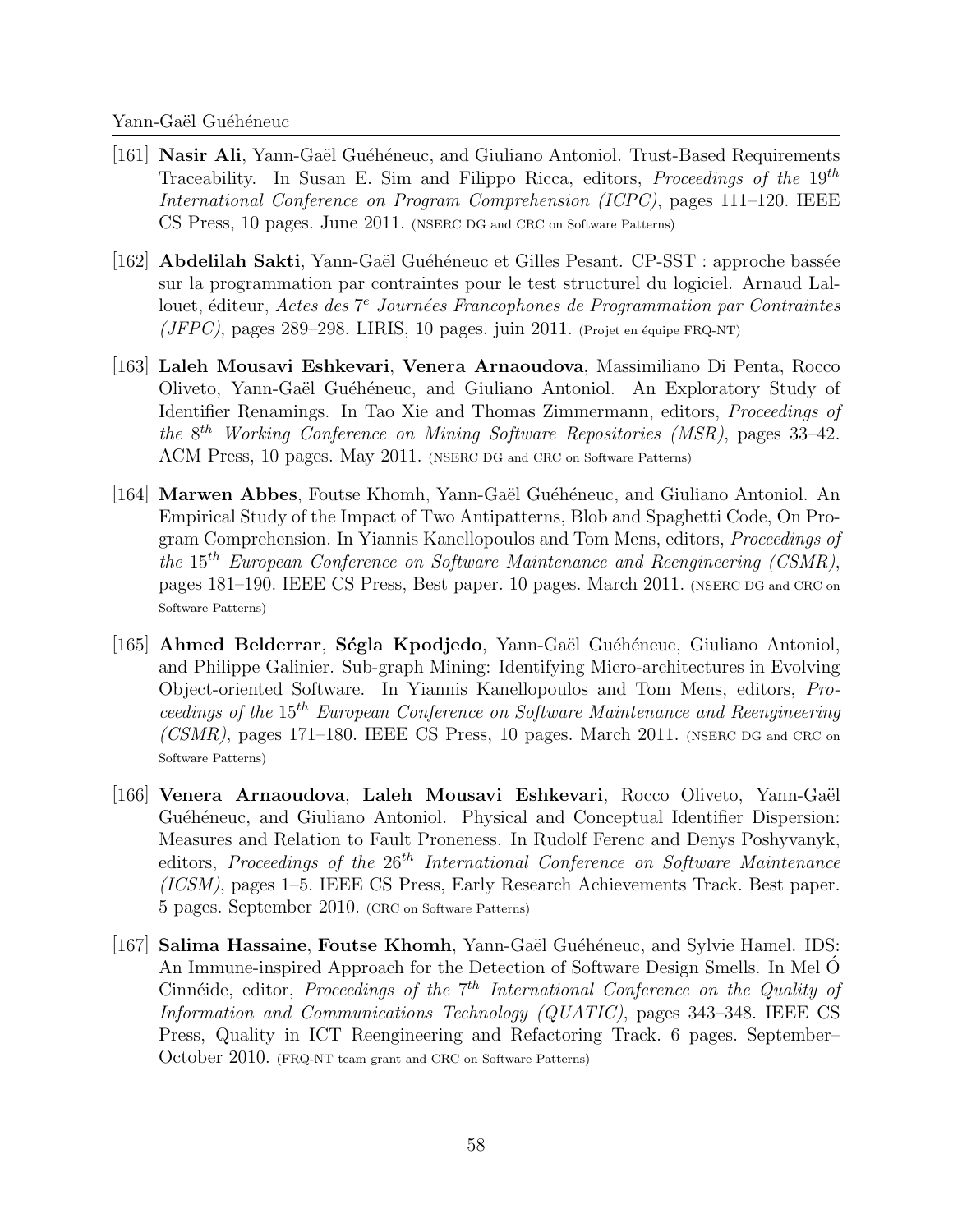[161] **Nasir Ali**, Yann-Gaël Guéhéneuc, and Giuliano Antoniol. Trust-Based Requirements Traceability. In Susan E. Sim and Filippo Ricca, editors, *Proceedings of the* $19^{th}$ *International Conference on Program Comprehension (ICPC)*, pages 111–120. IEEE CS Press, 10 pages. June 2011. (NSERC DG and CRC on Software Patterns)

[162] **Abdelilah Sakti**, Yann-Gaël Guéhéneuc et Gilles Pesant. CP-SST : approche bassée sur la programmation par contraintes pour le test structurel du logiciel. Arnaud Lallouet, éditeur, *Actes des* $7^{e}$ *Journées Francophones de Programmation par Contraintes (JFPC)*, pages 289–298. LIRIS, 10 pages. juin 2011. (Projet en équipe FRQ-NT)

[163] **Laleh Mousavi Eshkevari**, **Venera Arnaoudova**, Massimiliano Di Penta, Rocco Oliveto, Yann-Gaël Guéhéneuc, and Giuliano Antoniol. An Exploratory Study of Identifier Renamings. In Tao Xie and Thomas Zimmermann, editors, *Proceedings of the* $8^{th}$ *Working Conference on Mining Software Repositories (MSR)*, pages 33–42. ACM Press, 10 pages. May 2011. (NSERC DG and CRC on Software Patterns)

[164] **Marwen Abbes**, Foutse Khomh, Yann-Gaël Guéhéneuc, and Giuliano Antoniol. An Empirical Study of the Impact of Two Antipatterns, Blob and Spaghetti Code, On Program Comprehension. In Yiannis Kanellopoulos and Tom Mens, editors, *Proceedings of the* $15^{th}$ *European Conference on Software Maintenance and Reengineering (CSMR)*, pages 181–190. IEEE CS Press, Best paper. 10 pages. March 2011. (NSERC DG and CRC on Software Patterns)

[165] **Ahmed Belderrar**, **Ségla Kpodjedo**, Yann-Gaël Guéhéneuc, Giuliano Antoniol, and Philippe Galinier. Sub-graph Mining: Identifying Micro-architectures in Evolving Object-oriented Software. In Yiannis Kanellopoulos and Tom Mens, editors, *Proceedings of the* $15^{th}$ *European Conference on Software Maintenance and Reengineering (CSMR)*, pages 171–180. IEEE CS Press, 10 pages. March 2011. (NSERC DG and CRC on Software Patterns)

[166] **Venera Arnaoudova**, **Laleh Mousavi Eshkevari**, Rocco Oliveto, Yann-Gaël Guéhéneuc, and Giuliano Antoniol. Physical and Conceptual Identifier Dispersion: Measures and Relation to Fault Proneness. In Rudolf Ferenc and Denys Poshyvanyk, editors, *Proceedings of the* $26^{th}$ *International Conference on Software Maintenance (ICSM)*, pages 1–5. IEEE CS Press, Early Research Achievements Track. Best paper. 5 pages. September 2010. (CRC on Software Patterns)

[167] **Salima Hassaine**, **Foutse Khomh**, Yann-Gaël Guéhéneuc, and Sylvie Hamel. IDS: An Immune-inspired Approach for the Detection of Software Design Smells. In Mel Ó Cinnéide, editor, *Proceedings of the* $7^{th}$ *International Conference on the Quality of Information and Communications Technology (QUATIC)*, pages 343–348. IEEE CS Press, Quality in ICT Reengineering and Refactoring Track. 6 pages. September–October 2010. (FRQ-NT team grant and CRC on Software Patterns)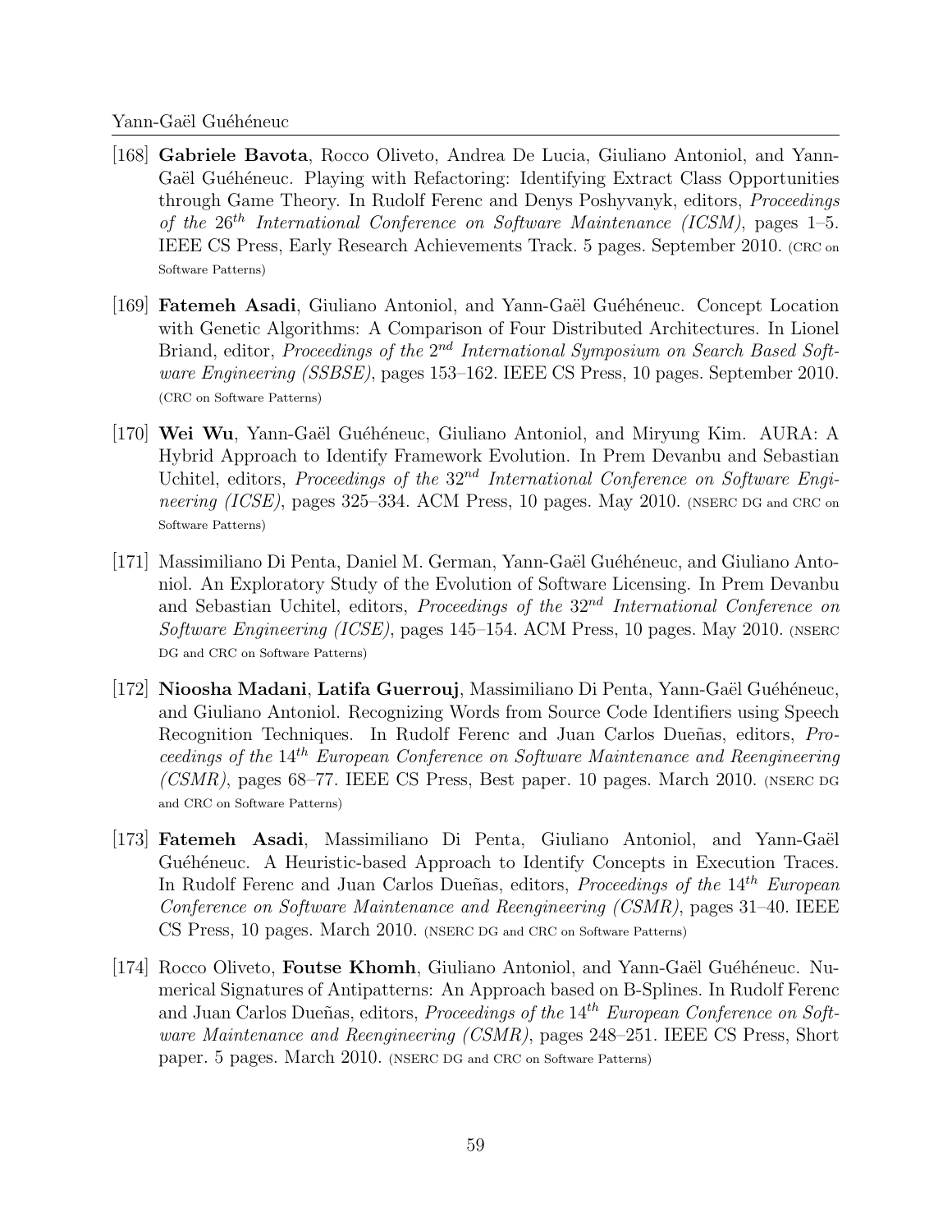[168] **Gabriele Bavota**, Rocco Oliveto, Andrea De Lucia, Giuliano Antoniol, and Yann-Gaël Guéhéneuc. Playing with Refactoring: Identifying Extract Class Opportunities through Game Theory. In Rudolf Ferenc and Denys Poshyvanyk, editors, *Proceedings of the* $26^{th}$ *International Conference on Software Maintenance (ICSM)*, pages 1–5. IEEE CS Press, Early Research Achievements Track. 5 pages. September 2010. (CRC on Software Patterns)

[169] **Fatemeh Asadi**, Giuliano Antoniol, and Yann-Gaël Guéhéneuc. Concept Location with Genetic Algorithms: A Comparison of Four Distributed Architectures. In Lionel Briand, editor, *Proceedings of the* $2^{nd}$ *International Symposium on Search Based Software Engineering (SSBSE)*, pages 153–162. IEEE CS Press, 10 pages. September 2010. (CRC on Software Patterns)

[170] **Wei Wu**, Yann-Gaël Guéhéneuc, Giuliano Antoniol, and Miryung Kim. AURA: A Hybrid Approach to Identify Framework Evolution. In Prem Devanbu and Sebastian Uchitel, editors, *Proceedings of the* $32^{nd}$ *International Conference on Software Engineering (ICSE)*, pages 325–334. ACM Press, 10 pages. May 2010. (NSERC DG and CRC on Software Patterns)

[171] Massimiliano Di Penta, Daniel M. German, Yann-Gaël Guéhéneuc, and Giuliano Antoniol. An Exploratory Study of the Evolution of Software Licensing. In Prem Devanbu and Sebastian Uchitel, editors, *Proceedings of the* $32^{nd}$ *International Conference on Software Engineering (ICSE)*, pages 145–154. ACM Press, 10 pages. May 2010. (NSERC DG and CRC on Software Patterns)

[172] **Nioosha Madani**, **Latifa Guerrouj**, Massimiliano Di Penta, Yann-Gaël Guéhéneuc, and Giuliano Antoniol. Recognizing Words from Source Code Identifiers using Speech Recognition Techniques. In Rudolf Ferenc and Juan Carlos Dueñas, editors, *Proceedings of the* $14^{th}$ *European Conference on Software Maintenance and Reengineering (CSMR)*, pages 68–77. IEEE CS Press, Best paper. 10 pages. March 2010. (NSERC DG and CRC on Software Patterns)

[173] **Fatemeh Asadi**, Massimiliano Di Penta, Giuliano Antoniol, and Yann-Gaël Guéhéneuc. A Heuristic-based Approach to Identify Concepts in Execution Traces. In Rudolf Ferenc and Juan Carlos Dueñas, editors, *Proceedings of the* $14^{th}$ *European Conference on Software Maintenance and Reengineering (CSMR)*, pages 31–40. IEEE CS Press, 10 pages. March 2010. (NSERC DG and CRC on Software Patterns)

[174] Rocco Oliveto, **Foutse Khomh**, Giuliano Antoniol, and Yann-Gaël Guéhéneuc. Numerical Signatures of Antipatterns: An Approach based on B-Splines. In Rudolf Ferenc and Juan Carlos Dueñas, editors, *Proceedings of the* $14^{th}$ *European Conference on Software Maintenance and Reengineering (CSMR)*, pages 248–251. IEEE CS Press, Short paper. 5 pages. March 2010. (NSERC DG and CRC on Software Patterns)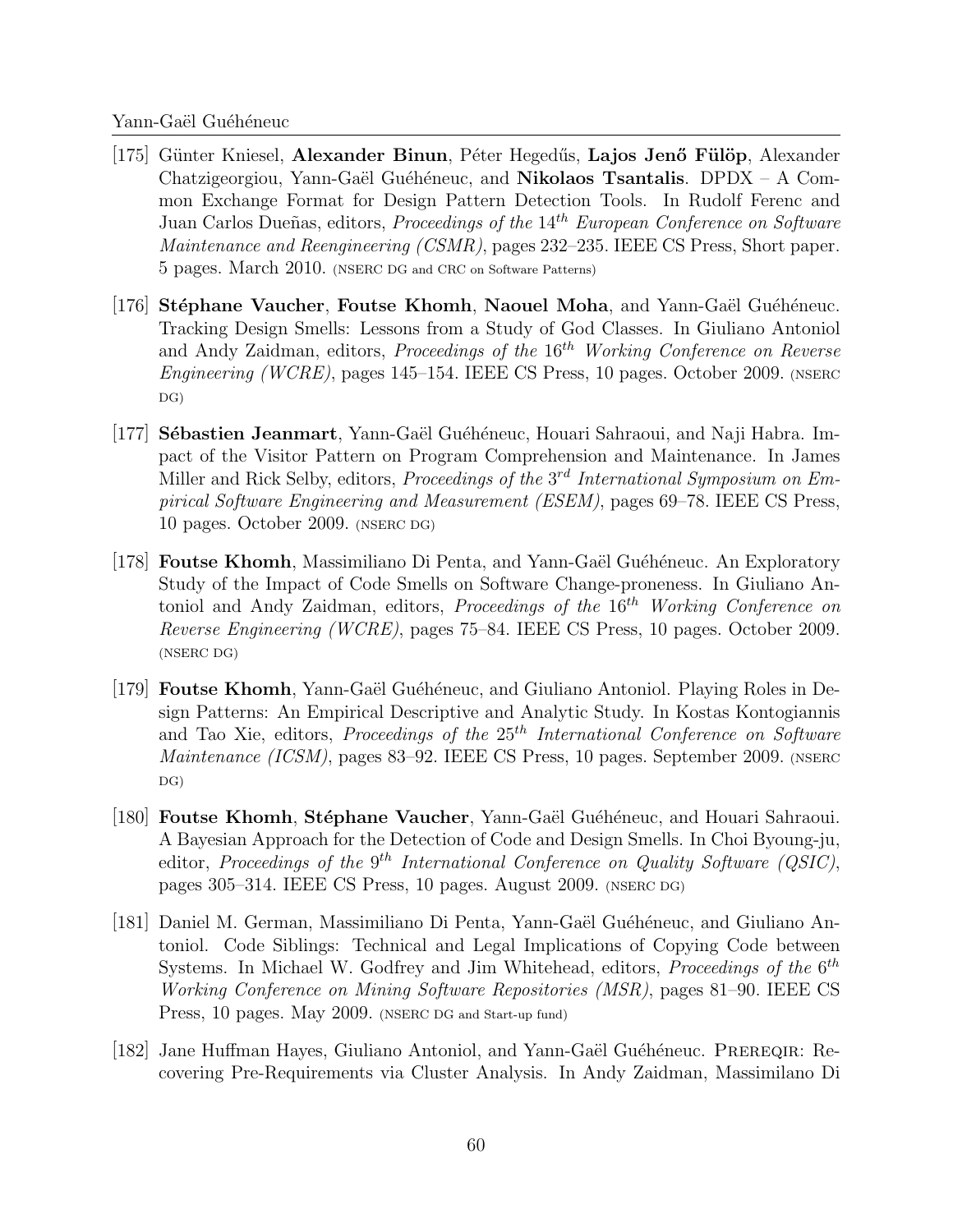[175] Günter Kniesel, **Alexander Binun**, Péter Hegedűs, **Lajos Jenő Fülöp**, Alexander Chatzigeorgiou, Yann-Gaël Guéhéneuc, and **Nikolaos Tsantalis**. DPDX – A Common Exchange Format for Design Pattern Detection Tools. In Rudolf Ferenc and Juan Carlos Dueñas, editors, *Proceedings of the 14th European Conference on Software Maintenance and Reengineering (CSMR)*, pages 232–235. IEEE CS Press, Short paper. 5 pages. March 2010. (NSERC DG and CRC on Software Patterns)

[176] **Stéphane Vaucher**, **Foutse Khomh**, **Naouel Moha**, and Yann-Gaël Guéhéneuc. Tracking Design Smells: Lessons from a Study of God Classes. In Giuliano Antoniol and Andy Zaidman, editors, *Proceedings of the 16th Working Conference on Reverse Engineering (WCRE)*, pages 145–154. IEEE CS Press, 10 pages. October 2009. (NSERC DG)

[177] **Sébastien Jeanmart**, Yann-Gaël Guéhéneuc, Houari Sahraoui, and Naji Habra. Impact of the Visitor Pattern on Program Comprehension and Maintenance. In James Miller and Rick Selby, editors, *Proceedings of the 3rd International Symposium on Empirical Software Engineering and Measurement (ESEM)*, pages 69–78. IEEE CS Press, 10 pages. October 2009. (NSERC DG)

[178] **Foutse Khomh**, Massimiliano Di Penta, and Yann-Gaël Guéhéneuc. An Exploratory Study of the Impact of Code Smells on Software Change-proneness. In Giuliano Antoniol and Andy Zaidman, editors, *Proceedings of the 16th Working Conference on Reverse Engineering (WCRE)*, pages 75–84. IEEE CS Press, 10 pages. October 2009. (NSERC DG)

[179] **Foutse Khomh**, Yann-Gaël Guéhéneuc, and Giuliano Antoniol. Playing Roles in Design Patterns: An Empirical Descriptive and Analytic Study. In Kostas Kontogiannis and Tao Xie, editors, *Proceedings of the 25th International Conference on Software Maintenance (ICSM)*, pages 83–92. IEEE CS Press, 10 pages. September 2009. (NSERC DG)

[180] **Foutse Khomh**, **Stéphane Vaucher**, Yann-Gaël Guéhéneuc, and Houari Sahraoui. A Bayesian Approach for the Detection of Code and Design Smells. In Choi Byoung-ju, editor, *Proceedings of the 9th International Conference on Quality Software (QSIC)*, pages 305–314. IEEE CS Press, 10 pages. August 2009. (NSERC DG)

[181] Daniel M. German, Massimiliano Di Penta, Yann-Gaël Guéhéneuc, and Giuliano Antoniol. Code Siblings: Technical and Legal Implications of Copying Code between Systems. In Michael W. Godfrey and Jim Whitehead, editors, *Proceedings of the 6th Working Conference on Mining Software Repositories (MSR)*, pages 81–90. IEEE CS Press, 10 pages. May 2009. (NSERC DG and Start-up fund)

[182] Jane Huffman Hayes, Giuliano Antoniol, and Yann-Gaël Guéhéneuc. PREREQIR: Recovering Pre-Requirements via Cluster Analysis. In Andy Zaidman, Massimilano Di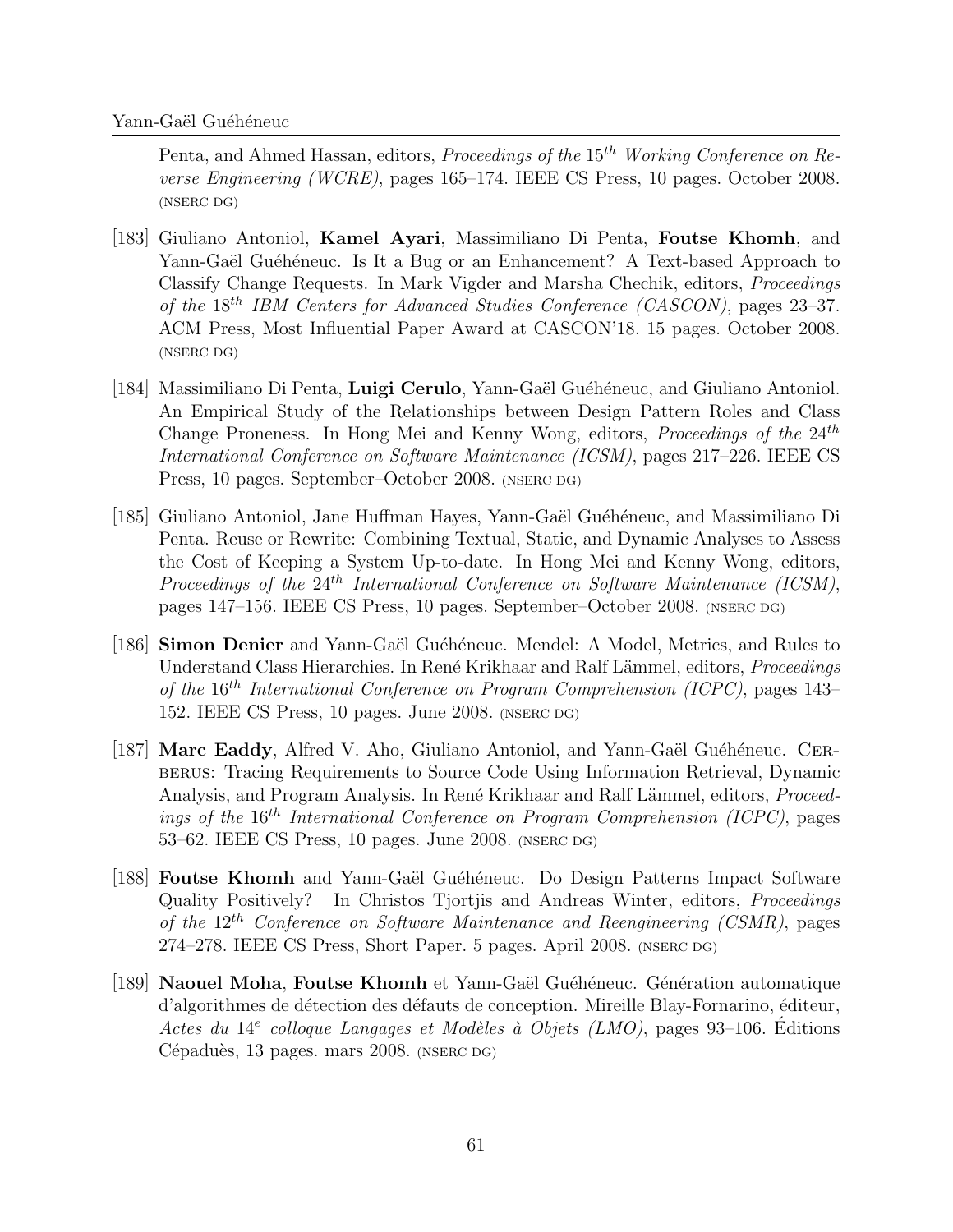Penta, and Ahmed Hassan, editors, *Proceedings of the* $15^{th}$ *Working Conference on Reverse Engineering (WCRE)*, pages 165–174. IEEE CS Press, 10 pages. October 2008. (NSERC DG)

[183] Giuliano Antoniol, **Kamel Ayari**, Massimiliano Di Penta, **Foutse Khomh**, and Yann-Gaël Guéhéneuc. Is It a Bug or an Enhancement? A Text-based Approach to Classify Change Requests. In Mark Vigder and Marsha Chechik, editors, *Proceedings of the* $18^{th}$ *IBM Centers for Advanced Studies Conference (CASCON)*, pages 23–37. ACM Press, Most Influential Paper Award at CASCON'18. 15 pages. October 2008. (NSERC DG)

[184] Massimiliano Di Penta, **Luigi Cerulo**, Yann-Gaël Guéhéneuc, and Giuliano Antoniol. An Empirical Study of the Relationships between Design Pattern Roles and Class Change Proneness. In Hong Mei and Kenny Wong, editors, *Proceedings of the* $24^{th}$ *International Conference on Software Maintenance (ICSM)*, pages 217–226. IEEE CS Press, 10 pages. September–October 2008. (NSERC DG)

[185] Giuliano Antoniol, Jane Huffman Hayes, Yann-Gaël Guéhéneuc, and Massimiliano Di Penta. Reuse or Rewrite: Combining Textual, Static, and Dynamic Analyses to Assess the Cost of Keeping a System Up-to-date. In Hong Mei and Kenny Wong, editors, *Proceedings of the* $24^{th}$ *International Conference on Software Maintenance (ICSM)*, pages 147–156. IEEE CS Press, 10 pages. September–October 2008. (NSERC DG)

[186] **Simon Denier** and Yann-Gaël Guéhéneuc. Mendel: A Model, Metrics, and Rules to Understand Class Hierarchies. In René Krikhaar and Ralf Lämmel, editors, *Proceedings of the* $16^{th}$ *International Conference on Program Comprehension (ICPC)*, pages 143–152. IEEE CS Press, 10 pages. June 2008. (NSERC DG)

[187] **Marc Eaddy**, Alfred V. Aho, Giuliano Antoniol, and Yann-Gaël Guéhéneuc. CERBERUS: Tracing Requirements to Source Code Using Information Retrieval, Dynamic Analysis, and Program Analysis. In René Krikhaar and Ralf Lämmel, editors, *Proceedings of the* $16^{th}$ *International Conference on Program Comprehension (ICPC)*, pages 53–62. IEEE CS Press, 10 pages. June 2008. (NSERC DG)

[188] **Foutse Khomh** and Yann-Gaël Guéhéneuc. Do Design Patterns Impact Software Quality Positively? In Christos Tjortjis and Andreas Winter, editors, *Proceedings of the* $12^{th}$ *Conference on Software Maintenance and Reengineering (CSMR)*, pages 274–278. IEEE CS Press, Short Paper. 5 pages. April 2008. (NSERC DG)

[189] **Naouel Moha**, **Foutse Khomh** et Yann-Gaël Guéhéneuc. Génération automatique d'algorithmes de détection des défauts de conception. Mireille Blay-Fornarino, éditeur, *Actes du* $14^{e}$ *colloque Langages et Modèles à Objets (LMO)*, pages 93–106. Éditions Cépaduès, 13 pages. mars 2008. (NSERC DG)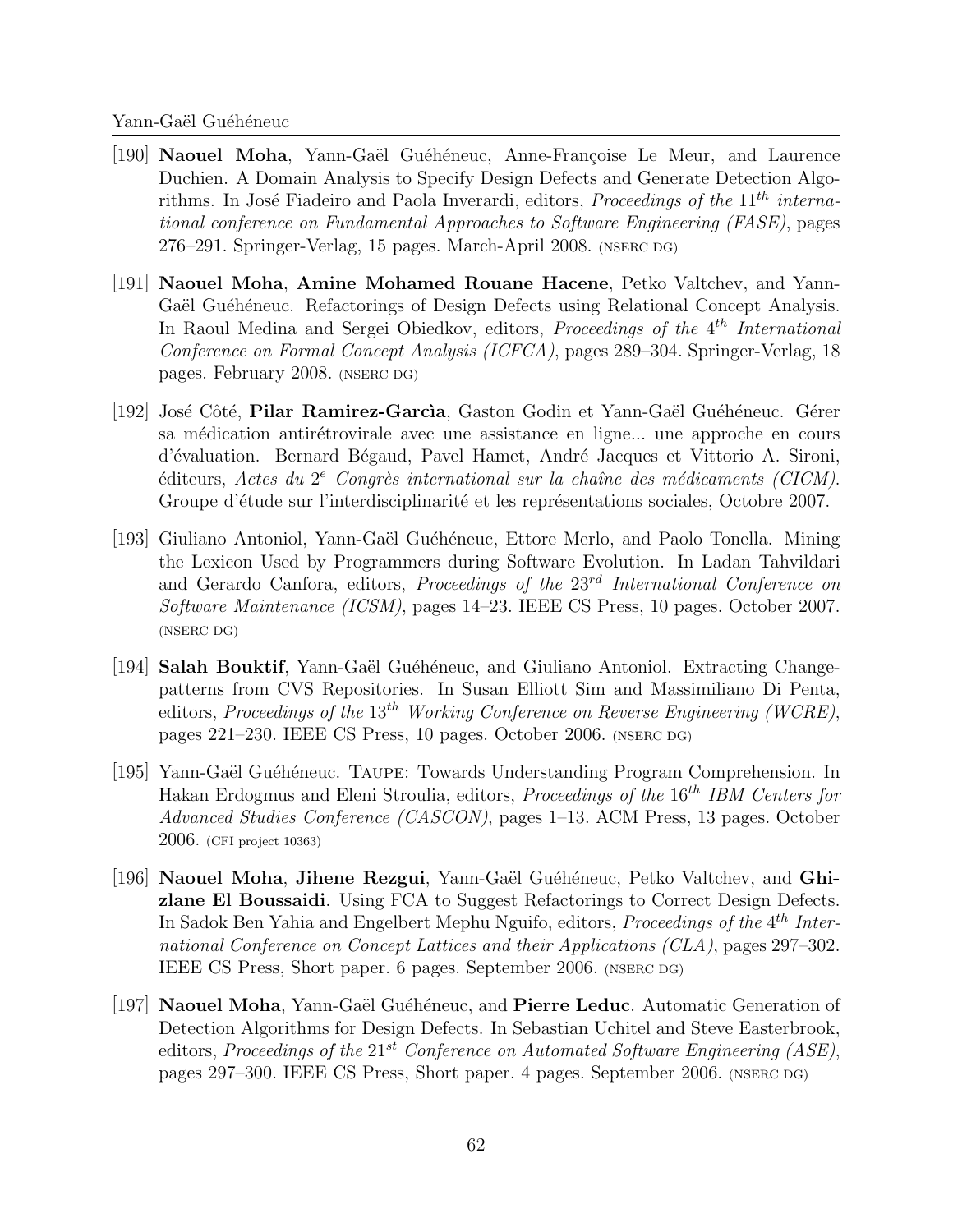[190] **Naouel Moha**, Yann-Gaël Guéhéneuc, Anne-Françoise Le Meur, and Laurence Duchien. A Domain Analysis to Specify Design Defects and Generate Detection Algorithms. In José Fiadeiro and Paola Inverardi, editors, *Proceedings of the* $11^{th}$ *international conference on Fundamental Approaches to Software Engineering (FASE)*, pages 276–291. Springer-Verlag, 15 pages. March-April 2008. (NSERC DG)

[191] **Naouel Moha**, **Amine Mohamed Rouane Hacene**, Petko Valtchev, and Yann-Gaël Guéhéneuc. Refactorings of Design Defects using Relational Concept Analysis. In Raoul Medina and Sergei Obiedkov, editors, *Proceedings of the* $4^{th}$ *International Conference on Formal Concept Analysis (ICFCA)*, pages 289–304. Springer-Verlag, 18 pages. February 2008. (NSERC DG)

[192] José Côté, **Pilar Ramirez-Garcìa**, Gaston Godin et Yann-Gaël Guéhéneuc. Gérer sa médication antirétrovirale avec une assistance en ligne... une approche en cours d'évaluation. Bernard Bégaud, Pavel Hamet, André Jacques et Vittorio A. Sironi, éditeurs, *Actes du* $2^{e}$ *Congrès international sur la chaîne des médicaments (CICM)*. Groupe d'étude sur l'interdisciplinarité et les représentations sociales, Octobre 2007.

[193] Giuliano Antoniol, Yann-Gaël Guéhéneuc, Ettore Merlo, and Paolo Tonella. Mining the Lexicon Used by Programmers during Software Evolution. In Ladan Tahvildari and Gerardo Canfora, editors, *Proceedings of the* $23^{rd}$ *International Conference on Software Maintenance (ICSM)*, pages 14–23. IEEE CS Press, 10 pages. October 2007. (NSERC DG)

[194] **Salah Bouktif**, Yann-Gaël Guéhéneuc, and Giuliano Antoniol. Extracting Change-patterns from CVS Repositories. In Susan Elliott Sim and Massimiliano Di Penta, editors, *Proceedings of the* $13^{th}$ *Working Conference on Reverse Engineering (WCRE)*, pages 221–230. IEEE CS Press, 10 pages. October 2006. (NSERC DG)

[195] Yann-Gaël Guéhéneuc. TAUPE: Towards Understanding Program Comprehension. In Hakan Erdogmus and Eleni Stroulia, editors, *Proceedings of the* $16^{th}$ *IBM Centers for Advanced Studies Conference (CASCON)*, pages 1–13. ACM Press, 13 pages. October 2006. (CFI project 10363)

[196] **Naouel Moha**, **Jihene Rezgui**, Yann-Gaël Guéhéneuc, Petko Valtchev, and **Ghizlane El Boussaidi**. Using FCA to Suggest Refactorings to Correct Design Defects. In Sadok Ben Yahia and Engelbert Mephu Nguifo, editors, *Proceedings of the* $4^{th}$ *International Conference on Concept Lattices and their Applications (CLA)*, pages 297–302. IEEE CS Press, Short paper. 6 pages. September 2006. (NSERC DG)

[197] **Naouel Moha**, Yann-Gaël Guéhéneuc, and **Pierre Leduc**. Automatic Generation of Detection Algorithms for Design Defects. In Sebastian Uchitel and Steve Easterbrook, editors, *Proceedings of the* $21^{st}$ *Conference on Automated Software Engineering (ASE)*, pages 297–300. IEEE CS Press, Short paper. 4 pages. September 2006. (NSERC DG)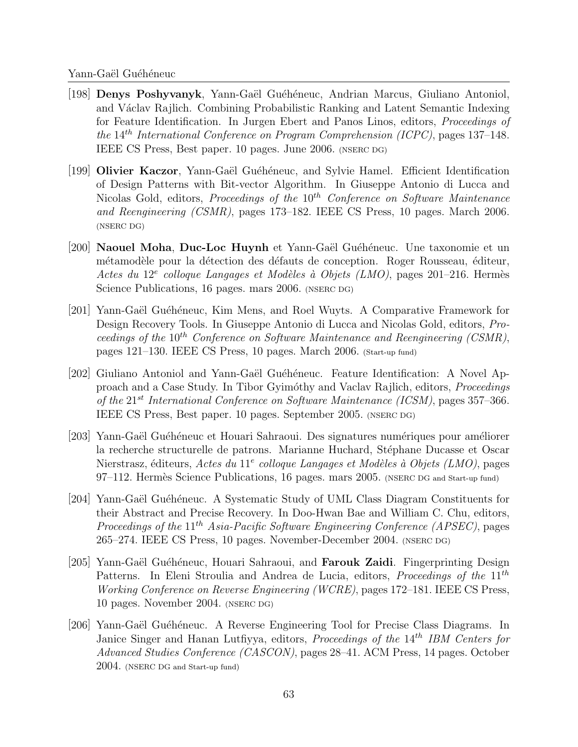[198] **Denys Poshyvanyk**, Yann-Gaël Guéhéneuc, Andrian Marcus, Giuliano Antoniol, and Václav Rajlich. Combining Probabilistic Ranking and Latent Semantic Indexing for Feature Identification. In Jurgen Ebert and Panos Linos, editors, *Proceedings of the* $14^{th}$ *International Conference on Program Comprehension (ICPC)*, pages 137–148. IEEE CS Press, Best paper. 10 pages. June 2006. (NSERC DG)

[199] **Olivier Kaczor**, Yann-Gaël Guéhéneuc, and Sylvie Hamel. Efficient Identification of Design Patterns with Bit-vector Algorithm. In Giuseppe Antonio di Lucca and Nicolas Gold, editors, *Proceedings of the* $10^{th}$ *Conference on Software Maintenance and Reengineering (CSMR)*, pages 173–182. IEEE CS Press, 10 pages. March 2006. (NSERC DG)

[200] **Naouel Moha**, **Duc-Loc Huynh** et Yann-Gaël Guéhéneuc. Une taxonomie et un métamodèle pour la détection des défauts de conception. Roger Rousseau, éditeur, *Actes du* $12^{e}$ *colloque Langages et Modèles à Objets (LMO)*, pages 201–216. Hermès Science Publications, 16 pages. mars 2006. (NSERC DG)

[201] Yann-Gaël Guéhéneuc, Kim Mens, and Roel Wuyts. A Comparative Framework for Design Recovery Tools. In Giuseppe Antonio di Lucca and Nicolas Gold, editors, *Proceedings of the* $10^{th}$ *Conference on Software Maintenance and Reengineering (CSMR)*, pages 121–130. IEEE CS Press, 10 pages. March 2006. (Start-up fund)

[202] Giuliano Antoniol and Yann-Gaël Guéhéneuc. Feature Identification: A Novel Approach and a Case Study. In Tibor Gyimóthy and Vaclav Rajlich, editors, *Proceedings of the* $21^{st}$ *International Conference on Software Maintenance (ICSM)*, pages 357–366. IEEE CS Press, Best paper. 10 pages. September 2005. (NSERC DG)

[203] Yann-Gaël Guéhéneuc et Houari Sahraoui. Des signatures numériques pour améliorer la recherche structurelle de patrons. Marianne Huchard, Stéphane Ducasse et Oscar Nierstrasz, éditeurs, *Actes du* $11^{e}$ *colloque Langages et Modèles à Objets (LMO)*, pages 97–112. Hermès Science Publications, 16 pages. mars 2005. (NSERC DG and Start-up fund)

[204] Yann-Gaël Guéhéneuc. A Systematic Study of UML Class Diagram Constituents for their Abstract and Precise Recovery. In Doo-Hwan Bae and William C. Chu, editors, *Proceedings of the* $11^{th}$ *Asia-Pacific Software Engineering Conference (APSEC)*, pages 265–274. IEEE CS Press, 10 pages. November-December 2004. (NSERC DG)

[205] Yann-Gaël Guéhéneuc, Houari Sahraoui, and **Farouk Zaidi**. Fingerprinting Design Patterns. In Eleni Stroulia and Andrea de Lucia, editors, *Proceedings of the* $11^{th}$ *Working Conference on Reverse Engineering (WCRE)*, pages 172–181. IEEE CS Press, 10 pages. November 2004. (NSERC DG)

[206] Yann-Gaël Guéhéneuc. A Reverse Engineering Tool for Precise Class Diagrams. In Janice Singer and Hanan Lutfiyya, editors, *Proceedings of the* $14^{th}$ *IBM Centers for Advanced Studies Conference (CASCON)*, pages 28–41. ACM Press, 14 pages. October 2004. (NSERC DG and Start-up fund)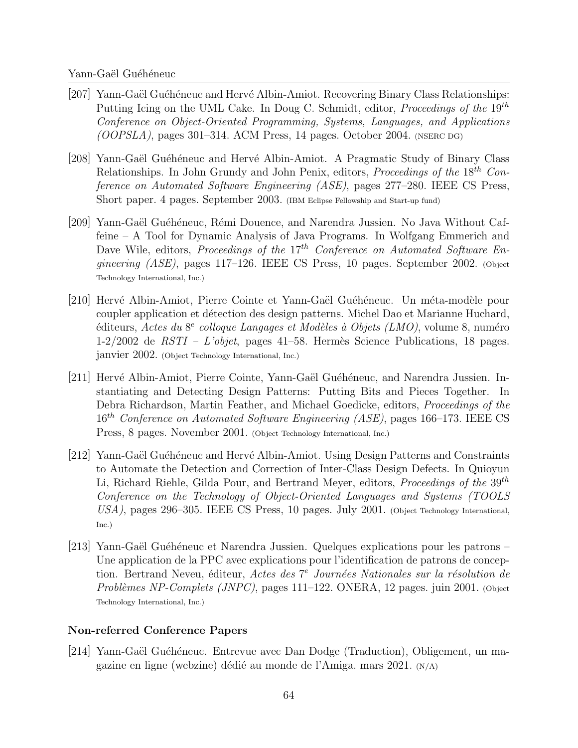[207] Yann-Gaël Guéhéneuc and Hervé Albin-Amiot. Recovering Binary Class Relationships: Putting Icing on the UML Cake. In Doug C. Schmidt, editor, *Proceedings of the 19th Conference on Object-Oriented Programming, Systems, Languages, and Applications (OOPSLA)*, pages 301–314. ACM Press, 14 pages. October 2004. (NSERC DG)

[208] Yann-Gaël Guéhéneuc and Hervé Albin-Amiot. A Pragmatic Study of Binary Class Relationships. In John Grundy and John Penix, editors, *Proceedings of the 18th Conference on Automated Software Engineering (ASE)*, pages 277–280. IEEE CS Press, Short paper. 4 pages. September 2003. (IBM Eclipse Fellowship and Start-up fund)

[209] Yann-Gaël Guéhéneuc, Rémi Douence, and Narendra Jussien. No Java Without Caffeine – A Tool for Dynamic Analysis of Java Programs. In Wolfgang Emmerich and Dave Wile, editors, *Proceedings of the 17th Conference on Automated Software Engineering (ASE)*, pages 117–126. IEEE CS Press, 10 pages. September 2002. (Object Technology International, Inc.)

[210] Hervé Albin-Amiot, Pierre Cointe et Yann-Gaël Guéhéneuc. Un méta-modèle pour coupler application et détection des design patterns. Michel Dao et Marianne Huchard, éditeurs, *Actes du 8e colloque Langages et Modèles à Objets (LMO)*, volume 8, numéro 1-2/2002 de *RSTI – L'objet*, pages 41–58. Hermès Science Publications, 18 pages. janvier 2002. (Object Technology International, Inc.)

[211] Hervé Albin-Amiot, Pierre Cointe, Yann-Gaël Guéhéneuc, and Narendra Jussien. Instantiating and Detecting Design Patterns: Putting Bits and Pieces Together. In Debra Richardson, Martin Feather, and Michael Goedicke, editors, *Proceedings of the 16th Conference on Automated Software Engineering (ASE)*, pages 166–173. IEEE CS Press, 8 pages. November 2001. (Object Technology International, Inc.)

[212] Yann-Gaël Guéhéneuc and Hervé Albin-Amiot. Using Design Patterns and Constraints to Automate the Detection and Correction of Inter-Class Design Defects. In Quioyun Li, Richard Riehle, Gilda Pour, and Bertrand Meyer, editors, *Proceedings of the 39th Conference on the Technology of Object-Oriented Languages and Systems (TOOLS USA)*, pages 296–305. IEEE CS Press, 10 pages. July 2001. (Object Technology International, Inc.)

[213] Yann-Gaël Guéhéneuc et Narendra Jussien. Quelques explications pour les patrons – Une application de la PPC avec explications pour l'identification de patrons de conception. Bertrand Neveu, éditeur, *Actes des 7e Journées Nationales sur la résolution de Problèmes NP-Complets (JNPC)*, pages 111–122. ONERA, 12 pages. juin 2001. (Object Technology International, Inc.)

### Non-referred Conference Papers

[214] Yann-Gaël Guéhéneuc. Entrevue avec Dan Dodge (Traduction), Obligement, un magazine en ligne (webzine) dédié au monde de l'Amiga. mars 2021. (N/A)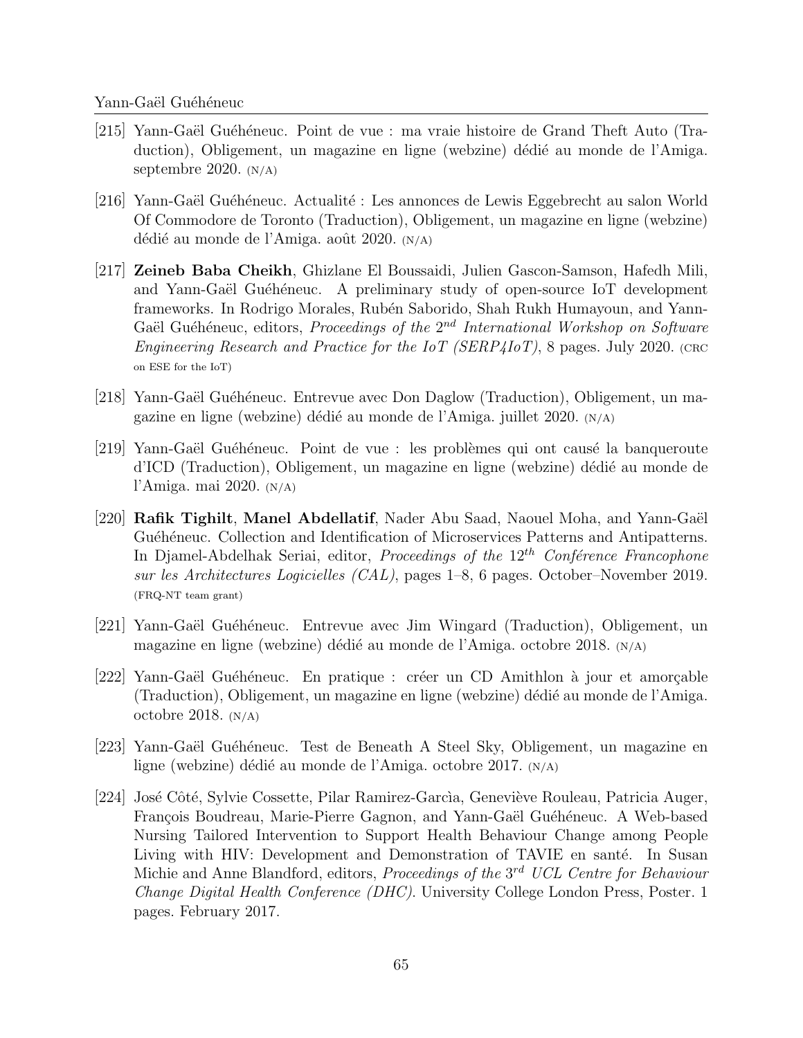[215] Yann-Gaël Guéhéneuc. Point de vue : ma vraie histoire de Grand Theft Auto (Traduction), Obligement, un magazine en ligne (webzine) dédié au monde de l'Amiga. septembre 2020. (N/A)

[216] Yann-Gaël Guéhéneuc. Actualité : Les annonces de Lewis Eggebrecht au salon World Of Commodore de Toronto (Traduction), Obligement, un magazine en ligne (webzine) dédié au monde de l'Amiga. août 2020. (N/A)

[217] **Zeineb Baba Cheikh**, Ghizlane El Boussaidi, Julien Gascon-Samson, Hafedh Mili, and Yann-Gaël Guéhéneuc. A preliminary study of open-source IoT development frameworks. In Rodrigo Morales, Rubén Saborido, Shah Rukh Humayoun, and Yann-Gaël Guéhéneuc, editors, *Proceedings of the 2$^{nd}$ International Workshop on Software Engineering Research and Practice for the IoT (SERP4IoT)*, 8 pages. July 2020. (CRC on ESE for the IoT)

[218] Yann-Gaël Guéhéneuc. Entrevue avec Don Daglow (Traduction), Obligement, un magazine en ligne (webzine) dédié au monde de l'Amiga. juillet 2020. (N/A)

[219] Yann-Gaël Guéhéneuc. Point de vue : les problèmes qui ont causé la banqueroute d'ICD (Traduction), Obligement, un magazine en ligne (webzine) dédié au monde de l'Amiga. mai 2020. (N/A)

[220] **Rafik Tighilt**, **Manel Abdellatif**, Nader Abu Saad, Naouel Moha, and Yann-Gaël Guéhéneuc. Collection and Identification of Microservices Patterns and Antipatterns. In Djamel-Abdelhak Seriai, editor, *Proceedings of the 12$^{th}$ Conférence Francophone sur les Architectures Logicielles (CAL)*, pages 1–8, 6 pages. October–November 2019. (FRQ-NT team grant)

[221] Yann-Gaël Guéhéneuc. Entrevue avec Jim Wingard (Traduction), Obligement, un magazine en ligne (webzine) dédié au monde de l'Amiga. octobre 2018. (N/A)

[222] Yann-Gaël Guéhéneuc. En pratique : créer un CD Amithlon à jour et amorçable (Traduction), Obligement, un magazine en ligne (webzine) dédié au monde de l'Amiga. octobre 2018. (N/A)

[223] Yann-Gaël Guéhéneuc. Test de Beneath A Steel Sky, Obligement, un magazine en ligne (webzine) dédié au monde de l'Amiga. octobre 2017. (N/A)

[224] José Côté, Sylvie Cossette, Pilar Ramirez-Garcìa, Geneviève Rouleau, Patricia Auger, François Boudreau, Marie-Pierre Gagnon, and Yann-Gaël Guéhéneuc. A Web-based Nursing Tailored Intervention to Support Health Behaviour Change among People Living with HIV: Development and Demonstration of TAVIE en santé. In Susan Michie and Anne Blandford, editors, *Proceedings of the 3$^{rd}$ UCL Centre for Behaviour Change Digital Health Conference (DHC)*. University College London Press, Poster. 1 pages. February 2017.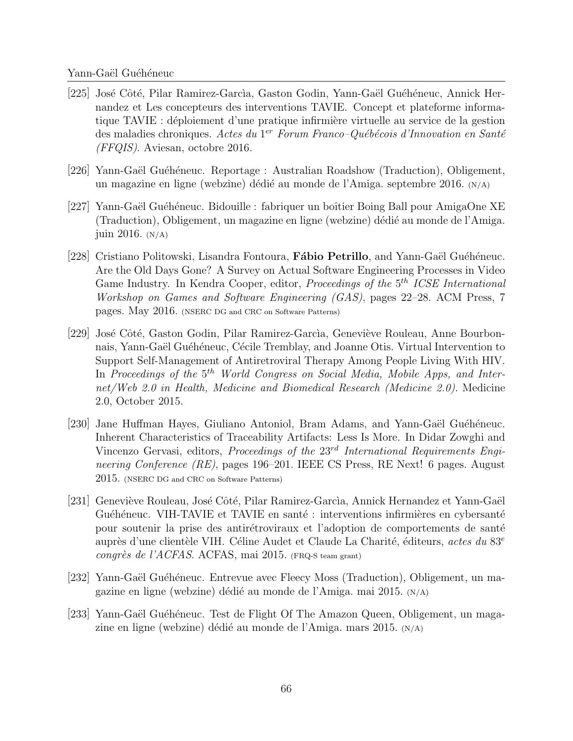[225] José Côté, Pilar Ramirez-Garcìa, Gaston Godin, Yann-Gaël Guéhéneuc, Annick Hernandez et Les concepteurs des interventions TAVIE. Concept et plateforme informatique TAVIE : déploiement d'une pratique infirmière virtuelle au service de la gestion des maladies chroniques. *Actes du* 1*er* *Forum Franco–Québécois d'Innovation en Santé (FFQIS)*. Aviesan, octobre 2016.

[226] Yann-Gaël Guéhéneuc. Reportage : Australian Roadshow (Traduction), Obligement, un magazine en ligne (webzine) dédié au monde de l'Amiga. septembre 2016. (N/A)

[227] Yann-Gaël Guéhéneuc. Bidouille : fabriquer un boîtier Boing Ball pour AmigaOne XE (Traduction), Obligement, un magazine en ligne (webzine) dédié au monde de l'Amiga. juin 2016. (N/A)

[228] Cristiano Politowski, Lisandra Fontoura, **Fábio Petrillo**, and Yann-Gaël Guéhéneuc. Are the Old Days Gone? A Survey on Actual Software Engineering Processes in Video Game Industry. In Kendra Cooper, editor, *Proceedings of the* 5*th* *ICSE International Workshop on Games and Software Engineering (GAS)*, pages 22–28. ACM Press, 7 pages. May 2016. (NSERC DG and CRC on Software Patterns)

[229] José Côté, Gaston Godin, Pilar Ramirez-Garcìa, Geneviève Rouleau, Anne Bourbonnais, Yann-Gaël Guéhéneuc, Cécile Tremblay, and Joanne Otis. Virtual Intervention to Support Self-Management of Antiretroviral Therapy Among People Living With HIV. In *Proceedings of the* 5*th* *World Congress on Social Media, Mobile Apps, and Internet/Web 2.0 in Health, Medicine and Biomedical Research (Medicine 2.0)*. Medicine 2.0, October 2015.

[230] Jane Huffman Hayes, Giuliano Antoniol, Bram Adams, and Yann-Gaël Guéhéneuc. Inherent Characteristics of Traceability Artifacts: Less Is More. In Didar Zowghi and Vincenzo Gervasi, editors, *Proceedings of the* 23*rd* *International Requirements Engineering Conference (RE)*, pages 196–201. IEEE CS Press, RE Next! 6 pages. August 2015. (NSERC DG and CRC on Software Patterns)

[231] Geneviève Rouleau, José Côté, Pilar Ramirez-Garcìa, Annick Hernandez et Yann-Gaël Guéhéneuc. VIH-TAVIE et TAVIE en santé : interventions infirmières en cybersanté pour soutenir la prise des antirétroviraux et l'adoption de comportements de santé auprès d'une clientèle VIH. Céline Audet et Claude La Charité, éditeurs, *actes du* 83*e* *congrès de l'ACFAS*. ACFAS, mai 2015. (FRQ-S team grant)

[232] Yann-Gaël Guéhéneuc. Entrevue avec Fleecy Moss (Traduction), Obligement, un magazine en ligne (webzine) dédié au monde de l'Amiga. mai 2015. (N/A)

[233] Yann-Gaël Guéhéneuc. Test de Flight Of The Amazon Queen, Obligement, un magazine en ligne (webzine) dédié au monde de l'Amiga. mars 2015. (N/A)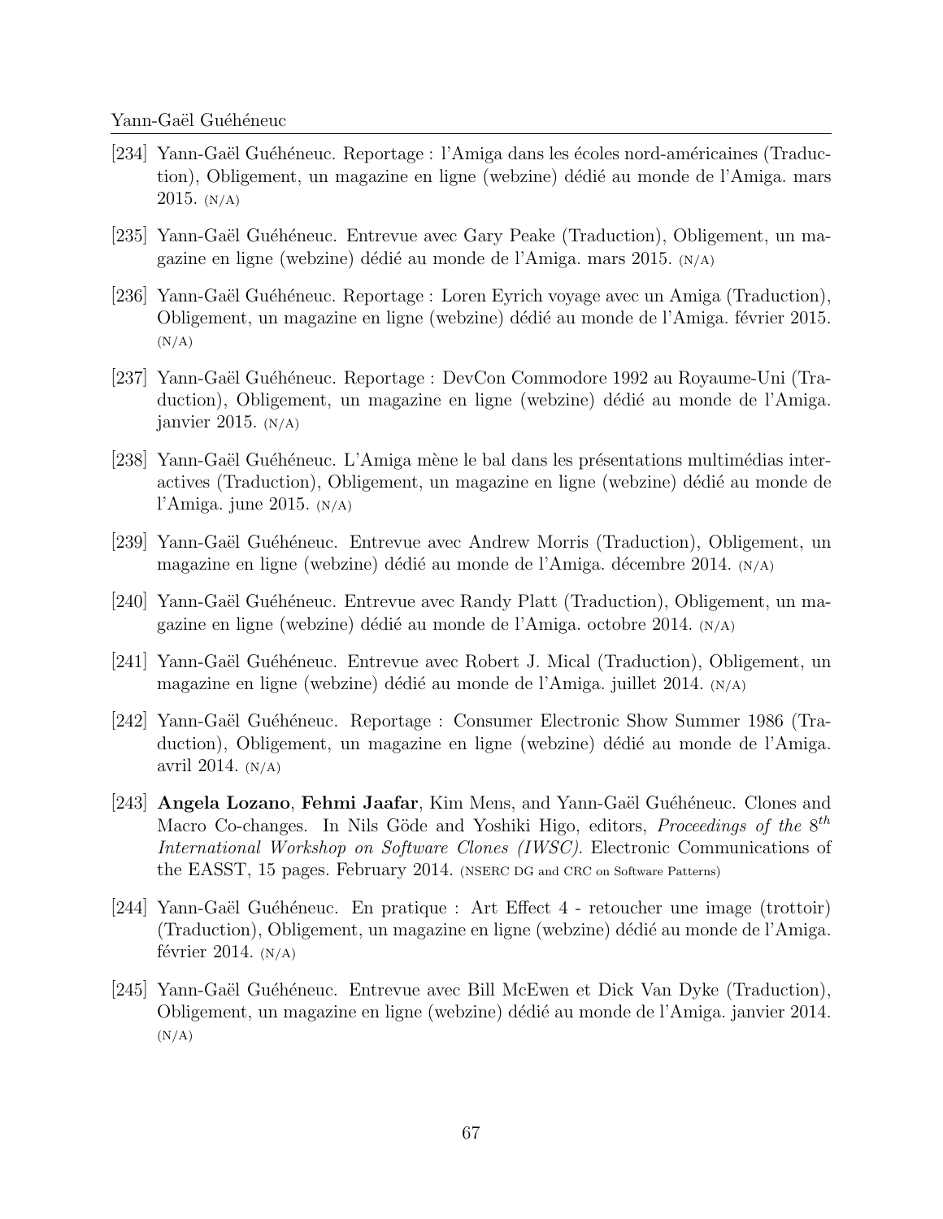[234] Yann-Gaël Guéhéneuc. Reportage : l'Amiga dans les écoles nord-américaines (Traduction), Obligement, un magazine en ligne (webzine) dédié au monde de l'Amiga. mars 2015. (N/A)

[235] Yann-Gaël Guéhéneuc. Entrevue avec Gary Peake (Traduction), Obligement, un magazine en ligne (webzine) dédié au monde de l'Amiga. mars 2015. (N/A)

[236] Yann-Gaël Guéhéneuc. Reportage : Loren Eyrich voyage avec un Amiga (Traduction), Obligement, un magazine en ligne (webzine) dédié au monde de l'Amiga. février 2015. (N/A)

[237] Yann-Gaël Guéhéneuc. Reportage : DevCon Commodore 1992 au Royaume-Uni (Traduction), Obligement, un magazine en ligne (webzine) dédié au monde de l'Amiga. janvier 2015. (N/A)

[238] Yann-Gaël Guéhéneuc. L'Amiga mène le bal dans les présentations multimédias interactives (Traduction), Obligement, un magazine en ligne (webzine) dédié au monde de l'Amiga. june 2015. (N/A)

[239] Yann-Gaël Guéhéneuc. Entrevue avec Andrew Morris (Traduction), Obligement, un magazine en ligne (webzine) dédié au monde de l'Amiga. décembre 2014. (N/A)

[240] Yann-Gaël Guéhéneuc. Entrevue avec Randy Platt (Traduction), Obligement, un magazine en ligne (webzine) dédié au monde de l'Amiga. octobre 2014. (N/A)

[241] Yann-Gaël Guéhéneuc. Entrevue avec Robert J. Mical (Traduction), Obligement, un magazine en ligne (webzine) dédié au monde de l'Amiga. juillet 2014. (N/A)

[242] Yann-Gaël Guéhéneuc. Reportage : Consumer Electronic Show Summer 1986 (Traduction), Obligement, un magazine en ligne (webzine) dédié au monde de l'Amiga. avril 2014. (N/A)

[243] **Angela Lozano**, **Fehmi Jaafar**, Kim Mens, and Yann-Gaël Guéhéneuc. Clones and Macro Co-changes. In Nils Göde and Yoshiki Higo, editors, *Proceedings of the* $8^{th}$ *International Workshop on Software Clones (IWSC)*. Electronic Communications of the EASST, 15 pages. February 2014. (NSERC DG and CRC on Software Patterns)

[244] Yann-Gaël Guéhéneuc. En pratique : Art Effect 4 - retoucher une image (trottoir) (Traduction), Obligement, un magazine en ligne (webzine) dédié au monde de l'Amiga. février 2014. (N/A)

[245] Yann-Gaël Guéhéneuc. Entrevue avec Bill McEwen et Dick Van Dyke (Traduction), Obligement, un magazine en ligne (webzine) dédié au monde de l'Amiga. janvier 2014. (N/A)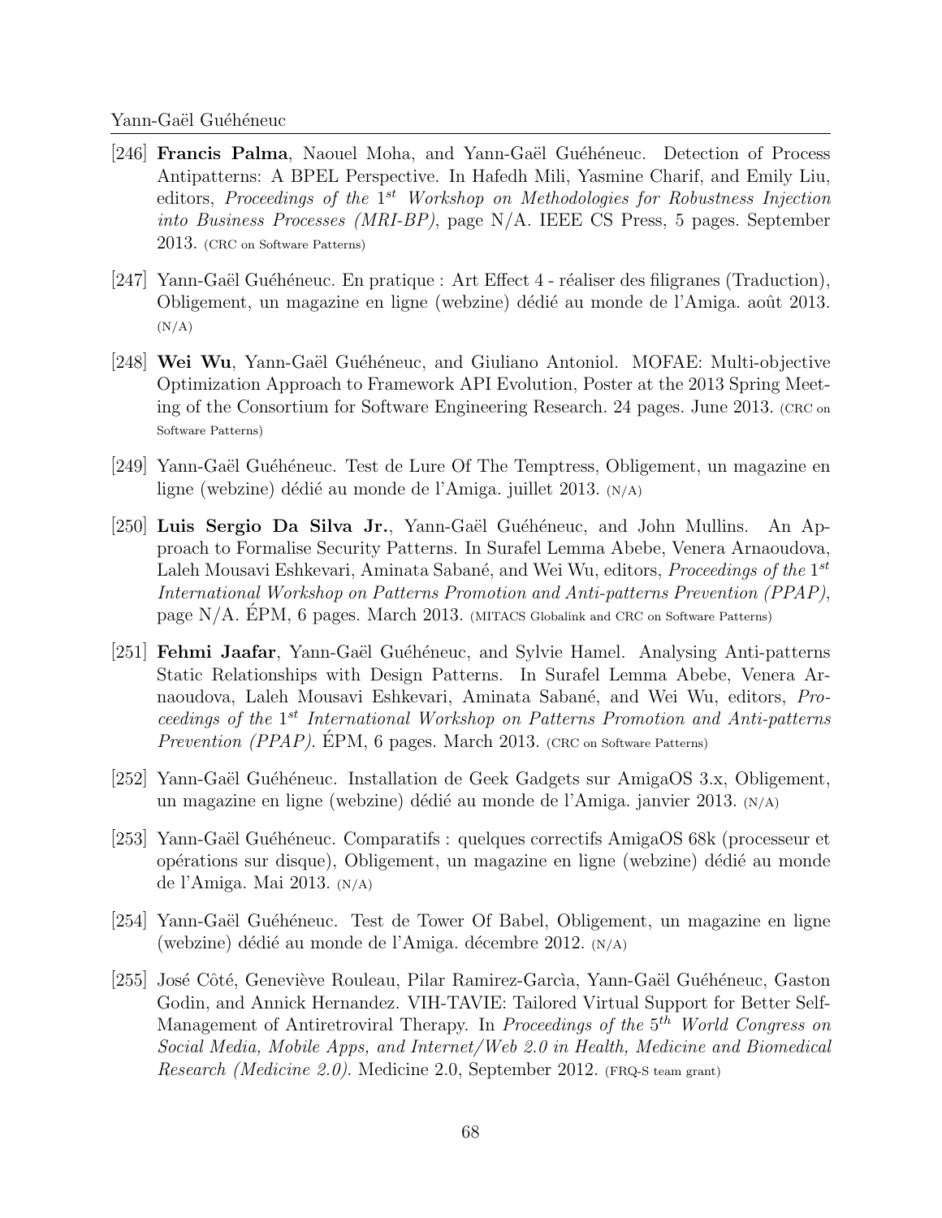[246] **Francis Palma**, Naouel Moha, and Yann-Gaël Guéhéneuc. Detection of Process Antipatterns: A BPEL Perspective. In Hafedh Mili, Yasmine Charif, and Emily Liu, editors, *Proceedings of the 1st Workshop on Methodologies for Robustness Injection into Business Processes (MRI-BP)*, page N/A. IEEE CS Press, 5 pages. September 2013. (CRC on Software Patterns)

[247] Yann-Gaël Guéhéneuc. En pratique : Art Effect 4 - réaliser des filigranes (Traduction), Obligement, un magazine en ligne (webzine) dédié au monde de l'Amiga. août 2013. (N/A)

[248] **Wei Wu**, Yann-Gaël Guéhéneuc, and Giuliano Antoniol. MOFAE: Multi-objective Optimization Approach to Framework API Evolution, Poster at the 2013 Spring Meeting of the Consortium for Software Engineering Research. 24 pages. June 2013. (CRC on Software Patterns)

[249] Yann-Gaël Guéhéneuc. Test de Lure Of The Temptress, Obligement, un magazine en ligne (webzine) dédié au monde de l'Amiga. juillet 2013. (N/A)

[250] **Luis Sergio Da Silva Jr.**, Yann-Gaël Guéhéneuc, and John Mullins. An Approach to Formalise Security Patterns. In Surafel Lemma Abebe, Venera Arnaoudova, Laleh Mousavi Eshkevari, Aminata Sabané, and Wei Wu, editors, *Proceedings of the 1st International Workshop on Patterns Promotion and Anti-patterns Prevention (PPAP)*, page N/A. ÉPM, 6 pages. March 2013. (MITACS Globalink and CRC on Software Patterns)

[251] **Fehmi Jaafar**, Yann-Gaël Guéhéneuc, and Sylvie Hamel. Analysing Anti-patterns Static Relationships with Design Patterns. In Surafel Lemma Abebe, Venera Arnaoudova, Laleh Mousavi Eshkevari, Aminata Sabané, and Wei Wu, editors, *Proceedings of the 1st International Workshop on Patterns Promotion and Anti-patterns Prevention (PPAP)*. ÉPM, 6 pages. March 2013. (CRC on Software Patterns)

[252] Yann-Gaël Guéhéneuc. Installation de Geek Gadgets sur AmigaOS 3.x, Obligement, un magazine en ligne (webzine) dédié au monde de l'Amiga. janvier 2013. (N/A)

[253] Yann-Gaël Guéhéneuc. Comparatifs : quelques correctifs AmigaOS 68k (processeur et opérations sur disque), Obligement, un magazine en ligne (webzine) dédié au monde de l'Amiga. Mai 2013. (N/A)

[254] Yann-Gaël Guéhéneuc. Test de Tower Of Babel, Obligement, un magazine en ligne (webzine) dédié au monde de l'Amiga. décembre 2012. (N/A)

[255] José Côté, Geneviève Rouleau, Pilar Ramirez-Garcìa, Yann-Gaël Guéhéneuc, Gaston Godin, and Annick Hernandez. VIH-TAVIE: Tailored Virtual Support for Better Self-Management of Antiretroviral Therapy. In *Proceedings of the 5th World Congress on Social Media, Mobile Apps, and Internet/Web 2.0 in Health, Medicine and Biomedical Research (Medicine 2.0)*. Medicine 2.0, September 2012. (FRQ-S team grant)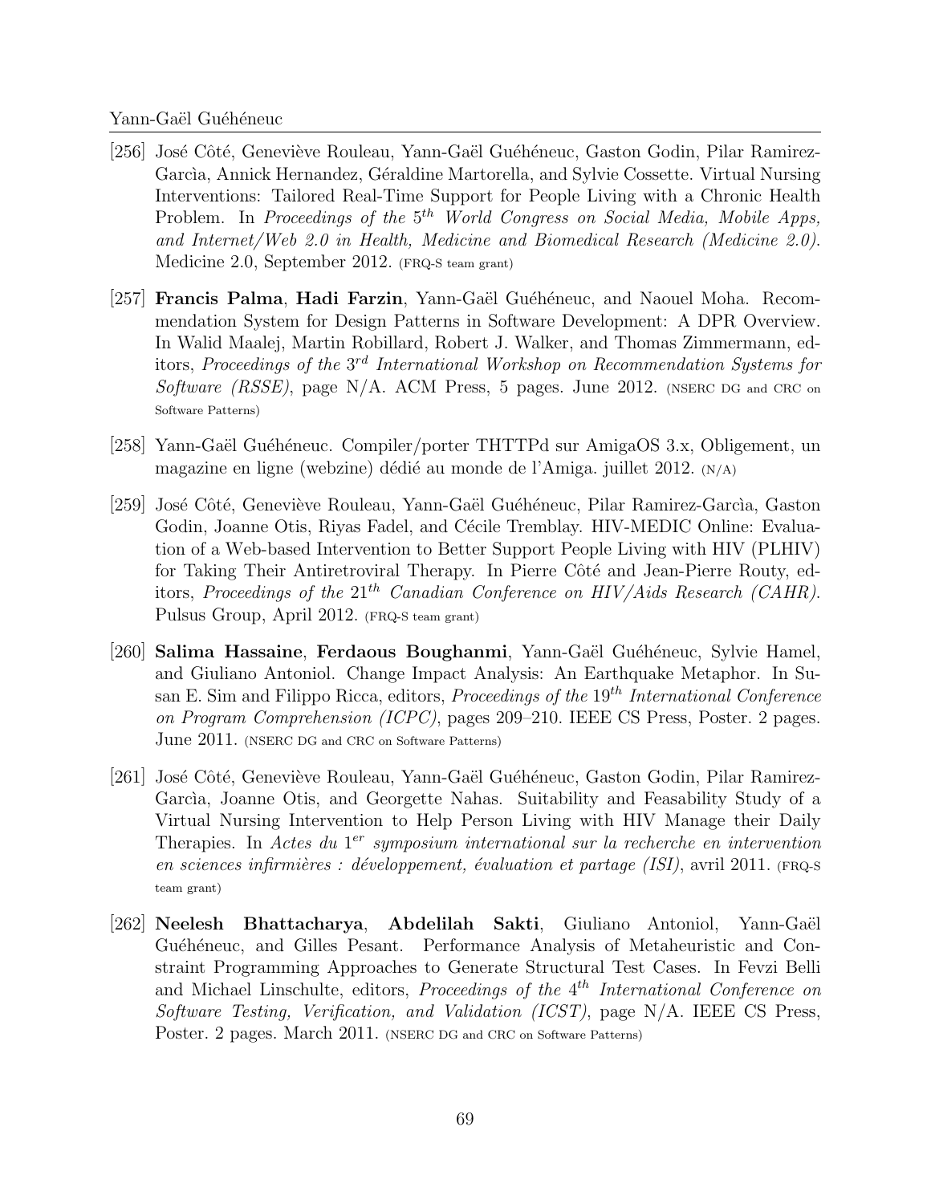[256] José Côté, Geneviève Rouleau, Yann-Gaël Guéhéneuc, Gaston Godin, Pilar Ramirez-Garcìa, Annick Hernandez, Géraldine Martorella, and Sylvie Cossette. Virtual Nursing Interventions: Tailored Real-Time Support for People Living with a Chronic Health Problem. In *Proceedings of the* $5^{th}$ *World Congress on Social Media, Mobile Apps, and Internet/Web 2.0 in Health, Medicine and Biomedical Research (Medicine 2.0)*. Medicine 2.0, September 2012. (FRQ-S team grant)

[257] **Francis Palma**, **Hadi Farzin**, Yann-Gaël Guéhéneuc, and Naouel Moha. Recommendation System for Design Patterns in Software Development: A DPR Overview. In Walid Maalej, Martin Robillard, Robert J. Walker, and Thomas Zimmermann, editors, *Proceedings of the* $3^{rd}$ *International Workshop on Recommendation Systems for Software (RSSE)*, page N/A. ACM Press, 5 pages. June 2012. (NSERC DG and CRC on Software Patterns)

[258] Yann-Gaël Guéhéneuc. Compiler/porter THTTPd sur AmigaOS 3.x, Obligement, un magazine en ligne (webzine) dédié au monde de l'Amiga. juillet 2012. (N/A)

[259] José Côté, Geneviève Rouleau, Yann-Gaël Guéhéneuc, Pilar Ramirez-Garcìa, Gaston Godin, Joanne Otis, Riyas Fadel, and Cécile Tremblay. HIV-MEDIC Online: Evaluation of a Web-based Intervention to Better Support People Living with HIV (PLHIV) for Taking Their Antiretroviral Therapy. In Pierre Côté and Jean-Pierre Routy, editors, *Proceedings of the* $21^{th}$ *Canadian Conference on HIV/Aids Research (CAHR)*. Pulsus Group, April 2012. (FRQ-S team grant)

[260] **Salima Hassaine**, **Ferdaous Boughanmi**, Yann-Gaël Guéhéneuc, Sylvie Hamel, and Giuliano Antoniol. Change Impact Analysis: An Earthquake Metaphor. In Susan E. Sim and Filippo Ricca, editors, *Proceedings of the* $19^{th}$ *International Conference on Program Comprehension (ICPC)*, pages 209–210. IEEE CS Press, Poster. 2 pages. June 2011. (NSERC DG and CRC on Software Patterns)

[261] José Côté, Geneviève Rouleau, Yann-Gaël Guéhéneuc, Gaston Godin, Pilar Ramirez-Garcìa, Joanne Otis, and Georgette Nahas. Suitability and Feasability Study of a Virtual Nursing Intervention to Help Person Living with HIV Manage their Daily Therapies. In *Actes du* $1^{er}$ *symposium international sur la recherche en intervention en sciences infirmières : développement, évaluation et partage (ISI)*, avril 2011. (FRQ-S team grant)

[262] **Neelesh Bhattacharya**, **Abdelilah Sakti**, Giuliano Antoniol, Yann-Gaël Guéhéneuc, and Gilles Pesant. Performance Analysis of Metaheuristic and Constraint Programming Approaches to Generate Structural Test Cases. In Fevzi Belli and Michael Linschulte, editors, *Proceedings of the* $4^{th}$ *International Conference on Software Testing, Verification, and Validation (ICST)*, page N/A. IEEE CS Press, Poster. 2 pages. March 2011. (NSERC DG and CRC on Software Patterns)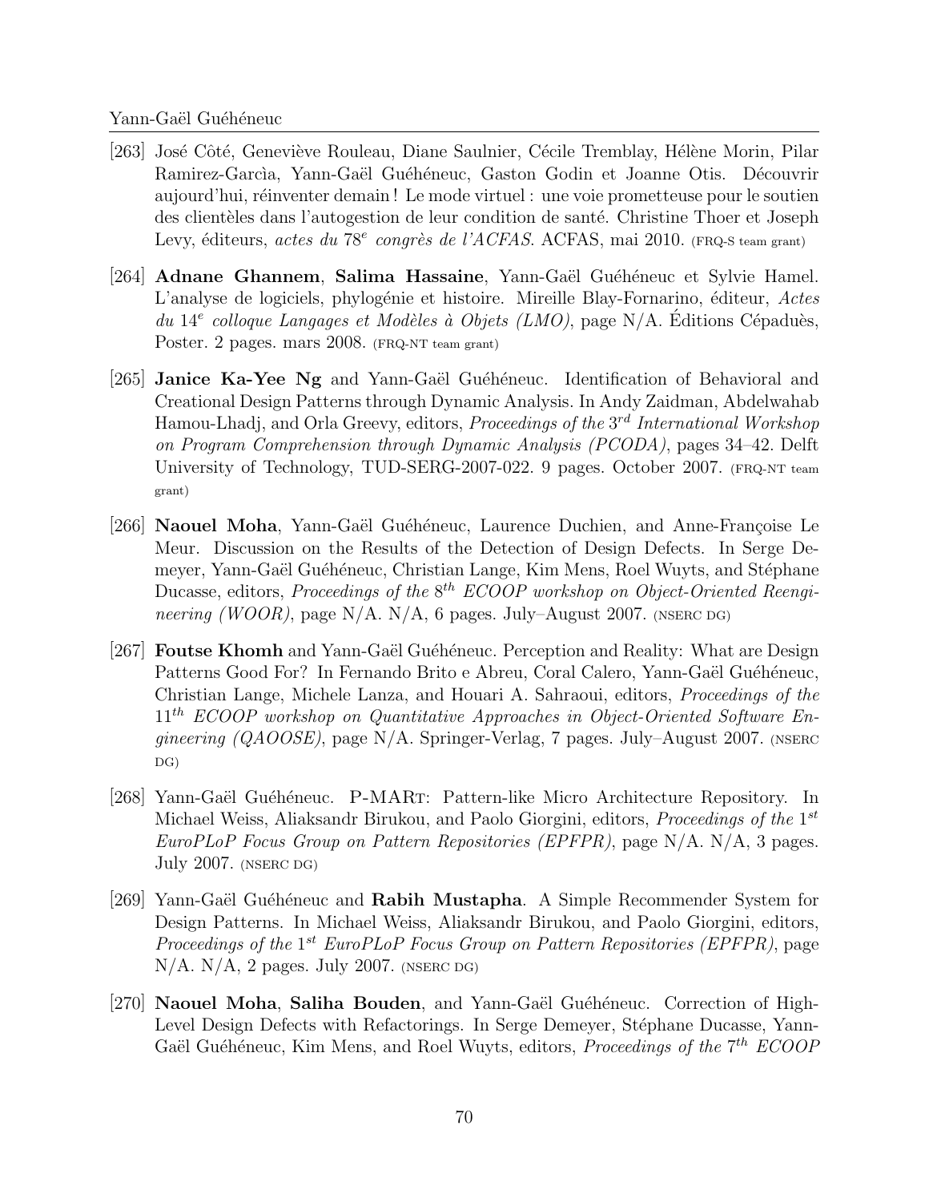[263] José Côté, Geneviève Rouleau, Diane Saulnier, Cécile Tremblay, Hélène Morin, Pilar Ramirez-Garcìa, Yann-Gaël Guéhéneuc, Gaston Godin et Joanne Otis. Découvrir aujourd'hui, réinventer demain ! Le mode virtuel : une voie prometteuse pour le soutien des clientèles dans l'autogestion de leur condition de santé. Christine Thoer et Joseph Levy, éditeurs, *actes du 78ᵉ congrès de l'ACFAS*. ACFAS, mai 2010. (FRQ-S team grant)

[264] **Adnane Ghannem**, **Salima Hassaine**, Yann-Gaël Guéhéneuc et Sylvie Hamel. L'analyse de logiciels, phylogénie et histoire. Mireille Blay-Fornarino, éditeur, *Actes du 14ᵉ colloque Langages et Modèles à Objets (LMO)*, page N/A. Éditions Cépaduès, Poster. 2 pages. mars 2008. (FRQ-NT team grant)

[265] **Janice Ka-Yee Ng** and Yann-Gaël Guéhéneuc. Identification of Behavioral and Creational Design Patterns through Dynamic Analysis. In Andy Zaidman, Abdelwahab Hamou-Lhadj, and Orla Greevy, editors, *Proceedings of the 3rd International Workshop on Program Comprehension through Dynamic Analysis (PCODA)*, pages 34–42. Delft University of Technology, TUD-SERG-2007-022. 9 pages. October 2007. (FRQ-NT team grant)

[266] **Naouel Moha**, Yann-Gaël Guéhéneuc, Laurence Duchien, and Anne-Françoise Le Meur. Discussion on the Results of the Detection of Design Defects. In Serge Demeyer, Yann-Gaël Guéhéneuc, Christian Lange, Kim Mens, Roel Wuyts, and Stéphane Ducasse, editors, *Proceedings of the 8th ECOOP workshop on Object-Oriented Reengineering (WOOR)*, page N/A. N/A, 6 pages. July–August 2007. (NSERC DG)

[267] **Foutse Khomh** and Yann-Gaël Guéhéneuc. Perception and Reality: What are Design Patterns Good For? In Fernando Brito e Abreu, Coral Calero, Yann-Gaël Guéhéneuc, Christian Lange, Michele Lanza, and Houari A. Sahraoui, editors, *Proceedings of the 11th ECOOP workshop on Quantitative Approaches in Object-Oriented Software Engineering (QAOOSE)*, page N/A. Springer-Verlag, 7 pages. July–August 2007. (NSERC DG)

[268] Yann-Gaël Guéhéneuc. P-MARt: Pattern-like Micro Architecture Repository. In Michael Weiss, Aliaksandr Birukou, and Paolo Giorgini, editors, *Proceedings of the 1st EuroPLoP Focus Group on Pattern Repositories (EPFPR)*, page N/A. N/A, 3 pages. July 2007. (NSERC DG)

[269] Yann-Gaël Guéhéneuc and **Rabih Mustapha**. A Simple Recommender System for Design Patterns. In Michael Weiss, Aliaksandr Birukou, and Paolo Giorgini, editors, *Proceedings of the 1st EuroPLoP Focus Group on Pattern Repositories (EPFPR)*, page N/A. N/A, 2 pages. July 2007. (NSERC DG)

[270] **Naouel Moha**, **Saliha Bouden**, and Yann-Gaël Guéhéneuc. Correction of High-Level Design Defects with Refactorings. In Serge Demeyer, Stéphane Ducasse, Yann-Gaël Guéhéneuc, Kim Mens, and Roel Wuyts, editors, *Proceedings of the 7th ECOOP*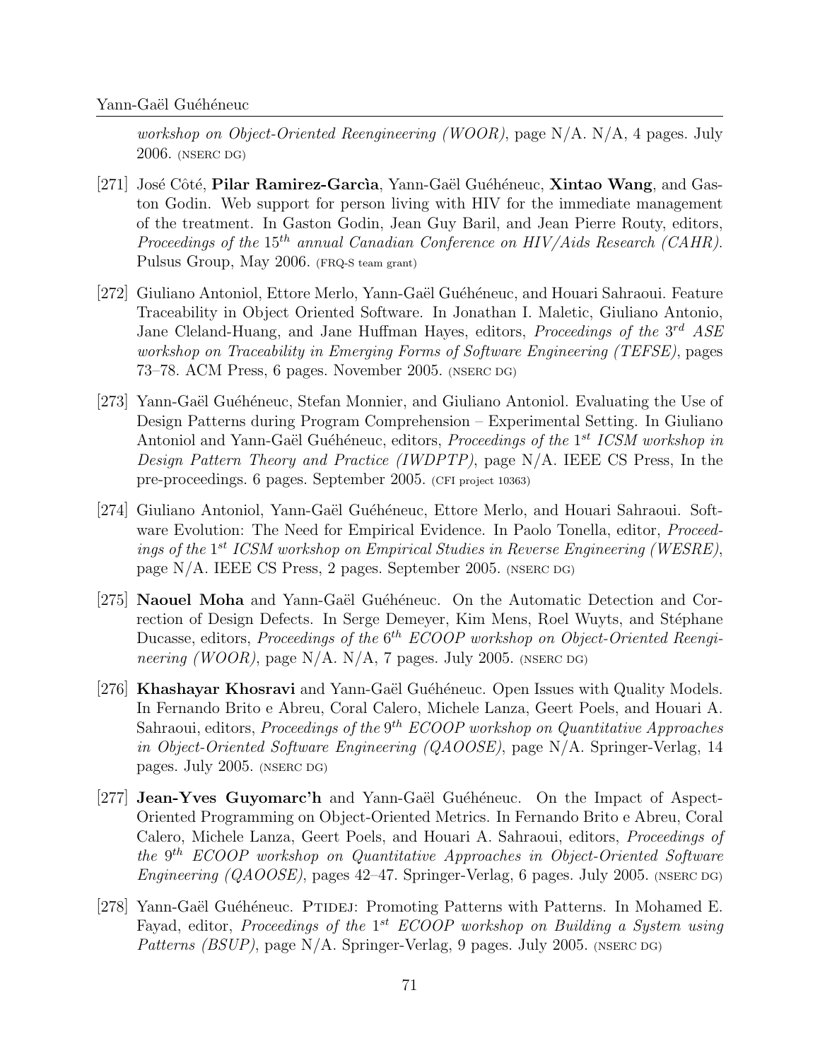*workshop on Object-Oriented Reengineering (WOOR)*, page N/A. N/A, 4 pages. July 2006. (NSERC DG)

[271] José Côté, **Pilar Ramirez-Garcìa**, Yann-Gaël Guéhéneuc, **Xintao Wang**, and Gaston Godin. Web support for person living with HIV for the immediate management of the treatment. In Gaston Godin, Jean Guy Baril, and Jean Pierre Routy, editors, *Proceedings of the 15th annual Canadian Conference on HIV/Aids Research (CAHR)*. Pulsus Group, May 2006. (FRQ-S team grant)

[272] Giuliano Antoniol, Ettore Merlo, Yann-Gaël Guéhéneuc, and Houari Sahraoui. Feature Traceability in Object Oriented Software. In Jonathan I. Maletic, Giuliano Antonio, Jane Cleland-Huang, and Jane Huffman Hayes, editors, *Proceedings of the 3rd ASE workshop on Traceability in Emerging Forms of Software Engineering (TEFSE)*, pages 73–78. ACM Press, 6 pages. November 2005. (NSERC DG)

[273] Yann-Gaël Guéhéneuc, Stefan Monnier, and Giuliano Antoniol. Evaluating the Use of Design Patterns during Program Comprehension – Experimental Setting. In Giuliano Antoniol and Yann-Gaël Guéhéneuc, editors, *Proceedings of the 1st ICSM workshop in Design Pattern Theory and Practice (IWDPTP)*, page N/A. IEEE CS Press, In the pre-proceedings. 6 pages. September 2005. (CFI project 10363)

[274] Giuliano Antoniol, Yann-Gaël Guéhéneuc, Ettore Merlo, and Houari Sahraoui. Software Evolution: The Need for Empirical Evidence. In Paolo Tonella, editor, *Proceedings of the 1st ICSM workshop on Empirical Studies in Reverse Engineering (WESRE)*, page N/A. IEEE CS Press, 2 pages. September 2005. (NSERC DG)

[275] **Naouel Moha** and Yann-Gaël Guéhéneuc. On the Automatic Detection and Correction of Design Defects. In Serge Demeyer, Kim Mens, Roel Wuyts, and Stéphane Ducasse, editors, *Proceedings of the 6th ECOOP workshop on Object-Oriented Reengineering (WOOR)*, page N/A. N/A, 7 pages. July 2005. (NSERC DG)

[276] **Khashayar Khosravi** and Yann-Gaël Guéhéneuc. Open Issues with Quality Models. In Fernando Brito e Abreu, Coral Calero, Michele Lanza, Geert Poels, and Houari A. Sahraoui, editors, *Proceedings of the 9th ECOOP workshop on Quantitative Approaches in Object-Oriented Software Engineering (QAOOSE)*, page N/A. Springer-Verlag, 14 pages. July 2005. (NSERC DG)

[277] **Jean-Yves Guyomarc'h** and Yann-Gaël Guéhéneuc. On the Impact of Aspect-Oriented Programming on Object-Oriented Metrics. In Fernando Brito e Abreu, Coral Calero, Michele Lanza, Geert Poels, and Houari A. Sahraoui, editors, *Proceedings of the 9th ECOOP workshop on Quantitative Approaches in Object-Oriented Software Engineering (QAOOSE)*, pages 42–47. Springer-Verlag, 6 pages. July 2005. (NSERC DG)

[278] Yann-Gaël Guéhéneuc. PTIDEJ: Promoting Patterns with Patterns. In Mohamed E. Fayad, editor, *Proceedings of the 1st ECOOP workshop on Building a System using Patterns (BSUP)*, page N/A. Springer-Verlag, 9 pages. July 2005. (NSERC DG)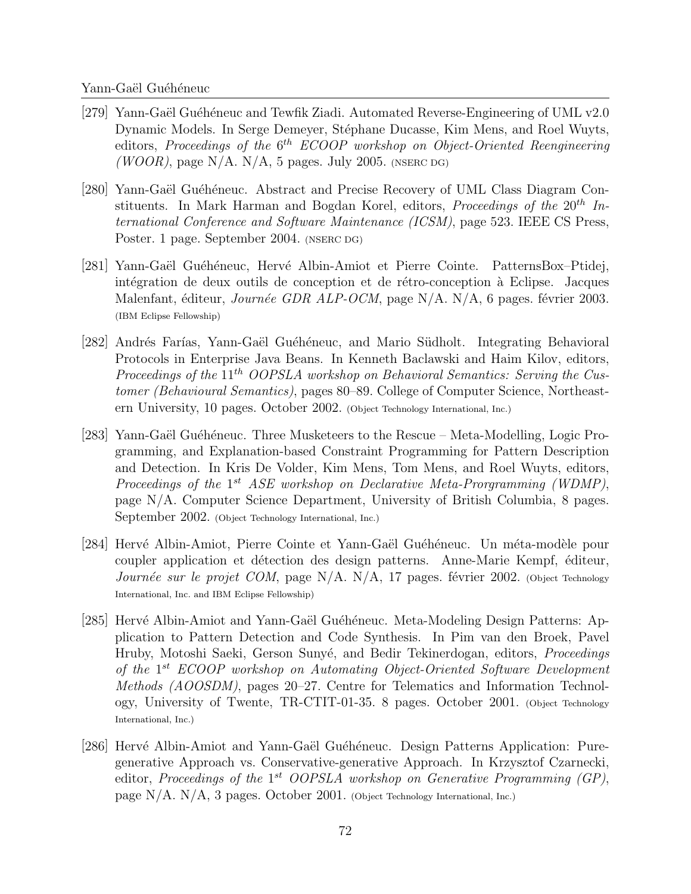[279] Yann-Gaël Guéhéneuc and Tewfik Ziadi. Automated Reverse-Engineering of UML v2.0 Dynamic Models. In Serge Demeyer, Stéphane Ducasse, Kim Mens, and Roel Wuyts, editors, *Proceedings of the* $6^{th}$ *ECOOP workshop on Object-Oriented Reengineering (WOOR)*, page N/A. N/A, 5 pages. July 2005. (NSERC DG)

[280] Yann-Gaël Guéhéneuc. Abstract and Precise Recovery of UML Class Diagram Constituents. In Mark Harman and Bogdan Korel, editors, *Proceedings of the* $20^{th}$ *International Conference and Software Maintenance (ICSM)*, page 523. IEEE CS Press, Poster. 1 page. September 2004. (NSERC DG)

[281] Yann-Gaël Guéhéneuc, Hervé Albin-Amiot et Pierre Cointe. PatternsBox–Ptidej, intégration de deux outils de conception et de rétro-conception à Eclipse. Jacques Malenfant, éditeur, *Journée GDR ALP-OCM*, page N/A. N/A, 6 pages. février 2003. (IBM Eclipse Fellowship)

[282] Andrés Farías, Yann-Gaël Guéhéneuc, and Mario Südholt. Integrating Behavioral Protocols in Enterprise Java Beans. In Kenneth Baclawski and Haim Kilov, editors, *Proceedings of the* $11^{th}$ *OOPSLA workshop on Behavioral Semantics: Serving the Customer (Behavioural Semantics)*, pages 80–89. College of Computer Science, Northeastern University, 10 pages. October 2002. (Object Technology International, Inc.)

[283] Yann-Gaël Guéhéneuc. Three Musketeers to the Rescue – Meta-Modelling, Logic Programming, and Explanation-based Constraint Programming for Pattern Description and Detection. In Kris De Volder, Kim Mens, Tom Mens, and Roel Wuyts, editors, *Proceedings of the* $1^{st}$ *ASE workshop on Declarative Meta-Prorgramming (WDMP)*, page N/A. Computer Science Department, University of British Columbia, 8 pages. September 2002. (Object Technology International, Inc.)

[284] Hervé Albin-Amiot, Pierre Cointe et Yann-Gaël Guéhéneuc. Un méta-modèle pour coupler application et détection des design patterns. Anne-Marie Kempf, éditeur, *Journée sur le projet COM*, page N/A. N/A, 17 pages. février 2002. (Object Technology International, Inc. and IBM Eclipse Fellowship)

[285] Hervé Albin-Amiot and Yann-Gaël Guéhéneuc. Meta-Modeling Design Patterns: Application to Pattern Detection and Code Synthesis. In Pim van den Broek, Pavel Hruby, Motoshi Saeki, Gerson Sunyé, and Bedir Tekinerdogan, editors, *Proceedings of the* $1^{st}$ *ECOOP workshop on Automating Object-Oriented Software Development Methods (AOOSDM)*, pages 20–27. Centre for Telematics and Information Technology, University of Twente, TR-CTIT-01-35. 8 pages. October 2001. (Object Technology International, Inc.)

[286] Hervé Albin-Amiot and Yann-Gaël Guéhéneuc. Design Patterns Application: Pure-generative Approach vs. Conservative-generative Approach. In Krzysztof Czarnecki, editor, *Proceedings of the* $1^{st}$ *OOPSLA workshop on Generative Programming (GP)*, page N/A. N/A, 3 pages. October 2001. (Object Technology International, Inc.)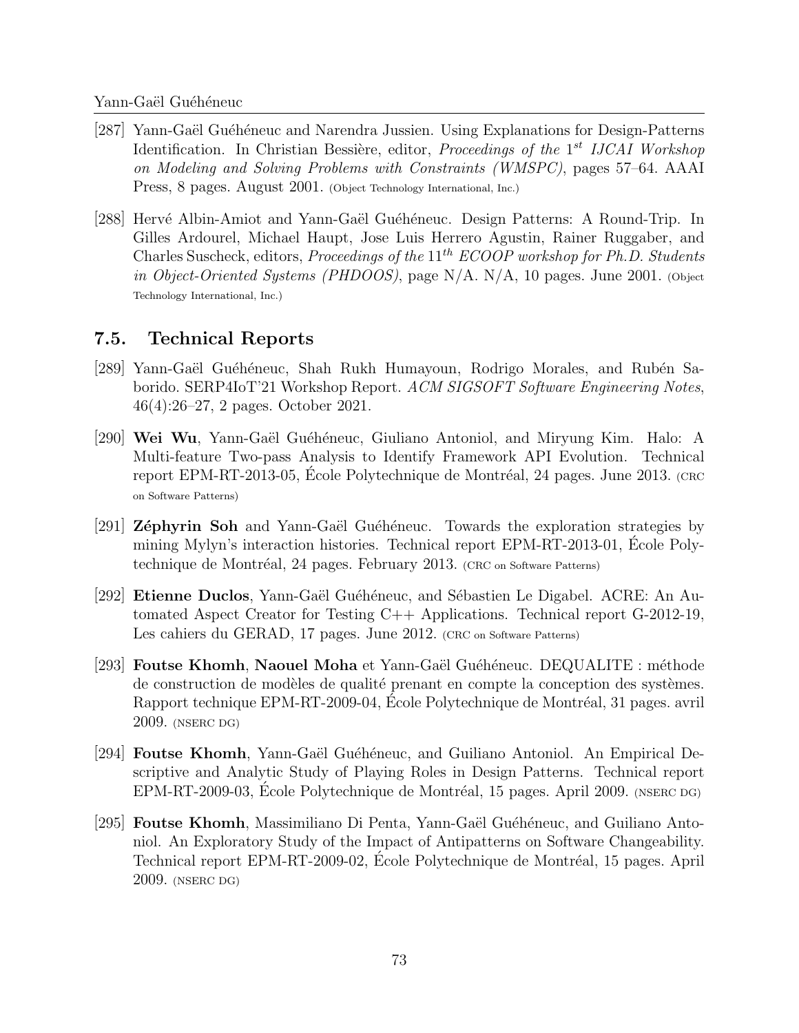[287] Yann-Gaël Guéhéneuc and Narendra Jussien. Using Explanations for Design-Patterns Identification. In Christian Bessière, editor, *Proceedings of the* $1^{st}$ *IJCAI Workshop on Modeling and Solving Problems with Constraints (WMSPC)*, pages 57–64. AAAI Press, 8 pages. August 2001. (Object Technology International, Inc.)

[288] Hervé Albin-Amiot and Yann-Gaël Guéhéneuc. Design Patterns: A Round-Trip. In Gilles Ardourel, Michael Haupt, Jose Luis Herrero Agustin, Rainer Ruggaber, and Charles Suscheck, editors, *Proceedings of the* $11^{th}$ *ECOOP workshop for Ph.D. Students in Object-Oriented Systems (PHDOOS)*, page N/A. N/A, 10 pages. June 2001. (Object Technology International, Inc.)

## 7.5. Technical Reports

[289] Yann-Gaël Guéhéneuc, Shah Rukh Humayoun, Rodrigo Morales, and Rubén Saborido. SERP4IoT'21 Workshop Report. *ACM SIGSOFT Software Engineering Notes*, 46(4):26–27, 2 pages. October 2021.

[290] **Wei Wu**, Yann-Gaël Guéhéneuc, Giuliano Antoniol, and Miryung Kim. Halo: A Multi-feature Two-pass Analysis to Identify Framework API Evolution. Technical report EPM-RT-2013-05, École Polytechnique de Montréal, 24 pages. June 2013. (CRC on Software Patterns)

[291] **Zéphyrin Soh** and Yann-Gaël Guéhéneuc. Towards the exploration strategies by mining Mylyn's interaction histories. Technical report EPM-RT-2013-01, École Polytechnique de Montréal, 24 pages. February 2013. (CRC on Software Patterns)

[292] **Etienne Duclos**, Yann-Gaël Guéhéneuc, and Sébastien Le Digabel. ACRE: An Automated Aspect Creator for Testing C++ Applications. Technical report G-2012-19, Les cahiers du GERAD, 17 pages. June 2012. (CRC on Software Patterns)

[293] **Foutse Khomh**, **Naouel Moha** et Yann-Gaël Guéhéneuc. DEQUALITE : méthode de construction de modèles de qualité prenant en compte la conception des systèmes. Rapport technique EPM-RT-2009-04, École Polytechnique de Montréal, 31 pages. avril 2009. (NSERC DG)

[294] **Foutse Khomh**, Yann-Gaël Guéhéneuc, and Guiliano Antoniol. An Empirical Descriptive and Analytic Study of Playing Roles in Design Patterns. Technical report EPM-RT-2009-03, École Polytechnique de Montréal, 15 pages. April 2009. (NSERC DG)

[295] **Foutse Khomh**, Massimiliano Di Penta, Yann-Gaël Guéhéneuc, and Guiliano Antoniol. An Exploratory Study of the Impact of Antipatterns on Software Changeability. Technical report EPM-RT-2009-02, École Polytechnique de Montréal, 15 pages. April 2009. (NSERC DG)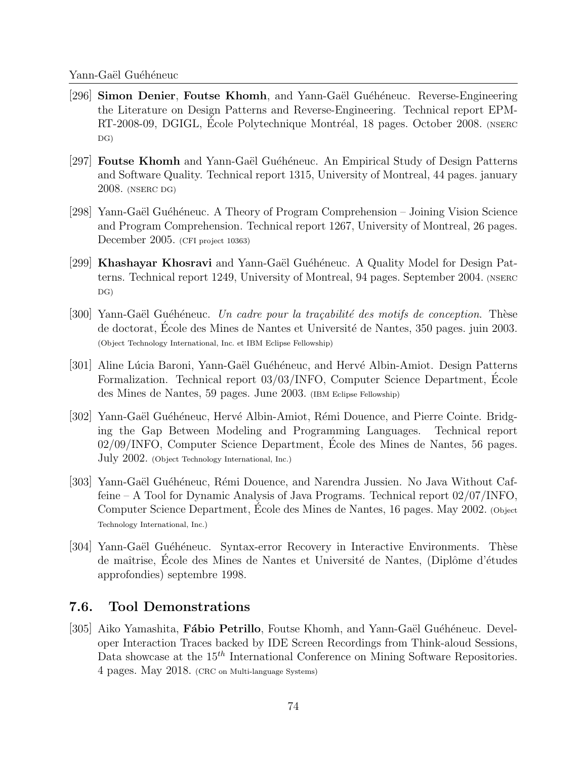[296] **Simon Denier**, **Foutse Khomh**, and Yann-Gaël Guéhéneuc. Reverse-Engineering the Literature on Design Patterns and Reverse-Engineering. Technical report EPM-RT-2008-09, DGIGL, École Polytechnique Montréal, 18 pages. October 2008. (NSERC DG)

[297] **Foutse Khomh** and Yann-Gaël Guéhéneuc. An Empirical Study of Design Patterns and Software Quality. Technical report 1315, University of Montreal, 44 pages. january 2008. (NSERC DG)

[298] Yann-Gaël Guéhéneuc. A Theory of Program Comprehension – Joining Vision Science and Program Comprehension. Technical report 1267, University of Montreal, 26 pages. December 2005. (CFI project 10363)

[299] **Khashayar Khosravi** and Yann-Gaël Guéhéneuc. A Quality Model for Design Patterns. Technical report 1249, University of Montreal, 94 pages. September 2004. (NSERC DG)

[300] Yann-Gaël Guéhéneuc. *Un cadre pour la traçabilité des motifs de conception*. Thèse de doctorat, École des Mines de Nantes et Université de Nantes, 350 pages. juin 2003. (Object Technology International, Inc. et IBM Eclipse Fellowship)

[301] Aline Lúcia Baroni, Yann-Gaël Guéhéneuc, and Hervé Albin-Amiot. Design Patterns Formalization. Technical report 03/03/INFO, Computer Science Department, École des Mines de Nantes, 59 pages. June 2003. (IBM Eclipse Fellowship)

[302] Yann-Gaël Guéhéneuc, Hervé Albin-Amiot, Rémi Douence, and Pierre Cointe. Bridging the Gap Between Modeling and Programming Languages. Technical report 02/09/INFO, Computer Science Department, École des Mines de Nantes, 56 pages. July 2002. (Object Technology International, Inc.)

[303] Yann-Gaël Guéhéneuc, Rémi Douence, and Narendra Jussien. No Java Without Caffeine – A Tool for Dynamic Analysis of Java Programs. Technical report 02/07/INFO, Computer Science Department, École des Mines de Nantes, 16 pages. May 2002. (Object Technology International, Inc.)

[304] Yann-Gaël Guéhéneuc. Syntax-error Recovery in Interactive Environments. Thèse de maîtrise, École des Mines de Nantes et Université de Nantes, (Diplôme d'études approfondies) septembre 1998.

## 7.6. Tool Demonstrations

[305] Aiko Yamashita, **Fábio Petrillo**, Foutse Khomh, and Yann-Gaël Guéhéneuc. Developer Interaction Traces backed by IDE Screen Recordings from Think-aloud Sessions, Data showcase at the $15^{th}$ International Conference on Mining Software Repositories. 4 pages. May 2018. (CRC on Multi-language Systems)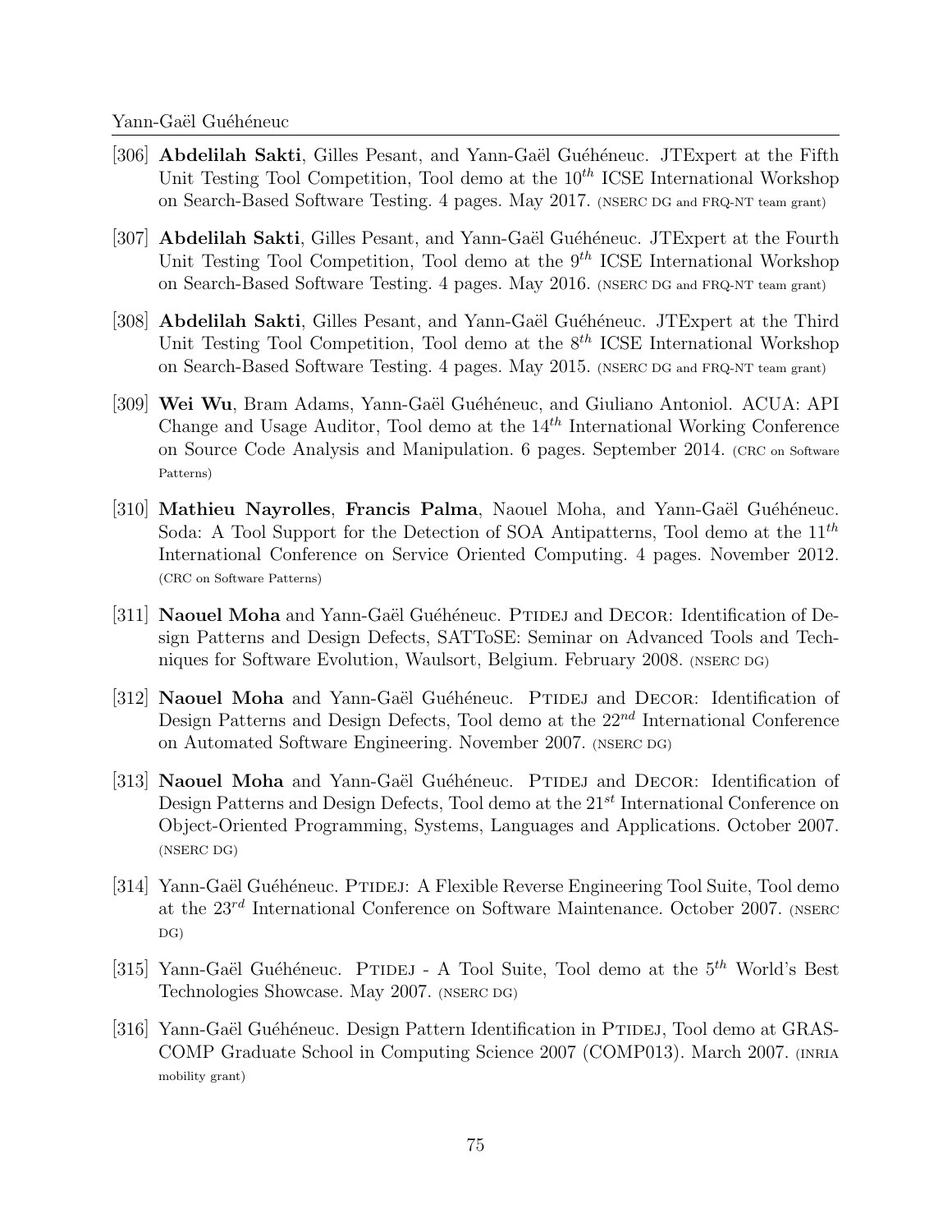[306] **Abdelilah Sakti**, Gilles Pesant, and Yann-Gaël Guéhéneuc. JTExpert at the Fifth Unit Testing Tool Competition, Tool demo at the $10^{th}$ ICSE International Workshop on Search-Based Software Testing. 4 pages. May 2017. (NSERC DG and FRQ-NT team grant)

[307] **Abdelilah Sakti**, Gilles Pesant, and Yann-Gaël Guéhéneuc. JTExpert at the Fourth Unit Testing Tool Competition, Tool demo at the $9^{th}$ ICSE International Workshop on Search-Based Software Testing. 4 pages. May 2016. (NSERC DG and FRQ-NT team grant)

[308] **Abdelilah Sakti**, Gilles Pesant, and Yann-Gaël Guéhéneuc. JTExpert at the Third Unit Testing Tool Competition, Tool demo at the $8^{th}$ ICSE International Workshop on Search-Based Software Testing. 4 pages. May 2015. (NSERC DG and FRQ-NT team grant)

[309] **Wei Wu**, Bram Adams, Yann-Gaël Guéhéneuc, and Giuliano Antoniol. ACUA: API Change and Usage Auditor, Tool demo at the $14^{th}$ International Working Conference on Source Code Analysis and Manipulation. 6 pages. September 2014. (CRC on Software Patterns)

[310] **Mathieu Nayrolles**, **Francis Palma**, Naouel Moha, and Yann-Gaël Guéhéneuc. Soda: A Tool Support for the Detection of SOA Antipatterns, Tool demo at the $11^{th}$ International Conference on Service Oriented Computing. 4 pages. November 2012. (CRC on Software Patterns)

[311] **Naouel Moha** and Yann-Gaël Guéhéneuc. PTIDEJ and DECOR: Identification of Design Patterns and Design Defects, SATToSE: Seminar on Advanced Tools and Techniques for Software Evolution, Waulsort, Belgium. February 2008. (NSERC DG)

[312] **Naouel Moha** and Yann-Gaël Guéhéneuc. PTIDEJ and DECOR: Identification of Design Patterns and Design Defects, Tool demo at the $22^{nd}$ International Conference on Automated Software Engineering. November 2007. (NSERC DG)

[313] **Naouel Moha** and Yann-Gaël Guéhéneuc. PTIDEJ and DECOR: Identification of Design Patterns and Design Defects, Tool demo at the $21^{st}$ International Conference on Object-Oriented Programming, Systems, Languages and Applications. October 2007. (NSERC DG)

[314] Yann-Gaël Guéhéneuc. PTIDEJ: A Flexible Reverse Engineering Tool Suite, Tool demo at the $23^{rd}$ International Conference on Software Maintenance. October 2007. (NSERC DG)

[315] Yann-Gaël Guéhéneuc. PTIDEJ - A Tool Suite, Tool demo at the $5^{th}$ World's Best Technologies Showcase. May 2007. (NSERC DG)

[316] Yann-Gaël Guéhéneuc. Design Pattern Identification in PTIDEJ, Tool demo at GRASCOMP Graduate School in Computing Science 2007 (COMP013). March 2007. (INRIA mobility grant)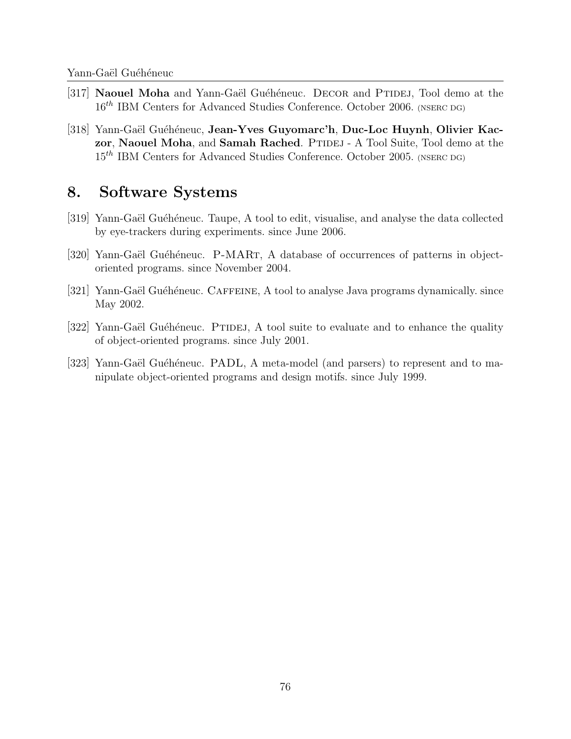[317] **Naouel Moha** and Yann-Gaël Guéhéneuc. DECOR and PTIDEJ, Tool demo at the $16^{th}$ IBM Centers for Advanced Studies Conference. October 2006. (NSERC DG)

[318] Yann-Gaël Guéhéneuc, **Jean-Yves Guyomarc'h**, **Duc-Loc Huynh**, **Olivier Kaczor**, **Naouel Moha**, and **Samah Rached**. PTIDEJ - A Tool Suite, Tool demo at the $15^{th}$ IBM Centers for Advanced Studies Conference. October 2005. (NSERC DG)

## 8. Software Systems

[319] Yann-Gaël Guéhéneuc. Taupe, A tool to edit, visualise, and analyse the data collected by eye-trackers during experiments. since June 2006.

[320] Yann-Gaël Guéhéneuc. P-MARt, A database of occurrences of patterns in object-oriented programs. since November 2004.

[321] Yann-Gaël Guéhéneuc. CAFFEINE, A tool to analyse Java programs dynamically. since May 2002.

[322] Yann-Gaël Guéhéneuc. PTIDEJ, A tool suite to evaluate and to enhance the quality of object-oriented programs. since July 2001.

[323] Yann-Gaël Guéhéneuc. PADL, A meta-model (and parsers) to represent and to manipulate object-oriented programs and design motifs. since July 1999.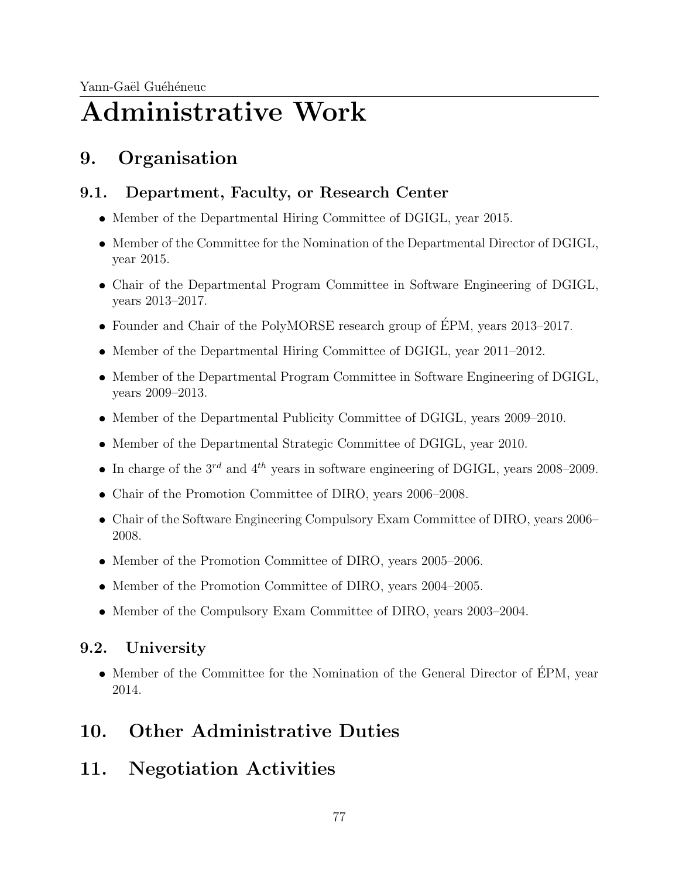# Administrative Work

## 9. Organisation

### 9.1. Department, Faculty, or Research Center

- Member of the Departmental Hiring Committee of DGIGL, year 2015.
- Member of the Committee for the Nomination of the Departmental Director of DGIGL, year 2015.
- Chair of the Departmental Program Committee in Software Engineering of DGIGL, years 2013–2017.
- Founder and Chair of the PolyMORSE research group of ÉPM, years 2013–2017.
- Member of the Departmental Hiring Committee of DGIGL, year 2011–2012.
- Member of the Departmental Program Committee in Software Engineering of DGIGL, years 2009–2013.
- Member of the Departmental Publicity Committee of DGIGL, years 2009–2010.
- Member of the Departmental Strategic Committee of DGIGL, year 2010.
- In charge of the $3^{rd}$ and $4^{th}$ years in software engineering of DGIGL, years 2008–2009.
- Chair of the Promotion Committee of DIRO, years 2006–2008.
- Chair of the Software Engineering Compulsory Exam Committee of DIRO, years 2006–2008.
- Member of the Promotion Committee of DIRO, years 2005–2006.
- Member of the Promotion Committee of DIRO, years 2004–2005.
- Member of the Compulsory Exam Committee of DIRO, years 2003–2004.

### 9.2. University

- Member of the Committee for the Nomination of the General Director of ÉPM, year 2014.

## 10. Other Administrative Duties

## 11. Negotiation Activities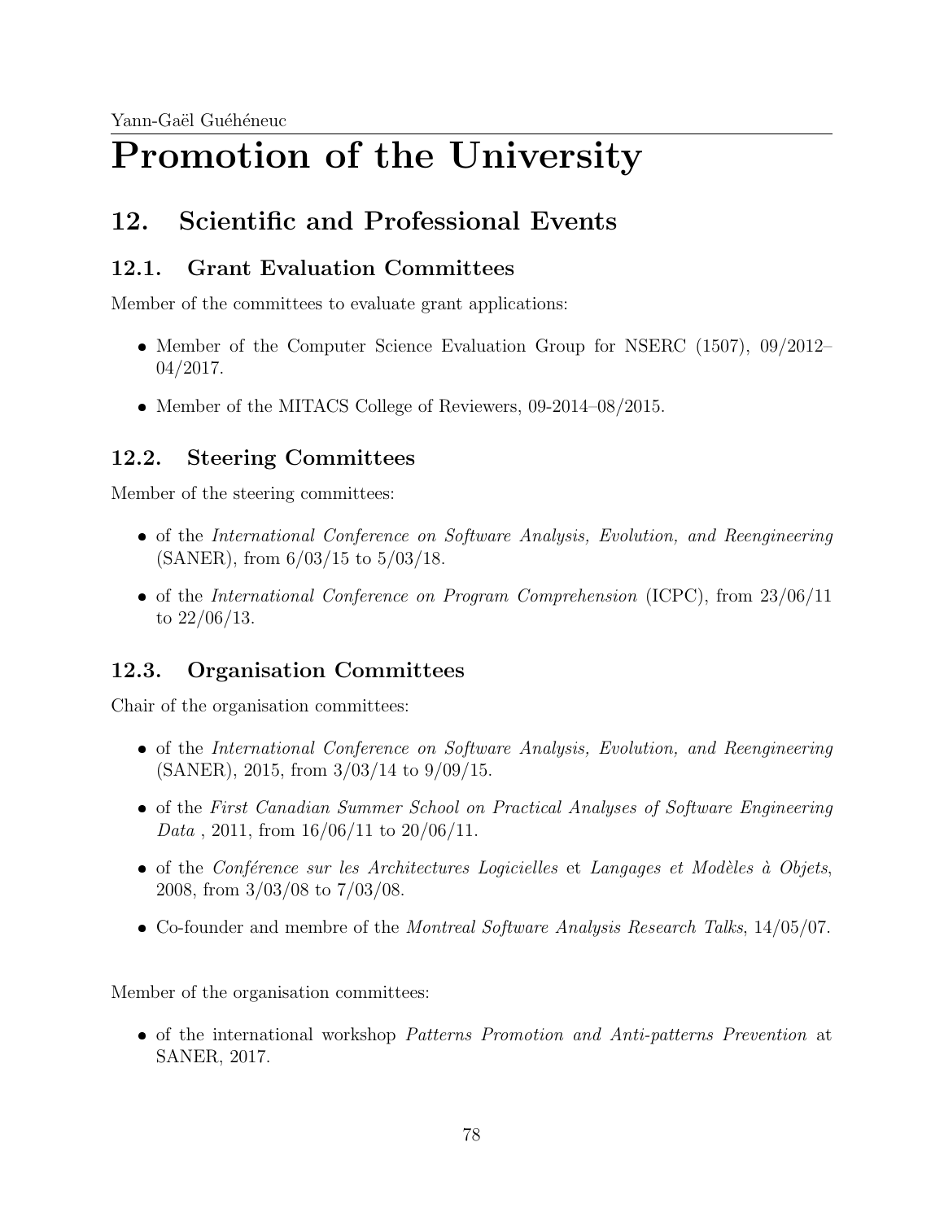# Promotion of the University

## 12. Scientific and Professional Events

### 12.1. Grant Evaluation Committees

Member of the committees to evaluate grant applications:

- Member of the Computer Science Evaluation Group for NSERC (1507), 09/2012–04/2017.
- Member of the MITACS College of Reviewers, 09-2014–08/2015.

### 12.2. Steering Committees

Member of the steering committees:

- of the *International Conference on Software Analysis, Evolution, and Reengineering* (SANER), from 6/03/15 to 5/03/18.
- of the *International Conference on Program Comprehension* (ICPC), from 23/06/11 to 22/06/13.

### 12.3. Organisation Committees

Chair of the organisation committees:

- of the *International Conference on Software Analysis, Evolution, and Reengineering* (SANER), 2015, from 3/03/14 to 9/09/15.
- of the *First Canadian Summer School on Practical Analyses of Software Engineering Data* , 2011, from 16/06/11 to 20/06/11.
- of the *Conférence sur les Architectures Logicielles* et *Langages et Modèles à Objets*, 2008, from 3/03/08 to 7/03/08.
- Co-founder and membre of the *Montreal Software Analysis Research Talks*, 14/05/07.

Member of the organisation committees:

- of the international workshop *Patterns Promotion and Anti-patterns Prevention* at SANER, 2017.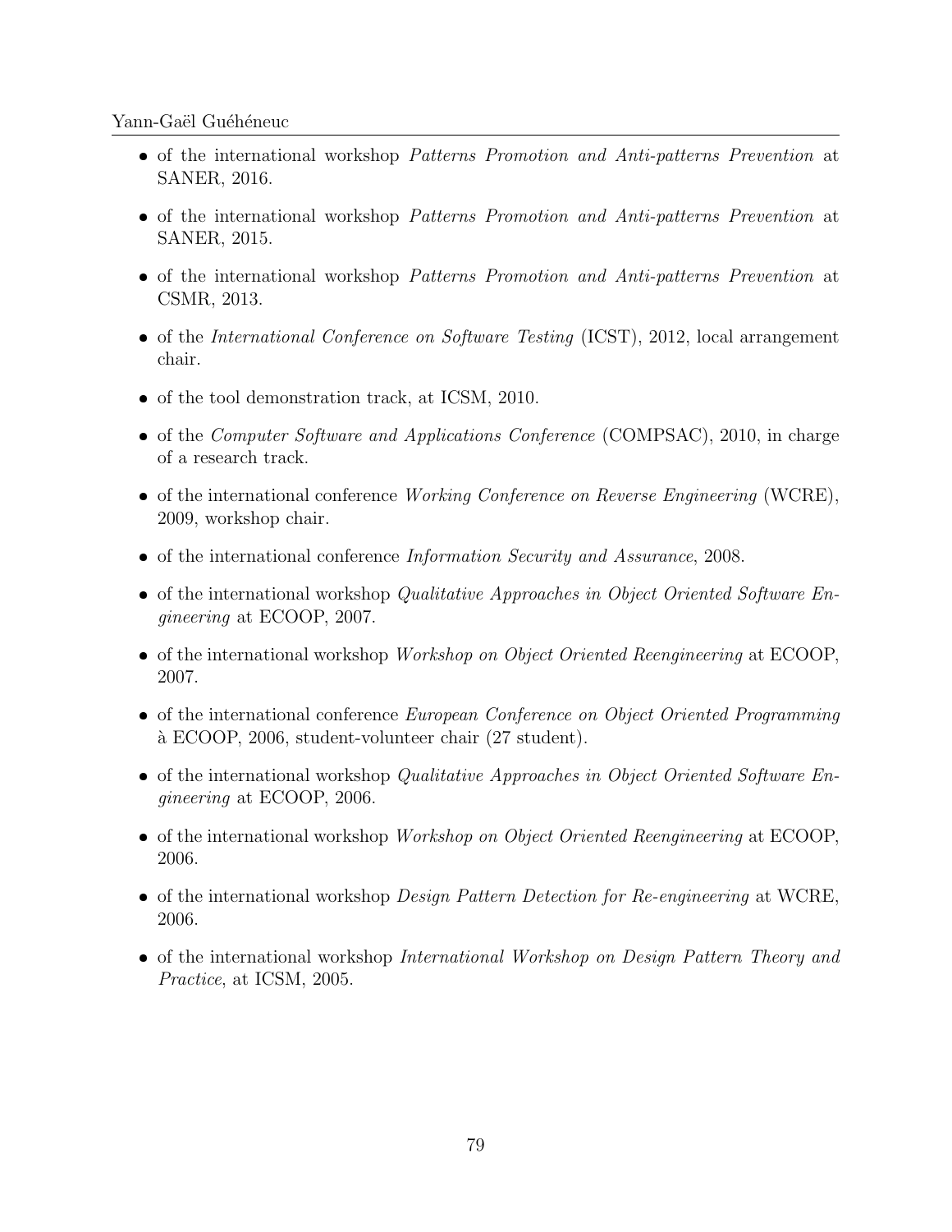- of the international workshop *Patterns Promotion and Anti-patterns Prevention* at SANER, 2016.
- of the international workshop *Patterns Promotion and Anti-patterns Prevention* at SANER, 2015.
- of the international workshop *Patterns Promotion and Anti-patterns Prevention* at CSMR, 2013.
- of the *International Conference on Software Testing* (ICST), 2012, local arrangement chair.
- of the tool demonstration track, at ICSM, 2010.
- of the *Computer Software and Applications Conference* (COMPSAC), 2010, in charge of a research track.
- of the international conference *Working Conference on Reverse Engineering* (WCRE), 2009, workshop chair.
- of the international conference *Information Security and Assurance*, 2008.
- of the international workshop *Qualitative Approaches in Object Oriented Software Engineering* at ECOOP, 2007.
- of the international workshop *Workshop on Object Oriented Reengineering* at ECOOP, 2007.
- of the international conference *European Conference on Object Oriented Programming* à ECOOP, 2006, student-volunteer chair (27 student).
- of the international workshop *Qualitative Approaches in Object Oriented Software Engineering* at ECOOP, 2006.
- of the international workshop *Workshop on Object Oriented Reengineering* at ECOOP, 2006.
- of the international workshop *Design Pattern Detection for Re-engineering* at WCRE, 2006.
- of the international workshop *International Workshop on Design Pattern Theory and Practice*, at ICSM, 2005.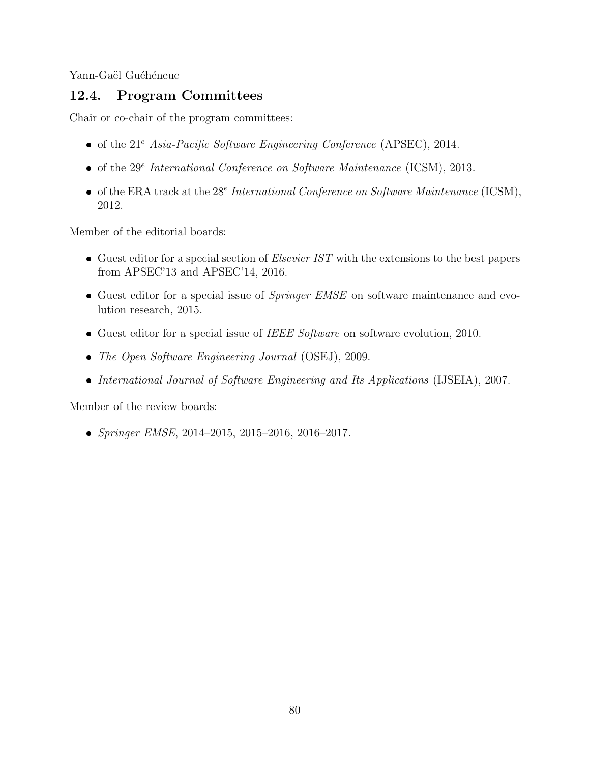## 12.4. Program Committees

Chair or co-chair of the program committees:

- of the 21$^e$ *Asia-Pacific Software Engineering Conference* (APSEC), 2014.
- of the 29$^e$ *International Conference on Software Maintenance* (ICSM), 2013.
- of the ERA track at the 28$^e$ *International Conference on Software Maintenance* (ICSM), 2012.

Member of the editorial boards:

- Guest editor for a special section of *Elsevier IST* with the extensions to the best papers from APSEC'13 and APSEC'14, 2016.
- Guest editor for a special issue of *Springer EMSE* on software maintenance and evolution research, 2015.
- Guest editor for a special issue of *IEEE Software* on software evolution, 2010.
- *The Open Software Engineering Journal* (OSEJ), 2009.
- *International Journal of Software Engineering and Its Applications* (IJSEIA), 2007.

Member of the review boards:

- *Springer EMSE*, 2014–2015, 2015–2016, 2016–2017.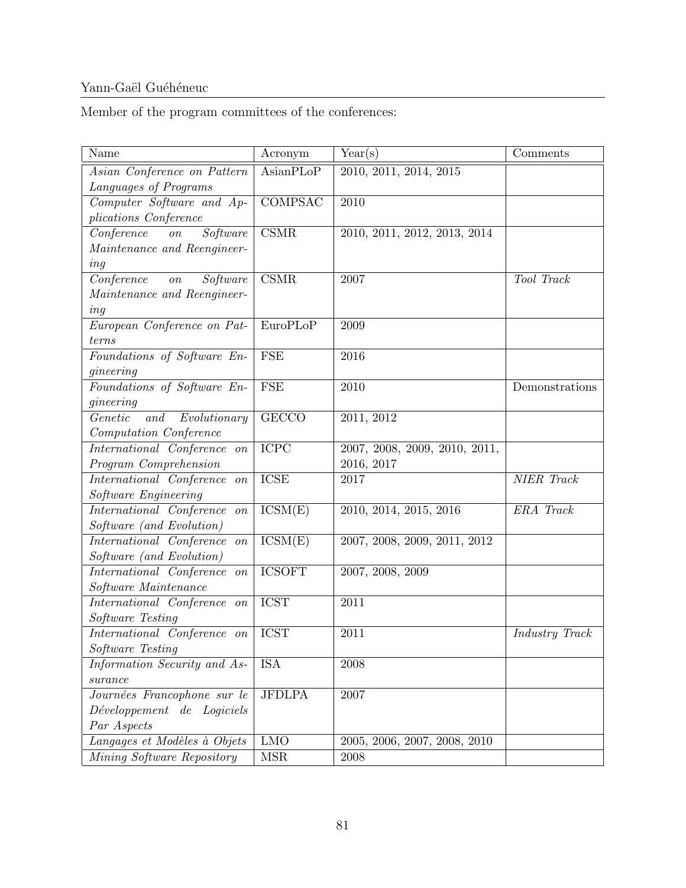Member of the program committees of the conferences:

| Name | Acronym | Year(s) | Comments |
|---|---|---|---|
| *Asian Conference on Pattern Languages of Programs* | AsianPLoP | 2010, 2011, 2014, 2015 | |
| *Computer Software and Applications Conference* | COMPSAC | 2010 | |
| *Conference on Software Maintenance and Reengineering* | CSMR | 2010, 2011, 2012, 2013, 2014 | |
| *Conference on Software Maintenance and Reengineering* | CSMR | 2007 | *Tool Track* |
| *European Conference on Patterns* | EuroPLoP | 2009 | |
| *Foundations of Software Engineering* | FSE | 2016 | |
| *Foundations of Software Engineering* | FSE | 2010 | Demonstrations |
| *Genetic and Evolutionary Computation Conference* | GECCO | 2011, 2012 | |
| *International Conference on Program Comprehension* | ICPC | 2007, 2008, 2009, 2010, 2011, 2016, 2017 | |
| *International Conference on Software Engineering* | ICSE | 2017 | *NIER Track* |
| *International Conference on Software (and Evolution)* | ICSM(E) | 2010, 2014, 2015, 2016 | *ERA Track* |
| *International Conference on Software (and Evolution)* | ICSM(E) | 2007, 2008, 2009, 2011, 2012 | |
| *International Conference on Software Maintenance* | ICSOFT | 2007, 2008, 2009 | |
| *International Conference on Software Testing* | ICST | 2011 | |
| *International Conference on Software Testing* | ICST | 2011 | *Industry Track* |
| *Information Security and Assurance* | ISA | 2008 | |
| *Journées Francophone sur le Développement de Logiciels Par Aspects* | JFDLPA | 2007 | |
| *Langages et Modèles à Objets* | LMO | 2005, 2006, 2007, 2008, 2010 | |
| *Mining Software Repository* | MSR | 2008 | |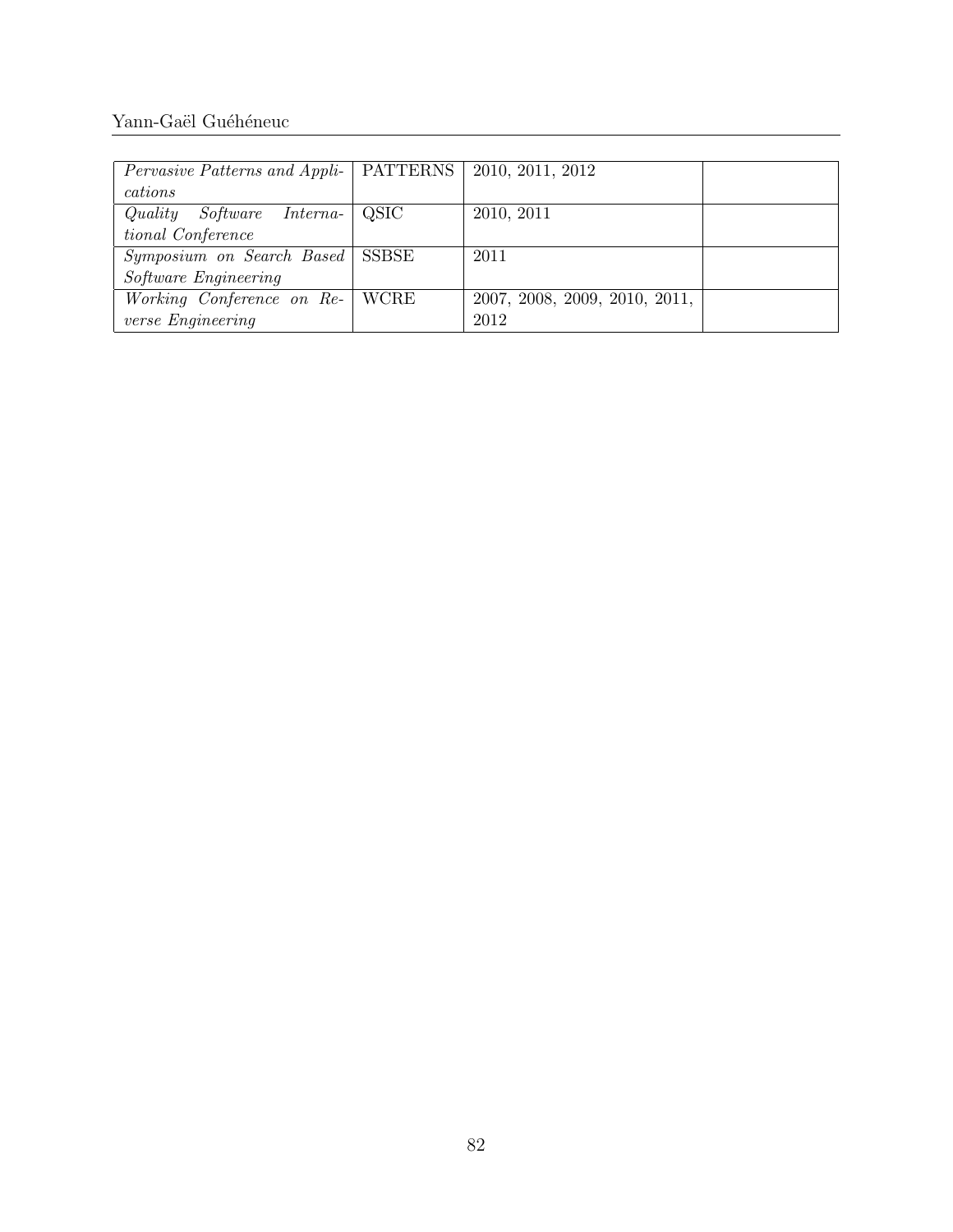| | | | |
|---|---|---|---|
| *Pervasive Patterns and Applications* | PATTERNS | 2010, 2011, 2012 | |
| *Quality Software International Conference* | QSIC | 2010, 2011 | |
| *Symposium on Search Based Software Engineering* | SSBSE | 2011 | |
| *Working Conference on Reverse Engineering* | WCRE | 2007, 2008, 2009, 2010, 2011, 2012 | |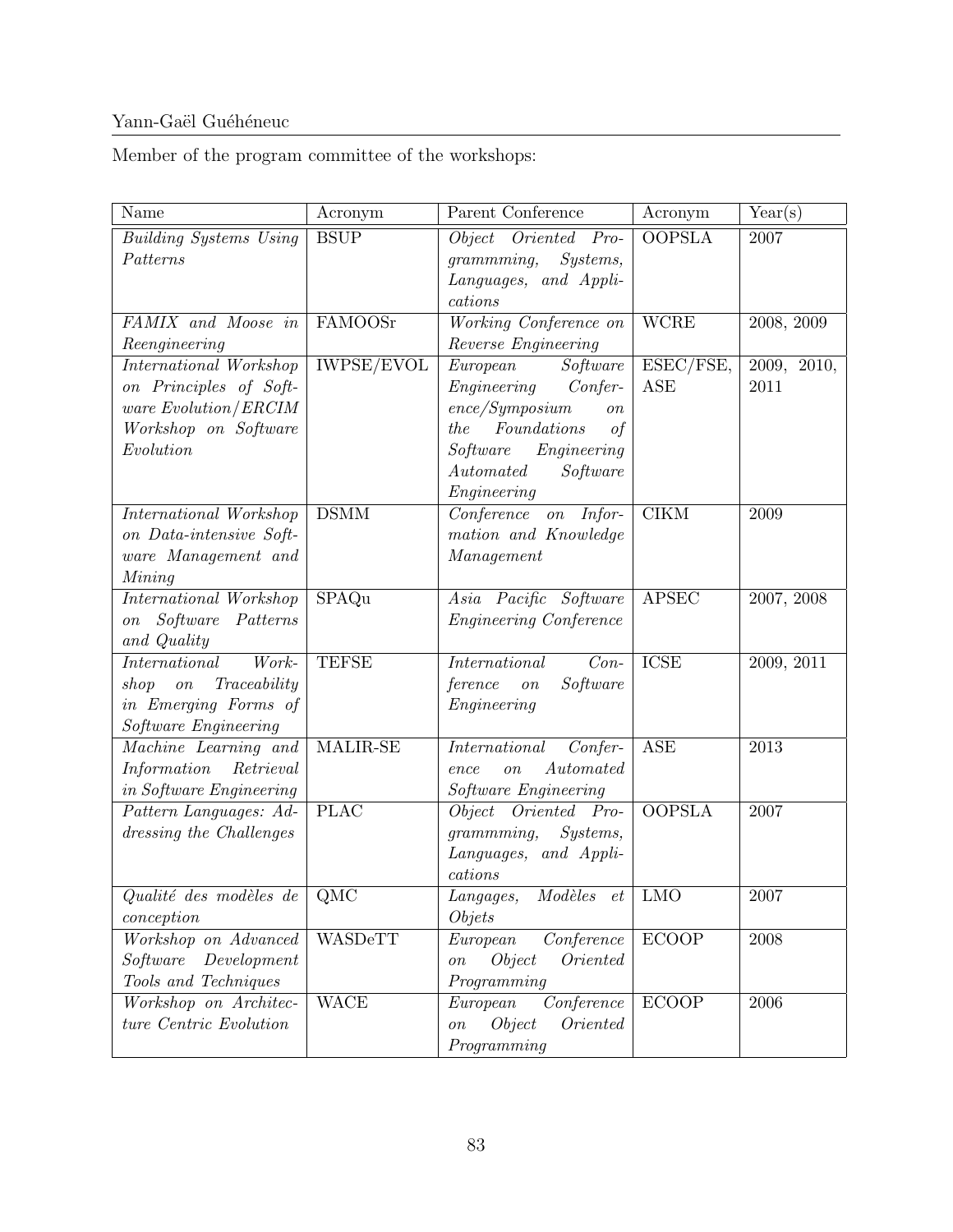Member of the program committee of the workshops:

| Name | Acronym | Parent Conference | Acronym | Year(s) |
|---|---|---|---|---|
| *Building Systems Using Patterns* | BSUP | *Object Oriented Programmming, Systems, Languages, and Applications* | OOPSLA | 2007 |
| *FAMIX and Moose in Reengineering* | FAMOOSr | *Working Conference on Reverse Engineering* | WCRE | 2008, 2009 |
| *International Workshop on Principles of Software Evolution/ERCIM Workshop on Software Evolution* | IWPSE/EVOL | *European Software Engineering Conference/Symposium on the Foundations of Software Engineering Automated Software Engineering* | ESEC/FSE, ASE | 2009, 2010, 2011 |
| *International Workshop on Data-intensive Software Management and Mining* | DSMM | *Conference on Information and Knowledge Management* | CIKM | 2009 |
| *International Workshop on Software Patterns and Quality* | SPAQu | *Asia Pacific Software Engineering Conference* | APSEC | 2007, 2008 |
| *International Workshop on Traceability in Emerging Forms of Software Engineering* | TEFSE | *International Conference on Software Engineering* | ICSE | 2009, 2011 |
| *Machine Learning and Information Retrieval in Software Engineering* | MALIR-SE | *International Conference on Automated Software Engineering* | ASE | 2013 |
| *Pattern Languages: Addressing the Challenges* | PLAC | *Object Oriented Programmming, Systems, Languages, and Applications* | OOPSLA | 2007 |
| *Qualité des modèles de conception* | QMC | *Langages, Modèles et Objets* | LMO | 2007 |
| *Workshop on Advanced Software Development Tools and Techniques* | WASDeTT | *European Conference on Object Oriented Programming* | ECOOP | 2008 |
| *Workshop on Architecture Centric Evolution* | WACE | *European Conference on Object Oriented Programming* | ECOOP | 2006 |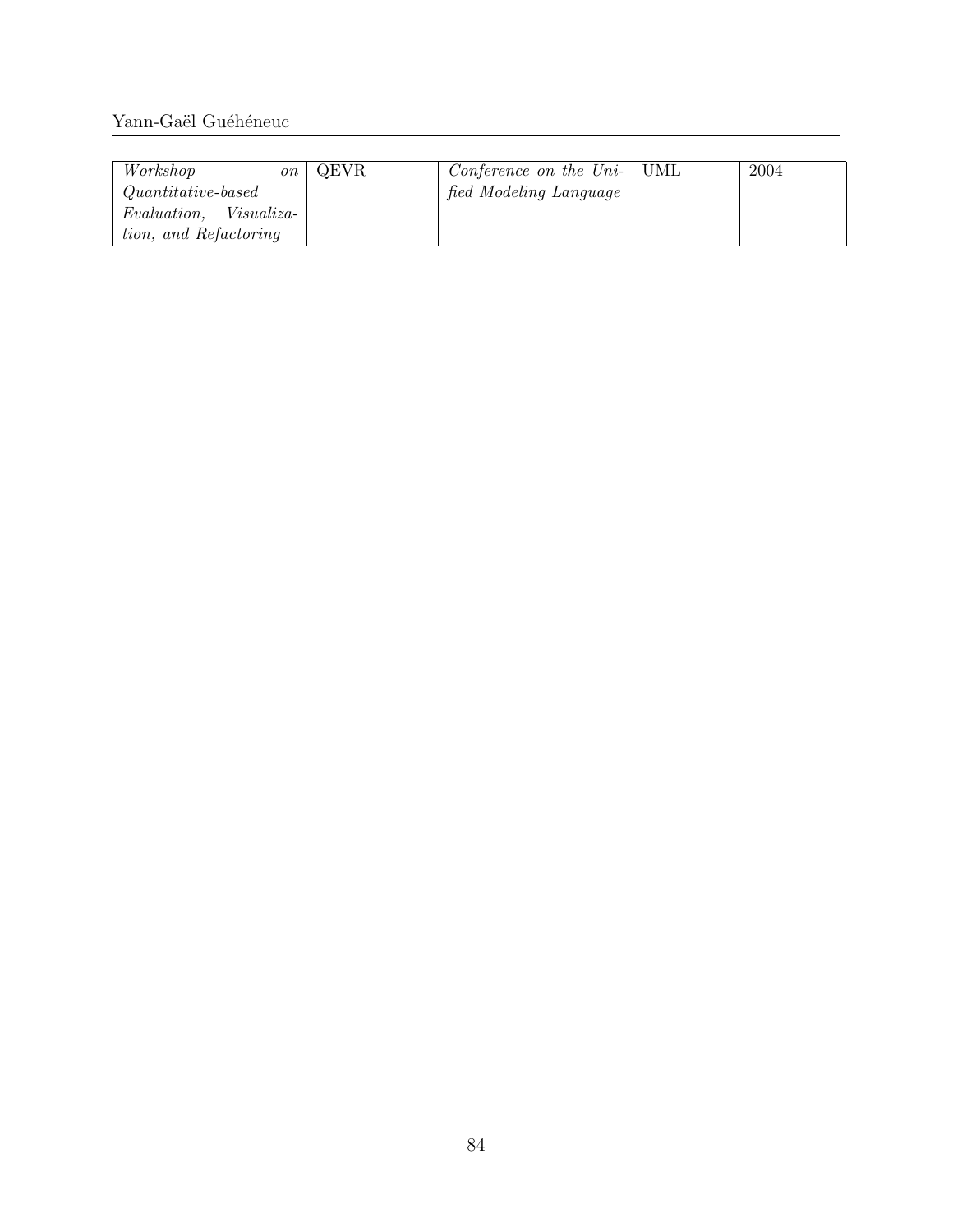| *Workshop on Quantitative-based Evaluation, Visualization, and Refactoring* | QEVR | *Conference on the Unified Modeling Language* | UML | 2004 |
|---|---|---|---|---|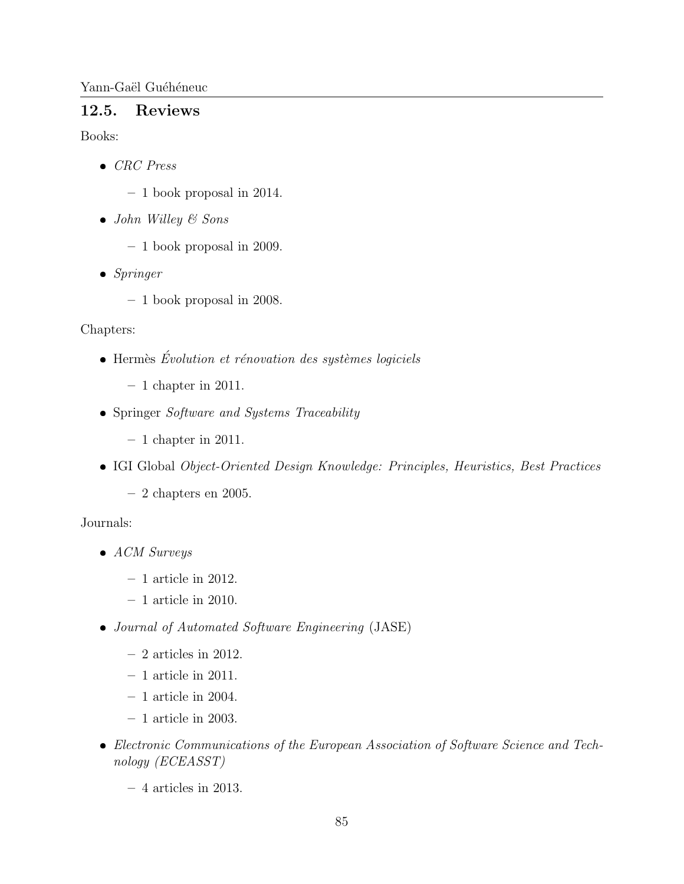## 12.5. Reviews

Books:

- *CRC Press*
  - 1 book proposal in 2014.
- *John Willey & Sons*
  - 1 book proposal in 2009.
- *Springer*
  - 1 book proposal in 2008.

Chapters:

- Hermès *Évolution et rénovation des systèmes logiciels*
  - 1 chapter in 2011.
- Springer *Software and Systems Traceability*
  - 1 chapter in 2011.
- IGI Global *Object-Oriented Design Knowledge: Principles, Heuristics, Best Practices*
  - 2 chapters en 2005.

Journals:

- *ACM Surveys*
  - 1 article in 2012.
  - 1 article in 2010.
- *Journal of Automated Software Engineering* (JASE)
  - 2 articles in 2012.
  - 1 article in 2011.
  - 1 article in 2004.
  - 1 article in 2003.
- *Electronic Communications of the European Association of Software Science and Technology (ECEASST)*
  - 4 articles in 2013.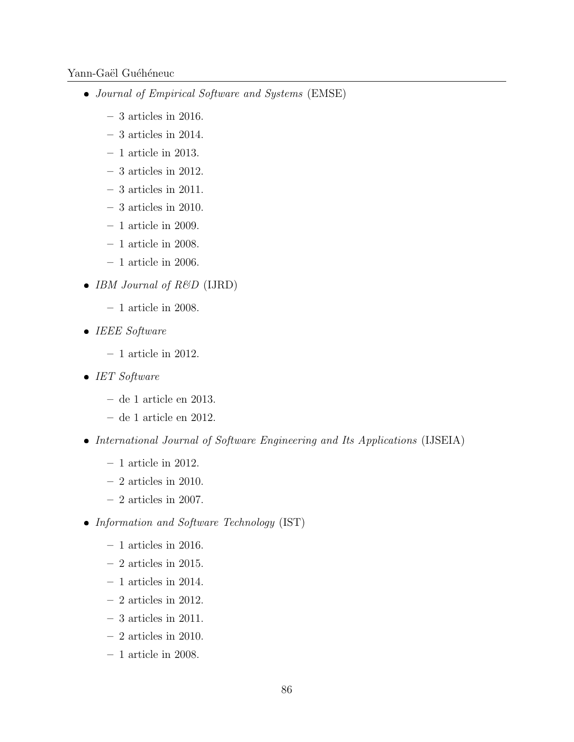- *Journal of Empirical Software and Systems* (EMSE)
  - 3 articles in 2016.
  - 3 articles in 2014.
  - 1 article in 2013.
  - 3 articles in 2012.
  - 3 articles in 2011.
  - 3 articles in 2010.
  - 1 article in 2009.
  - 1 article in 2008.
  - 1 article in 2006.
- *IBM Journal of R&D* (IJRD)
  - 1 article in 2008.
- *IEEE Software*
  - 1 article in 2012.
- *IET Software*
  - de 1 article en 2013.
  - de 1 article en 2012.
- *International Journal of Software Engineering and Its Applications* (IJSEIA)
  - 1 article in 2012.
  - 2 articles in 2010.
  - 2 articles in 2007.
- *Information and Software Technology* (IST)
  - 1 articles in 2016.
  - 2 articles in 2015.
  - 1 articles in 2014.
  - 2 articles in 2012.
  - 3 articles in 2011.
  - 2 articles in 2010.
  - 1 article in 2008.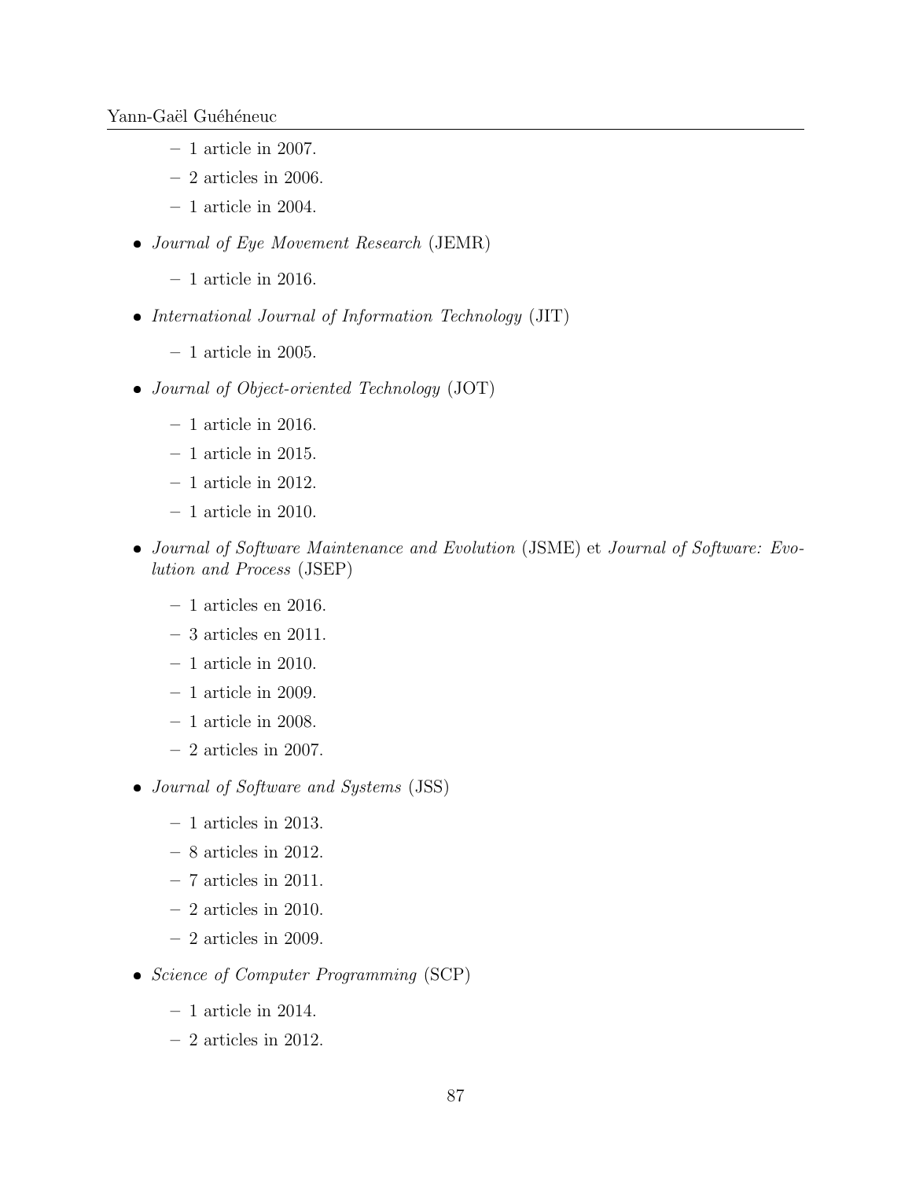- 1 article in 2007.
  - 2 articles in 2006.
  - 1 article in 2004.

- *Journal of Eye Movement Research* (JEMR)
  - 1 article in 2016.

- *International Journal of Information Technology* (JIT)
  - 1 article in 2005.

- *Journal of Object-oriented Technology* (JOT)
  - 1 article in 2016.
  - 1 article in 2015.
  - 1 article in 2012.
  - 1 article in 2010.

- *Journal of Software Maintenance and Evolution* (JSME) et *Journal of Software: Evolution and Process* (JSEP)
  - 1 articles en 2016.
  - 3 articles en 2011.
  - 1 article in 2010.
  - 1 article in 2009.
  - 1 article in 2008.
  - 2 articles in 2007.

- *Journal of Software and Systems* (JSS)
  - 1 articles in 2013.
  - 8 articles in 2012.
  - 7 articles in 2011.
  - 2 articles in 2010.
  - 2 articles in 2009.

- *Science of Computer Programming* (SCP)
  - 1 article in 2014.
  - 2 articles in 2012.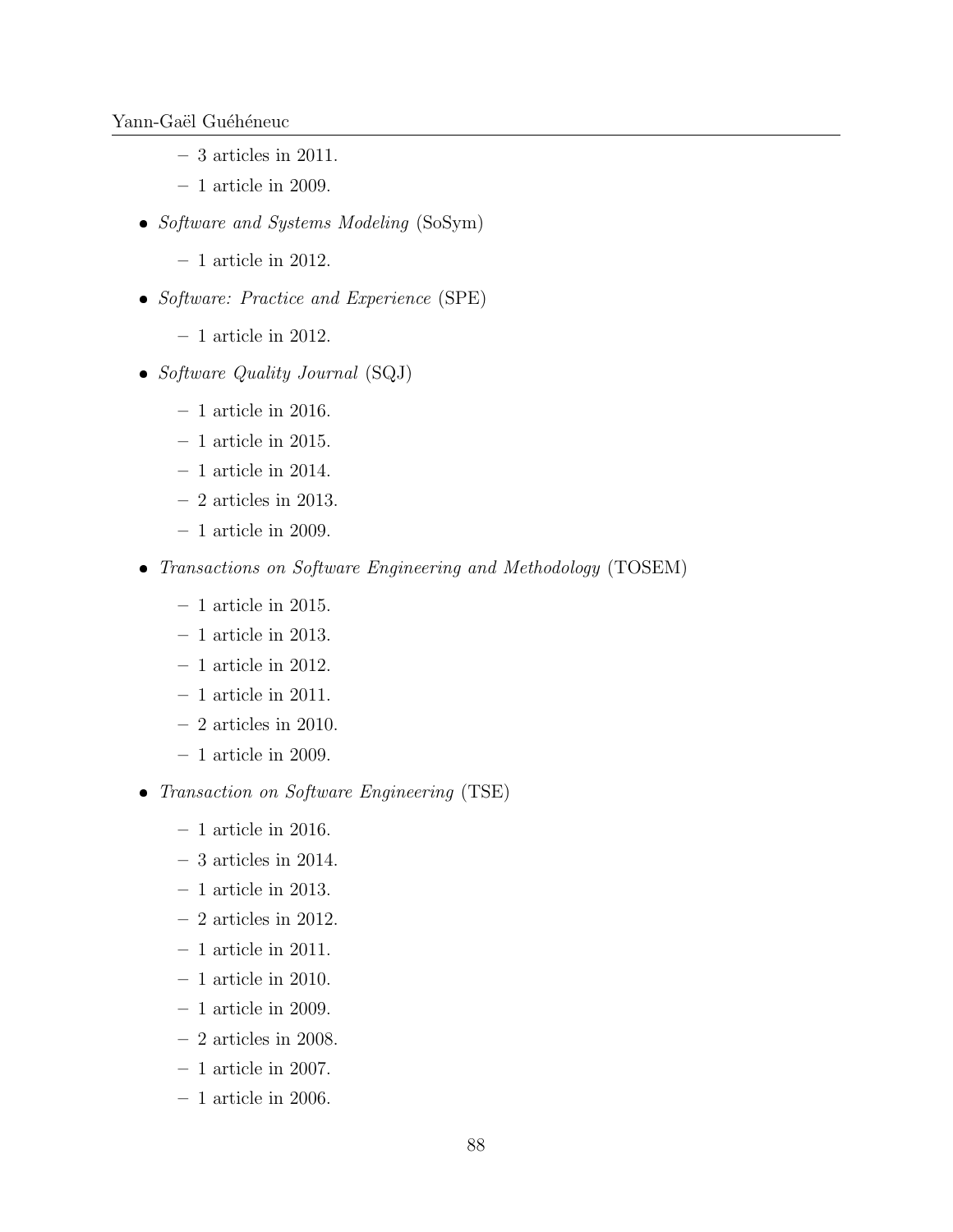- 3 articles in 2011.
  - 1 article in 2009.

- *Software and Systems Modeling* (SoSym)
  - 1 article in 2012.

- *Software: Practice and Experience* (SPE)
  - 1 article in 2012.

- *Software Quality Journal* (SQJ)
  - 1 article in 2016.
  - 1 article in 2015.
  - 1 article in 2014.
  - 2 articles in 2013.
  - 1 article in 2009.

- *Transactions on Software Engineering and Methodology* (TOSEM)
  - 1 article in 2015.
  - 1 article in 2013.
  - 1 article in 2012.
  - 1 article in 2011.
  - 2 articles in 2010.
  - 1 article in 2009.

- *Transaction on Software Engineering* (TSE)
  - 1 article in 2016.
  - 3 articles in 2014.
  - 1 article in 2013.
  - 2 articles in 2012.
  - 1 article in 2011.
  - 1 article in 2010.
  - 1 article in 2009.
  - 2 articles in 2008.
  - 1 article in 2007.
  - 1 article in 2006.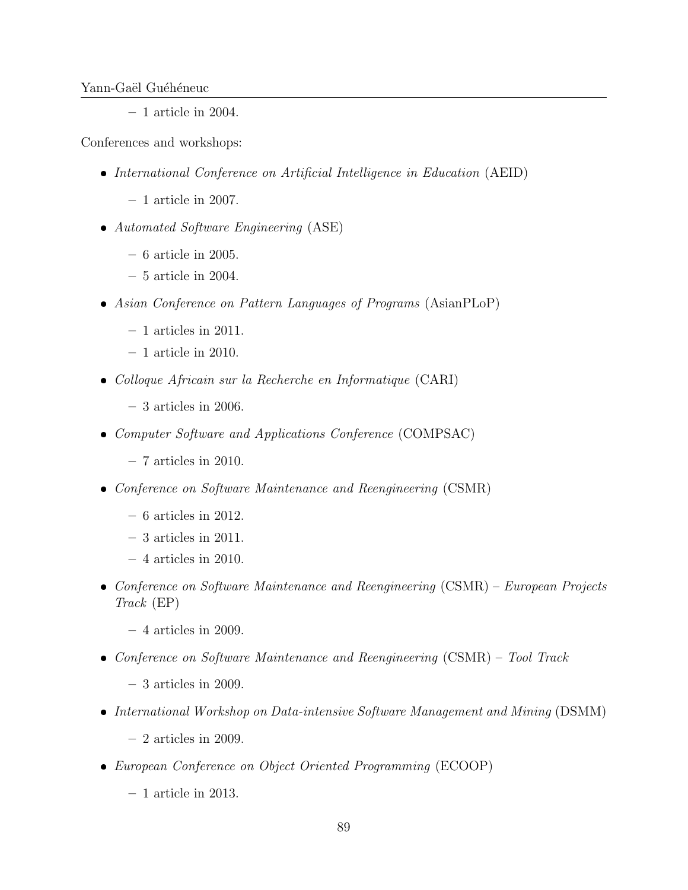- 1 article in 2004.

Conferences and workshops:

- *International Conference on Artificial Intelligence in Education* (AEID)
  - 1 article in 2007.
- *Automated Software Engineering* (ASE)
  - 6 article in 2005.
  - 5 article in 2004.
- *Asian Conference on Pattern Languages of Programs* (AsianPLoP)
  - 1 articles in 2011.
  - 1 article in 2010.
- *Colloque Africain sur la Recherche en Informatique* (CARI)
  - 3 articles in 2006.
- *Computer Software and Applications Conference* (COMPSAC)
  - 7 articles in 2010.
- *Conference on Software Maintenance and Reengineering* (CSMR)
  - 6 articles in 2012.
  - 3 articles in 2011.
  - 4 articles in 2010.
- *Conference on Software Maintenance and Reengineering* (CSMR) – *European Projects Track* (EP)
  - 4 articles in 2009.
- *Conference on Software Maintenance and Reengineering* (CSMR) – *Tool Track*
  - 3 articles in 2009.
- *International Workshop on Data-intensive Software Management and Mining* (DSMM)
  - 2 articles in 2009.
- *European Conference on Object Oriented Programming* (ECOOP)
  - 1 article in 2013.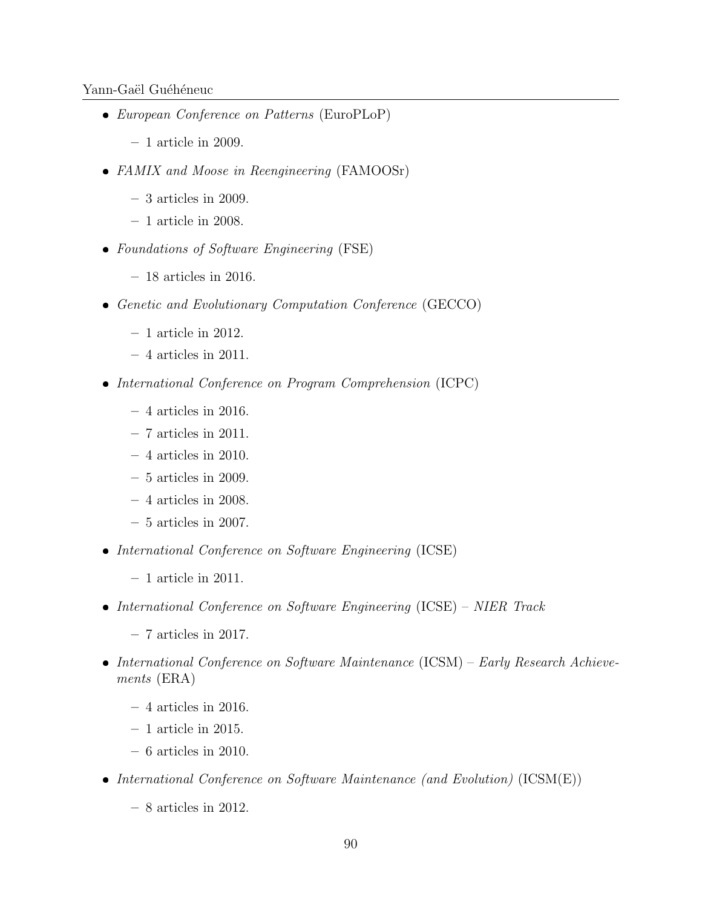- *European Conference on Patterns* (EuroPLoP)
  - 1 article in 2009.
- *FAMIX and Moose in Reengineering* (FAMOOSr)
  - 3 articles in 2009.
  - 1 article in 2008.
- *Foundations of Software Engineering* (FSE)
  - 18 articles in 2016.
- *Genetic and Evolutionary Computation Conference* (GECCO)
  - 1 article in 2012.
  - 4 articles in 2011.
- *International Conference on Program Comprehension* (ICPC)
  - 4 articles in 2016.
  - 7 articles in 2011.
  - 4 articles in 2010.
  - 5 articles in 2009.
  - 4 articles in 2008.
  - 5 articles in 2007.
- *International Conference on Software Engineering* (ICSE)
  - 1 article in 2011.
- *International Conference on Software Engineering* (ICSE) – *NIER Track*
  - 7 articles in 2017.
- *International Conference on Software Maintenance* (ICSM) – *Early Research Achievements* (ERA)
  - 4 articles in 2016.
  - 1 article in 2015.
  - 6 articles in 2010.
- *International Conference on Software Maintenance (and Evolution)* (ICSM(E))
  - 8 articles in 2012.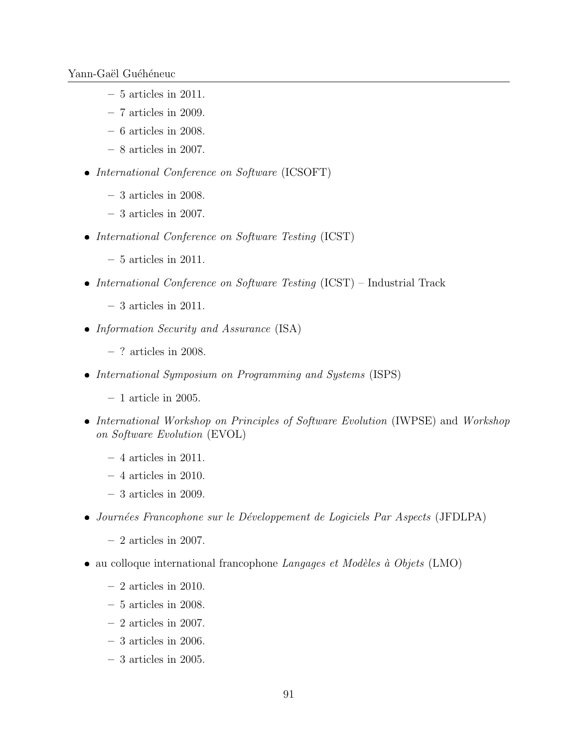- 5 articles in 2011.
  - 7 articles in 2009.
  - 6 articles in 2008.
  - 8 articles in 2007.

- *International Conference on Software* (ICSOFT)
  - 3 articles in 2008.
  - 3 articles in 2007.

- *International Conference on Software Testing* (ICST)
  - 5 articles in 2011.

- *International Conference on Software Testing* (ICST) – Industrial Track
  - 3 articles in 2011.

- *Information Security and Assurance* (ISA)
  - ? articles in 2008.

- *International Symposium on Programming and Systems* (ISPS)
  - 1 article in 2005.

- *International Workshop on Principles of Software Evolution* (IWPSE) and *Workshop on Software Evolution* (EVOL)
  - 4 articles in 2011.
  - 4 articles in 2010.
  - 3 articles in 2009.

- *Journées Francophone sur le Développement de Logiciels Par Aspects* (JFDLPA)
  - 2 articles in 2007.

- au colloque international francophone *Langages et Modèles à Objets* (LMO)
  - 2 articles in 2010.
  - 5 articles in 2008.
  - 2 articles in 2007.
  - 3 articles in 2006.
  - 3 articles in 2005.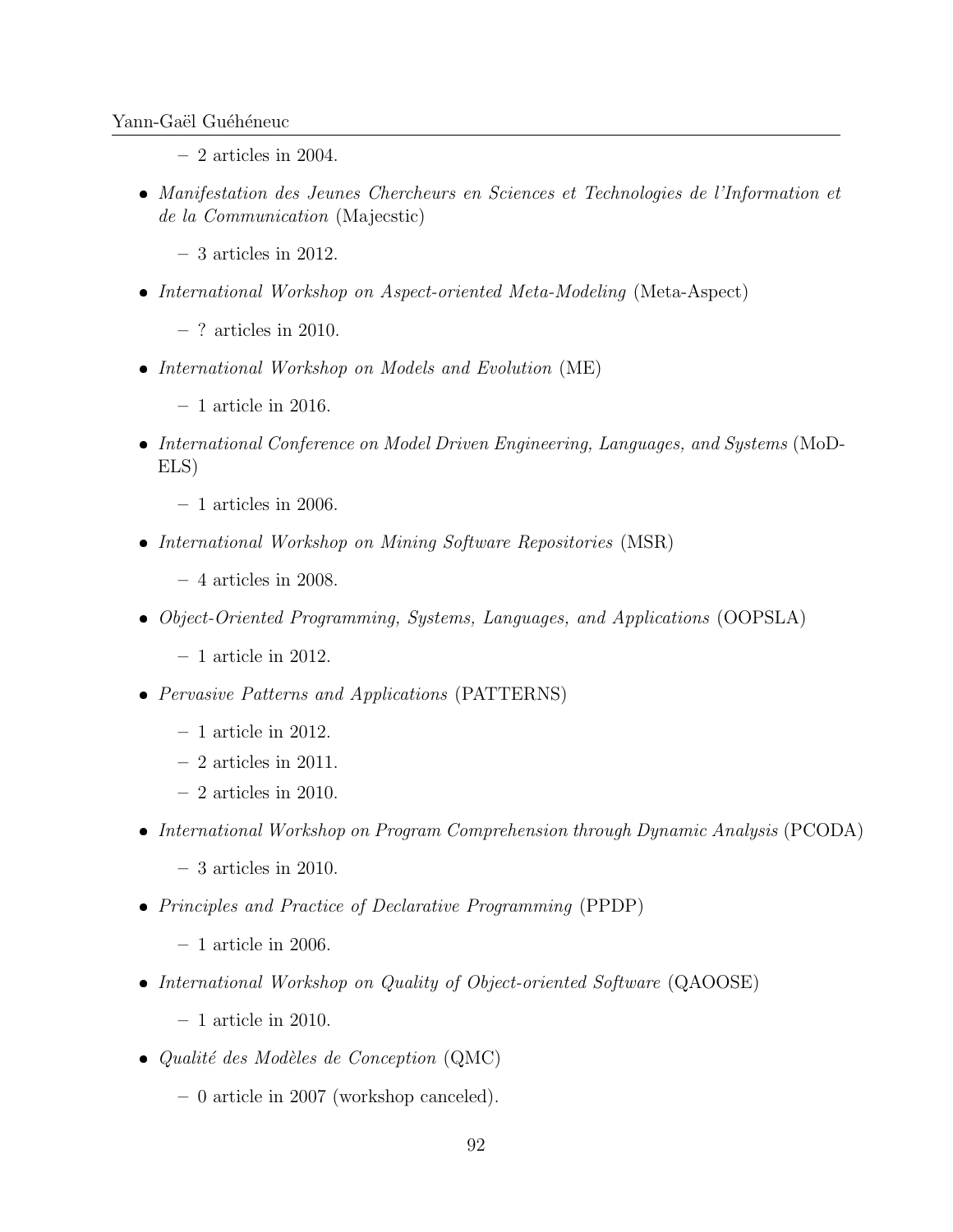- 2 articles in 2004.

- *Manifestation des Jeunes Chercheurs en Sciences et Technologies de l'Information et de la Communication* (Majecstic)
  - 3 articles in 2012.

- *International Workshop on Aspect-oriented Meta-Modeling* (Meta-Aspect)
  - ? articles in 2010.

- *International Workshop on Models and Evolution* (ME)
  - 1 article in 2016.

- *International Conference on Model Driven Engineering, Languages, and Systems* (MoD-ELS)
  - 1 articles in 2006.

- *International Workshop on Mining Software Repositories* (MSR)
  - 4 articles in 2008.

- *Object-Oriented Programming, Systems, Languages, and Applications* (OOPSLA)
  - 1 article in 2012.

- *Pervasive Patterns and Applications* (PATTERNS)
  - 1 article in 2012.
  - 2 articles in 2011.
  - 2 articles in 2010.

- *International Workshop on Program Comprehension through Dynamic Analysis* (PCODA)
  - 3 articles in 2010.

- *Principles and Practice of Declarative Programming* (PPDP)
  - 1 article in 2006.

- *International Workshop on Quality of Object-oriented Software* (QAOOSE)
  - 1 article in 2010.

- *Qualité des Modèles de Conception* (QMC)
  - 0 article in 2007 (workshop canceled).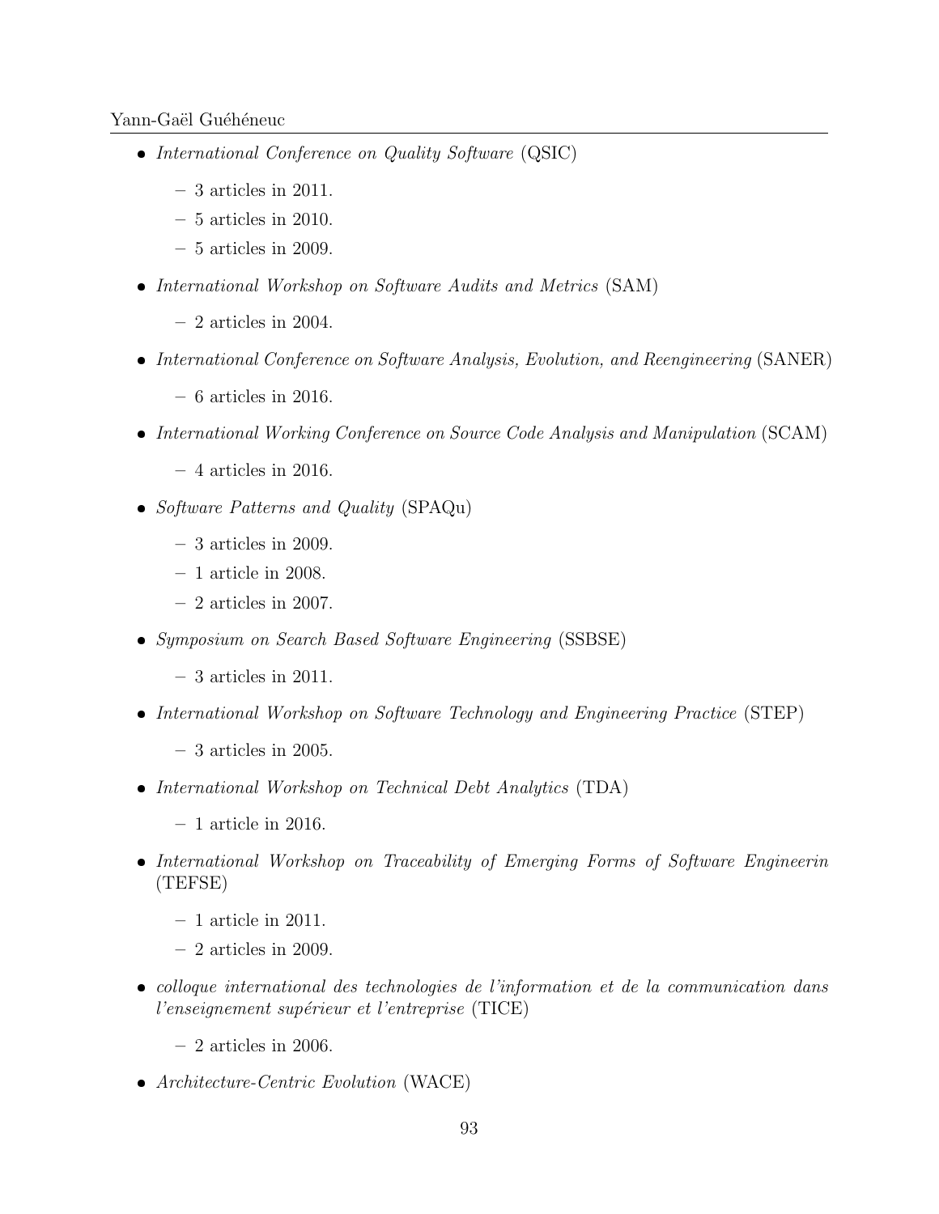- *International Conference on Quality Software* (QSIC)
  - 3 articles in 2011.
  - 5 articles in 2010.
  - 5 articles in 2009.
- *International Workshop on Software Audits and Metrics* (SAM)
  - 2 articles in 2004.
- *International Conference on Software Analysis, Evolution, and Reengineering* (SANER)
  - 6 articles in 2016.
- *International Working Conference on Source Code Analysis and Manipulation* (SCAM)
  - 4 articles in 2016.
- *Software Patterns and Quality* (SPAQu)
  - 3 articles in 2009.
  - 1 article in 2008.
  - 2 articles in 2007.
- *Symposium on Search Based Software Engineering* (SSBSE)
  - 3 articles in 2011.
- *International Workshop on Software Technology and Engineering Practice* (STEP)
  - 3 articles in 2005.
- *International Workshop on Technical Debt Analytics* (TDA)
  - 1 article in 2016.
- *International Workshop on Traceability of Emerging Forms of Software Engineerin* (TEFSE)
  - 1 article in 2011.
  - 2 articles in 2009.
- *colloque international des technologies de l'information et de la communication dans l'enseignement supérieur et l'entreprise* (TICE)
  - 2 articles in 2006.
- *Architecture-Centric Evolution* (WACE)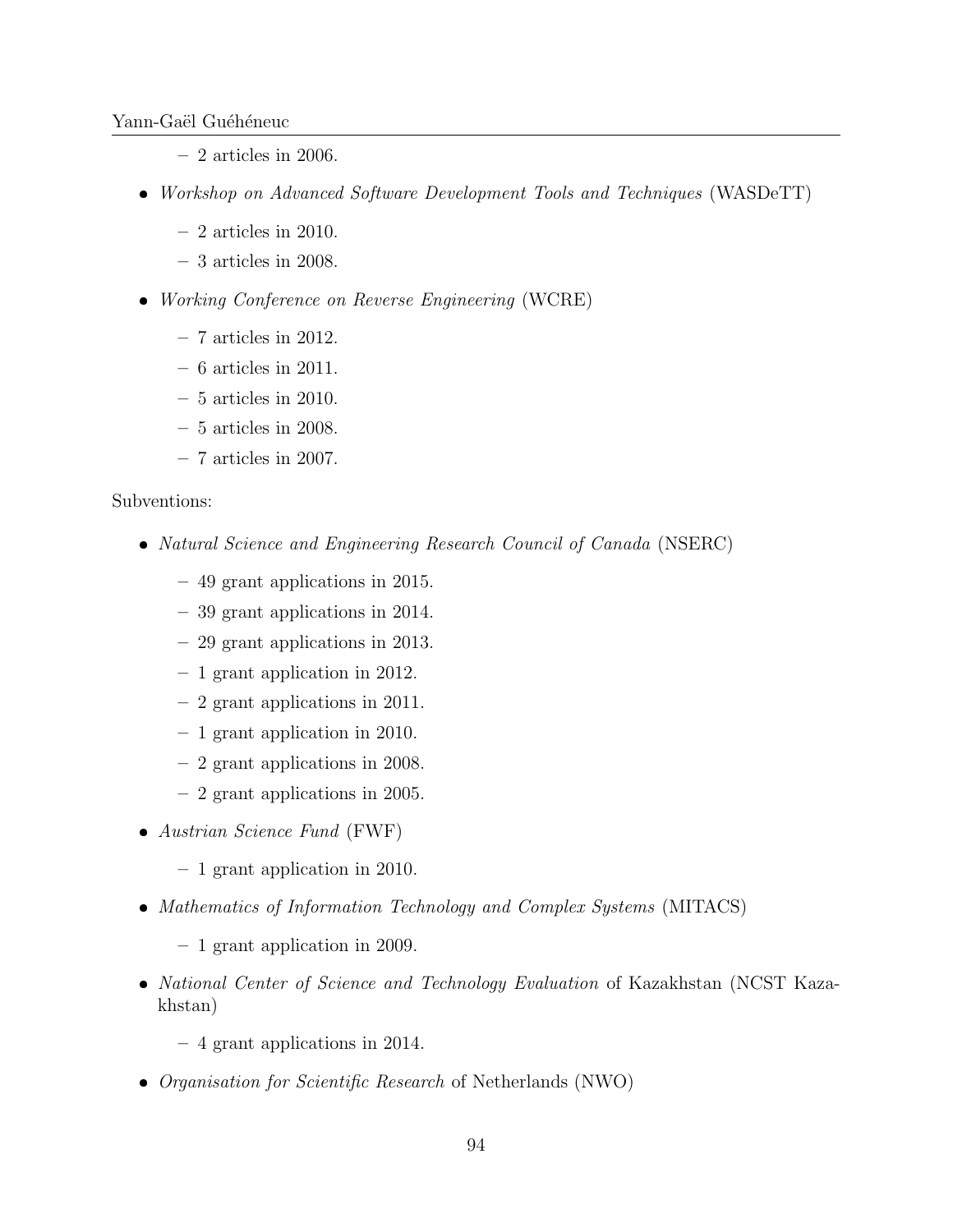- 2 articles in 2006.

- *Workshop on Advanced Software Development Tools and Techniques* (WASDeTT)
  - 2 articles in 2010.
  - 3 articles in 2008.

- *Working Conference on Reverse Engineering* (WCRE)
  - 7 articles in 2012.
  - 6 articles in 2011.
  - 5 articles in 2010.
  - 5 articles in 2008.
  - 7 articles in 2007.

Subventions:

- *Natural Science and Engineering Research Council of Canada* (NSERC)
  - 49 grant applications in 2015.
  - 39 grant applications in 2014.
  - 29 grant applications in 2013.
  - 1 grant application in 2012.
  - 2 grant applications in 2011.
  - 1 grant application in 2010.
  - 2 grant applications in 2008.
  - 2 grant applications in 2005.

- *Austrian Science Fund* (FWF)
  - 1 grant application in 2010.

- *Mathematics of Information Technology and Complex Systems* (MITACS)
  - 1 grant application in 2009.

- *National Center of Science and Technology Evaluation* of Kazakhstan (NCST Kazakhstan)
  - 4 grant applications in 2014.

- *Organisation for Scientific Research* of Netherlands (NWO)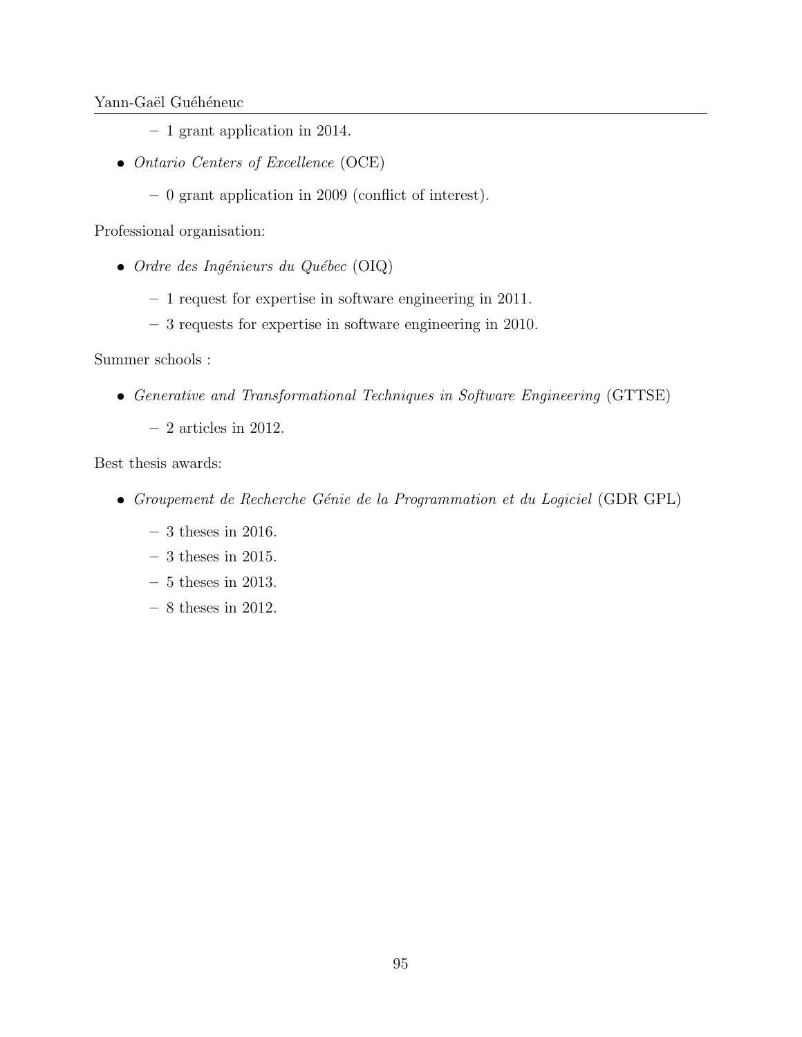- 1 grant application in 2014.

- *Ontario Centers of Excellence* (OCE)

  - 0 grant application in 2009 (conflict of interest).

Professional organisation:

- *Ordre des Ingénieurs du Québec* (OIQ)

  - 1 request for expertise in software engineering in 2011.
  - 3 requests for expertise in software engineering in 2010.

Summer schools :

- *Generative and Transformational Techniques in Software Engineering* (GTTSE)

  - 2 articles in 2012.

Best thesis awards:

- *Groupement de Recherche Génie de la Programmation et du Logiciel* (GDR GPL)

  - 3 theses in 2016.
  - 3 theses in 2015.
  - 5 theses in 2013.
  - 8 theses in 2012.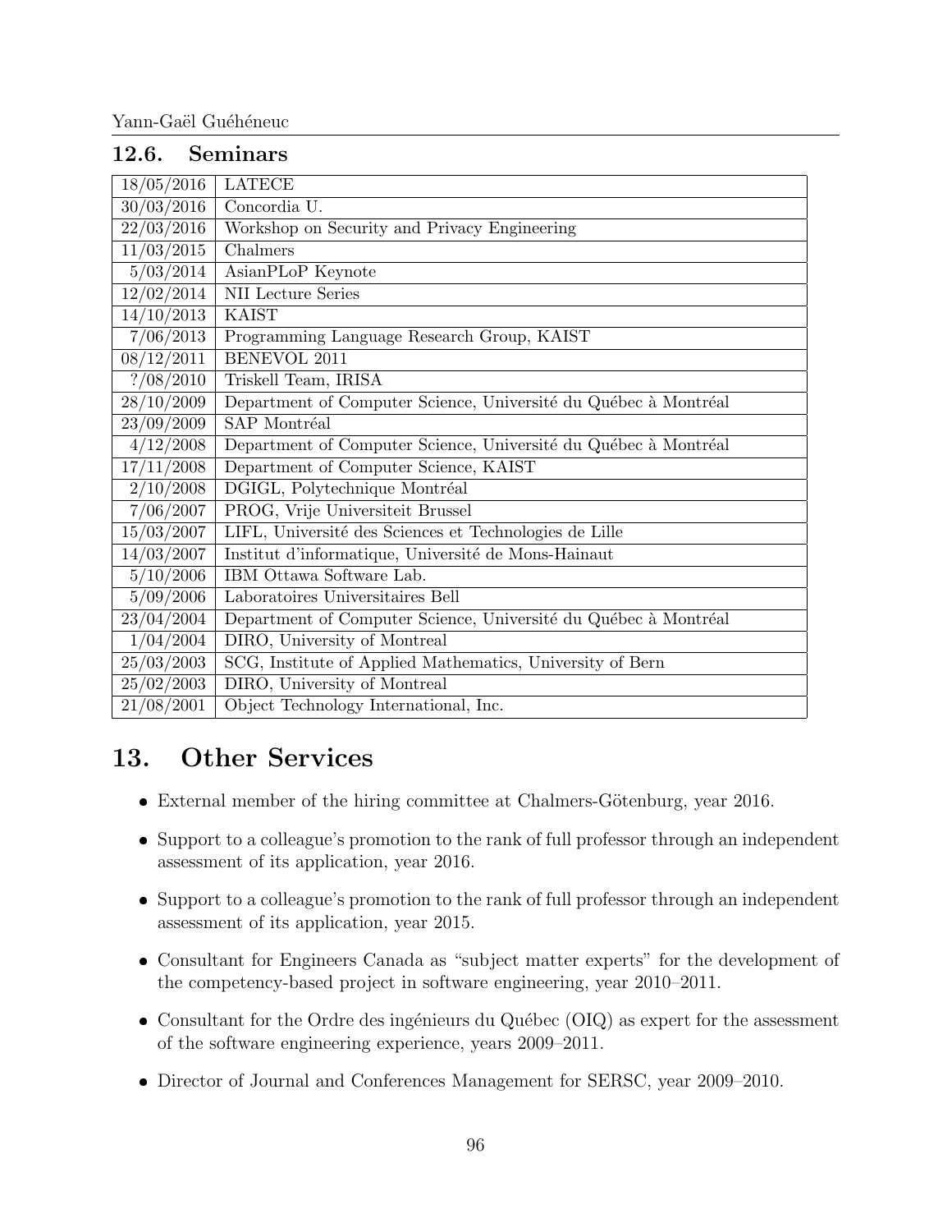### 12.6. Seminars

| | |
|---|---|
| 18/05/2016 | LATECE |
| 30/03/2016 | Concordia U. |
| 22/03/2016 | Workshop on Security and Privacy Engineering |
| 11/03/2015 | Chalmers |
| 5/03/2014 | AsianPLoP Keynote |
| 12/02/2014 | NII Lecture Series |
| 14/10/2013 | KAIST |
| 7/06/2013 | Programming Language Research Group, KAIST |
| 08/12/2011 | BENEVOL 2011 |
| ?/08/2010 | Triskell Team, IRISA |
| 28/10/2009 | Department of Computer Science, Université du Québec à Montréal |
| 23/09/2009 | SAP Montréal |
| 4/12/2008 | Department of Computer Science, Université du Québec à Montréal |
| 17/11/2008 | Department of Computer Science, KAIST |
| 2/10/2008 | DGIGL, Polytechnique Montréal |
| 7/06/2007 | PROG, Vrije Universiteit Brussel |
| 15/03/2007 | LIFL, Université des Sciences et Technologies de Lille |
| 14/03/2007 | Institut d'informatique, Université de Mons-Hainaut |
| 5/10/2006 | IBM Ottawa Software Lab. |
| 5/09/2006 | Laboratoires Universitaires Bell |
| 23/04/2004 | Department of Computer Science, Université du Québec à Montréal |
| 1/04/2004 | DIRO, University of Montreal |
| 25/03/2003 | SCG, Institute of Applied Mathematics, University of Bern |
| 25/02/2003 | DIRO, University of Montreal |
| 21/08/2001 | Object Technology International, Inc. |

# 13. Other Services

- External member of the hiring committee at Chalmers-Götenburg, year 2016.
- Support to a colleague's promotion to the rank of full professor through an independent assessment of its application, year 2016.
- Support to a colleague's promotion to the rank of full professor through an independent assessment of its application, year 2015.
- Consultant for Engineers Canada as "subject matter experts" for the development of the competency-based project in software engineering, year 2010–2011.
- Consultant for the Ordre des ingénieurs du Québec (OIQ) as expert for the assessment of the software engineering experience, years 2009–2011.
- Director of Journal and Conferences Management for SERSC, year 2009–2010.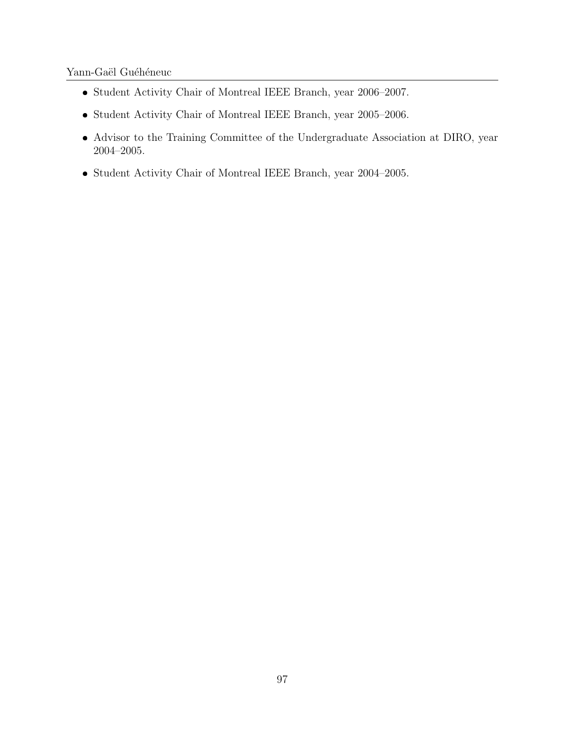- Student Activity Chair of Montreal IEEE Branch, year 2006–2007.
- Student Activity Chair of Montreal IEEE Branch, year 2005–2006.
- Advisor to the Training Committee of the Undergraduate Association at DIRO, year 2004–2005.
- Student Activity Chair of Montreal IEEE Branch, year 2004–2005.